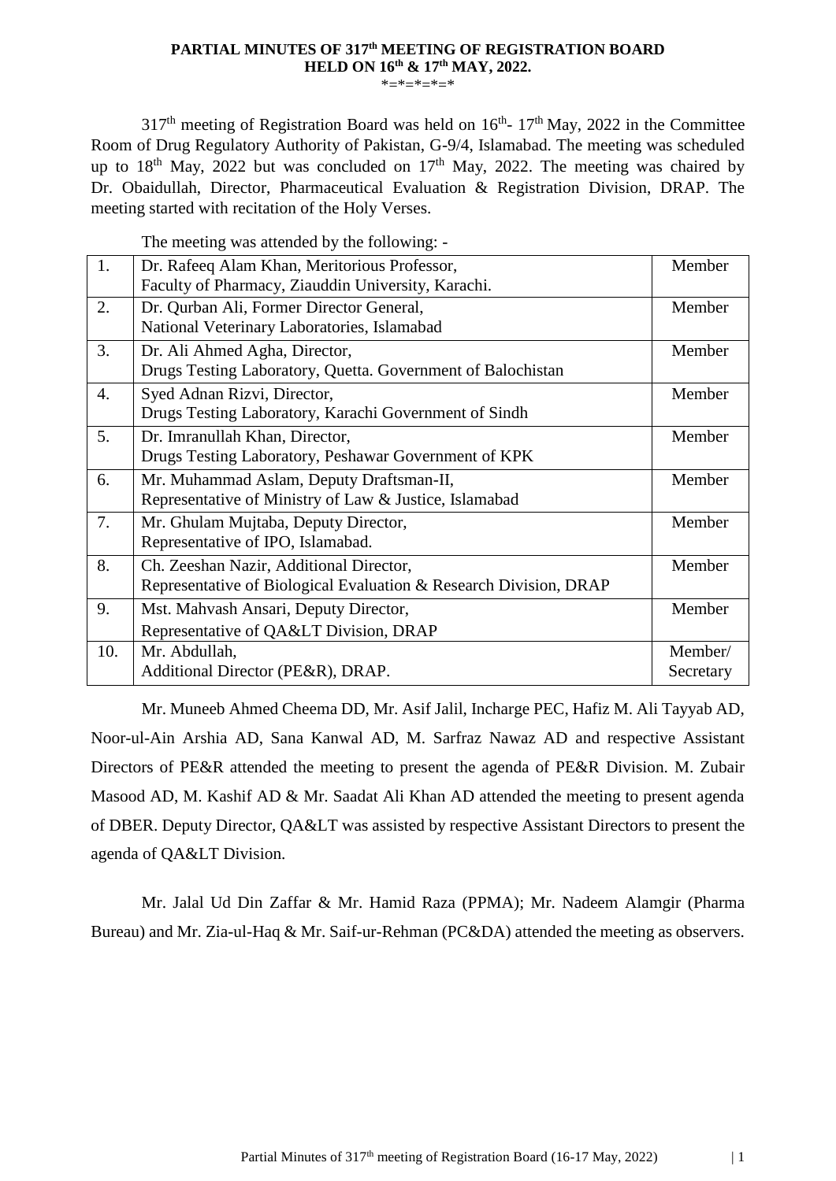# PARTIAL MINUTES OF 317th MEETING OF REGISTRATION BOARD HELD ON 16th & 17th MAY, 2022.

*=*=*=*=*

317th meeting of Registration Board was held on 16th- 17th May, 2022 in the Committee Room of Drug Regulatory Authority of Pakistan, G-9/4, Islamabad. The meeting was scheduled up to 18th May, 2022 but was concluded on 17th May, 2022. The meeting was chaired by Dr. Obaidullah, Director, Pharmaceutical Evaluation & Registration Division, DRAP. The meeting started with recitation of the Holy Verses.

The meeting was attended by the following: -

| | | |
|---|---|---|
| 1. | Dr. Rafeeq Alam Khan, Meritorious Professor, Faculty of Pharmacy, Ziauddin University, Karachi. | Member |
| 2. | Dr. Qurban Ali, Former Director General, National Veterinary Laboratories, Islamabad | Member |
| 3. | Dr. Ali Ahmed Agha, Director, Drugs Testing Laboratory, Quetta. Government of Balochistan | Member |
| 4. | Syed Adnan Rizvi, Director, Drugs Testing Laboratory, Karachi Government of Sindh | Member |
| 5. | Dr. Imranullah Khan, Director, Drugs Testing Laboratory, Peshawar Government of KPK | Member |
| 6. | Mr. Muhammad Aslam, Deputy Draftsman-II, Representative of Ministry of Law & Justice, Islamabad | Member |
| 7. | Mr. Ghulam Mujtaba, Deputy Director, Representative of IPO, Islamabad. | Member |
| 8. | Ch. Zeeshan Nazir, Additional Director, Representative of Biological Evaluation & Research Division, DRAP | Member |
| 9. | Mst. Mahvash Ansari, Deputy Director, Representative of QA&LT Division, DRAP | Member |
| 10. | Mr. Abdullah, Additional Director (PE&R), DRAP. | Member/ Secretary |

Mr. Muneeb Ahmed Cheema DD, Mr. Asif Jalil, Incharge PEC, Hafiz M. Ali Tayyab AD, Noor-ul-Ain Arshia AD, Sana Kanwal AD, M. Sarfraz Nawaz AD and respective Assistant Directors of PE&R attended the meeting to present the agenda of PE&R Division. M. Zubair Masood AD, M. Kashif AD & Mr. Saadat Ali Khan AD attended the meeting to present agenda of DBER. Deputy Director, QA&LT was assisted by respective Assistant Directors to present the agenda of QA&LT Division.

Mr. Jalal Ud Din Zaffar & Mr. Hamid Raza (PPMA); Mr. Nadeem Alamgir (Pharma Bureau) and Mr. Zia-ul-Haq & Mr. Saif-ur-Rehman (PC&DA) attended the meeting as observers.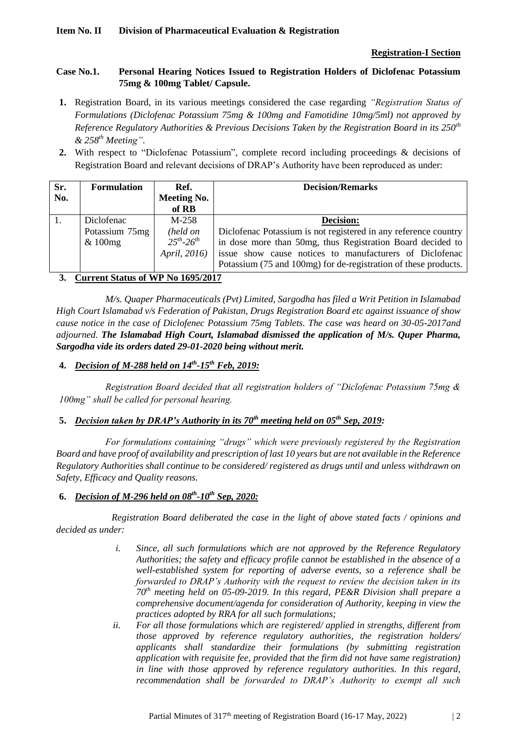**Item No. II Division of Pharmaceutical Evaluation & Registration**

**Registration-I Section**

**Case No.1. Personal Hearing Notices Issued to Registration Holders of Diclofenac Potassium 75mg & 100mg Tablet/ Capsule.**

1. Registration Board, in its various meetings considered the case regarding *"Registration Status of Formulations (Diclofenac Potassium 75mg & 100mg and Famotidine 10mg/5ml) not approved by Reference Regulatory Authorities & Previous Decisions Taken by the Registration Board in its 250th & 258th Meeting".*
2. With respect to "Diclofenac Potassium", complete record including proceedings & decisions of Registration Board and relevant decisions of DRAP's Authority have been reproduced as under:

| Sr. No. | Formulation | Ref. Meeting No. of RB | Decision/Remarks |
|---|---|---|---|
| 1. | Diclofenac Potassium 75mg & 100mg | M-258 *(held on 25th-26th April, 2016)* | **Decision:** Diclofenac Potassium is not registered in any reference country in dose more than 50mg, thus Registration Board decided to issue show cause notices to manufacturers of Diclofenac Potassium (75 and 100mg) for de-registration of these products. |

3. **Current Status of WP No 1695/2017**

*M/s. Quaper Pharmaceuticals (Pvt) Limited, Sargodha has filed a Writ Petition in Islamabad High Court Islamabad v/s Federation of Pakistan, Drugs Registration Board etc against issuance of show cause notice in the case of Diclofenec Potassium 75mg Tablets. The case was heard on 30-05-2017and adjourned.* ***The Islamabad High Court, Islamabad dismissed the application of M/s. Quper Pharma, Sargodha vide its orders dated 29-01-2020 being without merit.***

4. ***Decision of M-288 held on 14th-15th Feb, 2019:***

*Registration Board decided that all registration holders of "Diclofenac Potassium 75mg & 100mg" shall be called for personal hearing.*

5. ***Decision taken by DRAP's Authority in its 70th meeting held on 05th Sep, 2019:***

*For formulations containing "drugs" which were previously registered by the Registration Board and have proof of availability and prescription of last 10 years but are not available in the Reference Regulatory Authorities shall continue to be considered/ registered as drugs until and unless withdrawn on Safety, Efficacy and Quality reasons.*

6. ***Decision of M-296 held on 08th-10th Sep, 2020:***

*Registration Board deliberated the case in the light of above stated facts / opinions and decided as under:*

   i. ***Since, all such formulations which are not approved by the Reference Regulatory Authorities; the safety and efficacy profile cannot be established in the absence of a well-established system for reporting of adverse events, so a reference shall be forwarded to DRAP's Authority with the request to review the decision taken in its 70th meeting held on 05-09-2019. In this regard, PE&R Division shall prepare a comprehensive document/agenda for consideration of Authority, keeping in view the practices adopted by RRA for all such formulations;***

   ii. ***For all those formulations which are registered/ applied in strengths, different from those approved by reference regulatory authorities, the registration holders/ applicants shall standardize their formulations (by submitting registration application with requisite fee, provided that the firm did not have same registration) in line with those approved by reference regulatory authorities. In this regard, recommendation shall be forwarded to DRAP's Authority to exempt all such***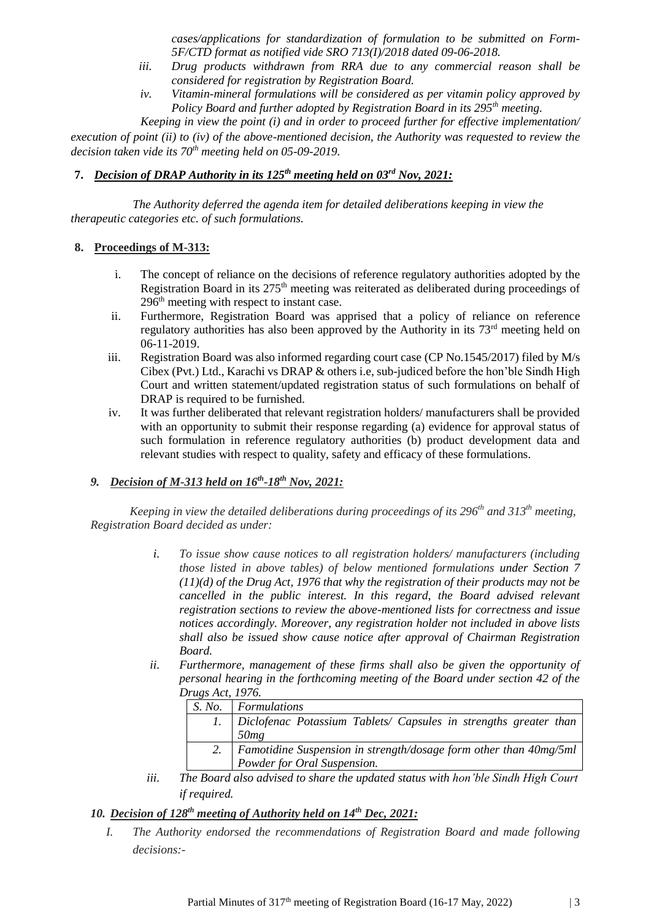*cases/applications for standardization of formulation to be submitted on Form-5F/CTD format as notified vide SRO 713(I)/2018 dated 09-06-2018.*

*iii. Drug products withdrawn from RRA due to any commercial reason shall be considered for registration by Registration Board.*

*iv. Vitamin-mineral formulations will be considered as per vitamin policy approved by Policy Board and further adopted by Registration Board in its 295th meeting.*

*Keeping in view the point (i) and in order to proceed further for effective implementation/ execution of point (ii) to (iv) of the above-mentioned decision, the Authority was requested to review the decision taken vide its 70th meeting held on 05-09-2019.*

**7. *Decision of DRAP Authority in its 125th meeting held on 03rd Nov, 2021:***

*The Authority deferred the agenda item for detailed deliberations keeping in view the therapeutic categories etc. of such formulations.*

**8. Proceedings of M-313:**

i. The concept of reliance on the decisions of reference regulatory authorities adopted by the Registration Board in its 275th meeting was reiterated as deliberated during proceedings of 296th meeting with respect to instant case.

ii. Furthermore, Registration Board was apprised that a policy of reliance on reference regulatory authorities has also been approved by the Authority in its 73rd meeting held on 06-11-2019.

iii. Registration Board was also informed regarding court case (CP No.1545/2017) filed by M/s Cibex (Pvt.) Ltd., Karachi vs DRAP & others i.e, sub-judiced before the hon'ble Sindh High Court and written statement/updated registration status of such formulations on behalf of DRAP is required to be furnished.

iv. It was further deliberated that relevant registration holders/ manufacturers shall be provided with an opportunity to submit their response regarding (a) evidence for approval status of such formulation in reference regulatory authorities (b) product development data and relevant studies with respect to quality, safety and efficacy of these formulations.

***9. Decision of M-313 held on 16th-18th Nov, 2021:***

*Keeping in view the detailed deliberations during proceedings of its 296th and 313th meeting, Registration Board decided as under:*

*i. To issue show cause notices to all registration holders/ manufacturers (including those listed in above tables) of below mentioned formulations under Section 7 (11)(d) of the Drug Act, 1976 that why the registration of their products may not be cancelled in the public interest. In this regard, the Board advised relevant registration sections to review the above-mentioned lists for correctness and issue notices accordingly. Moreover, any registration holder not included in above lists shall also be issued show cause notice after approval of Chairman Registration Board.*

*ii. Furthermore, management of these firms shall also be given the opportunity of personal hearing in the forthcoming meeting of the Board under section 42 of the Drugs Act, 1976.*

| *S. No.* | *Formulations* |
|---|---|
| *1.* | *Diclofenac Potassium Tablets/ Capsules in strengths greater than 50mg* |
| *2.* | *Famotidine Suspension in strength/dosage form other than 40mg/5ml Powder for Oral Suspension.* |

*iii. The Board also advised to share the updated status with hon'ble Sindh High Court if required.*

***10. Decision of 128th meeting of Authority held on 14th Dec, 2021:***

*I. The Authority endorsed the recommendations of Registration Board and made following decisions:-*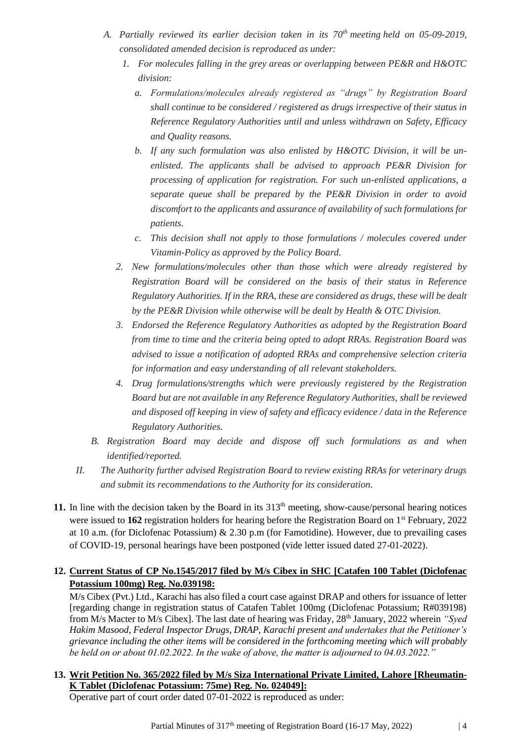*A. Partially reviewed its earlier decision taken in its 70th meeting held on 05-09-2019, consolidated amended decision is reproduced as under:*

*1. For molecules falling in the grey areas or overlapping between PE&R and H&OTC division:*

*a. Formulations/molecules already registered as "drugs" by Registration Board shall continue to be considered / registered as drugs irrespective of their status in Reference Regulatory Authorities until and unless withdrawn on Safety, Efficacy and Quality reasons.*

*b. If any such formulation was also enlisted by H&OTC Division, it will be un-enlisted. The applicants shall be advised to approach PE&R Division for processing of application for registration. For such un-enlisted applications, a separate queue shall be prepared by the PE&R Division in order to avoid discomfort to the applicants and assurance of availability of such formulations for patients.*

*c. This decision shall not apply to those formulations / molecules covered under Vitamin-Policy as approved by the Policy Board.*

*2. New formulations/molecules other than those which were already registered by Registration Board will be considered on the basis of their status in Reference Regulatory Authorities. If in the RRA, these are considered as drugs, these will be dealt by the PE&R Division while otherwise will be dealt by Health & OTC Division.*

*3. Endorsed the Reference Regulatory Authorities as adopted by the Registration Board from time to time and the criteria being opted to adopt RRAs. Registration Board was advised to issue a notification of adopted RRAs and comprehensive selection criteria for information and easy understanding of all relevant stakeholders.*

*4. Drug formulations/strengths which were previously registered by the Registration Board but are not available in any Reference Regulatory Authorities, shall be reviewed and disposed off keeping in view of safety and efficacy evidence / data in the Reference Regulatory Authorities.*

*B. Registration Board may decide and dispose off such formulations as and when identified/reported.*

*II. The Authority further advised Registration Board to review existing RRAs for veterinary drugs and submit its recommendations to the Authority for its consideration.*

**11.** In line with the decision taken by the Board in its 313th meeting, show-cause/personal hearing notices were issued to **162** registration holders for hearing before the Registration Board on 1st February, 2022 at 10 a.m. (for Diclofenac Potassium) & 2.30 p.m (for Famotidine). However, due to prevailing cases of COVID-19, personal hearings have been postponed (vide letter issued dated 27-01-2022).

**12. Current Status of CP No.1545/2017 filed by M/s Cibex in SHC [Catafen 100 Tablet (Diclofenac Potassium 100mg) Reg. No.039198:**

M/s Cibex (Pvt.) Ltd., Karachi has also filed a court case against DRAP and others for issuance of letter [regarding change in registration status of Catafen Tablet 100mg (Diclofenac Potassium; R#039198) from M/s Macter to M/s Cibex]. The last date of hearing was Friday, 28th January, 2022 wherein *"Syed Hakim Masood, Federal Inspector Drugs, DRAP, Karachi present and undertakes that the Petitioner's grievance including the other items will be considered in the forthcoming meeting which will probably be held on or about 01.02.2022. In the wake of above, the matter is adjourned to 04.03.2022."*

**13. Writ Petition No. 365/2022 filed by M/s Siza International Private Limited, Lahore [Rheumatin-K Tablet (Diclofenac Potassium: 75me) Reg. No. 024049]:**

Operative part of court order dated 07-01-2022 is reproduced as under: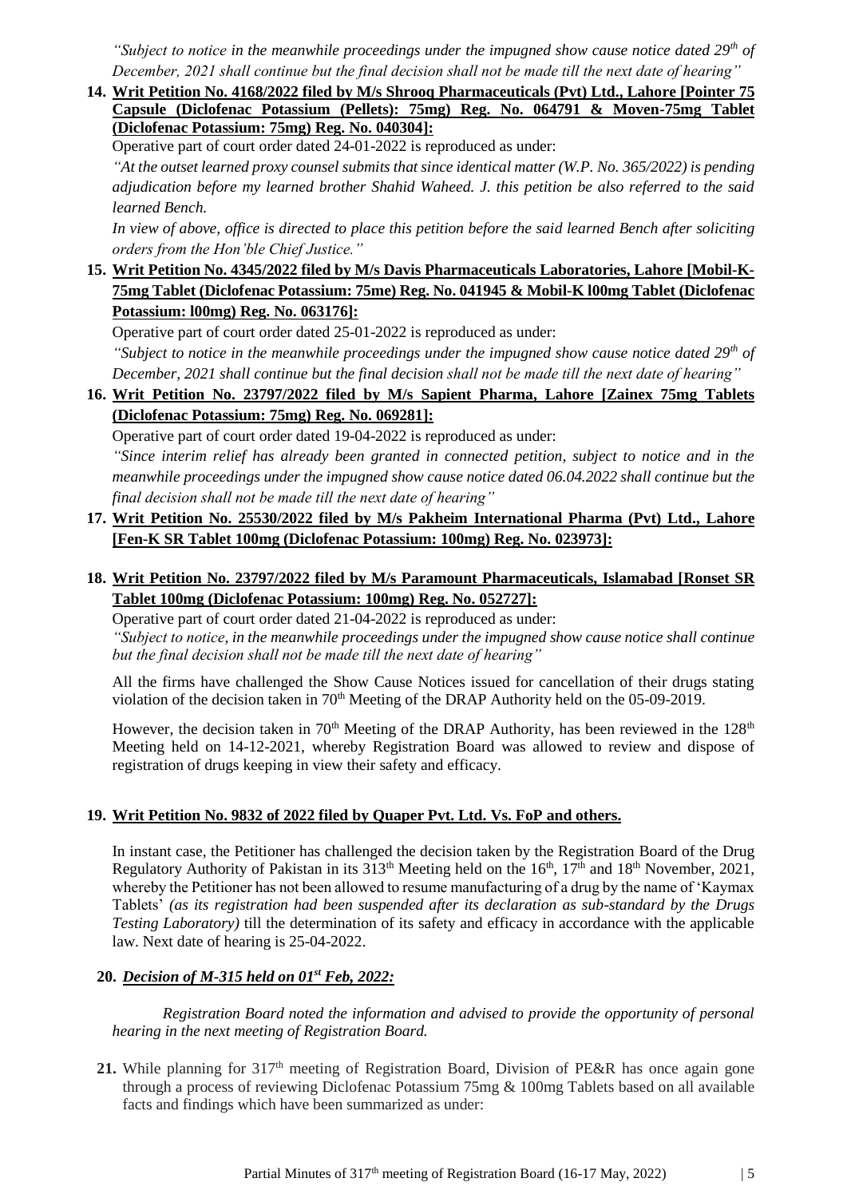*"Subject to notice in the meanwhile proceedings under the impugned show cause notice dated 29th of December, 2021 shall continue but the final decision shall not be made till the next date of hearing"*

**14. Writ Petition No. 4168/2022 filed by M/s Shrooq Pharmaceuticals (Pvt) Ltd., Lahore [Pointer 75 Capsule (Diclofenac Potassium (Pellets): 75mg) Reg. No. 064791 & Moven-75mg Tablet (Diclofenac Potassium: 75mg) Reg. No. 040304]:**

Operative part of court order dated 24-01-2022 is reproduced as under:

*"At the outset learned proxy counsel submits that since identical matter (W.P. No. 365/2022) is pending adjudication before my learned brother Shahid Waheed. J. this petition be also referred to the said learned Bench.*

*In view of above, office is directed to place this petition before the said learned Bench after soliciting orders from the Hon'ble Chief Justice."*

**15. Writ Petition No. 4345/2022 filed by M/s Davis Pharmaceuticals Laboratories, Lahore [Mobil-K-75mg Tablet (Diclofenac Potassium: 75me) Reg. No. 041945 & Mobil-K l00mg Tablet (Diclofenac Potassium: l00mg) Reg. No. 063176]:**

Operative part of court order dated 25-01-2022 is reproduced as under:

*"Subject to notice in the meanwhile proceedings under the impugned show cause notice dated 29th of December, 2021 shall continue but the final decision shall not be made till the next date of hearing"*

**16. Writ Petition No. 23797/2022 filed by M/s Sapient Pharma, Lahore [Zainex 75mg Tablets (Diclofenac Potassium: 75mg) Reg. No. 069281]:**

Operative part of court order dated 19-04-2022 is reproduced as under:

*"Since interim relief has already been granted in connected petition, subject to notice and in the meanwhile proceedings under the impugned show cause notice dated 06.04.2022 shall continue but the final decision shall not be made till the next date of hearing"*

**17. Writ Petition No. 25530/2022 filed by M/s Pakheim International Pharma (Pvt) Ltd., Lahore [Fen-K SR Tablet 100mg (Diclofenac Potassium: 100mg) Reg. No. 023973]:**

**18. Writ Petition No. 23797/2022 filed by M/s Paramount Pharmaceuticals, Islamabad [Ronset SR Tablet 100mg (Diclofenac Potassium: 100mg) Reg. No. 052727]:**

Operative part of court order dated 21-04-2022 is reproduced as under:

*"Subject to notice, in the meanwhile proceedings under the impugned show cause notice shall continue but the final decision shall not be made till the next date of hearing"*

All the firms have challenged the Show Cause Notices issued for cancellation of their drugs stating violation of the decision taken in 70th Meeting of the DRAP Authority held on the 05-09-2019.

However, the decision taken in 70th Meeting of the DRAP Authority, has been reviewed in the 128th Meeting held on 14-12-2021, whereby Registration Board was allowed to review and dispose of registration of drugs keeping in view their safety and efficacy.

**19. Writ Petition No. 9832 of 2022 filed by Quaper Pvt. Ltd. Vs. FoP and others.**

In instant case, the Petitioner has challenged the decision taken by the Registration Board of the Drug Regulatory Authority of Pakistan in its 313th Meeting held on the 16th, 17th and 18th November, 2021, whereby the Petitioner has not been allowed to resume manufacturing of a drug by the name of 'Kaymax Tablets' *(as its registration had been suspended after its declaration as sub-standard by the Drugs Testing Laboratory)* till the determination of its safety and efficacy in accordance with the applicable law. Next date of hearing is 25-04-2022.

**20. *Decision of M-315 held on 01st Feb, 2022:***

*Registration Board noted the information and advised to provide the opportunity of personal hearing in the next meeting of Registration Board.*

**21.** While planning for 317th meeting of Registration Board, Division of PE&R has once again gone through a process of reviewing Diclofenac Potassium 75mg & 100mg Tablets based on all available facts and findings which have been summarized as under: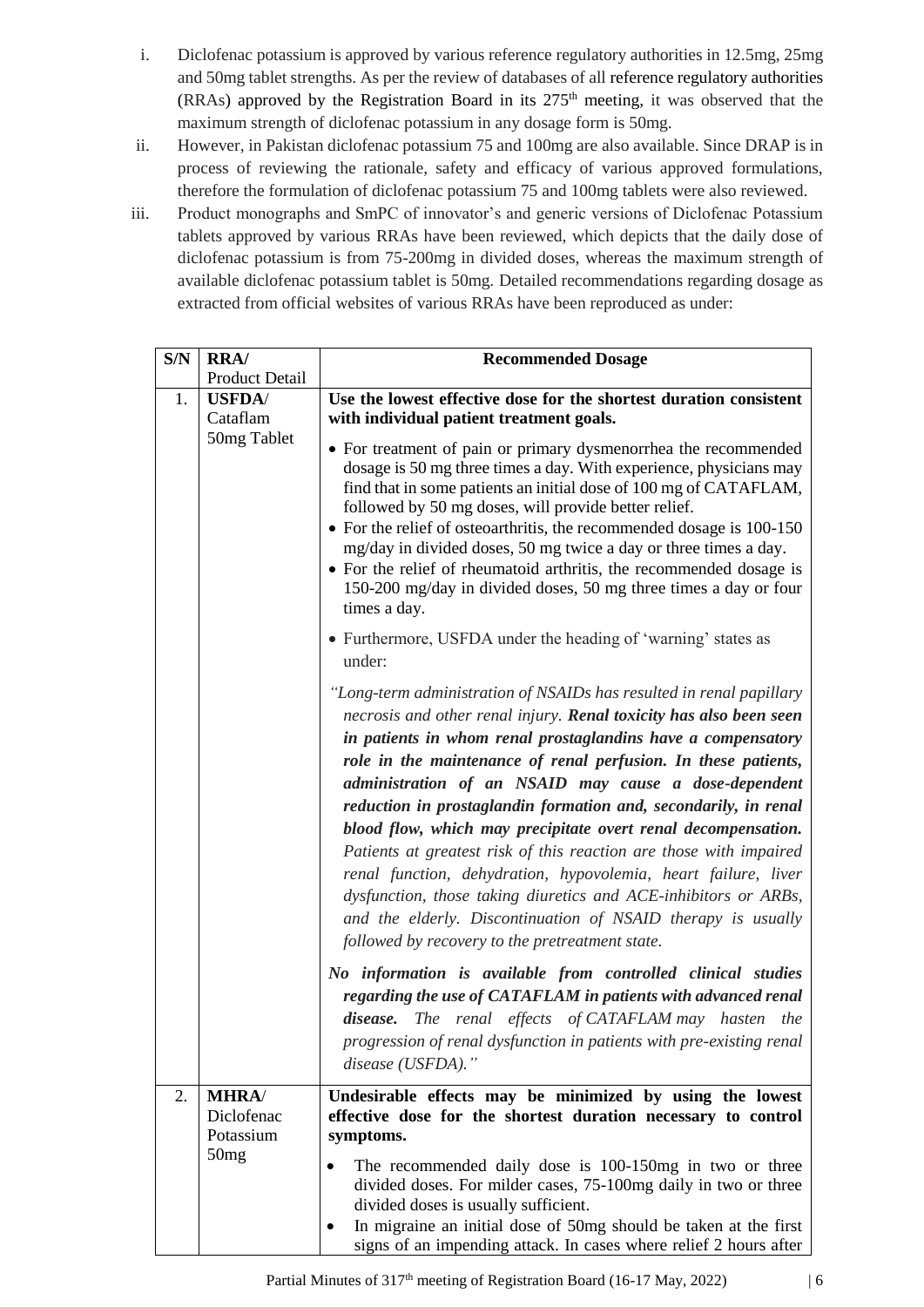i. Diclofenac potassium is approved by various reference regulatory authorities in 12.5mg, 25mg and 50mg tablet strengths. As per the review of databases of all reference regulatory authorities (RRAs) approved by the Registration Board in its 275th meeting, it was observed that the maximum strength of diclofenac potassium in any dosage form is 50mg.

ii. However, in Pakistan diclofenac potassium 75 and 100mg are also available. Since DRAP is in process of reviewing the rationale, safety and efficacy of various approved formulations, therefore the formulation of diclofenac potassium 75 and 100mg tablets were also reviewed.

iii. Product monographs and SmPC of innovator's and generic versions of Diclofenac Potassium tablets approved by various RRAs have been reviewed, which depicts that the daily dose of diclofenac potassium is from 75-200mg in divided doses, whereas the maximum strength of available diclofenac potassium tablet is 50mg. Detailed recommendations regarding dosage as extracted from official websites of various RRAs have been reproduced as under:

| S/N | RRA/ Product Detail | Recommended Dosage |
|---|---|---|
| 1. | **USFDA**/ Cataflam 50mg Tablet | **Use the lowest effective dose for the shortest duration consistent with individual patient treatment goals.**<br>• For treatment of pain or primary dysmenorrhea the recommended dosage is 50 mg three times a day. With experience, physicians may find that in some patients an initial dose of 100 mg of CATAFLAM, followed by 50 mg doses, will provide better relief.<br>• For the relief of osteoarthritis, the recommended dosage is 100-150 mg/day in divided doses, 50 mg twice a day or three times a day.<br>• For the relief of rheumatoid arthritis, the recommended dosage is 150-200 mg/day in divided doses, 50 mg three times a day or four times a day.<br>• Furthermore, USFDA under the heading of 'warning' states as under:<br>*"Long-term administration of NSAIDs has resulted in renal papillary necrosis and other renal injury.* ***Renal toxicity has also been seen in patients in whom renal prostaglandins have a compensatory role in the maintenance of renal perfusion. In these patients, administration of an NSAID may cause a dose-dependent reduction in prostaglandin formation and, secondarily, in renal blood flow, which may precipitate overt renal decompensation.*** *Patients at greatest risk of this reaction are those with impaired renal function, dehydration, hypovolemia, heart failure, liver dysfunction, those taking diuretics and ACE-inhibitors or ARBs, and the elderly. Discontinuation of NSAID therapy is usually followed by recovery to the pretreatment state.*<br>***No information is available from controlled clinical studies regarding the use of CATAFLAM in patients with advanced renal disease.*** *The renal effects of CATAFLAM may hasten the progression of renal dysfunction in patients with pre-existing renal disease (USFDA)."* |
| 2. | **MHRA**/ Diclofenac Potassium 50mg | **Undesirable effects may be minimized by using the lowest effective dose for the shortest duration necessary to control symptoms.**<br>• The recommended daily dose is 100-150mg in two or three divided doses. For milder cases, 75-100mg daily in two or three divided doses is usually sufficient.<br>• In migraine an initial dose of 50mg should be taken at the first signs of an impending attack. In cases where relief 2 hours after |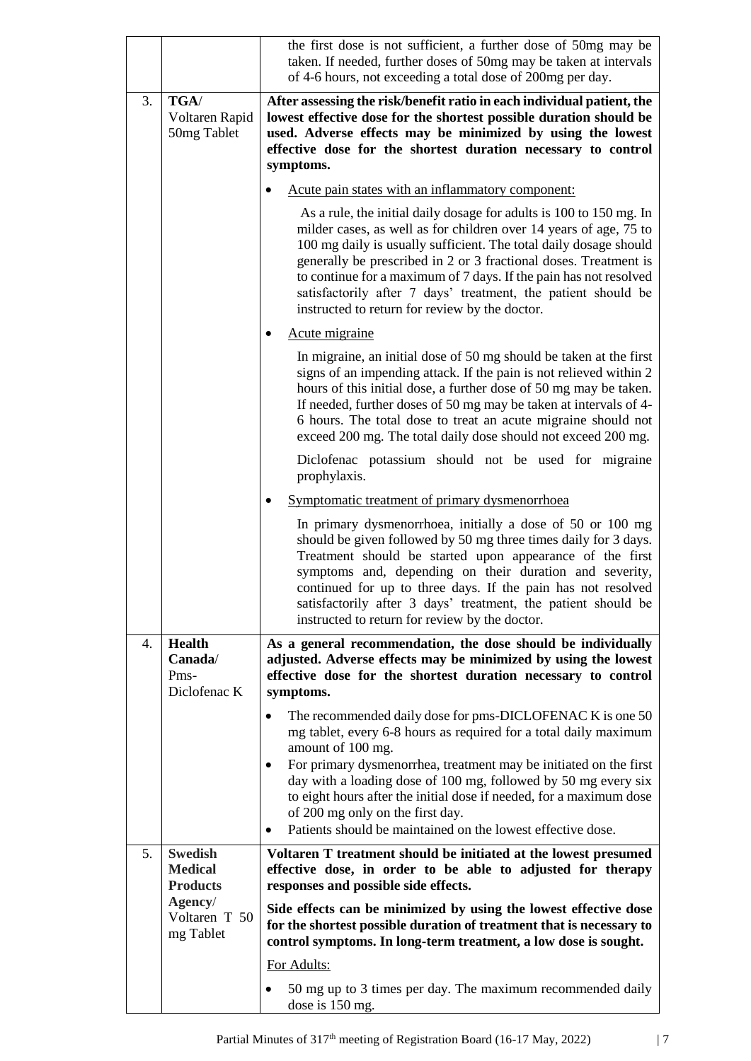| | | |
|---|---|---|
| | | the first dose is not sufficient, a further dose of 50mg may be taken. If needed, further doses of 50mg may be taken at intervals of 4-6 hours, not exceeding a total dose of 200mg per day. |
| 3. | **TGA**/ Voltaren Rapid 50mg Tablet | **After assessing the risk/benefit ratio in each individual patient, the lowest effective dose for the shortest possible duration should be used. Adverse effects may be minimized by using the lowest effective dose for the shortest duration necessary to control symptoms.**<br><br>• Acute pain states with an inflammatory component:<br><br>As a rule, the initial daily dosage for adults is 100 to 150 mg. In milder cases, as well as for children over 14 years of age, 75 to 100 mg daily is usually sufficient. The total daily dosage should generally be prescribed in 2 or 3 fractional doses. Treatment is to continue for a maximum of 7 days. If the pain has not resolved satisfactorily after 7 days' treatment, the patient should be instructed to return for review by the doctor.<br><br>• Acute migraine<br><br>In migraine, an initial dose of 50 mg should be taken at the first signs of an impending attack. If the pain is not relieved within 2 hours of this initial dose, a further dose of 50 mg may be taken. If needed, further doses of 50 mg may be taken at intervals of 4-6 hours. The total dose to treat an acute migraine should not exceed 200 mg. The total daily dose should not exceed 200 mg.<br><br>Diclofenac potassium should not be used for migraine prophylaxis.<br><br>• Symptomatic treatment of primary dysmenorrhoea<br><br>In primary dysmenorrhoea, initially a dose of 50 or 100 mg should be given followed by 50 mg three times daily for 3 days. Treatment should be started upon appearance of the first symptoms and, depending on their duration and severity, continued for up to three days. If the pain has not resolved satisfactorily after 3 days' treatment, the patient should be instructed to return for review by the doctor. |
| 4. | **Health Canada**/ Pms-Diclofenac K | **As a general recommendation, the dose should be individually adjusted. Adverse effects may be minimized by using the lowest effective dose for the shortest duration necessary to control symptoms.**<br><br>• The recommended daily dose for pms-DICLOFENAC K is one 50 mg tablet, every 6-8 hours as required for a total daily maximum amount of 100 mg.<br>• For primary dysmenorrhea, treatment may be initiated on the first day with a loading dose of 100 mg, followed by 50 mg every six to eight hours after the initial dose if needed, for a maximum dose of 200 mg only on the first day.<br>• Patients should be maintained on the lowest effective dose. |
| 5. | **Swedish Medical Products Agency**/ Voltaren T 50 mg Tablet | **Voltaren T treatment should be initiated at the lowest presumed effective dose, in order to be able to adjusted for therapy responses and possible side effects.**<br><br>**Side effects can be minimized by using the lowest effective dose for the shortest possible duration of treatment that is necessary to control symptoms. In long-term treatment, a low dose is sought.**<br><br>For Adults:<br><br>• 50 mg up to 3 times per day. The maximum recommended daily dose is 150 mg. |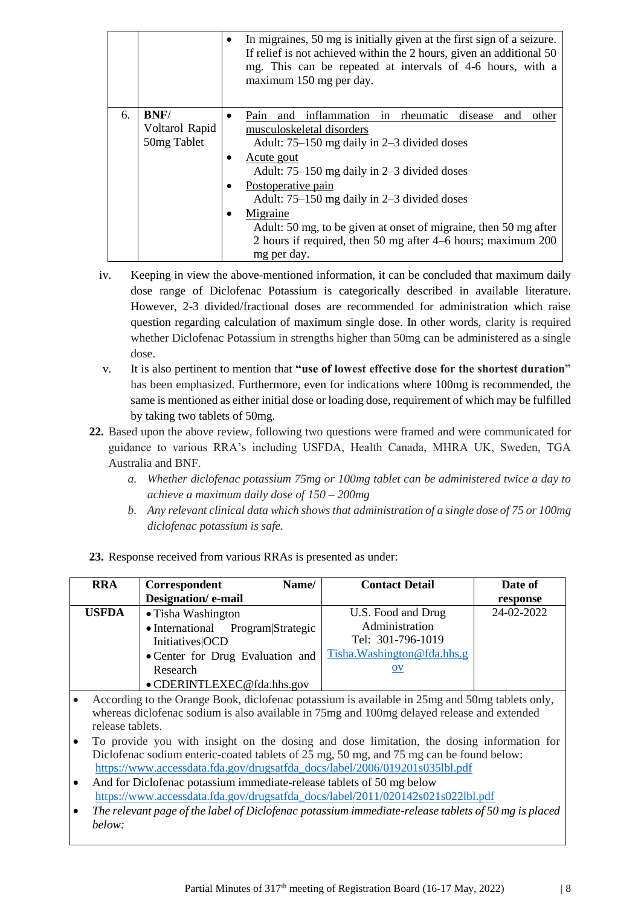| | | |
|---|---|---|
| | | • In migraines, 50 mg is initially given at the first sign of a seizure. If relief is not achieved within the 2 hours, given an additional 50 mg. This can be repeated at intervals of 4-6 hours, with a maximum 150 mg per day. |
| 6. | **BNF**/ Voltarol Rapid 50mg Tablet | • Pain and inflammation in rheumatic disease and other musculoskeletal disorders<br>Adult: 75–150 mg daily in 2–3 divided doses<br>• Acute gout<br>Adult: 75–150 mg daily in 2–3 divided doses<br>• Postoperative pain<br>Adult: 75–150 mg daily in 2–3 divided doses<br>• Migraine<br>Adult: 50 mg, to be given at onset of migraine, then 50 mg after 2 hours if required, then 50 mg after 4–6 hours; maximum 200 mg per day. |

iv. Keeping in view the above-mentioned information, it can be concluded that maximum daily dose range of Diclofenac Potassium is categorically described in available literature. However, 2-3 divided/fractional doses are recommended for administration which raise question regarding calculation of maximum single dose. In other words, clarity is required whether Diclofenac Potassium in strengths higher than 50mg can be administered as a single dose.

v. It is also pertinent to mention that **"use of lowest effective dose for the shortest duration"** has been emphasized. Furthermore, even for indications where 100mg is recommended, the same is mentioned as either initial dose or loading dose, requirement of which may be fulfilled by taking two tablets of 50mg.

**22.** Based upon the above review, following two questions were framed and were communicated for guidance to various RRA's including USFDA, Health Canada, MHRA UK, Sweden, TGA Australia and BNF.

a. *Whether diclofenac potassium 75mg or 100mg tablet can be administered twice a day to achieve a maximum daily dose of 150 – 200mg*

b. *Any relevant clinical data which shows that administration of a single dose of 75 or 100mg diclofenac potassium is safe.*

**23.** Response received from various RRAs is presented as under:

| RRA | Correspondent Name/ Designation/ e-mail | Contact Detail | Date of response |
|---|---|---|---|
| **USFDA** | • Tisha Washington<br>• International Program\|Strategic Initiatives\|OCD<br>• Center for Drug Evaluation and Research<br>• CDERINTLEXEC@fda.hhs.gov | U.S. Food and Drug Administration<br>Tel: 301-796-1019<br>Tisha.Washington@fda.hhs.gov | 24-02-2022 |

- According to the Orange Book, diclofenac potassium is available in 25mg and 50mg tablets only, whereas diclofenac sodium is also available in 75mg and 100mg delayed release and extended release tablets.
- To provide you with insight on the dosing and dose limitation, the dosing information for Diclofenac sodium enteric-coated tablets of 25 mg, 50 mg, and 75 mg can be found below: https://www.accessdata.fda.gov/drugsatfda_docs/label/2006/019201s035lbl.pdf
- And for Diclofenac potassium immediate-release tablets of 50 mg below https://www.accessdata.fda.gov/drugsatfda_docs/label/2011/020142s021s022lbl.pdf
- *The relevant page of the label of Diclofenac potassium immediate-release tablets of 50 mg is placed below:*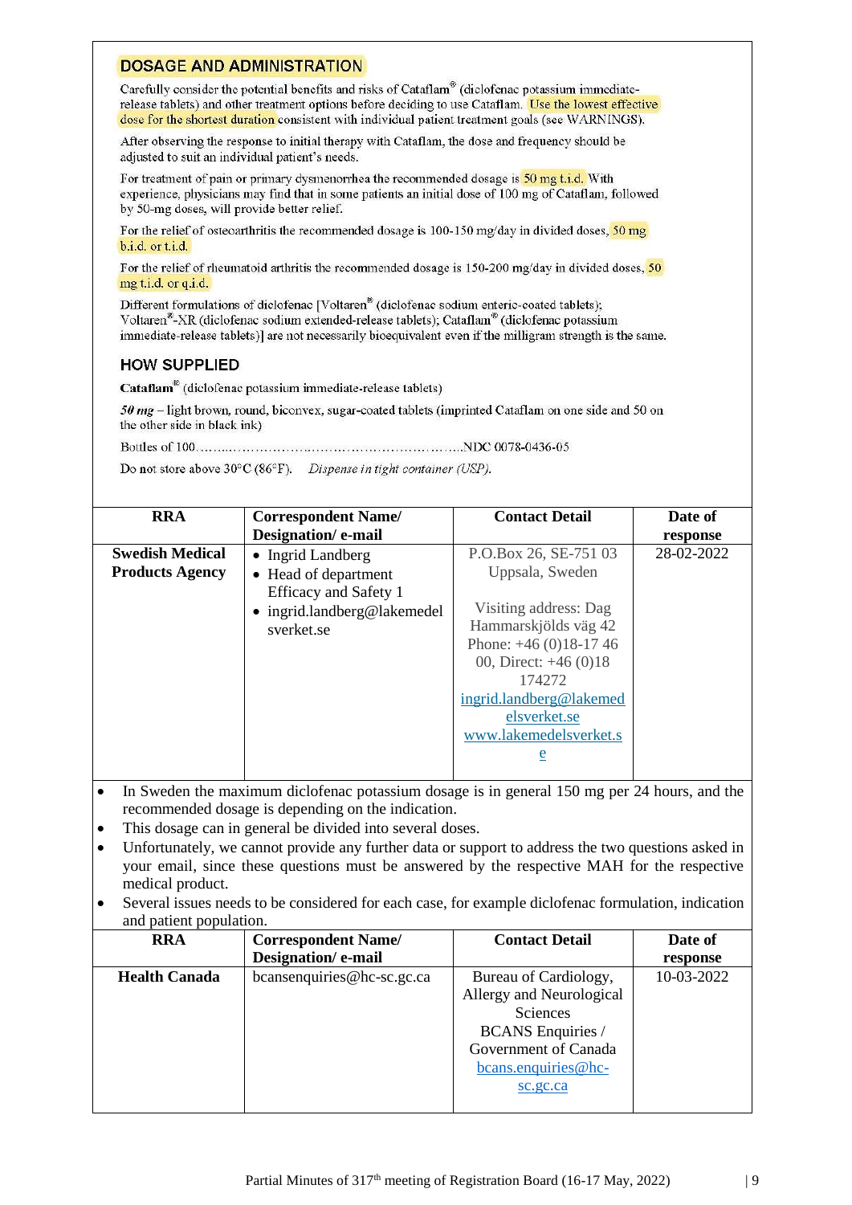## DOSAGE AND ADMINISTRATION

Carefully consider the potential benefits and risks of Cataflam® (diclofenac potassium immediate-release tablets) and other treatment options before deciding to use Cataflam. Use the lowest effective dose for the shortest duration consistent with individual patient treatment goals (see WARNINGS).

After observing the response to initial therapy with Cataflam, the dose and frequency should be adjusted to suit an individual patient's needs.

For treatment of pain or primary dysmenorrhea the recommended dosage is 50 mg t.i.d. With experience, physicians may find that in some patients an initial dose of 100 mg of Cataflam, followed by 50-mg doses, will provide better relief.

For the relief of osteoarthritis the recommended dosage is 100-150 mg/day in divided doses, 50 mg b.i.d. or t.i.d.

For the relief of rheumatoid arthritis the recommended dosage is 150-200 mg/day in divided doses, 50 mg t.i.d. or q.i.d.

Different formulations of diclofenac [Voltaren® (diclofenac sodium enteric-coated tablets); Voltaren®-XR (diclofenac sodium extended-release tablets); Cataflam® (diclofenac potassium immediate-release tablets)] are not necessarily bioequivalent even if the milligram strength is the same.

## HOW SUPPLIED

**Cataflam®** (diclofenac potassium immediate-release tablets)

*50 mg* – light brown, round, biconvex, sugar-coated tablets (imprinted Cataflam on one side and 50 on the other side in black ink)

Bottles of 100……………………………………………………………NDC 0078-0436-05

Do not store above 30°C (86°F). *Dispense in tight container (USP).*

| RRA | Correspondent Name/ Designation/ e-mail | Contact Detail | Date of response |
|---|---|---|---|
| **Swedish Medical Products Agency** | • Ingrid Landberg<br>• Head of department Efficacy and Safety 1<br>• ingrid.landberg@lakemedelsverket.se | P.O.Box 26, SE-751 03 Uppsala, Sweden<br><br>Visiting address: Dag Hammarskjölds väg 42<br>Phone: +46 (0)18-17 46 00, Direct: +46 (0)18 174272<br>ingrid.landberg@lakemedelsverket.se<br>www.lakemedelsverket.se | 28-02-2022 |

- In Sweden the maximum diclofenac potassium dosage is in general 150 mg per 24 hours, and the recommended dosage is depending on the indication.
- This dosage can in general be divided into several doses.
- Unfortunately, we cannot provide any further data or support to address the two questions asked in your email, since these questions must be answered by the respective MAH for the respective medical product.
- Several issues needs to be considered for each case, for example diclofenac formulation, indication and patient population.

| RRA | Correspondent Name/ Designation/ e-mail | Contact Detail | Date of response |
|---|---|---|---|
| **Health Canada** | bcansenquiries@hc-sc.gc.ca | Bureau of Cardiology, Allergy and Neurological Sciences<br>BCANS Enquiries / Government of Canada<br>bcans.enquiries@hc-sc.gc.ca | 10-03-2022 |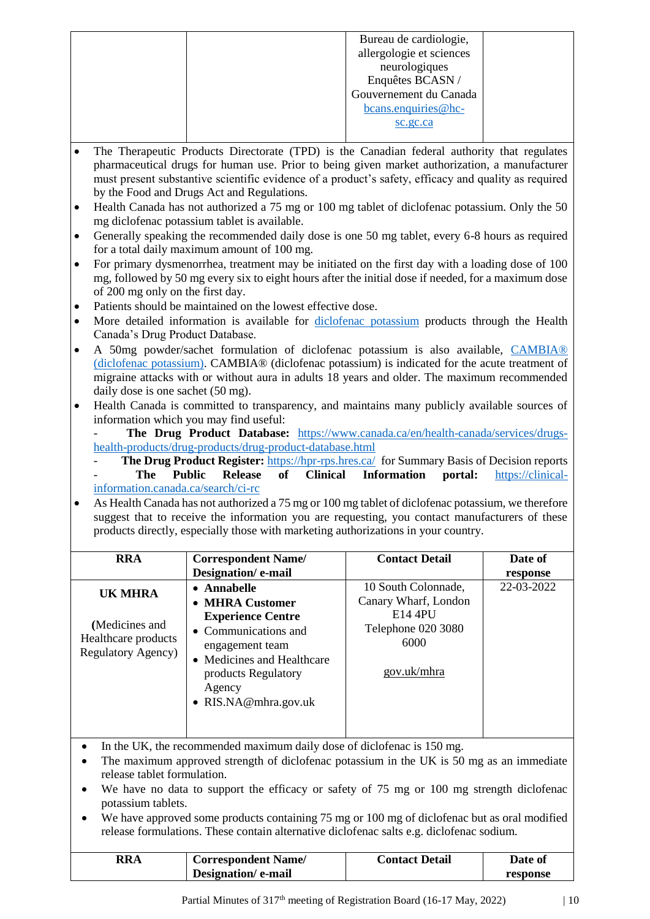|  |  | Bureau de cardiologie, allergologie et sciences neurologiques Enquêtes BCASN / Gouvernement du Canada bcans.enquiries@hc-sc.gc.ca |  |
|---|---|---|---|

- The Therapeutic Products Directorate (TPD) is the Canadian federal authority that regulates pharmaceutical drugs for human use. Prior to being given market authorization, a manufacturer must present substantive scientific evidence of a product's safety, efficacy and quality as required by the Food and Drugs Act and Regulations.
- Health Canada has not authorized a 75 mg or 100 mg tablet of diclofenac potassium. Only the 50 mg diclofenac potassium tablet is available.
- Generally speaking the recommended daily dose is one 50 mg tablet, every 6-8 hours as required for a total daily maximum amount of 100 mg.
- For primary dysmenorrhea, treatment may be initiated on the first day with a loading dose of 100 mg, followed by 50 mg every six to eight hours after the initial dose if needed, for a maximum dose of 200 mg only on the first day.
- Patients should be maintained on the lowest effective dose.
- More detailed information is available for diclofenac potassium products through the Health Canada's Drug Product Database.
- A 50mg powder/sachet formulation of diclofenac potassium is also available, CAMBIA® (diclofenac potassium). CAMBIA® (diclofenac potassium) is indicated for the acute treatment of migraine attacks with or without aura in adults 18 years and older. The maximum recommended daily dose is one sachet (50 mg).
- Health Canada is committed to transparency, and maintains many publicly available sources of information which you may find useful:
  - **The Drug Product Database:** https://www.canada.ca/en/health-canada/services/drugs-health-products/drug-products/drug-product-database.html
  - **The Drug Product Register:** https://hpr-rps.hres.ca/ for Summary Basis of Decision reports
  - **The Public Release of Clinical Information portal:** https://clinical-information.canada.ca/search/ci-rc
- As Health Canada has not authorized a 75 mg or 100 mg tablet of diclofenac potassium, we therefore suggest that to receive the information you are requesting, you contact manufacturers of these products directly, especially those with marketing authorizations in your country.

| RRA | Correspondent Name/ Designation/ e-mail | Contact Detail | Date of response |
|---|---|---|---|
| **UK MHRA** (Medicines and Healthcare products Regulatory Agency) | • **Annabelle** • **MHRA Customer Experience Centre** • Communications and engagement team • Medicines and Healthcare products Regulatory Agency • RIS.NA@mhra.gov.uk | 10 South Colonnade, Canary Wharf, London E14 4PU Telephone 020 3080 6000 gov.uk/mhra | 22-03-2022 |

- In the UK, the recommended maximum daily dose of diclofenac is 150 mg.
- The maximum approved strength of diclofenac potassium in the UK is 50 mg as an immediate release tablet formulation.
- We have no data to support the efficacy or safety of 75 mg or 100 mg strength diclofenac potassium tablets.
- We have approved some products containing 75 mg or 100 mg of diclofenac but as oral modified release formulations. These contain alternative diclofenac salts e.g. diclofenac sodium.

| RRA | Correspondent Name/ Designation/ e-mail | Contact Detail | Date of response |
|---|---|---|---|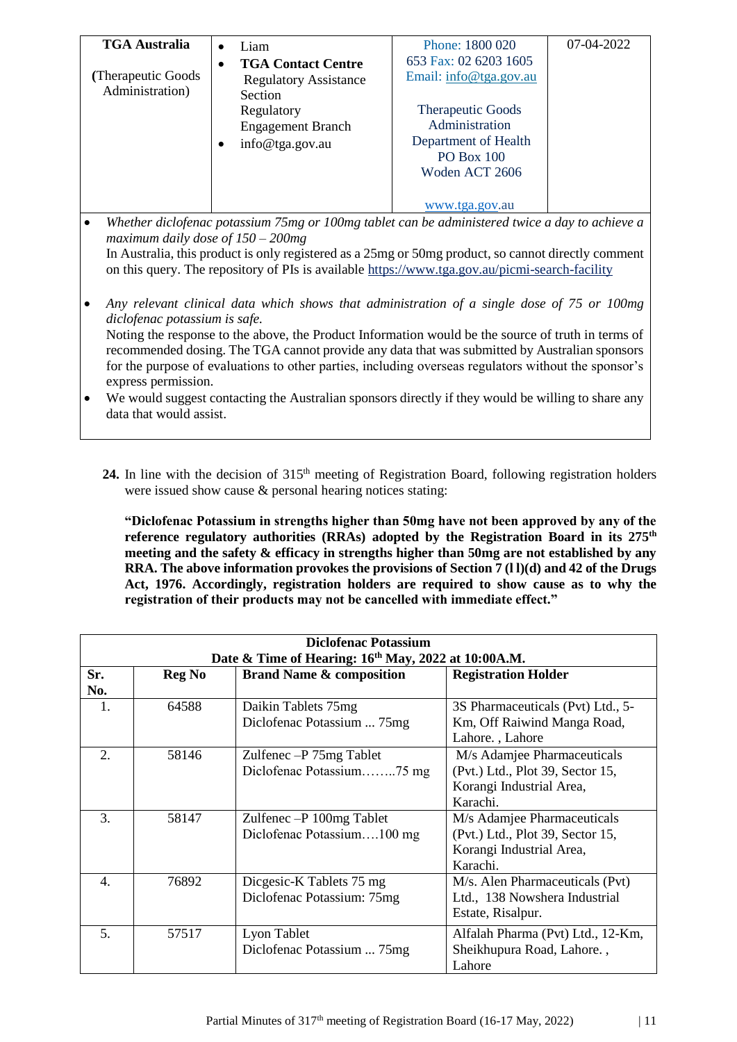| TGA Australia (Therapeutic Goods Administration) | • Liam<br>• **TGA Contact Centre** Regulatory Assistance Section Regulatory Engagement Branch<br>• info@tga.gov.au | Phone: 1800 020 653 Fax: 02 6203 1605 Email: info@tga.gov.au<br><br>Therapeutic Goods Administration Department of Health PO Box 100 Woden ACT 2606<br><br>www.tga.gov.au | 07-04-2022 |
|---|---|---|---|

- *Whether diclofenac potassium 75mg or 100mg tablet can be administered twice a day to achieve a maximum daily dose of 150 – 200mg*
  In Australia, this product is only registered as a 25mg or 50mg product, so cannot directly comment on this query. The repository of PIs is available https://www.tga.gov.au/picmi-search-facility

- *Any relevant clinical data which shows that administration of a single dose of 75 or 100mg diclofenac potassium is safe.*
  Noting the response to the above, the Product Information would be the source of truth in terms of recommended dosing. The TGA cannot provide any data that was submitted by Australian sponsors for the purpose of evaluations to other parties, including overseas regulators without the sponsor's express permission.
- We would suggest contacting the Australian sponsors directly if they would be willing to share any data that would assist.

**24.** In line with the decision of 315th meeting of Registration Board, following registration holders were issued show cause & personal hearing notices stating:

**"Diclofenac Potassium in strengths higher than 50mg have not been approved by any of the reference regulatory authorities (RRAs) adopted by the Registration Board in its 275th meeting and the safety & efficacy in strengths higher than 50mg are not established by any RRA. The above information provokes the provisions of Section 7 (l l)(d) and 42 of the Drugs Act, 1976. Accordingly, registration holders are required to show cause as to why the registration of their products may not be cancelled with immediate effect."**

| **Diclofenac Potassium<br>Date & Time of Hearing: 16th May, 2022 at 10:00A.M.** | | | |
|---|---|---|---|
| **Sr. No.** | **Reg No** | **Brand Name & composition** | **Registration Holder** |
| 1. | 64588 | Daikin Tablets 75mg<br>Diclofenac Potassium ... 75mg | 3S Pharmaceuticals (Pvt) Ltd., 5-Km, Off Raiwind Manga Road, Lahore. , Lahore |
| 2. | 58146 | Zulfenec –P 75mg Tablet<br>Diclofenac Potassium……..75 mg | M/s Adamjee Pharmaceuticals (Pvt.) Ltd., Plot 39, Sector 15, Korangi Industrial Area, Karachi. |
| 3. | 58147 | Zulfenec –P 100mg Tablet<br>Diclofenac Potassium….100 mg | M/s Adamjee Pharmaceuticals (Pvt.) Ltd., Plot 39, Sector 15, Korangi Industrial Area, Karachi. |
| 4. | 76892 | Dicgesic-K Tablets 75 mg<br>Diclofenac Potassium: 75mg | M/s. Alen Pharmaceuticals (Pvt) Ltd., 138 Nowshera Industrial Estate, Risalpur. |
| 5. | 57517 | Lyon Tablet<br>Diclofenac Potassium ... 75mg | Alfalah Pharma (Pvt) Ltd., 12-Km, Sheikhupura Road, Lahore. , Lahore |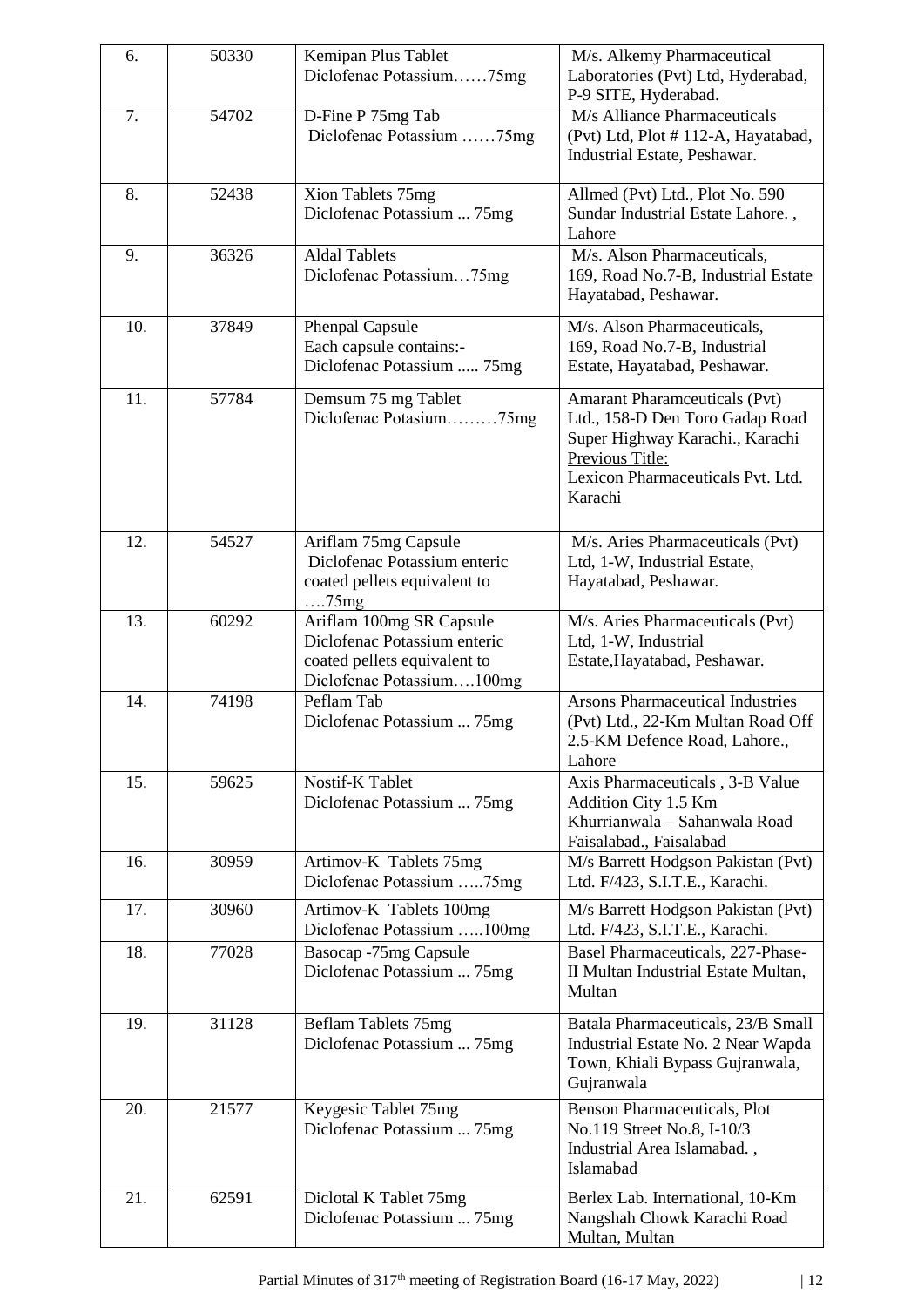| | | | |
|---|---|---|---|
| 6. | 50330 | Kemipan Plus Tablet<br>Diclofenac Potassium……75mg | M/s. Alkemy Pharmaceutical Laboratories (Pvt) Ltd, Hyderabad, P-9 SITE, Hyderabad. |
| 7. | 54702 | D-Fine P 75mg Tab<br>Diclofenac Potassium ……75mg | M/s Alliance Pharmaceuticals (Pvt) Ltd, Plot # 112-A, Hayatabad, Industrial Estate, Peshawar. |
| 8. | 52438 | Xion Tablets 75mg<br>Diclofenac Potassium ... 75mg | Allmed (Pvt) Ltd., Plot No. 590 Sundar Industrial Estate Lahore. , Lahore |
| 9. | 36326 | Aldal Tablets<br>Diclofenac Potassium…75mg | M/s. Alson Pharmaceuticals, 169, Road No.7-B, Industrial Estate Hayatabad, Peshawar. |
| 10. | 37849 | Phenpal Capsule<br>Each capsule contains:-<br>Diclofenac Potassium ..... 75mg | M/s. Alson Pharmaceuticals, 169, Road No.7-B, Industrial Estate, Hayatabad, Peshawar. |
| 11. | 57784 | Demsum 75 mg Tablet<br>Diclofenac Potasium………75mg | Amarant Pharamceuticals (Pvt) Ltd., 158-D Den Toro Gadap Road Super Highway Karachi., Karachi<br>Previous Title:<br>Lexicon Pharmaceuticals Pvt. Ltd. Karachi |
| 12. | 54527 | Ariflam 75mg Capsule<br>Diclofenac Potassium enteric coated pellets equivalent to ….75mg | M/s. Aries Pharmaceuticals (Pvt) Ltd, 1-W, Industrial Estate, Hayatabad, Peshawar. |
| 13. | 60292 | Ariflam 100mg SR Capsule<br>Diclofenac Potassium enteric coated pellets equivalent to Diclofenac Potassium….100mg | M/s. Aries Pharmaceuticals (Pvt) Ltd, 1-W, Industrial Estate,Hayatabad, Peshawar. |
| 14. | 74198 | Peflam Tab<br>Diclofenac Potassium ... 75mg | Arsons Pharmaceutical Industries (Pvt) Ltd., 22-Km Multan Road Off 2.5-KM Defence Road, Lahore., Lahore |
| 15. | 59625 | Nostif-K Tablet<br>Diclofenac Potassium ... 75mg | Axis Pharmaceuticals , 3-B Value Addition City 1.5 Km Khurrianwala – Sahanwala Road Faisalabad., Faisalabad |
| 16. | 30959 | Artimov-K Tablets 75mg<br>Diclofenac Potassium …..75mg | M/s Barrett Hodgson Pakistan (Pvt) Ltd. F/423, S.I.T.E., Karachi. |
| 17. | 30960 | Artimov-K Tablets 100mg<br>Diclofenac Potassium …..100mg | M/s Barrett Hodgson Pakistan (Pvt) Ltd. F/423, S.I.T.E., Karachi. |
| 18. | 77028 | Basocap -75mg Capsule<br>Diclofenac Potassium ... 75mg | Basel Pharmaceuticals, 227-Phase-II Multan Industrial Estate Multan, Multan |
| 19. | 31128 | Beflam Tablets 75mg<br>Diclofenac Potassium ... 75mg | Batala Pharmaceuticals, 23/B Small Industrial Estate No. 2 Near Wapda Town, Khiali Bypass Gujranwala, Gujranwala |
| 20. | 21577 | Keygesic Tablet 75mg<br>Diclofenac Potassium ... 75mg | Benson Pharmaceuticals, Plot No.119 Street No.8, I-10/3 Industrial Area Islamabad. , Islamabad |
| 21. | 62591 | Diclotal K Tablet 75mg<br>Diclofenac Potassium ... 75mg | Berlex Lab. International, 10-Km Nangshah Chowk Karachi Road Multan, Multan |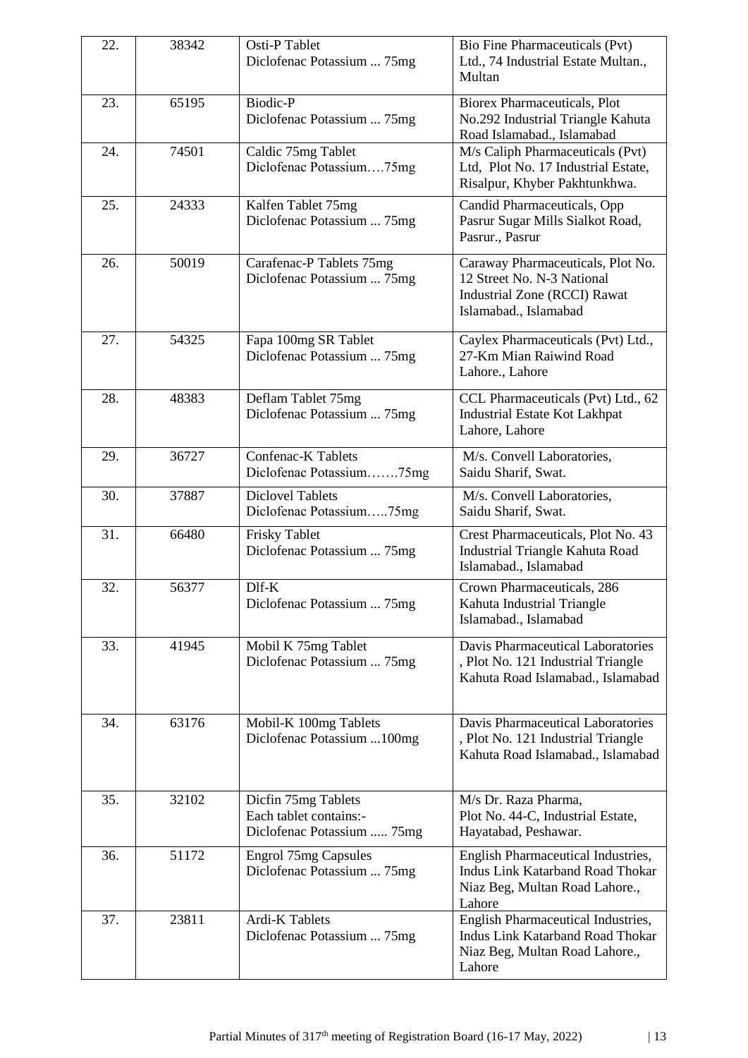| | | | |
|---|---|---|---|
| 22. | 38342 | Osti-P Tablet<br>Diclofenac Potassium ... 75mg | Bio Fine Pharmaceuticals (Pvt) Ltd., 74 Industrial Estate Multan., Multan |
| 23. | 65195 | Biodic-P<br>Diclofenac Potassium ... 75mg | Biorex Pharmaceuticals, Plot No.292 Industrial Triangle Kahuta Road Islamabad., Islamabad |
| 24. | 74501 | Caldic 75mg Tablet<br>Diclofenac Potassium….75mg | M/s Caliph Pharmaceuticals (Pvt) Ltd, Plot No. 17 Industrial Estate, Risalpur, Khyber Pakhtunkhwa. |
| 25. | 24333 | Kalfen Tablet 75mg<br>Diclofenac Potassium ... 75mg | Candid Pharmaceuticals, Opp Pasrur Sugar Mills Sialkot Road, Pasrur., Pasrur |
| 26. | 50019 | Carafenac-P Tablets 75mg<br>Diclofenac Potassium ... 75mg | Caraway Pharmaceuticals, Plot No. 12 Street No. N-3 National Industrial Zone (RCCI) Rawat Islamabad., Islamabad |
| 27. | 54325 | Fapa 100mg SR Tablet<br>Diclofenac Potassium ... 75mg | Caylex Pharmaceuticals (Pvt) Ltd., 27-Km Mian Raiwind Road Lahore., Lahore |
| 28. | 48383 | Deflam Tablet 75mg<br>Diclofenac Potassium ... 75mg | CCL Pharmaceuticals (Pvt) Ltd., 62 Industrial Estate Kot Lakhpat Lahore, Lahore |
| 29. | 36727 | Confenac-K Tablets<br>Diclofenac Potassium…….75mg | M/s. Convell Laboratories, Saidu Sharif, Swat. |
| 30. | 37887 | Diclovel Tablets<br>Diclofenac Potassium…..75mg | M/s. Convell Laboratories, Saidu Sharif, Swat. |
| 31. | 66480 | Frisky Tablet<br>Diclofenac Potassium ... 75mg | Crest Pharmaceuticals, Plot No. 43 Industrial Triangle Kahuta Road Islamabad., Islamabad |
| 32. | 56377 | Dlf-K<br>Diclofenac Potassium ... 75mg | Crown Pharmaceuticals, 286 Kahuta Industrial Triangle Islamabad., Islamabad |
| 33. | 41945 | Mobil K 75mg Tablet<br>Diclofenac Potassium ... 75mg | Davis Pharmaceutical Laboratories , Plot No. 121 Industrial Triangle Kahuta Road Islamabad., Islamabad |
| 34. | 63176 | Mobil-K 100mg Tablets<br>Diclofenac Potassium ...100mg | Davis Pharmaceutical Laboratories , Plot No. 121 Industrial Triangle Kahuta Road Islamabad., Islamabad |
| 35. | 32102 | Dicfin 75mg Tablets<br>Each tablet contains:-<br>Diclofenac Potassium ..... 75mg | M/s Dr. Raza Pharma, Plot No. 44-C, Industrial Estate, Hayatabad, Peshawar. |
| 36. | 51172 | Engrol 75mg Capsules<br>Diclofenac Potassium ... 75mg | English Pharmaceutical Industries, Indus Link Katarband Road Thokar Niaz Beg, Multan Road Lahore., Lahore |
| 37. | 23811 | Ardi-K Tablets<br>Diclofenac Potassium ... 75mg | English Pharmaceutical Industries, Indus Link Katarband Road Thokar Niaz Beg, Multan Road Lahore., Lahore |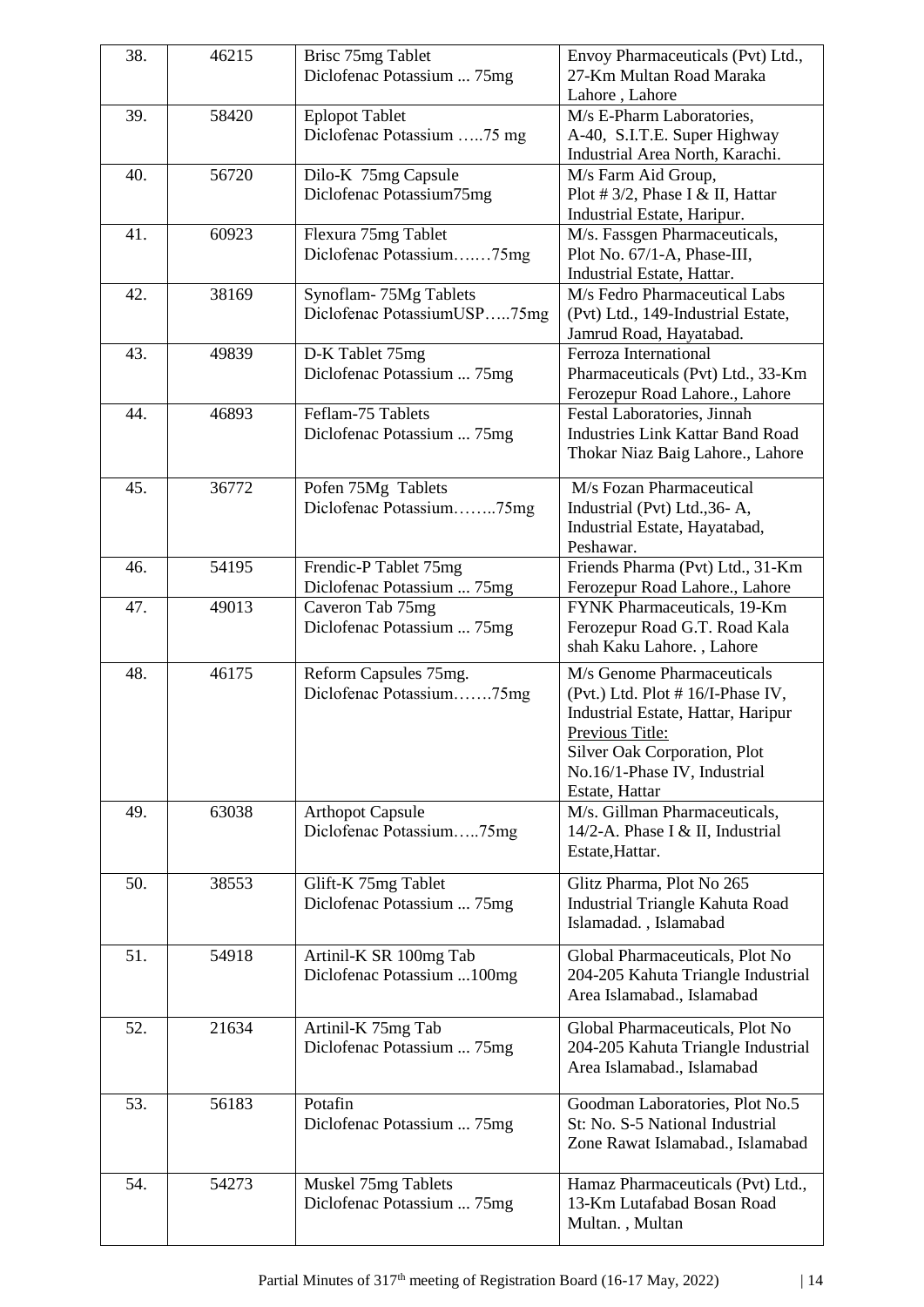| 38. | 46215 | Brisc 75mg Tablet<br>Diclofenac Potassium ... 75mg | Envoy Pharmaceuticals (Pvt) Ltd., 27-Km Multan Road Maraka Lahore , Lahore |
|---|---|---|---|
| 39. | 58420 | Eplopot Tablet<br>Diclofenac Potassium …..75 mg | M/s E-Pharm Laboratories, A-40, S.I.T.E. Super Highway Industrial Area North, Karachi. |
| 40. | 56720 | Dilo-K 75mg Capsule<br>Diclofenac Potassium75mg | M/s Farm Aid Group, Plot # 3/2, Phase I & II, Hattar Industrial Estate, Haripur. |
| 41. | 60923 | Flexura 75mg Tablet<br>Diclofenac Potassium….…75mg | M/s. Fassgen Pharmaceuticals, Plot No. 67/1-A, Phase-III, Industrial Estate, Hattar. |
| 42. | 38169 | Synoflam- 75Mg Tablets<br>Diclofenac PotassiumUSP…..75mg | M/s Fedro Pharmaceutical Labs (Pvt) Ltd., 149-Industrial Estate, Jamrud Road, Hayatabad. |
| 43. | 49839 | D-K Tablet 75mg<br>Diclofenac Potassium ... 75mg | Ferroza International Pharmaceuticals (Pvt) Ltd., 33-Km Ferozepur Road Lahore., Lahore |
| 44. | 46893 | Feflam-75 Tablets<br>Diclofenac Potassium ... 75mg | Festal Laboratories, Jinnah Industries Link Kattar Band Road Thokar Niaz Baig Lahore., Lahore |
| 45. | 36772 | Pofen 75Mg Tablets<br>Diclofenac Potassium……..75mg | M/s Fozan Pharmaceutical Industrial (Pvt) Ltd.,36- A, Industrial Estate, Hayatabad, Peshawar. |
| 46. | 54195 | Frendic-P Tablet 75mg<br>Diclofenac Potassium ... 75mg | Friends Pharma (Pvt) Ltd., 31-Km Ferozepur Road Lahore., Lahore |
| 47. | 49013 | Caveron Tab 75mg<br>Diclofenac Potassium ... 75mg | FYNK Pharmaceuticals, 19-Km Ferozepur Road G.T. Road Kala shah Kaku Lahore. , Lahore |
| 48. | 46175 | Reform Capsules 75mg.<br>Diclofenac Potassium…….75mg | M/s Genome Pharmaceuticals (Pvt.) Ltd. Plot # 16/I-Phase IV, Industrial Estate, Hattar, Haripur<br>Previous Title:<br>Silver Oak Corporation, Plot No.16/1-Phase IV, Industrial Estate, Hattar |
| 49. | 63038 | Arthopot Capsule<br>Diclofenac Potassium…..75mg | M/s. Gillman Pharmaceuticals, 14/2-A. Phase I & II, Industrial Estate,Hattar. |
| 50. | 38553 | Glift-K 75mg Tablet<br>Diclofenac Potassium ... 75mg | Glitz Pharma, Plot No 265 Industrial Triangle Kahuta Road Islamadad. , Islamabad |
| 51. | 54918 | Artinil-K SR 100mg Tab<br>Diclofenac Potassium ...100mg | Global Pharmaceuticals, Plot No 204-205 Kahuta Triangle Industrial Area Islamabad., Islamabad |
| 52. | 21634 | Artinil-K 75mg Tab<br>Diclofenac Potassium ... 75mg | Global Pharmaceuticals, Plot No 204-205 Kahuta Triangle Industrial Area Islamabad., Islamabad |
| 53. | 56183 | Potafin<br>Diclofenac Potassium ... 75mg | Goodman Laboratories, Plot No.5 St: No. S-5 National Industrial Zone Rawat Islamabad., Islamabad |
| 54. | 54273 | Muskel 75mg Tablets<br>Diclofenac Potassium ... 75mg | Hamaz Pharmaceuticals (Pvt) Ltd., 13-Km Lutafabad Bosan Road Multan. , Multan |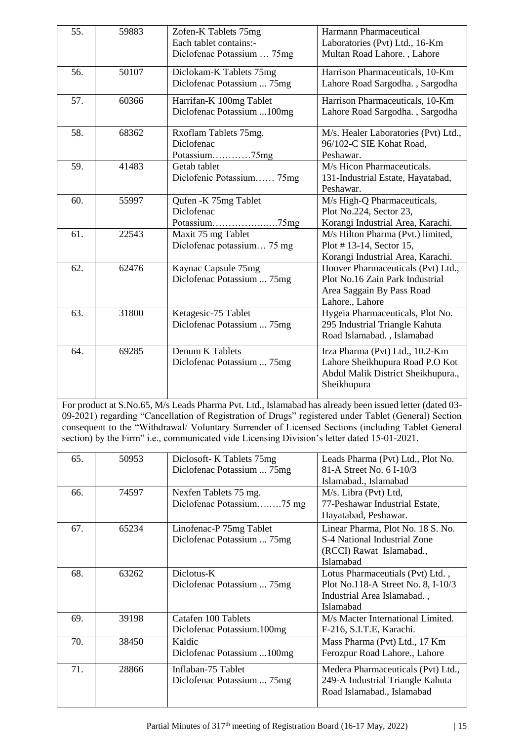| 55. | 59883 | Zofen-K Tablets 75mg<br>Each tablet contains:-<br>Diclofenac Potassium … 75mg | Harmann Pharmaceutical Laboratories (Pvt) Ltd., 16-Km Multan Road Lahore. , Lahore |
|---|---|---|---|
| 56. | 50107 | Diclokam-K Tablets 75mg<br>Diclofenac Potassium ... 75mg | Harrison Pharmaceuticals, 10-Km Lahore Road Sargodha. , Sargodha |
| 57. | 60366 | Harrifan-K 100mg Tablet<br>Diclofenac Potassium ...100mg | Harrison Pharmaceuticals, 10-Km Lahore Road Sargodha. , Sargodha |
| 58. | 68362 | Rxoflam Tablets 75mg.<br>Diclofenac Potassium…………75mg | M/s. Healer Laboratories (Pvt) Ltd., 96/102-C SIE Kohat Road, Peshawar. |
| 59. | 41483 | Getab tablet<br>Diclofenic Potassium…… 75mg | M/s Hicon Pharmaceuticals. 131-Industrial Estate, Hayatabad, Peshawar. |
| 60. | 55997 | Qufen -K 75mg Tablet<br>Diclofenac Potassium……………..….75mg | M/s High-Q Pharmaceuticals, Plot No.224, Sector 23, Korangi Industrial Area, Karachi. |
| 61. | 22543 | Maxit 75 mg Tablet<br>Diclofenac potassium… 75 mg | M/s Hilton Pharma (Pvt.) limited, Plot # 13-14, Sector 15, Korangi Industrial Area, Karachi. |
| 62. | 62476 | Kaynac Capsule 75mg<br>Diclofenac Potassium ... 75mg | Hoover Pharmaceuticals (Pvt) Ltd., Plot No.16 Zain Park Industrial Area Saggain By Pass Road Lahore., Lahore |
| 63. | 31800 | Ketagesic-75 Tablet<br>Diclofenac Potassium ... 75mg | Hygeia Pharmaceuticals, Plot No. 295 Industrial Triangle Kahuta Road Islamabad. , Islamabad |
| 64. | 69285 | Denum K Tablets<br>Diclofenac Potassium ... 75mg | Irza Pharma (Pvt) Ltd., 10.2-Km Lahore Sheikhupura Road P.O Kot Abdul Malik District Sheikhupura., Sheikhupura |

For product at S.No.65, M/s Leads Pharma Pvt. Ltd., Islamabad has already been issued letter (dated 03-09-2021) regarding "Cancellation of Registration of Drugs" registered under Tablet (General) Section consequent to the "Withdrawal/ Voluntary Surrender of Licensed Sections (including Tablet General section) by the Firm" i.e., communicated vide Licensing Division's letter dated 15-01-2021.

| 65. | 50953 | Diclosoft- K Tablets 75mg<br>Diclofenac Potassium ... 75mg | Leads Pharma (Pvt) Ltd., Plot No. 81-A Street No. 6 I-10/3 Islamabad., Islamabad |
|---|---|---|---|
| 66. | 74597 | Nexfen Tablets 75 mg.<br>Diclofenac Potassium….….75 mg | M/s. Libra (Pvt) Ltd, 77-Peshawar Industrial Estate, Hayatabad, Peshawar. |
| 67. | 65234 | Linofenac-P 75mg Tablet<br>Diclofenac Potassium ... 75mg | Linear Pharma, Plot No. 18 S. No. S-4 National Industrial Zone (RCCI) Rawat Islamabad., Islamabad |
| 68. | 63262 | Diclotus-K<br>Diclofenac Potassium ... 75mg | Lotus Pharmaceutials (Pvt) Ltd. , Plot No.118-A Street No. 8, I-10/3 Industrial Area Islamabad. , Islamabad |
| 69. | 39198 | Catafen 100 Tablets<br>Diclofenac Potassium.100mg | M/s Macter International Limited. F-216, S.I.T.E, Karachi. |
| 70. | 38450 | Kaldic<br>Diclofenac Potassium ...100mg | Mass Pharma (Pvt) Ltd., 17 Km Ferozpur Road Lahore., Lahore |
| 71. | 28866 | Inflaban-75 Tablet<br>Diclofenac Potassium ... 75mg | Medera Pharmaceuticals (Pvt) Ltd., 249-A Industrial Triangle Kahuta Road Islamabad., Islamabad |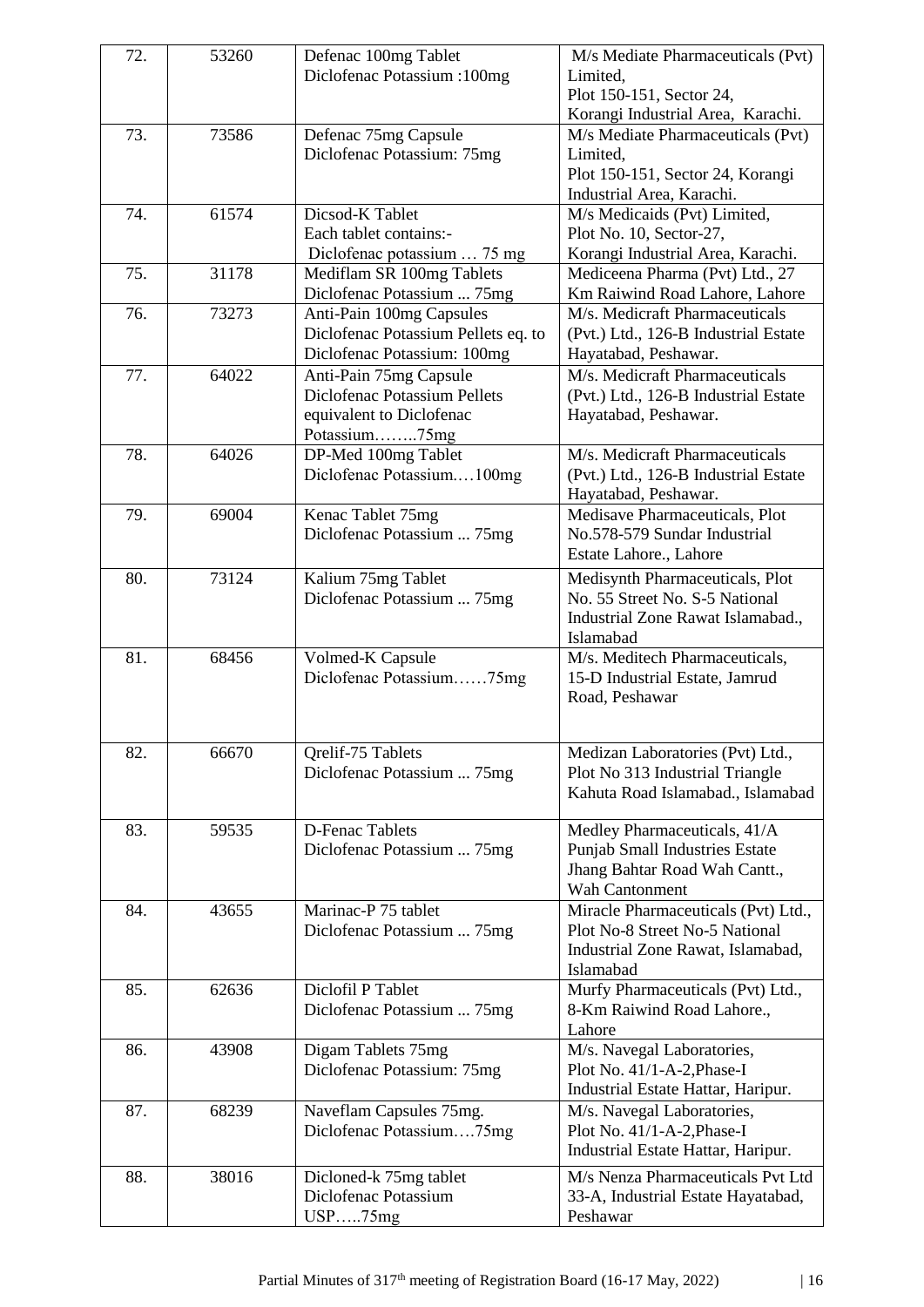| 72. | 53260 | Defenac 100mg Tablet<br>Diclofenac Potassium :100mg | M/s Mediate Pharmaceuticals (Pvt) Limited,<br>Plot 150-151, Sector 24,<br>Korangi Industrial Area, Karachi. |
|---|---|---|---|
| 73. | 73586 | Defenac 75mg Capsule<br>Diclofenac Potassium: 75mg | M/s Mediate Pharmaceuticals (Pvt) Limited,<br>Plot 150-151, Sector 24, Korangi Industrial Area, Karachi. |
| 74. | 61574 | Dicsod-K Tablet<br>Each tablet contains:-<br>Diclofenac potassium … 75 mg | M/s Medicaids (Pvt) Limited,<br>Plot No. 10, Sector-27,<br>Korangi Industrial Area, Karachi. |
| 75. | 31178 | Mediflam SR 100mg Tablets<br>Diclofenac Potassium ... 75mg | Mediceena Pharma (Pvt) Ltd., 27 Km Raiwind Road Lahore, Lahore |
| 76. | 73273 | Anti-Pain 100mg Capsules<br>Diclofenac Potassium Pellets eq. to Diclofenac Potassium: 100mg | M/s. Medicraft Pharmaceuticals (Pvt.) Ltd., 126-B Industrial Estate Hayatabad, Peshawar. |
| 77. | 64022 | Anti-Pain 75mg Capsule<br>Diclofenac Potassium Pellets equivalent to Diclofenac Potassium……..75mg | M/s. Medicraft Pharmaceuticals (Pvt.) Ltd., 126-B Industrial Estate Hayatabad, Peshawar. |
| 78. | 64026 | DP-Med 100mg Tablet<br>Diclofenac Potassium.…100mg | M/s. Medicraft Pharmaceuticals (Pvt.) Ltd., 126-B Industrial Estate Hayatabad, Peshawar. |
| 79. | 69004 | Kenac Tablet 75mg<br>Diclofenac Potassium ... 75mg | Medisave Pharmaceuticals, Plot No.578-579 Sundar Industrial Estate Lahore., Lahore |
| 80. | 73124 | Kalium 75mg Tablet<br>Diclofenac Potassium ... 75mg | Medisynth Pharmaceuticals, Plot No. 55 Street No. S-5 National Industrial Zone Rawat Islamabad., Islamabad |
| 81. | 68456 | Volmed-K Capsule<br>Diclofenac Potassium……75mg | M/s. Meditech Pharmaceuticals, 15-D Industrial Estate, Jamrud Road, Peshawar |
| 82. | 66670 | Qrelif-75 Tablets<br>Diclofenac Potassium ... 75mg | Medizan Laboratories (Pvt) Ltd., Plot No 313 Industrial Triangle Kahuta Road Islamabad., Islamabad |
| 83. | 59535 | D-Fenac Tablets<br>Diclofenac Potassium ... 75mg | Medley Pharmaceuticals, 41/A Punjab Small Industries Estate Jhang Bahtar Road Wah Cantt., Wah Cantonment |
| 84. | 43655 | Marinac-P 75 tablet<br>Diclofenac Potassium ... 75mg | Miracle Pharmaceuticals (Pvt) Ltd., Plot No-8 Street No-5 National Industrial Zone Rawat, Islamabad, Islamabad |
| 85. | 62636 | Diclofil P Tablet<br>Diclofenac Potassium ... 75mg | Murfy Pharmaceuticals (Pvt) Ltd., 8-Km Raiwind Road Lahore., Lahore |
| 86. | 43908 | Digam Tablets 75mg<br>Diclofenac Potassium: 75mg | M/s. Navegal Laboratories,<br>Plot No. 41/1-A-2,Phase-I<br>Industrial Estate Hattar, Haripur. |
| 87. | 68239 | Naveflam Capsules 75mg.<br>Diclofenac Potassium….75mg | M/s. Navegal Laboratories,<br>Plot No. 41/1-A-2,Phase-I<br>Industrial Estate Hattar, Haripur. |
| 88. | 38016 | Dicloned-k 75mg tablet<br>Diclofenac Potassium USP…..75mg | M/s Nenza Pharmaceuticals Pvt Ltd 33-A, Industrial Estate Hayatabad, Peshawar |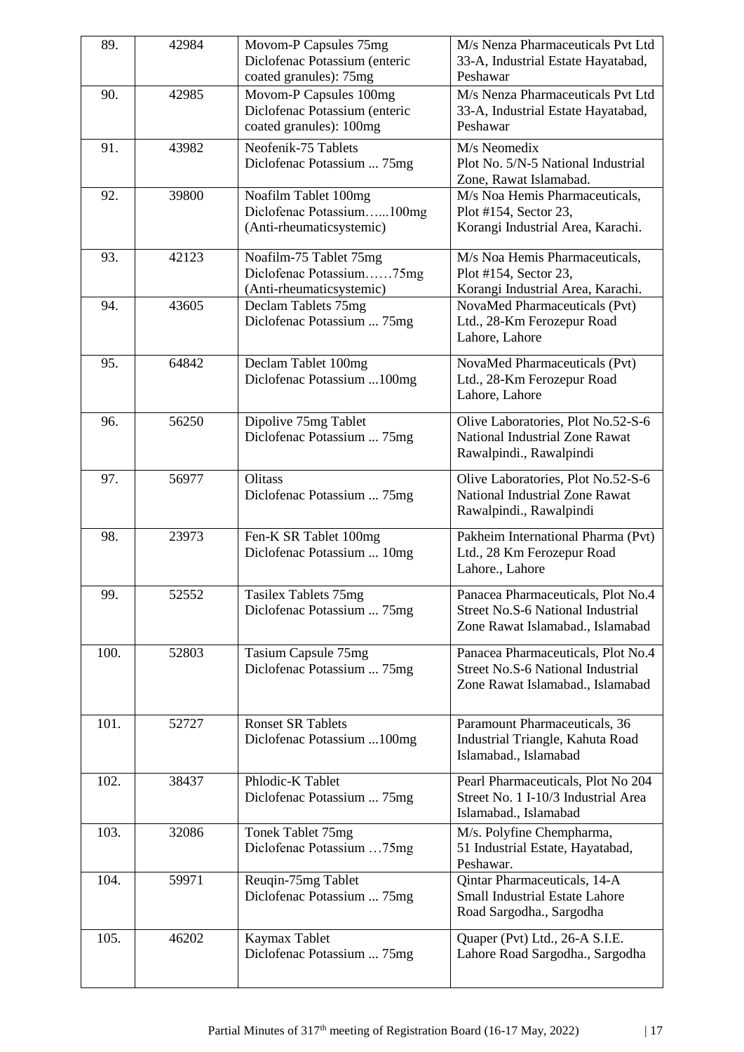| | | | |
|---|---|---|---|
| 89. | 42984 | Movom-P Capsules 75mg<br>Diclofenac Potassium (enteric coated granules): 75mg | M/s Nenza Pharmaceuticals Pvt Ltd<br>33-A, Industrial Estate Hayatabad, Peshawar |
| 90. | 42985 | Movom-P Capsules 100mg<br>Diclofenac Potassium (enteric coated granules): 100mg | M/s Nenza Pharmaceuticals Pvt Ltd<br>33-A, Industrial Estate Hayatabad, Peshawar |
| 91. | 43982 | Neofenik-75 Tablets<br>Diclofenac Potassium ... 75mg | M/s Neomedix<br>Plot No. 5/N-5 National Industrial Zone, Rawat Islamabad. |
| 92. | 39800 | Noafilm Tablet 100mg<br>Diclofenac Potassium…...100mg<br>(Anti-rheumaticsystemic) | M/s Noa Hemis Pharmaceuticals,<br>Plot #154, Sector 23,<br>Korangi Industrial Area, Karachi. |
| 93. | 42123 | Noafilm-75 Tablet 75mg<br>Diclofenac Potassium……75mg<br>(Anti-rheumaticsystemic) | M/s Noa Hemis Pharmaceuticals,<br>Plot #154, Sector 23,<br>Korangi Industrial Area, Karachi. |
| 94. | 43605 | Declam Tablets 75mg<br>Diclofenac Potassium ... 75mg | NovaMed Pharmaceuticals (Pvt) Ltd., 28-Km Ferozepur Road Lahore, Lahore |
| 95. | 64842 | Declam Tablet 100mg<br>Diclofenac Potassium ...100mg | NovaMed Pharmaceuticals (Pvt) Ltd., 28-Km Ferozepur Road Lahore, Lahore |
| 96. | 56250 | Dipolive 75mg Tablet<br>Diclofenac Potassium ... 75mg | Olive Laboratories, Plot No.52-S-6 National Industrial Zone Rawat Rawalpindi., Rawalpindi |
| 97. | 56977 | Olitass<br>Diclofenac Potassium ... 75mg | Olive Laboratories, Plot No.52-S-6 National Industrial Zone Rawat Rawalpindi., Rawalpindi |
| 98. | 23973 | Fen-K SR Tablet 100mg<br>Diclofenac Potassium ... 10mg | Pakheim International Pharma (Pvt) Ltd., 28 Km Ferozepur Road Lahore., Lahore |
| 99. | 52552 | Tasilex Tablets 75mg<br>Diclofenac Potassium ... 75mg | Panacea Pharmaceuticals, Plot No.4 Street No.S-6 National Industrial Zone Rawat Islamabad., Islamabad |
| 100. | 52803 | Tasium Capsule 75mg<br>Diclofenac Potassium ... 75mg | Panacea Pharmaceuticals, Plot No.4 Street No.S-6 National Industrial Zone Rawat Islamabad., Islamabad |
| 101. | 52727 | Ronset SR Tablets<br>Diclofenac Potassium ...100mg | Paramount Pharmaceuticals, 36 Industrial Triangle, Kahuta Road Islamabad., Islamabad |
| 102. | 38437 | Phlodic-K Tablet<br>Diclofenac Potassium ... 75mg | Pearl Pharmaceuticals, Plot No 204 Street No. 1 I-10/3 Industrial Area Islamabad., Islamabad |
| 103. | 32086 | Tonek Tablet 75mg<br>Diclofenac Potassium …75mg | M/s. Polyfine Chempharma,<br>51 Industrial Estate, Hayatabad, Peshawar. |
| 104. | 59971 | Reuqin-75mg Tablet<br>Diclofenac Potassium ... 75mg | Qintar Pharmaceuticals, 14-A Small Industrial Estate Lahore Road Sargodha., Sargodha |
| 105. | 46202 | Kaymax Tablet<br>Diclofenac Potassium ... 75mg | Quaper (Pvt) Ltd., 26-A S.I.E. Lahore Road Sargodha., Sargodha |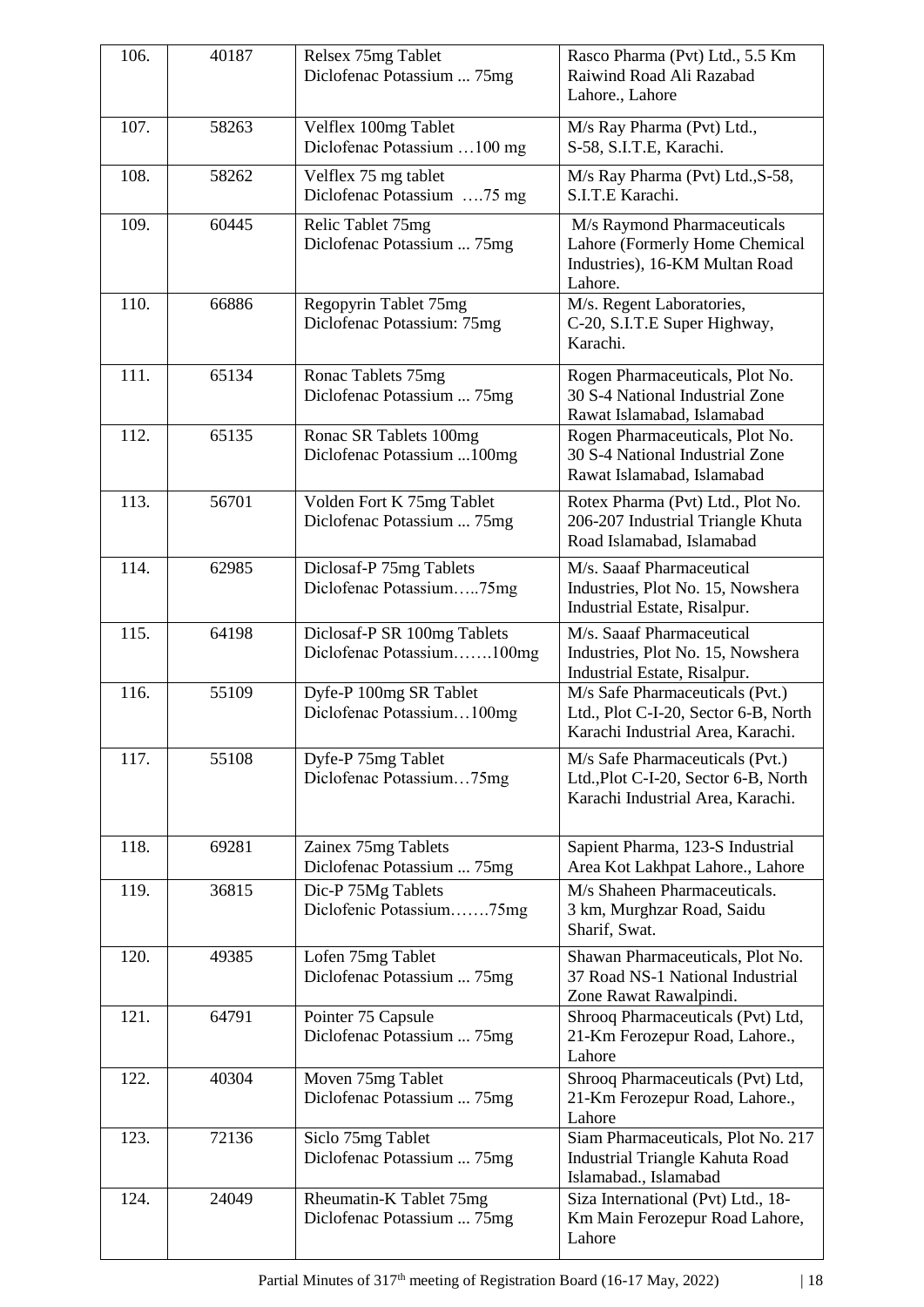| 106. | 40187 | Relsex 75mg Tablet<br>Diclofenac Potassium ... 75mg | Rasco Pharma (Pvt) Ltd., 5.5 Km Raiwind Road Ali Razabad Lahore., Lahore |
|---|---|---|---|
| 107. | 58263 | Velflex 100mg Tablet<br>Diclofenac Potassium …100 mg | M/s Ray Pharma (Pvt) Ltd., S-58, S.I.T.E, Karachi. |
| 108. | 58262 | Velflex 75 mg tablet<br>Diclofenac Potassium ….75 mg | M/s Ray Pharma (Pvt) Ltd.,S-58, S.I.T.E Karachi. |
| 109. | 60445 | Relic Tablet 75mg<br>Diclofenac Potassium ... 75mg | M/s Raymond Pharmaceuticals Lahore (Formerly Home Chemical Industries), 16-KM Multan Road Lahore. |
| 110. | 66886 | Regopyrin Tablet 75mg<br>Diclofenac Potassium: 75mg | M/s. Regent Laboratories, C-20, S.I.T.E Super Highway, Karachi. |
| 111. | 65134 | Ronac Tablets 75mg<br>Diclofenac Potassium ... 75mg | Rogen Pharmaceuticals, Plot No. 30 S-4 National Industrial Zone Rawat Islamabad, Islamabad |
| 112. | 65135 | Ronac SR Tablets 100mg<br>Diclofenac Potassium ...100mg | Rogen Pharmaceuticals, Plot No. 30 S-4 National Industrial Zone Rawat Islamabad, Islamabad |
| 113. | 56701 | Volden Fort K 75mg Tablet<br>Diclofenac Potassium ... 75mg | Rotex Pharma (Pvt) Ltd., Plot No. 206-207 Industrial Triangle Khuta Road Islamabad, Islamabad |
| 114. | 62985 | Diclosaf-P 75mg Tablets<br>Diclofenac Potassium…..75mg | M/s. Saaaf Pharmaceutical Industries, Plot No. 15, Nowshera Industrial Estate, Risalpur. |
| 115. | 64198 | Diclosaf-P SR 100mg Tablets<br>Diclofenac Potassium…….100mg | M/s. Saaaf Pharmaceutical Industries, Plot No. 15, Nowshera Industrial Estate, Risalpur. |
| 116. | 55109 | Dyfe-P 100mg SR Tablet<br>Diclofenac Potassium…100mg | M/s Safe Pharmaceuticals (Pvt.) Ltd., Plot C-I-20, Sector 6-B, North Karachi Industrial Area, Karachi. |
| 117. | 55108 | Dyfe-P 75mg Tablet<br>Diclofenac Potassium…75mg | M/s Safe Pharmaceuticals (Pvt.) Ltd.,Plot C-I-20, Sector 6-B, North Karachi Industrial Area, Karachi. |
| 118. | 69281 | Zainex 75mg Tablets<br>Diclofenac Potassium ... 75mg | Sapient Pharma, 123-S Industrial Area Kot Lakhpat Lahore., Lahore |
| 119. | 36815 | Dic-P 75Mg Tablets<br>Diclofenic Potassium…….75mg | M/s Shaheen Pharmaceuticals. 3 km, Murghzar Road, Saidu Sharif, Swat. |
| 120. | 49385 | Lofen 75mg Tablet<br>Diclofenac Potassium ... 75mg | Shawan Pharmaceuticals, Plot No. 37 Road NS-1 National Industrial Zone Rawat Rawalpindi. |
| 121. | 64791 | Pointer 75 Capsule<br>Diclofenac Potassium ... 75mg | Shrooq Pharmaceuticals (Pvt) Ltd, 21-Km Ferozepur Road, Lahore., Lahore |
| 122. | 40304 | Moven 75mg Tablet<br>Diclofenac Potassium ... 75mg | Shrooq Pharmaceuticals (Pvt) Ltd, 21-Km Ferozepur Road, Lahore., Lahore |
| 123. | 72136 | Siclo 75mg Tablet<br>Diclofenac Potassium ... 75mg | Siam Pharmaceuticals, Plot No. 217 Industrial Triangle Kahuta Road Islamabad., Islamabad |
| 124. | 24049 | Rheumatin-K Tablet 75mg<br>Diclofenac Potassium ... 75mg | Siza International (Pvt) Ltd., 18-Km Main Ferozepur Road Lahore, Lahore |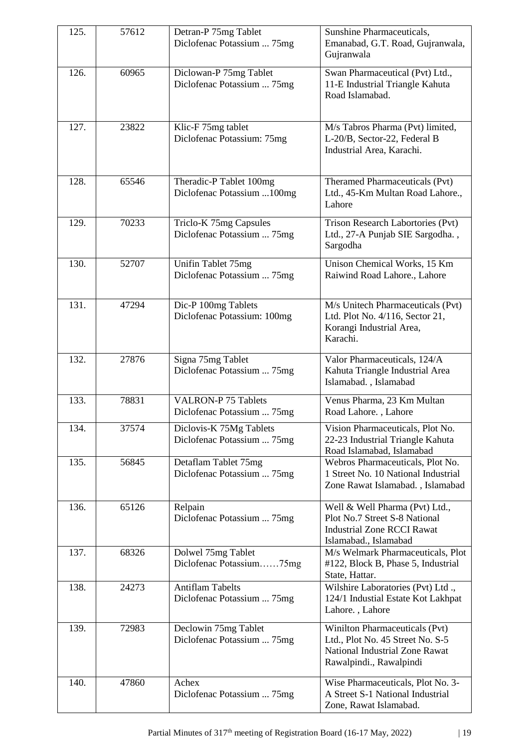| | | | |
|---|---|---|---|
| 125. | 57612 | Detran-P 75mg Tablet<br>Diclofenac Potassium ... 75mg | Sunshine Pharmaceuticals, Emanabad, G.T. Road, Gujranwala, Gujranwala |
| 126. | 60965 | Diclowan-P 75mg Tablet<br>Diclofenac Potassium ... 75mg | Swan Pharmaceutical (Pvt) Ltd., 11-E Industrial Triangle Kahuta Road Islamabad. |
| 127. | 23822 | Klic-F 75mg tablet<br>Diclofenac Potassium: 75mg | M/s Tabros Pharma (Pvt) limited, L-20/B, Sector-22, Federal B Industrial Area, Karachi. |
| 128. | 65546 | Theradic-P Tablet 100mg<br>Diclofenac Potassium ...100mg | Theramed Pharmaceuticals (Pvt) Ltd., 45-Km Multan Road Lahore., Lahore |
| 129. | 70233 | Triclo-K 75mg Capsules<br>Diclofenac Potassium ... 75mg | Trison Research Labortories (Pvt) Ltd., 27-A Punjab SIE Sargodha. , Sargodha |
| 130. | 52707 | Unifin Tablet 75mg<br>Diclofenac Potassium ... 75mg | Unison Chemical Works, 15 Km Raiwind Road Lahore., Lahore |
| 131. | 47294 | Dic-P 100mg Tablets<br>Diclofenac Potassium: 100mg | M/s Unitech Pharmaceuticals (Pvt) Ltd. Plot No. 4/116, Sector 21, Korangi Industrial Area, Karachi. |
| 132. | 27876 | Signa 75mg Tablet<br>Diclofenac Potassium ... 75mg | Valor Pharmaceuticals, 124/A Kahuta Triangle Industrial Area Islamabad. , Islamabad |
| 133. | 78831 | VALRON-P 75 Tablets<br>Diclofenac Potassium ... 75mg | Venus Pharma, 23 Km Multan Road Lahore. , Lahore |
| 134. | 37574 | Diclovis-K 75Mg Tablets<br>Diclofenac Potassium ... 75mg | Vision Pharmaceuticals, Plot No. 22-23 Industrial Triangle Kahuta Road Islamabad, Islamabad |
| 135. | 56845 | Detaflam Tablet 75mg<br>Diclofenac Potassium ... 75mg | Webros Pharmaceuticals, Plot No. 1 Street No. 10 National Industrial Zone Rawat Islamabad. , Islamabad |
| 136. | 65126 | Relpain<br>Diclofenac Potassium ... 75mg | Well & Well Pharma (Pvt) Ltd., Plot No.7 Street S-8 National Industrial Zone RCCI Rawat Islamabad., Islamabad |
| 137. | 68326 | Dolwel 75mg Tablet<br>Diclofenac Potassium……75mg | M/s Welmark Pharmaceuticals, Plot #122, Block B, Phase 5, Industrial State, Hattar. |
| 138. | 24273 | Antiflam Tabelts<br>Diclofenac Potassium ... 75mg | Wilshire Laboratories (Pvt) Ltd ., 124/1 Industial Estate Kot Lakhpat Lahore. , Lahore |
| 139. | 72983 | Declowin 75mg Tablet<br>Diclofenac Potassium ... 75mg | Winilton Pharmaceuticals (Pvt) Ltd., Plot No. 45 Street No. S-5 National Industrial Zone Rawat Rawalpindi., Rawalpindi |
| 140. | 47860 | Achex<br>Diclofenac Potassium ... 75mg | Wise Pharmaceuticals, Plot No. 3-A Street S-1 National Industrial Zone, Rawat Islamabad. |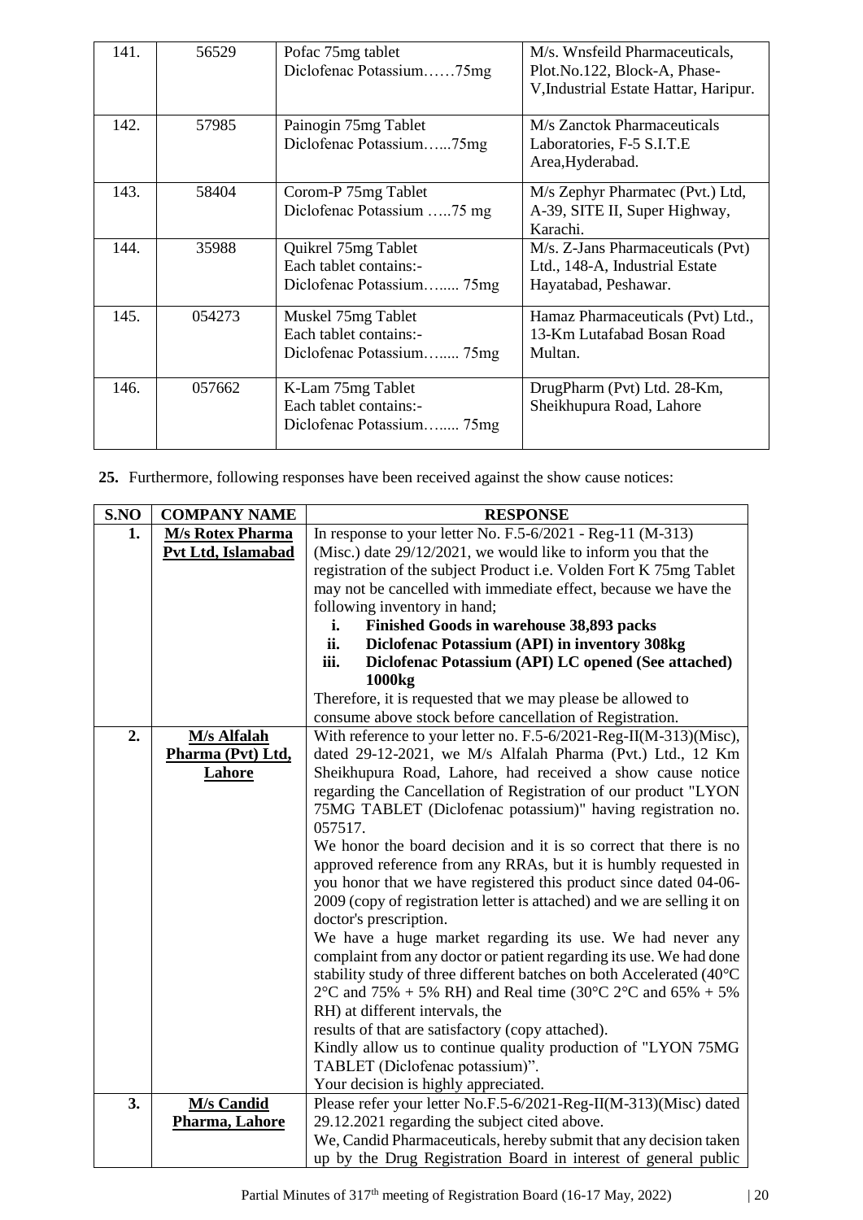| | | | |
|---|---|---|---|
| 141. | 56529 | Pofac 75mg tablet<br>Diclofenac Potassium……75mg | M/s. Wnsfeild Pharmaceuticals, Plot.No.122, Block-A, Phase-V,Industrial Estate Hattar, Haripur. |
| 142. | 57985 | Painogin 75mg Tablet<br>Diclofenac Potassium…...75mg | M/s Zanctok Pharmaceuticals Laboratories, F-5 S.I.T.E Area,Hyderabad. |
| 143. | 58404 | Corom-P 75mg Tablet<br>Diclofenac Potassium …..75 mg | M/s Zephyr Pharmatec (Pvt.) Ltd, A-39, SITE II, Super Highway, Karachi. |
| 144. | 35988 | Quikrel 75mg Tablet<br>Each tablet contains:-<br>Diclofenac Potassium…..... 75mg | M/s. Z-Jans Pharmaceuticals (Pvt) Ltd., 148-A, Industrial Estate Hayatabad, Peshawar. |
| 145. | 054273 | Muskel 75mg Tablet<br>Each tablet contains:-<br>Diclofenac Potassium…..... 75mg | Hamaz Pharmaceuticals (Pvt) Ltd., 13-Km Lutafabad Bosan Road Multan. |
| 146. | 057662 | K-Lam 75mg Tablet<br>Each tablet contains:-<br>Diclofenac Potassium…..... 75mg | DrugPharm (Pvt) Ltd. 28-Km, Sheikhupura Road, Lahore |

**25.** Furthermore, following responses have been received against the show cause notices:

| S.NO | COMPANY NAME | RESPONSE |
|---|---|---|
| 1. | **M/s Rotex Pharma Pvt Ltd, Islamabad** | In response to your letter No. F.5-6/2021 - Reg-11 (M-313) (Misc.) date 29/12/2021, we would like to inform you that the registration of the subject Product i.e. Volden Fort K 75mg Tablet may not be cancelled with immediate effect, because we have the following inventory in hand;<br>**i. Finished Goods in warehouse 38,893 packs**<br>**ii. Diclofenac Potassium (API) in inventory 308kg**<br>**iii. Diclofenac Potassium (API) LC opened (See attached) 1000kg**<br>Therefore, it is requested that we may please be allowed to consume above stock before cancellation of Registration. |
| 2. | **M/s Alfalah Pharma (Pvt) Ltd, Lahore** | With reference to your letter no. F.5-6/2021-Reg-II(M-313)(Misc), dated 29-12-2021, we M/s Alfalah Pharma (Pvt.) Ltd., 12 Km Sheikhupura Road, Lahore, had received a show cause notice regarding the Cancellation of Registration of our product "LYON 75MG TABLET (Diclofenac potassium)" having registration no. 057517.<br>We honor the board decision and it is so correct that there is no approved reference from any RRAs, but it is humbly requested in you honor that we have registered this product since dated 04-06-2009 (copy of registration letter is attached) and we are selling it on doctor's prescription.<br>We have a huge market regarding its use. We had never any complaint from any doctor or patient regarding its use. We had done stability study of three different batches on both Accelerated (40°C 2°C and 75% + 5% RH) and Real time (30°C 2°C and 65% + 5% RH) at different intervals, the results of that are satisfactory (copy attached).<br>Kindly allow us to continue quality production of "LYON 75MG TABLET (Diclofenac potassium)".<br>Your decision is highly appreciated. |
| 3. | **M/s Candid Pharma, Lahore** | Please refer your letter No.F.5-6/2021-Reg-II(M-313)(Misc) dated 29.12.2021 regarding the subject cited above.<br>We, Candid Pharmaceuticals, hereby submit that any decision taken up by the Drug Registration Board in interest of general public |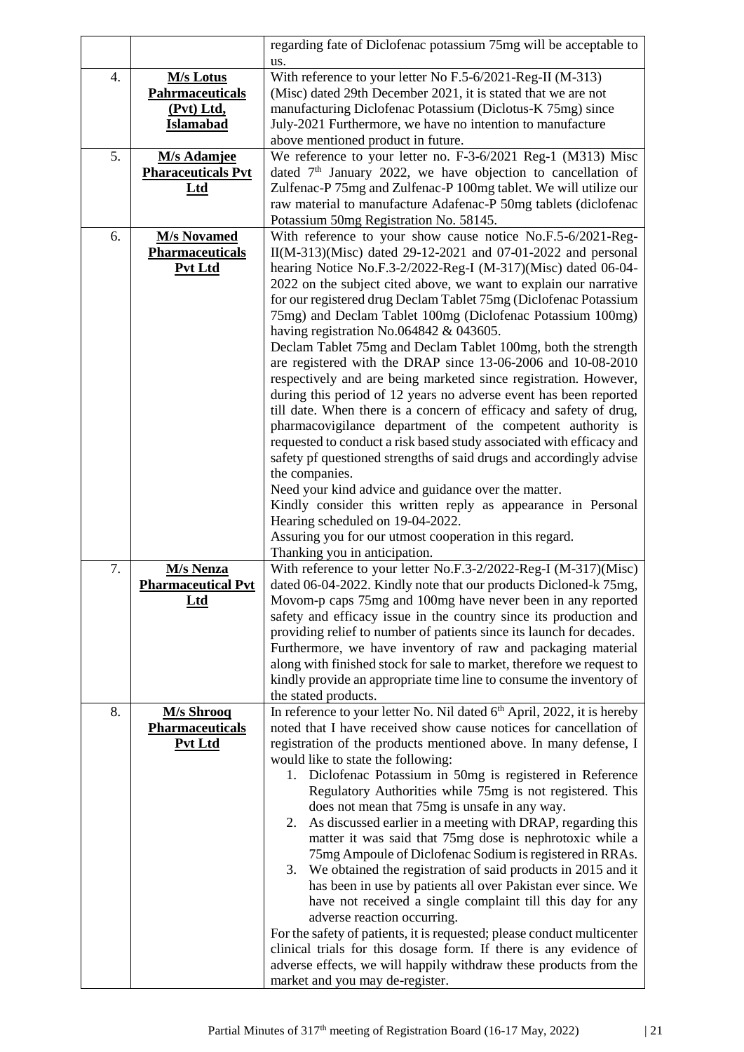| | | |
|---|---|---|
| | | regarding fate of Diclofenac potassium 75mg will be acceptable to us. |
| 4. | **M/s Lotus Pahrmaceuticals (Pvt) Ltd, Islamabad** | With reference to your letter No F.5-6/2021-Reg-II (M-313) (Misc) dated 29th December 2021, it is stated that we are not manufacturing Diclofenac Potassium (Diclotus-K 75mg) since July-2021 Furthermore, we have no intention to manufacture above mentioned product in future. |
| 5. | **M/s Adamjee Pharaceuticals Pvt Ltd** | We reference to your letter no. F-3-6/2021 Reg-1 (M313) Misc dated 7th January 2022, we have objection to cancellation of Zulfenac-P 75mg and Zulfenac-P 100mg tablet. We will utilize our raw material to manufacture Adafenac-P 50mg tablets (diclofenac Potassium 50mg Registration No. 58145. |
| 6. | **M/s Novamed Pharmaceuticals Pvt Ltd** | With reference to your show cause notice No.F.5-6/2021-Reg-II(M-313)(Misc) dated 29-12-2021 and 07-01-2022 and personal hearing Notice No.F.3-2/2022-Reg-I (M-317)(Misc) dated 06-04-2022 on the subject cited above, we want to explain our narrative for our registered drug Declam Tablet 75mg (Diclofenac Potassium 75mg) and Declam Tablet 100mg (Diclofenac Potassium 100mg) having registration No.064842 & 043605.<br>Declam Tablet 75mg and Declam Tablet 100mg, both the strength are registered with the DRAP since 13-06-2006 and 10-08-2010 respectively and are being marketed since registration. However, during this period of 12 years no adverse event has been reported till date. When there is a concern of efficacy and safety of drug, pharmacovigilance department of the competent authority is requested to conduct a risk based study associated with efficacy and safety pf questioned strengths of said drugs and accordingly advise the companies.<br>Need your kind advice and guidance over the matter.<br>Kindly consider this written reply as appearance in Personal Hearing scheduled on 19-04-2022.<br>Assuring you for our utmost cooperation in this regard.<br>Thanking you in anticipation. |
| 7. | **M/s Nenza Pharmaceutical Pvt Ltd** | With reference to your letter No.F.3-2/2022-Reg-I (M-317)(Misc) dated 06-04-2022. Kindly note that our products Dicloned-k 75mg, Movom-p caps 75mg and 100mg have never been in any reported safety and efficacy issue in the country since its production and providing relief to number of patients since its launch for decades. Furthermore, we have inventory of raw and packaging material along with finished stock for sale to market, therefore we request to kindly provide an appropriate time line to consume the inventory of the stated products. |
| 8. | **M/s Shrooq Pharmaceuticals Pvt Ltd** | In reference to your letter No. Nil dated 6th April, 2022, it is hereby noted that I have received show cause notices for cancellation of registration of the products mentioned above. In many defense, I would like to state the following:<br>1. Diclofenac Potassium in 50mg is registered in Reference Regulatory Authorities while 75mg is not registered. This does not mean that 75mg is unsafe in any way.<br>2. As discussed earlier in a meeting with DRAP, regarding this matter it was said that 75mg dose is nephrotoxic while a 75mg Ampoule of Diclofenac Sodium is registered in RRAs.<br>3. We obtained the registration of said products in 2015 and it has been in use by patients all over Pakistan ever since. We have not received a single complaint till this day for any adverse reaction occurring.<br>For the safety of patients, it is requested; please conduct multicenter clinical trials for this dosage form. If there is any evidence of adverse effects, we will happily withdraw these products from the market and you may de-register. |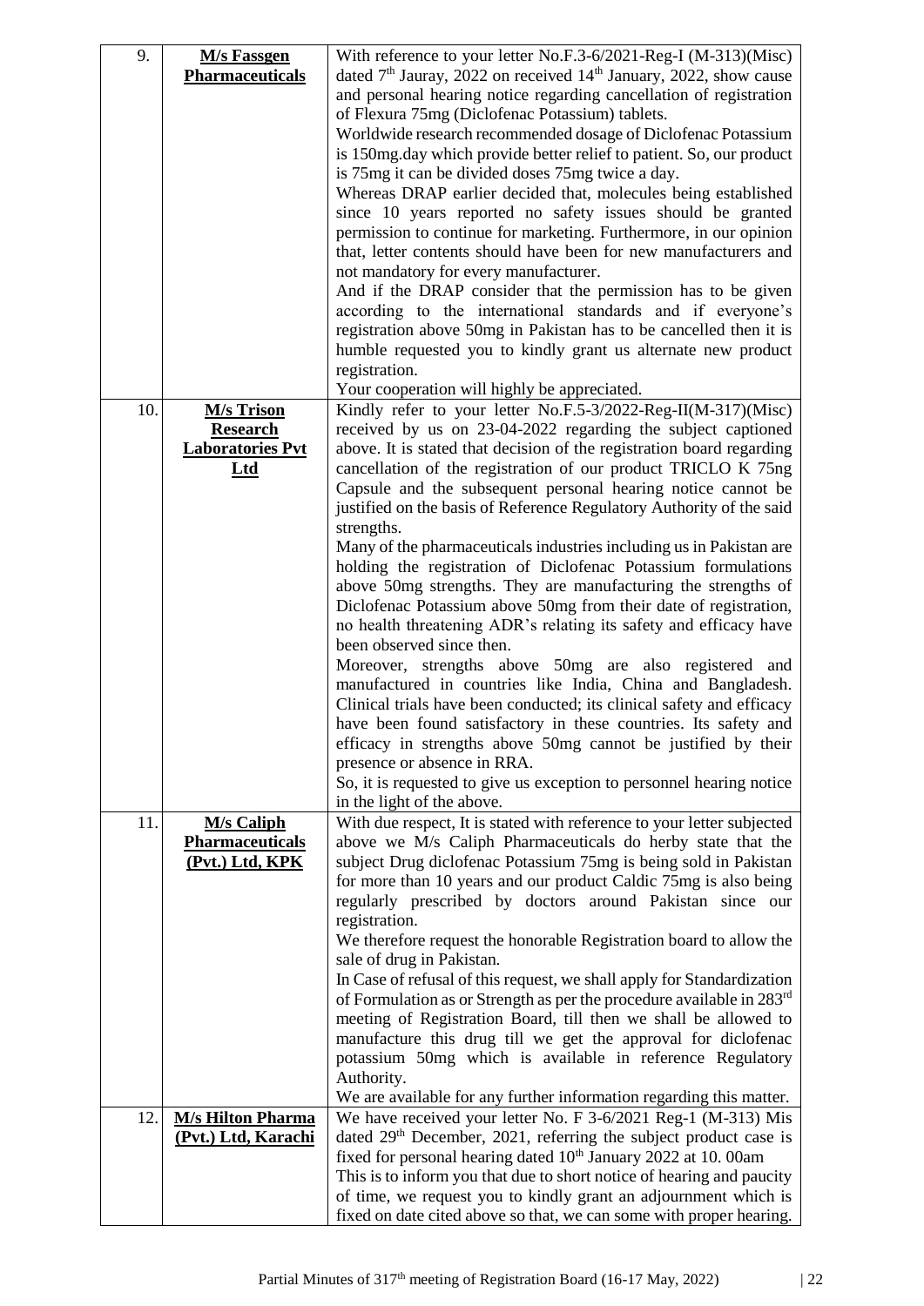| | | |
|---|---|---|
| 9. | **M/s Fassgen Pharmaceuticals** | With reference to your letter No.F.3-6/2021-Reg-I (M-313)(Misc) dated 7th Jauray, 2022 on received 14th January, 2022, show cause and personal hearing notice regarding cancellation of registration of Flexura 75mg (Diclofenac Potassium) tablets.<br>Worldwide research recommended dosage of Diclofenac Potassium is 150mg.day which provide better relief to patient. So, our product is 75mg it can be divided doses 75mg twice a day.<br>Whereas DRAP earlier decided that, molecules being established since 10 years reported no safety issues should be granted permission to continue for marketing. Furthermore, in our opinion that, letter contents should have been for new manufacturers and not mandatory for every manufacturer.<br>And if the DRAP consider that the permission has to be given according to the international standards and if everyone's registration above 50mg in Pakistan has to be cancelled then it is humble requested you to kindly grant us alternate new product registration.<br>Your cooperation will highly be appreciated. |
| 10. | **M/s Trison Research Laboratories Pvt Ltd** | Kindly refer to your letter No.F.5-3/2022-Reg-II(M-317)(Misc) received by us on 23-04-2022 regarding the subject captioned above. It is stated that decision of the registration board regarding cancellation of the registration of our product TRICLO K 75ng Capsule and the subsequent personal hearing notice cannot be justified on the basis of Reference Regulatory Authority of the said strengths.<br>Many of the pharmaceuticals industries including us in Pakistan are holding the registration of Diclofenac Potassium formulations above 50mg strengths. They are manufacturing the strengths of Diclofenac Potassium above 50mg from their date of registration, no health threatening ADR's relating its safety and efficacy have been observed since then.<br>Moreover, strengths above 50mg are also registered and manufactured in countries like India, China and Bangladesh. Clinical trials have been conducted; its clinical safety and efficacy have been found satisfactory in these countries. Its safety and efficacy in strengths above 50mg cannot be justified by their presence or absence in RRA.<br>So, it is requested to give us exception to personnel hearing notice in the light of the above. |
| 11. | **M/s Caliph Pharmaceuticals (Pvt.) Ltd, KPK** | With due respect, It is stated with reference to your letter subjected above we M/s Caliph Pharmaceuticals do herby state that the subject Drug diclofenac Potassium 75mg is being sold in Pakistan for more than 10 years and our product Caldic 75mg is also being regularly prescribed by doctors around Pakistan since our registration.<br>We therefore request the honorable Registration board to allow the sale of drug in Pakistan.<br>In Case of refusal of this request, we shall apply for Standardization of Formulation as or Strength as per the procedure available in 283rd meeting of Registration Board, till then we shall be allowed to manufacture this drug till we get the approval for diclofenac potassium 50mg which is available in reference Regulatory Authority.<br>We are available for any further information regarding this matter. |
| 12. | **M/s Hilton Pharma (Pvt.) Ltd, Karachi** | We have received your letter No. F 3-6/2021 Reg-1 (M-313) Mis dated 29th December, 2021, referring the subject product case is fixed for personal hearing dated 10th January 2022 at 10. 00am<br>This is to inform you that due to short notice of hearing and paucity of time, we request you to kindly grant an adjournment which is fixed on date cited above so that, we can some with proper hearing. |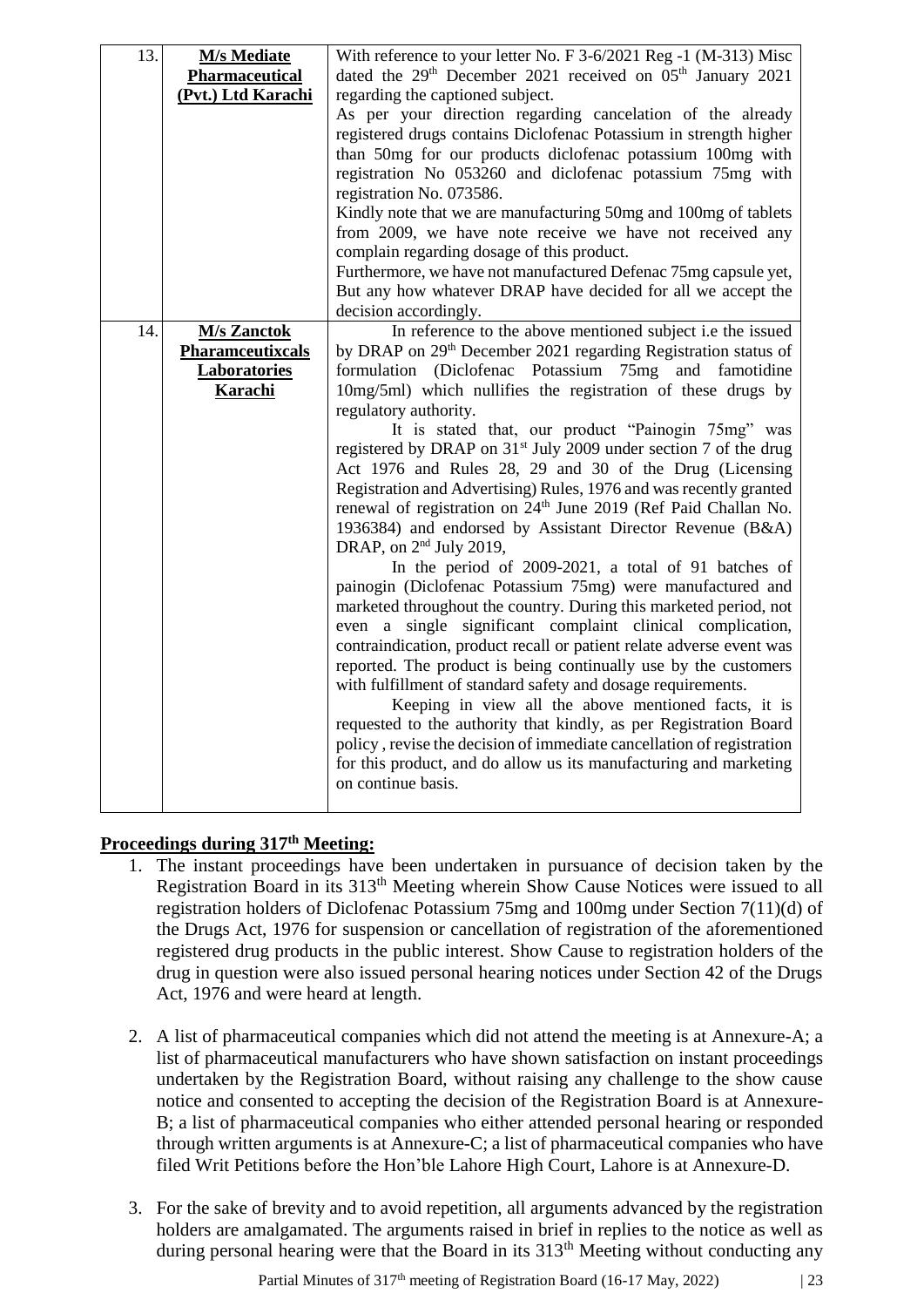| 13. | **M/s Mediate Pharmaceutical (Pvt.) Ltd Karachi** | With reference to your letter No. F 3-6/2021 Reg -1 (M-313) Misc dated the 29th December 2021 received on 05th January 2021 regarding the captioned subject.<br>As per your direction regarding cancelation of the already registered drugs contains Diclofenac Potassium in strength higher than 50mg for our products diclofenac potassium 100mg with registration No 053260 and diclofenac potassium 75mg with registration No. 073586.<br>Kindly note that we are manufacturing 50mg and 100mg of tablets from 2009, we have note receive we have not received any complain regarding dosage of this product.<br>Furthermore, we have not manufactured Defenac 75mg capsule yet, But any how whatever DRAP have decided for all we accept the decision accordingly. |
|---|---|---|
| 14. | **M/s Zanctok Pharamceutixcals Laboratories Karachi** | In reference to the above mentioned subject i.e the issued by DRAP on 29th December 2021 regarding Registration status of formulation (Diclofenac Potassium 75mg and famotidine 10mg/5ml) which nullifies the registration of these drugs by regulatory authority.<br>It is stated that, our product "Painogin 75mg" was registered by DRAP on 31st July 2009 under section 7 of the drug Act 1976 and Rules 28, 29 and 30 of the Drug (Licensing Registration and Advertising) Rules, 1976 and was recently granted renewal of registration on 24th June 2019 (Ref Paid Challan No. 1936384) and endorsed by Assistant Director Revenue (B&A) DRAP, on 2nd July 2019,<br>In the period of 2009-2021, a total of 91 batches of painogin (Diclofenac Potassium 75mg) were manufactured and marketed throughout the country. During this marketed period, not even a single significant complaint clinical complication, contraindication, product recall or patient relate adverse event was reported. The product is being continually use by the customers with fulfillment of standard safety and dosage requirements.<br>Keeping in view all the above mentioned facts, it is requested to the authority that kindly, as per Registration Board policy , revise the decision of immediate cancellation of registration for this product, and do allow us its manufacturing and marketing on continue basis. |

**Proceedings during 317th Meeting:**

1. The instant proceedings have been undertaken in pursuance of decision taken by the Registration Board in its 313th Meeting wherein Show Cause Notices were issued to all registration holders of Diclofenac Potassium 75mg and 100mg under Section 7(11)(d) of the Drugs Act, 1976 for suspension or cancellation of registration of the aforementioned registered drug products in the public interest. Show Cause to registration holders of the drug in question were also issued personal hearing notices under Section 42 of the Drugs Act, 1976 and were heard at length.

2. A list of pharmaceutical companies which did not attend the meeting is at Annexure-A; a list of pharmaceutical manufacturers who have shown satisfaction on instant proceedings undertaken by the Registration Board, without raising any challenge to the show cause notice and consented to accepting the decision of the Registration Board is at Annexure-B; a list of pharmaceutical companies who either attended personal hearing or responded through written arguments is at Annexure-C; a list of pharmaceutical companies who have filed Writ Petitions before the Hon'ble Lahore High Court, Lahore is at Annexure-D.

3. For the sake of brevity and to avoid repetition, all arguments advanced by the registration holders are amalgamated. The arguments raised in brief in replies to the notice as well as during personal hearing were that the Board in its 313th Meeting without conducting any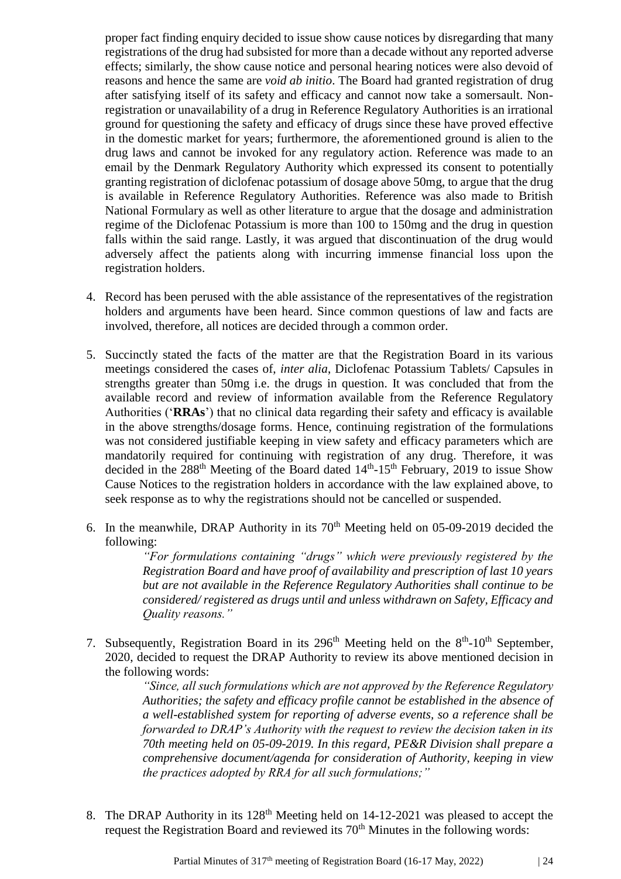proper fact finding enquiry decided to issue show cause notices by disregarding that many registrations of the drug had subsisted for more than a decade without any reported adverse effects; similarly, the show cause notice and personal hearing notices were also devoid of reasons and hence the same are *void ab initio*. The Board had granted registration of drug after satisfying itself of its safety and efficacy and cannot now take a somersault. Non-registration or unavailability of a drug in Reference Regulatory Authorities is an irrational ground for questioning the safety and efficacy of drugs since these have proved effective in the domestic market for years; furthermore, the aforementioned ground is alien to the drug laws and cannot be invoked for any regulatory action. Reference was made to an email by the Denmark Regulatory Authority which expressed its consent to potentially granting registration of diclofenac potassium of dosage above 50mg, to argue that the drug is available in Reference Regulatory Authorities. Reference was also made to British National Formulary as well as other literature to argue that the dosage and administration regime of the Diclofenac Potassium is more than 100 to 150mg and the drug in question falls within the said range. Lastly, it was argued that discontinuation of the drug would adversely affect the patients along with incurring immense financial loss upon the registration holders.

4. Record has been perused with the able assistance of the representatives of the registration holders and arguments have been heard. Since common questions of law and facts are involved, therefore, all notices are decided through a common order.

5. Succinctly stated the facts of the matter are that the Registration Board in its various meetings considered the cases of, *inter alia*, Diclofenac Potassium Tablets/ Capsules in strengths greater than 50mg i.e. the drugs in question. It was concluded that from the available record and review of information available from the Reference Regulatory Authorities ('**RRAs**') that no clinical data regarding their safety and efficacy is available in the above strengths/dosage forms. Hence, continuing registration of the formulations was not considered justifiable keeping in view safety and efficacy parameters which are mandatorily required for continuing with registration of any drug. Therefore, it was decided in the 288th Meeting of the Board dated 14th-15th February, 2019 to issue Show Cause Notices to the registration holders in accordance with the law explained above, to seek response as to why the registrations should not be cancelled or suspended.

6. In the meanwhile, DRAP Authority in its 70th Meeting held on 05-09-2019 decided the following:

   *"For formulations containing "drugs" which were previously registered by the Registration Board and have proof of availability and prescription of last 10 years but are not available in the Reference Regulatory Authorities shall continue to be considered/ registered as drugs until and unless withdrawn on Safety, Efficacy and Quality reasons."*

7. Subsequently, Registration Board in its 296th Meeting held on the 8th-10th September, 2020, decided to request the DRAP Authority to review its above mentioned decision in the following words:

   *"Since, all such formulations which are not approved by the Reference Regulatory Authorities; the safety and efficacy profile cannot be established in the absence of a well-established system for reporting of adverse events, so a reference shall be forwarded to DRAP's Authority with the request to review the decision taken in its 70th meeting held on 05-09-2019. In this regard, PE&R Division shall prepare a comprehensive document/agenda for consideration of Authority, keeping in view the practices adopted by RRA for all such formulations;"*

8. The DRAP Authority in its 128th Meeting held on 14-12-2021 was pleased to accept the request the Registration Board and reviewed its 70th Minutes in the following words: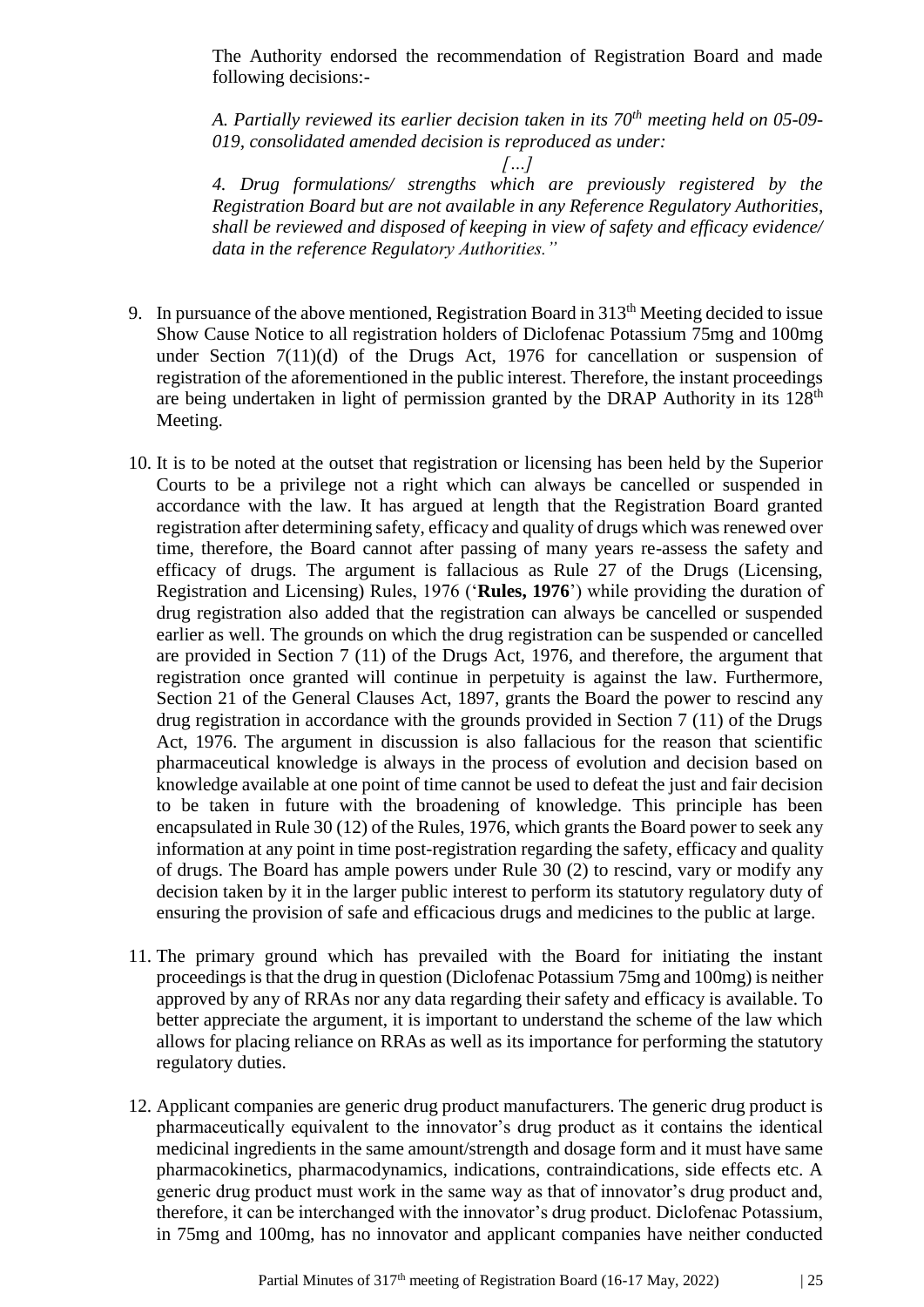The Authority endorsed the recommendation of Registration Board and made following decisions:-

*A. Partially reviewed its earlier decision taken in its 70th meeting held on 05-09-019, consolidated amended decision is reproduced as under:*

*[…]*

*4. Drug formulations/ strengths which are previously registered by the Registration Board but are not available in any Reference Regulatory Authorities, shall be reviewed and disposed of keeping in view of safety and efficacy evidence/ data in the reference Regulatory Authorities."*

9. In pursuance of the above mentioned, Registration Board in 313th Meeting decided to issue Show Cause Notice to all registration holders of Diclofenac Potassium 75mg and 100mg under Section 7(11)(d) of the Drugs Act, 1976 for cancellation or suspension of registration of the aforementioned in the public interest. Therefore, the instant proceedings are being undertaken in light of permission granted by the DRAP Authority in its 128th Meeting.

10. It is to be noted at the outset that registration or licensing has been held by the Superior Courts to be a privilege not a right which can always be cancelled or suspended in accordance with the law. It has argued at length that the Registration Board granted registration after determining safety, efficacy and quality of drugs which was renewed over time, therefore, the Board cannot after passing of many years re-assess the safety and efficacy of drugs. The argument is fallacious as Rule 27 of the Drugs (Licensing, Registration and Licensing) Rules, 1976 ('**Rules, 1976**') while providing the duration of drug registration also added that the registration can always be cancelled or suspended earlier as well. The grounds on which the drug registration can be suspended or cancelled are provided in Section 7 (11) of the Drugs Act, 1976, and therefore, the argument that registration once granted will continue in perpetuity is against the law. Furthermore, Section 21 of the General Clauses Act, 1897, grants the Board the power to rescind any drug registration in accordance with the grounds provided in Section 7 (11) of the Drugs Act, 1976. The argument in discussion is also fallacious for the reason that scientific pharmaceutical knowledge is always in the process of evolution and decision based on knowledge available at one point of time cannot be used to defeat the just and fair decision to be taken in future with the broadening of knowledge. This principle has been encapsulated in Rule 30 (12) of the Rules, 1976, which grants the Board power to seek any information at any point in time post-registration regarding the safety, efficacy and quality of drugs. The Board has ample powers under Rule 30 (2) to rescind, vary or modify any decision taken by it in the larger public interest to perform its statutory regulatory duty of ensuring the provision of safe and efficacious drugs and medicines to the public at large.

11. The primary ground which has prevailed with the Board for initiating the instant proceedings is that the drug in question (Diclofenac Potassium 75mg and 100mg) is neither approved by any of RRAs nor any data regarding their safety and efficacy is available. To better appreciate the argument, it is important to understand the scheme of the law which allows for placing reliance on RRAs as well as its importance for performing the statutory regulatory duties.

12. Applicant companies are generic drug product manufacturers. The generic drug product is pharmaceutically equivalent to the innovator's drug product as it contains the identical medicinal ingredients in the same amount/strength and dosage form and it must have same pharmacokinetics, pharmacodynamics, indications, contraindications, side effects etc. A generic drug product must work in the same way as that of innovator's drug product and, therefore, it can be interchanged with the innovator's drug product. Diclofenac Potassium, in 75mg and 100mg, has no innovator and applicant companies have neither conducted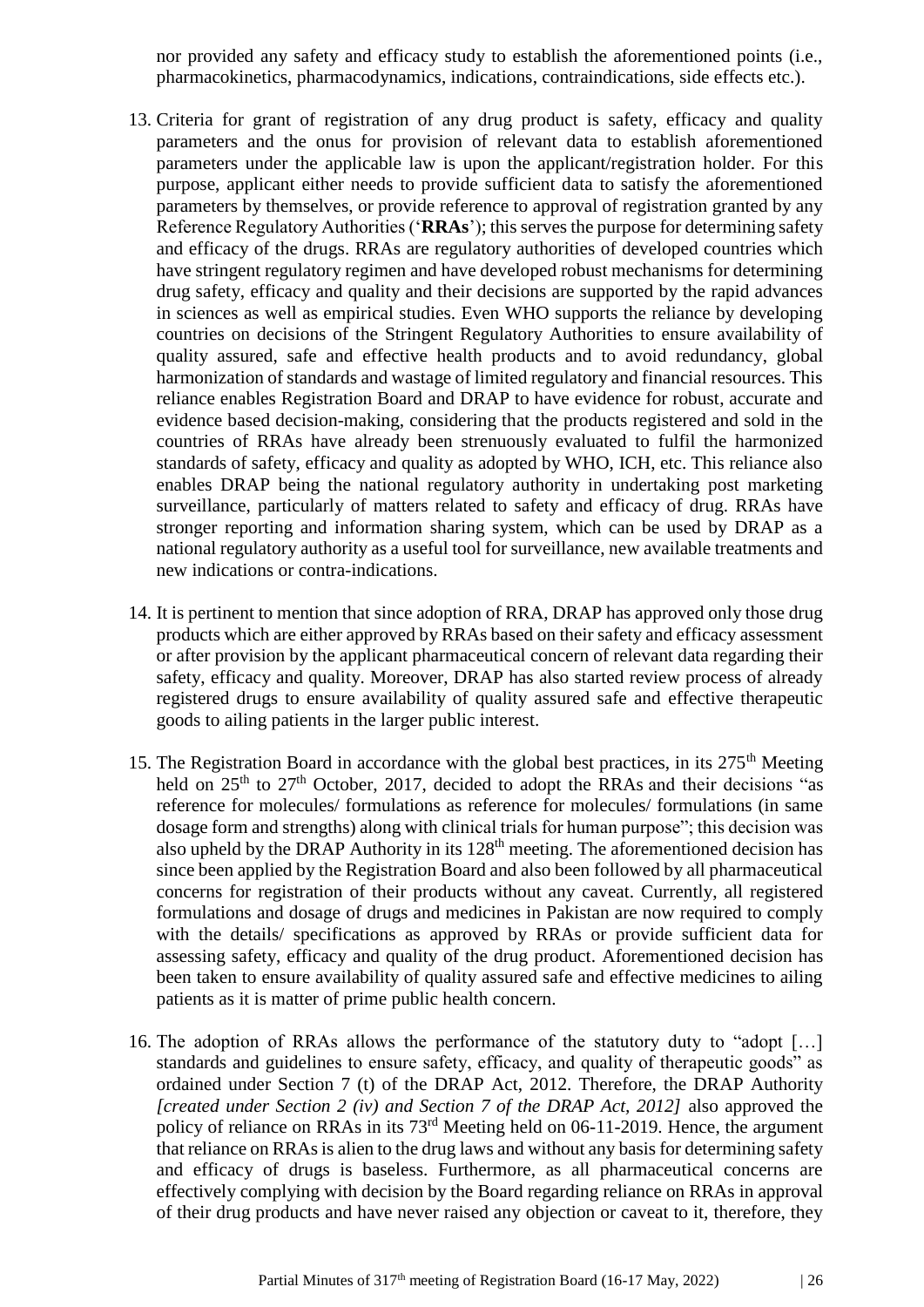nor provided any safety and efficacy study to establish the aforementioned points (i.e., pharmacokinetics, pharmacodynamics, indications, contraindications, side effects etc.).

13. Criteria for grant of registration of any drug product is safety, efficacy and quality parameters and the onus for provision of relevant data to establish aforementioned parameters under the applicable law is upon the applicant/registration holder. For this purpose, applicant either needs to provide sufficient data to satisfy the aforementioned parameters by themselves, or provide reference to approval of registration granted by any Reference Regulatory Authorities ('**RRAs**'); this serves the purpose for determining safety and efficacy of the drugs. RRAs are regulatory authorities of developed countries which have stringent regulatory regimen and have developed robust mechanisms for determining drug safety, efficacy and quality and their decisions are supported by the rapid advances in sciences as well as empirical studies. Even WHO supports the reliance by developing countries on decisions of the Stringent Regulatory Authorities to ensure availability of quality assured, safe and effective health products and to avoid redundancy, global harmonization of standards and wastage of limited regulatory and financial resources. This reliance enables Registration Board and DRAP to have evidence for robust, accurate and evidence based decision-making, considering that the products registered and sold in the countries of RRAs have already been strenuously evaluated to fulfil the harmonized standards of safety, efficacy and quality as adopted by WHO, ICH, etc. This reliance also enables DRAP being the national regulatory authority in undertaking post marketing surveillance, particularly of matters related to safety and efficacy of drug. RRAs have stronger reporting and information sharing system, which can be used by DRAP as a national regulatory authority as a useful tool for surveillance, new available treatments and new indications or contra-indications.

14. It is pertinent to mention that since adoption of RRA, DRAP has approved only those drug products which are either approved by RRAs based on their safety and efficacy assessment or after provision by the applicant pharmaceutical concern of relevant data regarding their safety, efficacy and quality. Moreover, DRAP has also started review process of already registered drugs to ensure availability of quality assured safe and effective therapeutic goods to ailing patients in the larger public interest.

15. The Registration Board in accordance with the global best practices, in its 275th Meeting held on 25th to 27th October, 2017, decided to adopt the RRAs and their decisions "as reference for molecules/ formulations as reference for molecules/ formulations (in same dosage form and strengths) along with clinical trials for human purpose"; this decision was also upheld by the DRAP Authority in its 128th meeting. The aforementioned decision has since been applied by the Registration Board and also been followed by all pharmaceutical concerns for registration of their products without any caveat. Currently, all registered formulations and dosage of drugs and medicines in Pakistan are now required to comply with the details/ specifications as approved by RRAs or provide sufficient data for assessing safety, efficacy and quality of the drug product. Aforementioned decision has been taken to ensure availability of quality assured safe and effective medicines to ailing patients as it is matter of prime public health concern.

16. The adoption of RRAs allows the performance of the statutory duty to "adopt […] standards and guidelines to ensure safety, efficacy, and quality of therapeutic goods" as ordained under Section 7 (t) of the DRAP Act, 2012. Therefore, the DRAP Authority *[created under Section 2 (iv) and Section 7 of the DRAP Act, 2012]* also approved the policy of reliance on RRAs in its 73rd Meeting held on 06-11-2019. Hence, the argument that reliance on RRAs is alien to the drug laws and without any basis for determining safety and efficacy of drugs is baseless. Furthermore, as all pharmaceutical concerns are effectively complying with decision by the Board regarding reliance on RRAs in approval of their drug products and have never raised any objection or caveat to it, therefore, they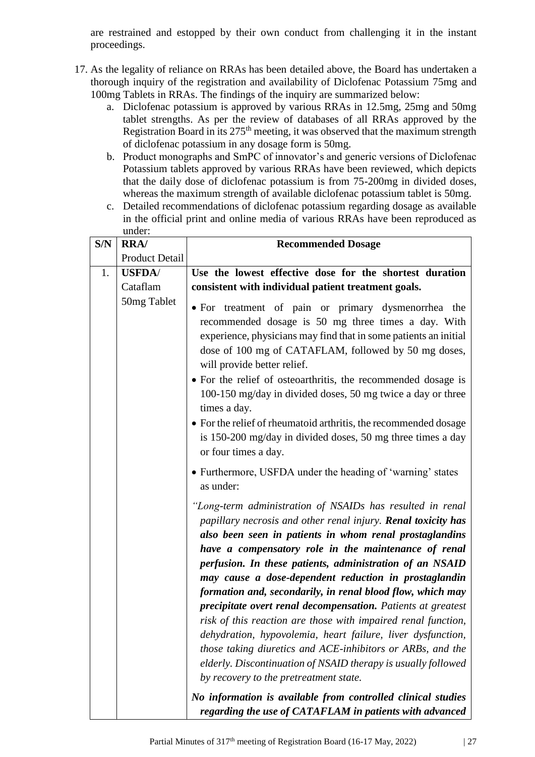are restrained and estopped by their own conduct from challenging it in the instant proceedings.

17. As the legality of reliance on RRAs has been detailed above, the Board has undertaken a thorough inquiry of the registration and availability of Diclofenac Potassium 75mg and 100mg Tablets in RRAs. The findings of the inquiry are summarized below:
    a. Diclofenac potassium is approved by various RRAs in 12.5mg, 25mg and 50mg tablet strengths. As per the review of databases of all RRAs approved by the Registration Board in its 275th meeting, it was observed that the maximum strength of diclofenac potassium in any dosage form is 50mg.
    b. Product monographs and SmPC of innovator's and generic versions of Diclofenac Potassium tablets approved by various RRAs have been reviewed, which depicts that the daily dose of diclofenac potassium is from 75-200mg in divided doses, whereas the maximum strength of available diclofenac potassium tablet is 50mg.
    c. Detailed recommendations of diclofenac potassium regarding dosage as available in the official print and online media of various RRAs have been reproduced as under:

| S/N | RRA/ Product Detail | Recommended Dosage |
|---|---|---|
| 1. | **USFDA**/ Cataflam 50mg Tablet | **Use the lowest effective dose for the shortest duration consistent with individual patient treatment goals.**<br>• For treatment of pain or primary dysmenorrhea the recommended dosage is 50 mg three times a day. With experience, physicians may find that in some patients an initial dose of 100 mg of CATAFLAM, followed by 50 mg doses, will provide better relief.<br>• For the relief of osteoarthritis, the recommended dosage is 100-150 mg/day in divided doses, 50 mg twice a day or three times a day.<br>• For the relief of rheumatoid arthritis, the recommended dosage is 150-200 mg/day in divided doses, 50 mg three times a day or four times a day.<br>• Furthermore, USFDA under the heading of 'warning' states as under:<br>*"Long-term administration of NSAIDs has resulted in renal papillary necrosis and other renal injury.* ***Renal toxicity has also been seen in patients in whom renal prostaglandins have a compensatory role in the maintenance of renal perfusion. In these patients, administration of an NSAID may cause a dose-dependent reduction in prostaglandin formation and, secondarily, in renal blood flow, which may precipitate overt renal decompensation.*** *Patients at greatest risk of this reaction are those with impaired renal function, dehydration, hypovolemia, heart failure, liver dysfunction, those taking diuretics and ACE-inhibitors or ARBs, and the elderly. Discontinuation of NSAID therapy is usually followed by recovery to the pretreatment state.*<br>***No information is available from controlled clinical studies regarding the use of CATAFLAM in patients with advanced*** |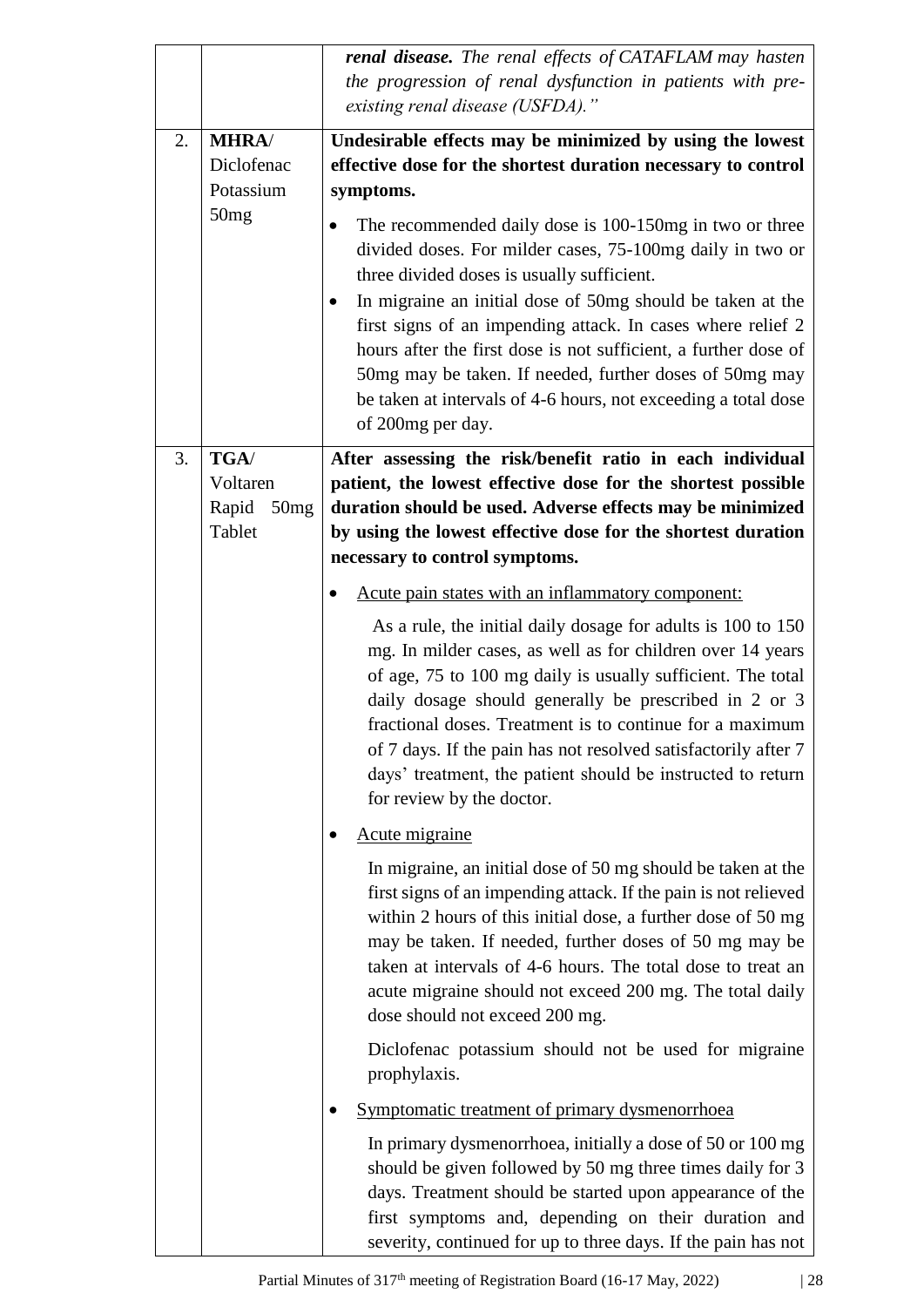|  |  |  |
|---|---|---|
|  |  | ***renal disease.*** *The renal effects of CATAFLAM may hasten the progression of renal dysfunction in patients with pre-existing renal disease (USFDA)."* |
| 2. | **MHRA**/ Diclofenac Potassium 50mg | **Undesirable effects may be minimized by using the lowest effective dose for the shortest duration necessary to control symptoms.** <br> • The recommended daily dose is 100-150mg in two or three divided doses. For milder cases, 75-100mg daily in two or three divided doses is usually sufficient. <br> • In migraine an initial dose of 50mg should be taken at the first signs of an impending attack. In cases where relief 2 hours after the first dose is not sufficient, a further dose of 50mg may be taken. If needed, further doses of 50mg may be taken at intervals of 4-6 hours, not exceeding a total dose of 200mg per day. |
| 3. | **TGA**/ Voltaren Rapid 50mg Tablet | **After assessing the risk/benefit ratio in each individual patient, the lowest effective dose for the shortest possible duration should be used. Adverse effects may be minimized by using the lowest effective dose for the shortest duration necessary to control symptoms.** <br> • <u>Acute pain states with an inflammatory component:</u> <br> As a rule, the initial daily dosage for adults is 100 to 150 mg. In milder cases, as well as for children over 14 years of age, 75 to 100 mg daily is usually sufficient. The total daily dosage should generally be prescribed in 2 or 3 fractional doses. Treatment is to continue for a maximum of 7 days. If the pain has not resolved satisfactorily after 7 days' treatment, the patient should be instructed to return for review by the doctor. <br> • <u>Acute migraine</u> <br> In migraine, an initial dose of 50 mg should be taken at the first signs of an impending attack. If the pain is not relieved within 2 hours of this initial dose, a further dose of 50 mg may be taken. If needed, further doses of 50 mg may be taken at intervals of 4-6 hours. The total dose to treat an acute migraine should not exceed 200 mg. The total daily dose should not exceed 200 mg. <br> Diclofenac potassium should not be used for migraine prophylaxis. <br> • <u>Symptomatic treatment of primary dysmenorrhoea</u> <br> In primary dysmenorrhoea, initially a dose of 50 or 100 mg should be given followed by 50 mg three times daily for 3 days. Treatment should be started upon appearance of the first symptoms and, depending on their duration and severity, continued for up to three days. If the pain has not |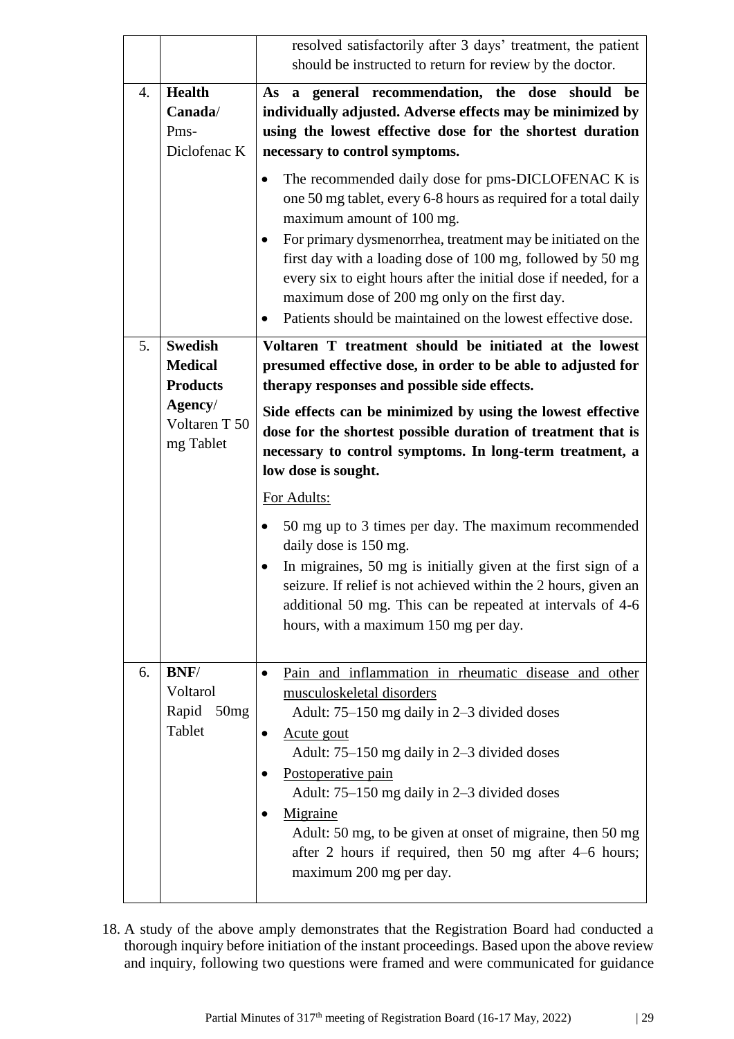| | | |
|---|---|---|
| | | resolved satisfactorily after 3 days' treatment, the patient should be instructed to return for review by the doctor. |
| 4. | **Health Canada**/ Pms-Diclofenac K | **As a general recommendation, the dose should be individually adjusted. Adverse effects may be minimized by using the lowest effective dose for the shortest duration necessary to control symptoms.**<br>• The recommended daily dose for pms-DICLOFENAC K is one 50 mg tablet, every 6-8 hours as required for a total daily maximum amount of 100 mg.<br>• For primary dysmenorrhea, treatment may be initiated on the first day with a loading dose of 100 mg, followed by 50 mg every six to eight hours after the initial dose if needed, for a maximum dose of 200 mg only on the first day.<br>• Patients should be maintained on the lowest effective dose. |
| 5. | **Swedish Medical Products Agency**/ Voltaren T 50 mg Tablet | **Voltaren T treatment should be initiated at the lowest presumed effective dose, in order to be able to adjusted for therapy responses and possible side effects.**<br>**Side effects can be minimized by using the lowest effective dose for the shortest possible duration of treatment that is necessary to control symptoms. In long-term treatment, a low dose is sought.**<br><u>For Adults:</u><br>• 50 mg up to 3 times per day. The maximum recommended daily dose is 150 mg.<br>• In migraines, 50 mg is initially given at the first sign of a seizure. If relief is not achieved within the 2 hours, given an additional 50 mg. This can be repeated at intervals of 4-6 hours, with a maximum 150 mg per day. |
| 6. | **BNF**/ Voltarol Rapid 50mg Tablet | • <u>Pain and inflammation in rheumatic disease and other musculoskeletal disorders</u><br>Adult: 75–150 mg daily in 2–3 divided doses<br>• <u>Acute gout</u><br>Adult: 75–150 mg daily in 2–3 divided doses<br>• <u>Postoperative pain</u><br>Adult: 75–150 mg daily in 2–3 divided doses<br>• <u>Migraine</u><br>Adult: 50 mg, to be given at onset of migraine, then 50 mg after 2 hours if required, then 50 mg after 4–6 hours; maximum 200 mg per day. |

18. A study of the above amply demonstrates that the Registration Board had conducted a thorough inquiry before initiation of the instant proceedings. Based upon the above review and inquiry, following two questions were framed and were communicated for guidance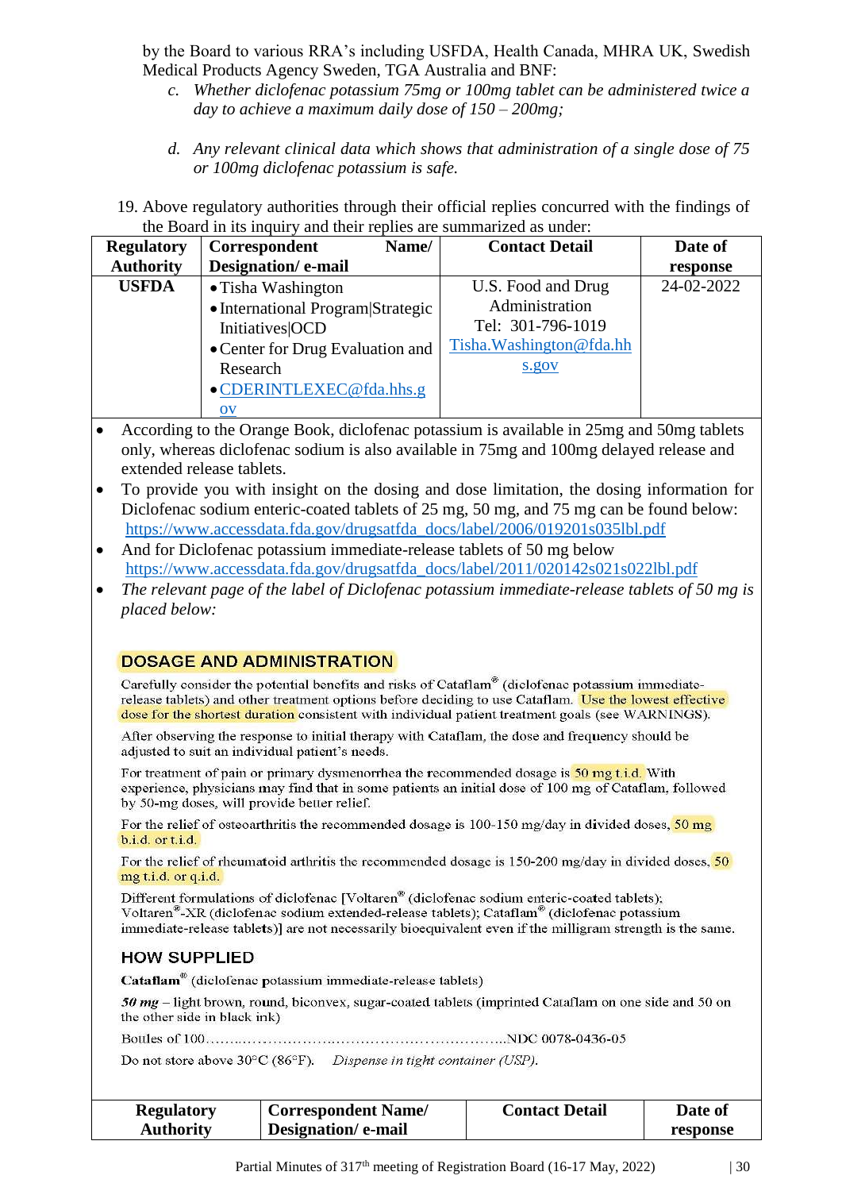by the Board to various RRA's including USFDA, Health Canada, MHRA UK, Swedish Medical Products Agency Sweden, TGA Australia and BNF:

c. *Whether diclofenac potassium 75mg or 100mg tablet can be administered twice a day to achieve a maximum daily dose of 150 – 200mg;*

d. *Any relevant clinical data which shows that administration of a single dose of 75 or 100mg diclofenac potassium is safe.*

19. Above regulatory authorities through their official replies concurred with the findings of the Board in its inquiry and their replies are summarized as under:

| Regulatory Authority | Correspondent Name/ Designation/ e-mail | Contact Detail | Date of response |
|---|---|---|---|
| **USFDA** | • Tisha Washington<br>• International Program\|Strategic Initiatives\|OCD<br>• Center for Drug Evaluation and Research<br>• CDERINTLEXEC@fda.hhs.gov | U.S. Food and Drug Administration<br>Tel: 301-796-1019<br>Tisha.Washington@fda.hhs.gov | 24-02-2022 |

- According to the Orange Book, diclofenac potassium is available in 25mg and 50mg tablets only, whereas diclofenac sodium is also available in 75mg and 100mg delayed release and extended release tablets.
- To provide you with insight on the dosing and dose limitation, the dosing information for Diclofenac sodium enteric-coated tablets of 25 mg, 50 mg, and 75 mg can be found below: https://www.accessdata.fda.gov/drugsatfda_docs/label/2006/019201s035lbl.pdf
- And for Diclofenac potassium immediate-release tablets of 50 mg below https://www.accessdata.fda.gov/drugsatfda_docs/label/2011/020142s021s022lbl.pdf
- *The relevant page of the label of Diclofenac potassium immediate-release tablets of 50 mg is placed below:*

## DOSAGE AND ADMINISTRATION

Carefully consider the potential benefits and risks of Cataflam® (diclofenac potassium immediate-release tablets) and other treatment options before deciding to use Cataflam. Use the lowest effective dose for the shortest duration consistent with individual patient treatment goals (see WARNINGS).

After observing the response to initial therapy with Cataflam, the dose and frequency should be adjusted to suit an individual patient's needs.

For treatment of pain or primary dysmenorrhea the recommended dosage is 50 mg t.i.d. With experience, physicians may find that in some patients an initial dose of 100 mg of Cataflam, followed by 50-mg doses, will provide better relief.

For the relief of osteoarthritis the recommended dosage is 100-150 mg/day in divided doses, 50 mg b.i.d. or t.i.d.

For the relief of rheumatoid arthritis the recommended dosage is 150-200 mg/day in divided doses, 50 mg t.i.d. or q.i.d.

Different formulations of diclofenac [Voltaren® (diclofenac sodium enteric-coated tablets); Voltaren®-XR (diclofenac sodium extended-release tablets); Cataflam® (diclofenac potassium immediate-release tablets)] are not necessarily bioequivalent even if the milligram strength is the same.

## HOW SUPPLIED

**Cataflam®** (diclofenac potassium immediate-release tablets)

*50 mg* – light brown, round, biconvex, sugar-coated tablets (imprinted Cataflam on one side and 50 on the other side in black ink)

Bottles of 100……………………………………………………………..NDC 0078-0436-05

Do not store above 30°C (86°F). *Dispense in tight container (USP).*

| Regulatory Authority | Correspondent Name/ Designation/ e-mail | Contact Detail | Date of response |
|---|---|---|---|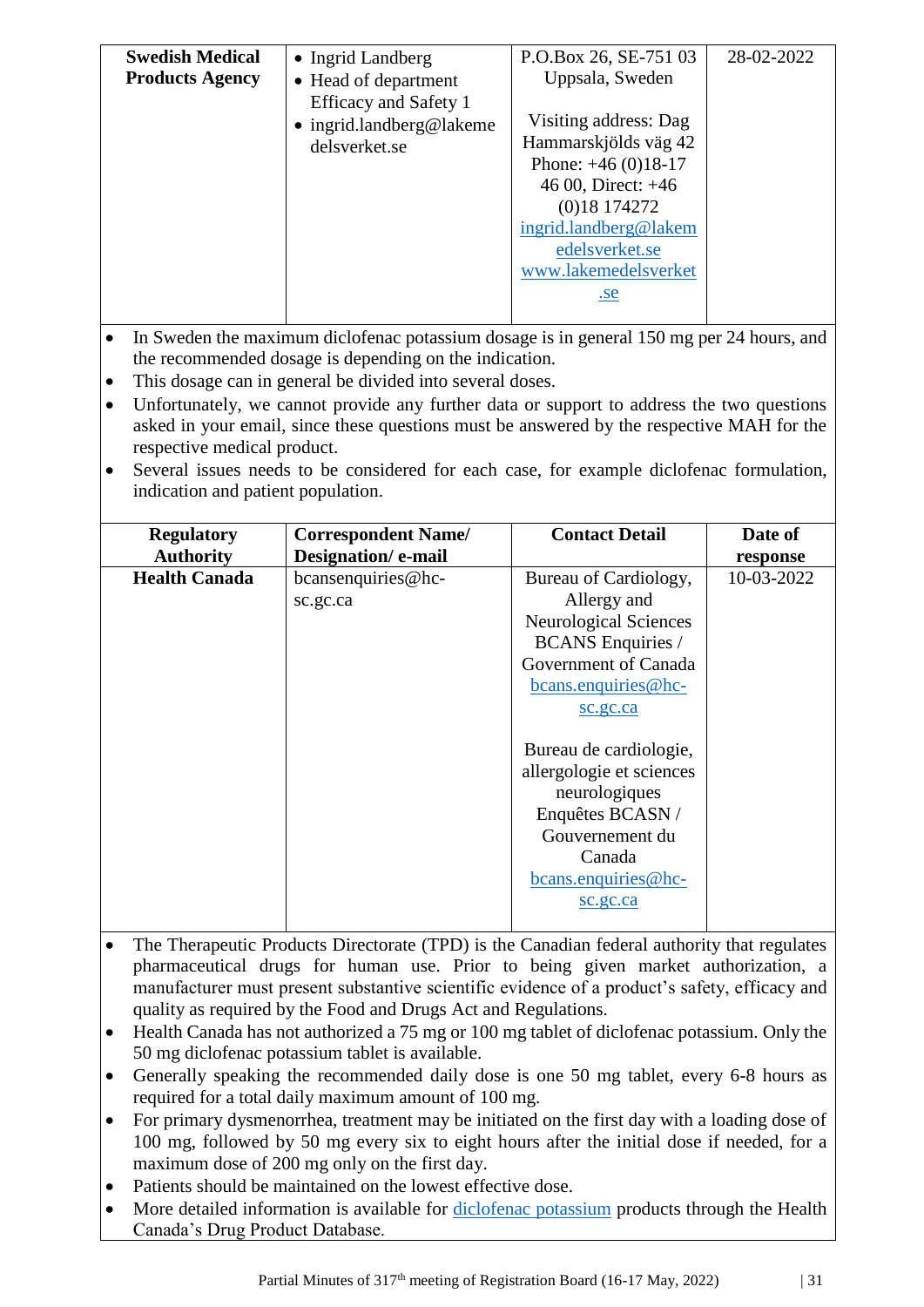| Swedish Medical Products Agency | • Ingrid Landberg<br>• Head of department Efficacy and Safety 1<br>• ingrid.landberg@lakemedelsverket.se | P.O.Box 26, SE-751 03 Uppsala, Sweden<br><br>Visiting address: Dag Hammarskjölds väg 42<br>Phone: +46 (0)18-17 46 00, Direct: +46 (0)18 174272<br>ingrid.landberg@lakemedelsverket.se<br>www.lakemedelsverket.se | 28-02-2022 |
|---|---|---|---|

- In Sweden the maximum diclofenac potassium dosage is in general 150 mg per 24 hours, and the recommended dosage is depending on the indication.
- This dosage can in general be divided into several doses.
- Unfortunately, we cannot provide any further data or support to address the two questions asked in your email, since these questions must be answered by the respective MAH for the respective medical product.
- Several issues needs to be considered for each case, for example diclofenac formulation, indication and patient population.

| Regulatory Authority | Correspondent Name/ Designation/ e-mail | Contact Detail | Date of response |
|---|---|---|---|
| **Health Canada** | bcansenquiries@hc-sc.gc.ca | Bureau of Cardiology, Allergy and Neurological Sciences BCANS Enquiries / Government of Canada<br>bcans.enquiries@hc-sc.gc.ca<br><br>Bureau de cardiologie, allergologie et sciences neurologiques Enquêtes BCASN / Gouvernement du Canada<br>bcans.enquiries@hc-sc.gc.ca | 10-03-2022 |

- The Therapeutic Products Directorate (TPD) is the Canadian federal authority that regulates pharmaceutical drugs for human use. Prior to being given market authorization, a manufacturer must present substantive scientific evidence of a product's safety, efficacy and quality as required by the Food and Drugs Act and Regulations.
- Health Canada has not authorized a 75 mg or 100 mg tablet of diclofenac potassium. Only the 50 mg diclofenac potassium tablet is available.
- Generally speaking the recommended daily dose is one 50 mg tablet, every 6-8 hours as required for a total daily maximum amount of 100 mg.
- For primary dysmenorrhea, treatment may be initiated on the first day with a loading dose of 100 mg, followed by 50 mg every six to eight hours after the initial dose if needed, for a maximum dose of 200 mg only on the first day.
- Patients should be maintained on the lowest effective dose.
- More detailed information is available for diclofenac potassium products through the Health Canada's Drug Product Database.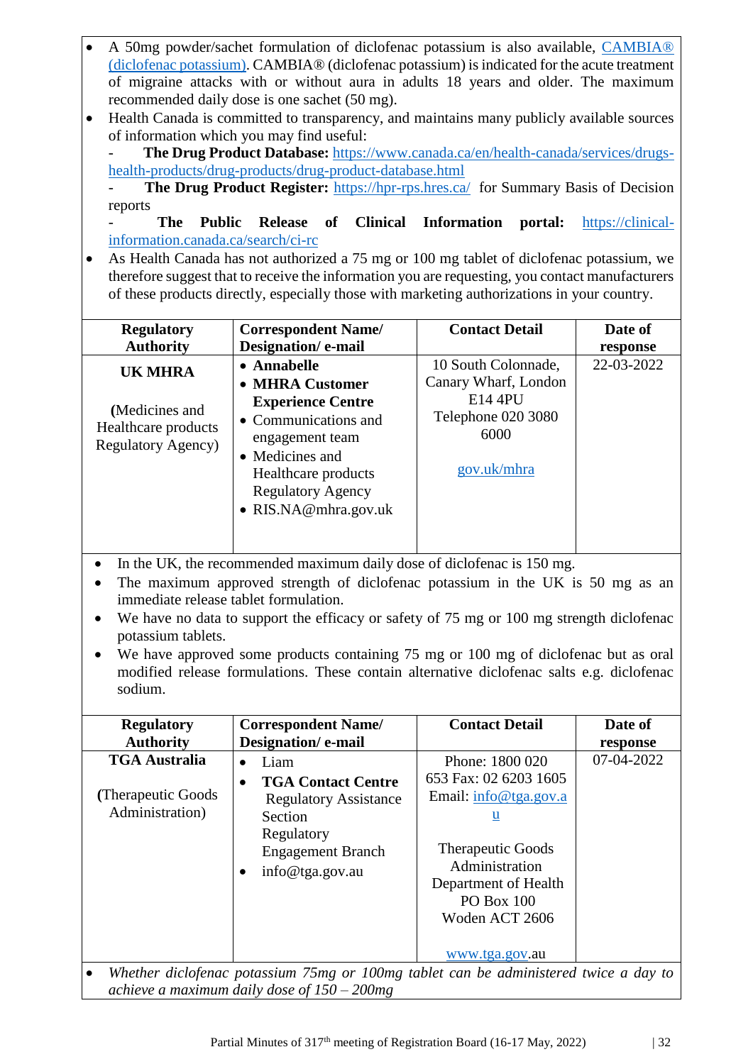- A 50mg powder/sachet formulation of diclofenac potassium is also available, CAMBIA® (diclofenac potassium). CAMBIA® (diclofenac potassium) is indicated for the acute treatment of migraine attacks with or without aura in adults 18 years and older. The maximum recommended daily dose is one sachet (50 mg).
- Health Canada is committed to transparency, and maintains many publicly available sources of information which you may find useful:
  - **The Drug Product Database:** https://www.canada.ca/en/health-canada/services/drugs-health-products/drug-products/drug-product-database.html
  - **The Drug Product Register:** https://hpr-rps.hres.ca/ for Summary Basis of Decision reports
  - **The Public Release of Clinical Information portal:** https://clinical-information.canada.ca/search/ci-rc
- As Health Canada has not authorized a 75 mg or 100 mg tablet of diclofenac potassium, we therefore suggest that to receive the information you are requesting, you contact manufacturers of these products directly, especially those with marketing authorizations in your country.

| Regulatory Authority | Correspondent Name/ Designation/ e-mail | Contact Detail | Date of response |
|---|---|---|---|
| **UK MHRA**<br><br>(Medicines and Healthcare products Regulatory Agency) | • **Annabelle**<br>• **MHRA Customer Experience Centre**<br>• Communications and engagement team<br>• Medicines and Healthcare products Regulatory Agency<br>• RIS.NA@mhra.gov.uk | 10 South Colonnade, Canary Wharf, London E14 4PU Telephone 020 3080 6000<br><br>gov.uk/mhra | 22-03-2022 |

- In the UK, the recommended maximum daily dose of diclofenac is 150 mg.
- The maximum approved strength of diclofenac potassium in the UK is 50 mg as an immediate release tablet formulation.
- We have no data to support the efficacy or safety of 75 mg or 100 mg strength diclofenac potassium tablets.
- We have approved some products containing 75 mg or 100 mg of diclofenac but as oral modified release formulations. These contain alternative diclofenac salts e.g. diclofenac sodium.

| Regulatory Authority | Correspondent Name/ Designation/ e-mail | Contact Detail | Date of response |
|---|---|---|---|
| **TGA Australia**<br><br>(Therapeutic Goods Administration) | • Liam<br>• **TGA Contact Centre** Regulatory Assistance Section Regulatory Engagement Branch<br>• info@tga.gov.au | Phone: 1800 020 653 Fax: 02 6203 1605 Email: info@tga.gov.au<br><br>Therapeutic Goods Administration Department of Health PO Box 100 Woden ACT 2606<br><br>www.tga.gov.au | 07-04-2022 |

- *Whether diclofenac potassium 75mg or 100mg tablet can be administered twice a day to achieve a maximum daily dose of 150 – 200mg*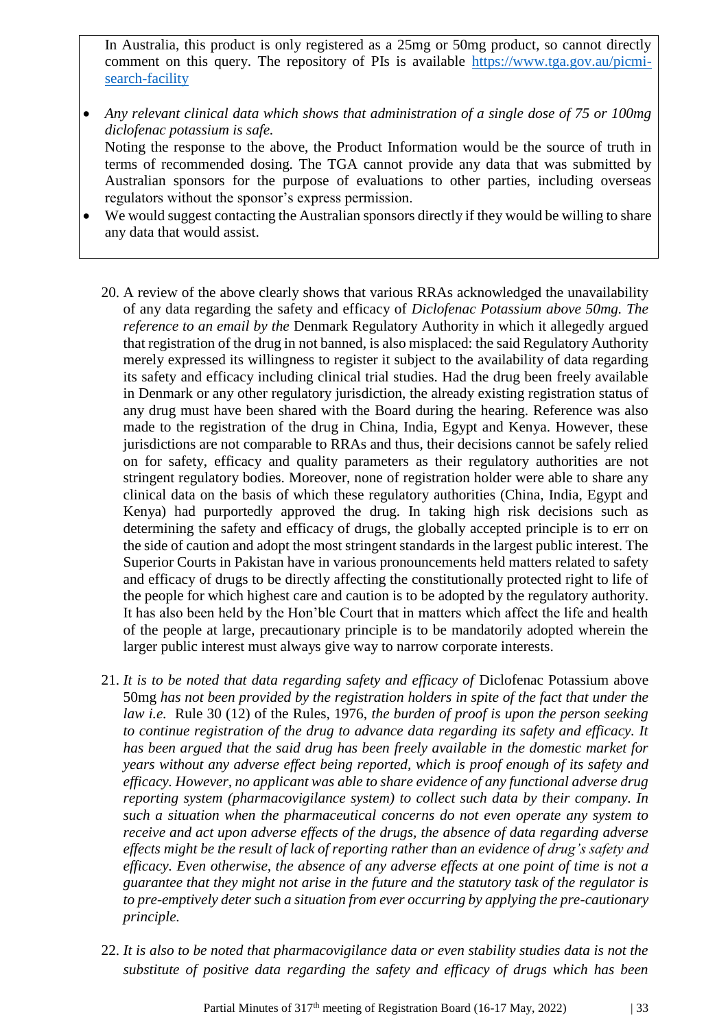In Australia, this product is only registered as a 25mg or 50mg product, so cannot directly comment on this query. The repository of PIs is available https://www.tga.gov.au/picmi-search-facility

- *Any relevant clinical data which shows that administration of a single dose of 75 or 100mg diclofenac potassium is safe.*
  Noting the response to the above, the Product Information would be the source of truth in terms of recommended dosing. The TGA cannot provide any data that was submitted by Australian sponsors for the purpose of evaluations to other parties, including overseas regulators without the sponsor's express permission.
- We would suggest contacting the Australian sponsors directly if they would be willing to share any data that would assist.

20. A review of the above clearly shows that various RRAs acknowledged the unavailability of any data regarding the safety and efficacy of *Diclofenac Potassium above 50mg. The reference to an email by the* Denmark Regulatory Authority in which it allegedly argued that registration of the drug in not banned, is also misplaced: the said Regulatory Authority merely expressed its willingness to register it subject to the availability of data regarding its safety and efficacy including clinical trial studies. Had the drug been freely available in Denmark or any other regulatory jurisdiction, the already existing registration status of any drug must have been shared with the Board during the hearing. Reference was also made to the registration of the drug in China, India, Egypt and Kenya. However, these jurisdictions are not comparable to RRAs and thus, their decisions cannot be safely relied on for safety, efficacy and quality parameters as their regulatory authorities are not stringent regulatory bodies. Moreover, none of registration holder were able to share any clinical data on the basis of which these regulatory authorities (China, India, Egypt and Kenya) had purportedly approved the drug. In taking high risk decisions such as determining the safety and efficacy of drugs, the globally accepted principle is to err on the side of caution and adopt the most stringent standards in the largest public interest. The Superior Courts in Pakistan have in various pronouncements held matters related to safety and efficacy of drugs to be directly affecting the constitutionally protected right to life of the people for which highest care and caution is to be adopted by the regulatory authority. It has also been held by the Hon'ble Court that in matters which affect the life and health of the people at large, precautionary principle is to be mandatorily adopted wherein the larger public interest must always give way to narrow corporate interests.

21. *It is to be noted that data regarding safety and efficacy of* Diclofenac Potassium above 50mg *has not been provided by the registration holders in spite of the fact that under the law i.e.* Rule 30 (12) of the Rules, 1976, *the burden of proof is upon the person seeking to continue registration of the drug to advance data regarding its safety and efficacy. It has been argued that the said drug has been freely available in the domestic market for years without any adverse effect being reported, which is proof enough of its safety and efficacy. However, no applicant was able to share evidence of any functional adverse drug reporting system (pharmacovigilance system) to collect such data by their company. In such a situation when the pharmaceutical concerns do not even operate any system to receive and act upon adverse effects of the drugs, the absence of data regarding adverse effects might be the result of lack of reporting rather than an evidence of drug's safety and efficacy. Even otherwise, the absence of any adverse effects at one point of time is not a guarantee that they might not arise in the future and the statutory task of the regulator is to pre-emptively deter such a situation from ever occurring by applying the pre-cautionary principle.*

22. *It is also to be noted that pharmacovigilance data or even stability studies data is not the substitute of positive data regarding the safety and efficacy of drugs which has been*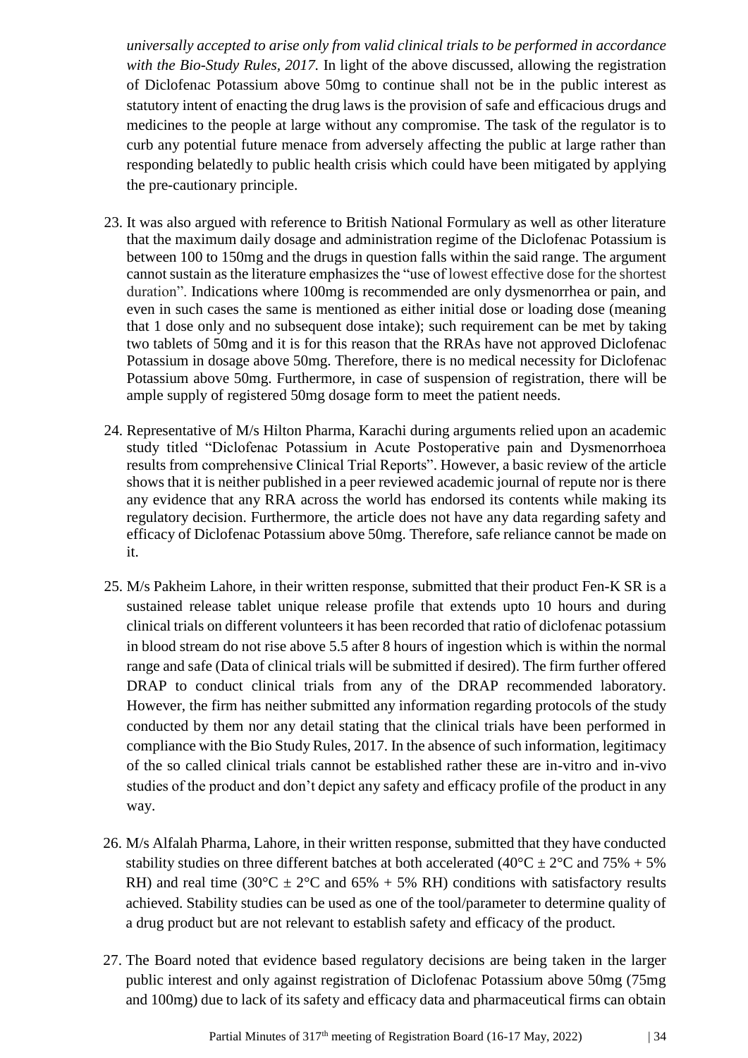*universally accepted to arise only from valid clinical trials to be performed in accordance with the Bio-Study Rules, 2017.* In light of the above discussed, allowing the registration of Diclofenac Potassium above 50mg to continue shall not be in the public interest as statutory intent of enacting the drug laws is the provision of safe and efficacious drugs and medicines to the people at large without any compromise. The task of the regulator is to curb any potential future menace from adversely affecting the public at large rather than responding belatedly to public health crisis which could have been mitigated by applying the pre-cautionary principle.

23. It was also argued with reference to British National Formulary as well as other literature that the maximum daily dosage and administration regime of the Diclofenac Potassium is between 100 to 150mg and the drugs in question falls within the said range. The argument cannot sustain as the literature emphasizes the "use of lowest effective dose for the shortest duration". Indications where 100mg is recommended are only dysmenorrhea or pain, and even in such cases the same is mentioned as either initial dose or loading dose (meaning that 1 dose only and no subsequent dose intake); such requirement can be met by taking two tablets of 50mg and it is for this reason that the RRAs have not approved Diclofenac Potassium in dosage above 50mg. Therefore, there is no medical necessity for Diclofenac Potassium above 50mg. Furthermore, in case of suspension of registration, there will be ample supply of registered 50mg dosage form to meet the patient needs.

24. Representative of M/s Hilton Pharma, Karachi during arguments relied upon an academic study titled "Diclofenac Potassium in Acute Postoperative pain and Dysmenorrhoea results from comprehensive Clinical Trial Reports". However, a basic review of the article shows that it is neither published in a peer reviewed academic journal of repute nor is there any evidence that any RRA across the world has endorsed its contents while making its regulatory decision. Furthermore, the article does not have any data regarding safety and efficacy of Diclofenac Potassium above 50mg. Therefore, safe reliance cannot be made on it.

25. M/s Pakheim Lahore, in their written response, submitted that their product Fen-K SR is a sustained release tablet unique release profile that extends upto 10 hours and during clinical trials on different volunteers it has been recorded that ratio of diclofenac potassium in blood stream do not rise above 5.5 after 8 hours of ingestion which is within the normal range and safe (Data of clinical trials will be submitted if desired). The firm further offered DRAP to conduct clinical trials from any of the DRAP recommended laboratory. However, the firm has neither submitted any information regarding protocols of the study conducted by them nor any detail stating that the clinical trials have been performed in compliance with the Bio Study Rules, 2017. In the absence of such information, legitimacy of the so called clinical trials cannot be established rather these are in-vitro and in-vivo studies of the product and don't depict any safety and efficacy profile of the product in any way.

26. M/s Alfalah Pharma, Lahore, in their written response, submitted that they have conducted stability studies on three different batches at both accelerated (40°C ± 2°C and 75% + 5% RH) and real time (30°C ± 2°C and 65% + 5% RH) conditions with satisfactory results achieved. Stability studies can be used as one of the tool/parameter to determine quality of a drug product but are not relevant to establish safety and efficacy of the product.

27. The Board noted that evidence based regulatory decisions are being taken in the larger public interest and only against registration of Diclofenac Potassium above 50mg (75mg and 100mg) due to lack of its safety and efficacy data and pharmaceutical firms can obtain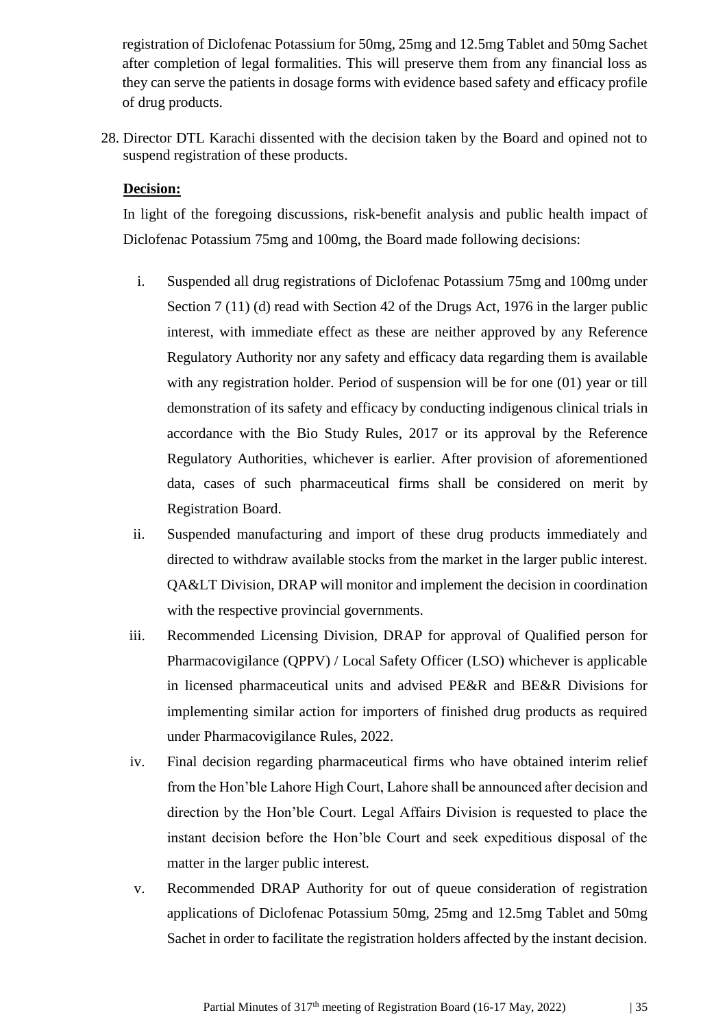registration of Diclofenac Potassium for 50mg, 25mg and 12.5mg Tablet and 50mg Sachet after completion of legal formalities. This will preserve them from any financial loss as they can serve the patients in dosage forms with evidence based safety and efficacy profile of drug products.

28. Director DTL Karachi dissented with the decision taken by the Board and opined not to suspend registration of these products.

**Decision:**

In light of the foregoing discussions, risk-benefit analysis and public health impact of Diclofenac Potassium 75mg and 100mg, the Board made following decisions:

i. Suspended all drug registrations of Diclofenac Potassium 75mg and 100mg under Section 7 (11) (d) read with Section 42 of the Drugs Act, 1976 in the larger public interest, with immediate effect as these are neither approved by any Reference Regulatory Authority nor any safety and efficacy data regarding them is available with any registration holder. Period of suspension will be for one (01) year or till demonstration of its safety and efficacy by conducting indigenous clinical trials in accordance with the Bio Study Rules, 2017 or its approval by the Reference Regulatory Authorities, whichever is earlier. After provision of aforementioned data, cases of such pharmaceutical firms shall be considered on merit by Registration Board.

ii. Suspended manufacturing and import of these drug products immediately and directed to withdraw available stocks from the market in the larger public interest. QA&LT Division, DRAP will monitor and implement the decision in coordination with the respective provincial governments.

iii. Recommended Licensing Division, DRAP for approval of Qualified person for Pharmacovigilance (QPPV) / Local Safety Officer (LSO) whichever is applicable in licensed pharmaceutical units and advised PE&R and BE&R Divisions for implementing similar action for importers of finished drug products as required under Pharmacovigilance Rules, 2022.

iv. Final decision regarding pharmaceutical firms who have obtained interim relief from the Hon'ble Lahore High Court, Lahore shall be announced after decision and direction by the Hon'ble Court. Legal Affairs Division is requested to place the instant decision before the Hon'ble Court and seek expeditious disposal of the matter in the larger public interest.

v. Recommended DRAP Authority for out of queue consideration of registration applications of Diclofenac Potassium 50mg, 25mg and 12.5mg Tablet and 50mg Sachet in order to facilitate the registration holders affected by the instant decision.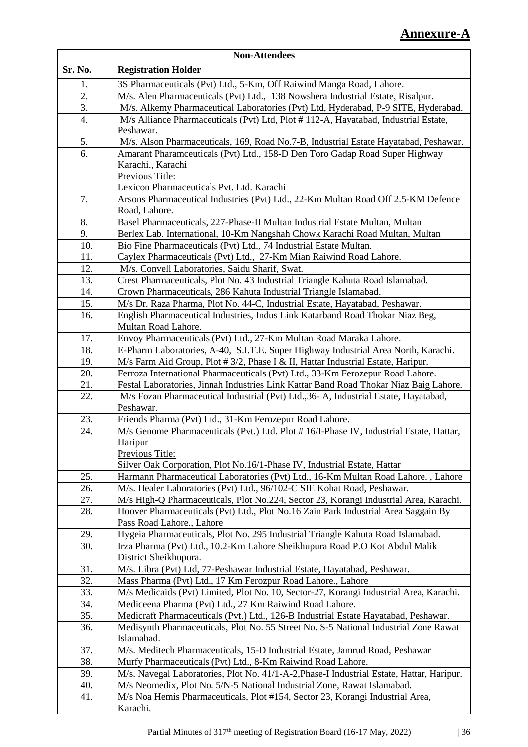# Annexure-A

| Non-Attendees | |
|---|---|
| **Sr. No.** | **Registration Holder** |
| 1. | 3S Pharmaceuticals (Pvt) Ltd., 5-Km, Off Raiwind Manga Road, Lahore. |
| 2. | M/s. Alen Pharmaceuticals (Pvt) Ltd., 138 Nowshera Industrial Estate, Risalpur. |
| 3. | M/s. Alkemy Pharmaceutical Laboratories (Pvt) Ltd, Hyderabad, P-9 SITE, Hyderabad. |
| 4. | M/s Alliance Pharmaceuticals (Pvt) Ltd, Plot # 112-A, Hayatabad, Industrial Estate, Peshawar. |
| 5. | M/s. Alson Pharmaceuticals, 169, Road No.7-B, Industrial Estate Hayatabad, Peshawar. |
| 6. | Amarant Pharamceuticals (Pvt) Ltd., 158-D Den Toro Gadap Road Super Highway Karachi., Karachi<br>Previous Title:<br>Lexicon Pharmaceuticals Pvt. Ltd. Karachi |
| 7. | Arsons Pharmaceutical Industries (Pvt) Ltd., 22-Km Multan Road Off 2.5-KM Defence Road, Lahore. |
| 8. | Basel Pharmaceuticals, 227-Phase-II Multan Industrial Estate Multan, Multan |
| 9. | Berlex Lab. International, 10-Km Nangshah Chowk Karachi Road Multan, Multan |
| 10. | Bio Fine Pharmaceuticals (Pvt) Ltd., 74 Industrial Estate Multan. |
| 11. | Caylex Pharmaceuticals (Pvt) Ltd., 27-Km Mian Raiwind Road Lahore. |
| 12. | M/s. Convell Laboratories, Saidu Sharif, Swat. |
| 13. | Crest Pharmaceuticals, Plot No. 43 Industrial Triangle Kahuta Road Islamabad. |
| 14. | Crown Pharmaceuticals, 286 Kahuta Industrial Triangle Islamabad. |
| 15. | M/s Dr. Raza Pharma, Plot No. 44-C, Industrial Estate, Hayatabad, Peshawar. |
| 16. | English Pharmaceutical Industries, Indus Link Katarband Road Thokar Niaz Beg, Multan Road Lahore. |
| 17. | Envoy Pharmaceuticals (Pvt) Ltd., 27-Km Multan Road Maraka Lahore. |
| 18. | E-Pharm Laboratories, A-40, S.I.T.E. Super Highway Industrial Area North, Karachi. |
| 19. | M/s Farm Aid Group, Plot # 3/2, Phase I & II, Hattar Industrial Estate, Haripur. |
| 20. | Ferroza International Pharmaceuticals (Pvt) Ltd., 33-Km Ferozepur Road Lahore. |
| 21. | Festal Laboratories, Jinnah Industries Link Kattar Band Road Thokar Niaz Baig Lahore. |
| 22. | M/s Fozan Pharmaceutical Industrial (Pvt) Ltd.,36- A, Industrial Estate, Hayatabad, Peshawar. |
| 23. | Friends Pharma (Pvt) Ltd., 31-Km Ferozepur Road Lahore. |
| 24. | M/s Genome Pharmaceuticals (Pvt.) Ltd. Plot # 16/I-Phase IV, Industrial Estate, Hattar, Haripur<br>Previous Title:<br>Silver Oak Corporation, Plot No.16/1-Phase IV, Industrial Estate, Hattar |
| 25. | Harmann Pharmaceutical Laboratories (Pvt) Ltd., 16-Km Multan Road Lahore. , Lahore |
| 26. | M/s. Healer Laboratories (Pvt) Ltd., 96/102-C SIE Kohat Road, Peshawar. |
| 27. | M/s High-Q Pharmaceuticals, Plot No.224, Sector 23, Korangi Industrial Area, Karachi. |
| 28. | Hoover Pharmaceuticals (Pvt) Ltd., Plot No.16 Zain Park Industrial Area Saggain By Pass Road Lahore., Lahore |
| 29. | Hygeia Pharmaceuticals, Plot No. 295 Industrial Triangle Kahuta Road Islamabad. |
| 30. | Irza Pharma (Pvt) Ltd., 10.2-Km Lahore Sheikhupura Road P.O Kot Abdul Malik District Sheikhupura. |
| 31. | M/s. Libra (Pvt) Ltd, 77-Peshawar Industrial Estate, Hayatabad, Peshawar. |
| 32. | Mass Pharma (Pvt) Ltd., 17 Km Ferozpur Road Lahore., Lahore |
| 33. | M/s Medicaids (Pvt) Limited, Plot No. 10, Sector-27, Korangi Industrial Area, Karachi. |
| 34. | Mediceena Pharma (Pvt) Ltd., 27 Km Raiwind Road Lahore. |
| 35. | Medicraft Pharmaceuticals (Pvt.) Ltd., 126-B Industrial Estate Hayatabad, Peshawar. |
| 36. | Medisynth Pharmaceuticals, Plot No. 55 Street No. S-5 National Industrial Zone Rawat Islamabad. |
| 37. | M/s. Meditech Pharmaceuticals, 15-D Industrial Estate, Jamrud Road, Peshawar |
| 38. | Murfy Pharmaceuticals (Pvt) Ltd., 8-Km Raiwind Road Lahore. |
| 39. | M/s. Navegal Laboratories, Plot No. 41/1-A-2,Phase-I Industrial Estate, Hattar, Haripur. |
| 40. | M/s Neomedix, Plot No. 5/N-5 National Industrial Zone, Rawat Islamabad. |
| 41. | M/s Noa Hemis Pharmaceuticals, Plot #154, Sector 23, Korangi Industrial Area, Karachi. |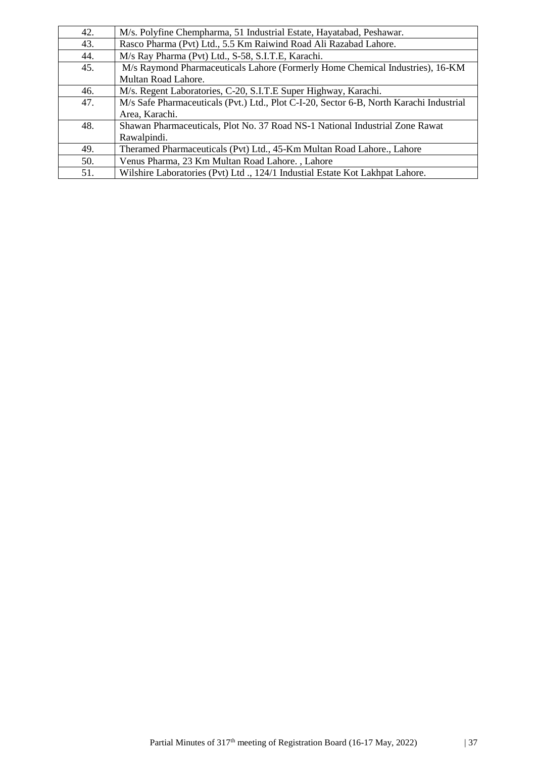| | |
|---|---|
| 42. | M/s. Polyfine Chempharma, 51 Industrial Estate, Hayatabad, Peshawar. |
| 43. | Rasco Pharma (Pvt) Ltd., 5.5 Km Raiwind Road Ali Razabad Lahore. |
| 44. | M/s Ray Pharma (Pvt) Ltd., S-58, S.I.T.E, Karachi. |
| 45. | M/s Raymond Pharmaceuticals Lahore (Formerly Home Chemical Industries), 16-KM Multan Road Lahore. |
| 46. | M/s. Regent Laboratories, C-20, S.I.T.E Super Highway, Karachi. |
| 47. | M/s Safe Pharmaceuticals (Pvt.) Ltd., Plot C-I-20, Sector 6-B, North Karachi Industrial Area, Karachi. |
| 48. | Shawan Pharmaceuticals, Plot No. 37 Road NS-1 National Industrial Zone Rawat Rawalpindi. |
| 49. | Theramed Pharmaceuticals (Pvt) Ltd., 45-Km Multan Road Lahore., Lahore |
| 50. | Venus Pharma, 23 Km Multan Road Lahore. , Lahore |
| 51. | Wilshire Laboratories (Pvt) Ltd ., 124/1 Industial Estate Kot Lakhpat Lahore. |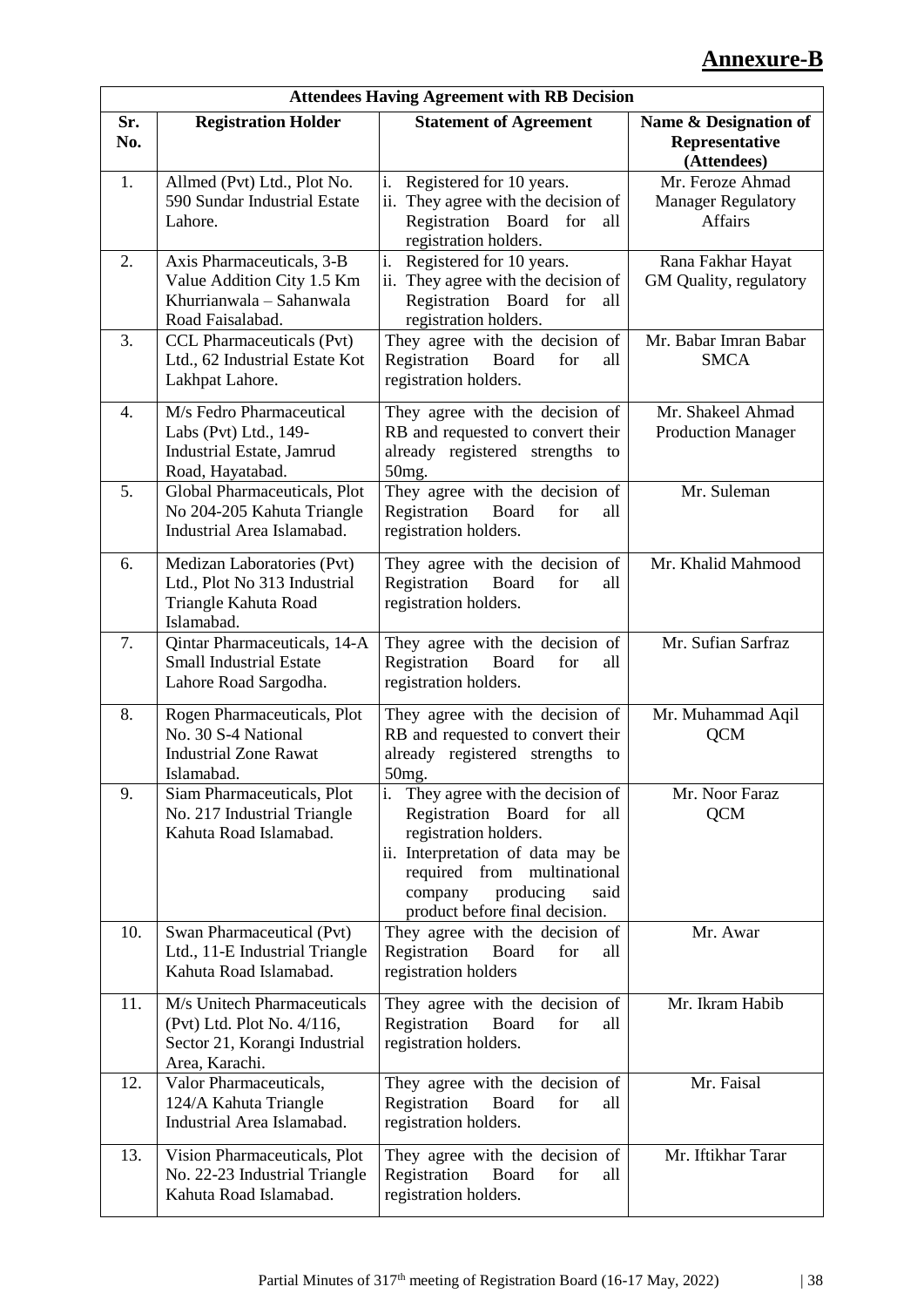# Annexure-B

| Attendees Having Agreement with RB Decision | | | |
|---|---|---|---|
| **Sr. No.** | **Registration Holder** | **Statement of Agreement** | **Name & Designation of Representative (Attendees)** |
| 1. | Allmed (Pvt) Ltd., Plot No. 590 Sundar Industrial Estate Lahore. | i. Registered for 10 years.<br>ii. They agree with the decision of Registration Board for all registration holders. | Mr. Feroze Ahmad Manager Regulatory Affairs |
| 2. | Axis Pharmaceuticals, 3-B Value Addition City 1.5 Km Khurrianwala – Sahanwala Road Faisalabad. | i. Registered for 10 years.<br>ii. They agree with the decision of Registration Board for all registration holders. | Rana Fakhar Hayat GM Quality, regulatory |
| 3. | CCL Pharmaceuticals (Pvt) Ltd., 62 Industrial Estate Kot Lakhpat Lahore. | They agree with the decision of Registration Board for all registration holders. | Mr. Babar Imran Babar SMCA |
| 4. | M/s Fedro Pharmaceutical Labs (Pvt) Ltd., 149-Industrial Estate, Jamrud Road, Hayatabad. | They agree with the decision of RB and requested to convert their already registered strengths to 50mg. | Mr. Shakeel Ahmad Production Manager |
| 5. | Global Pharmaceuticals, Plot No 204-205 Kahuta Triangle Industrial Area Islamabad. | They agree with the decision of Registration Board for all registration holders. | Mr. Suleman |
| 6. | Medizan Laboratories (Pvt) Ltd., Plot No 313 Industrial Triangle Kahuta Road Islamabad. | They agree with the decision of Registration Board for all registration holders. | Mr. Khalid Mahmood |
| 7. | Qintar Pharmaceuticals, 14-A Small Industrial Estate Lahore Road Sargodha. | They agree with the decision of Registration Board for all registration holders. | Mr. Sufian Sarfraz |
| 8. | Rogen Pharmaceuticals, Plot No. 30 S-4 National Industrial Zone Rawat Islamabad. | They agree with the decision of RB and requested to convert their already registered strengths to 50mg. | Mr. Muhammad Aqil QCM |
| 9. | Siam Pharmaceuticals, Plot No. 217 Industrial Triangle Kahuta Road Islamabad. | i. They agree with the decision of Registration Board for all registration holders.<br>ii. Interpretation of data may be required from multinational company producing said product before final decision. | Mr. Noor Faraz QCM |
| 10. | Swan Pharmaceutical (Pvt) Ltd., 11-E Industrial Triangle Kahuta Road Islamabad. | They agree with the decision of Registration Board for all registration holders | Mr. Awar |
| 11. | M/s Unitech Pharmaceuticals (Pvt) Ltd. Plot No. 4/116, Sector 21, Korangi Industrial Area, Karachi. | They agree with the decision of Registration Board for all registration holders. | Mr. Ikram Habib |
| 12. | Valor Pharmaceuticals, 124/A Kahuta Triangle Industrial Area Islamabad. | They agree with the decision of Registration Board for all registration holders. | Mr. Faisal |
| 13. | Vision Pharmaceuticals, Plot No. 22-23 Industrial Triangle Kahuta Road Islamabad. | They agree with the decision of Registration Board for all registration holders. | Mr. Iftikhar Tarar |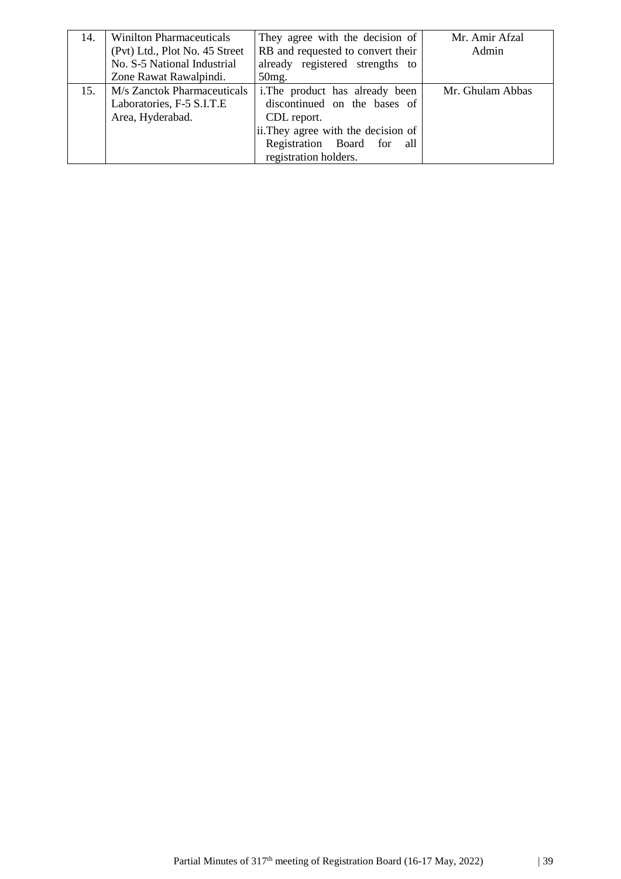| 14. | Winilton Pharmaceuticals (Pvt) Ltd., Plot No. 45 Street No. S-5 National Industrial Zone Rawat Rawalpindi. | They agree with the decision of RB and requested to convert their already registered strengths to 50mg. | Mr. Amir Afzal Admin |
|---|---|---|---|
| 15. | M/s Zanctok Pharmaceuticals Laboratories, F-5 S.I.T.E Area, Hyderabad. | i.The product has already been discontinued on the bases of CDL report.<br>ii.They agree with the decision of Registration Board for all registration holders. | Mr. Ghulam Abbas |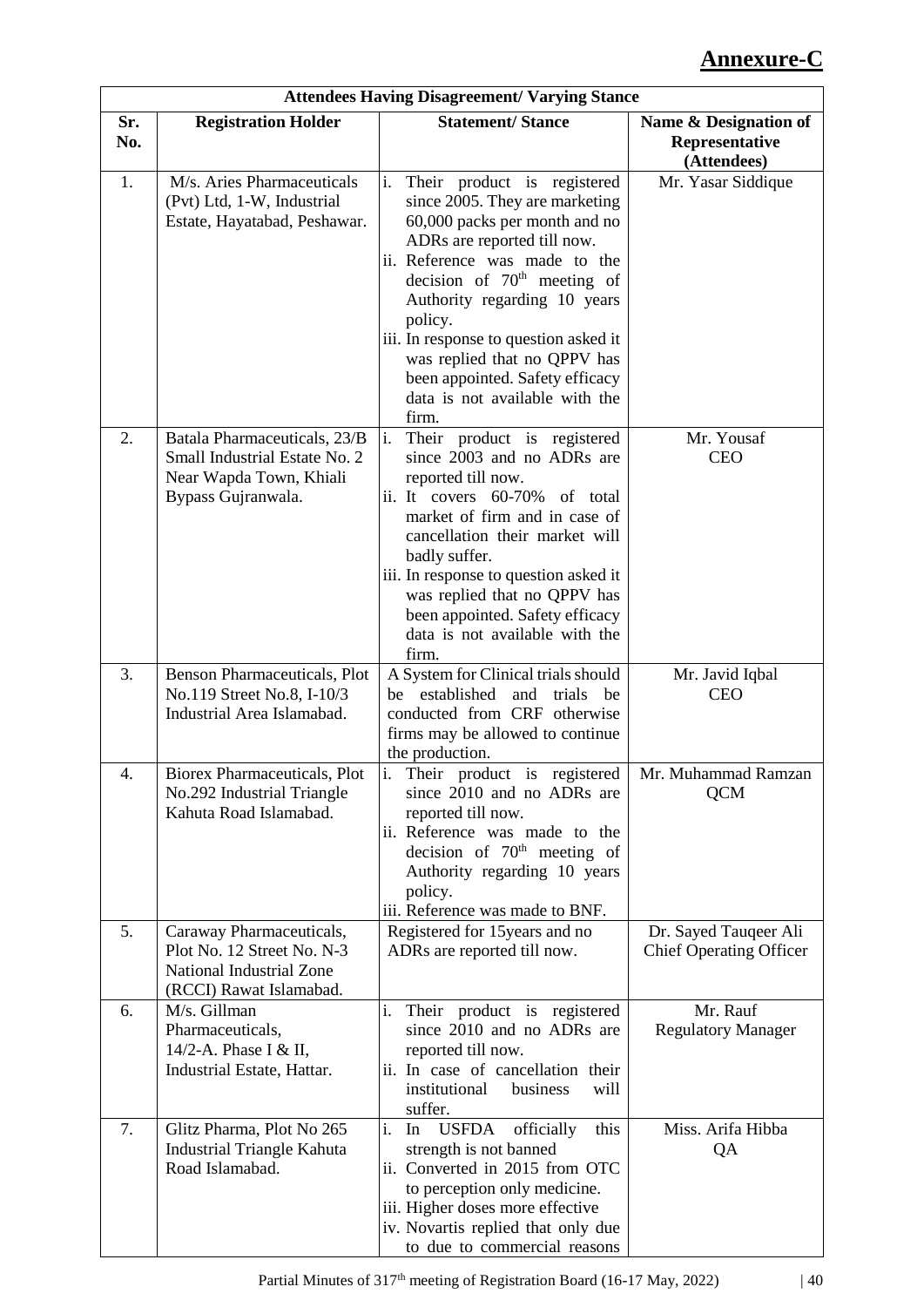# Annexure-C

| Attendees Having Disagreement/ Varying Stance | | | |
|---|---|---|---|
| **Sr. No.** | **Registration Holder** | **Statement/ Stance** | **Name & Designation of Representative (Attendees)** |
| 1. | M/s. Aries Pharmaceuticals (Pvt) Ltd, 1-W, Industrial Estate, Hayatabad, Peshawar. | i. Their product is registered since 2005. They are marketing 60,000 packs per month and no ADRs are reported till now.<br>ii. Reference was made to the decision of 70th meeting of Authority regarding 10 years policy.<br>iii. In response to question asked it was replied that no QPPV has been appointed. Safety efficacy data is not available with the firm. | Mr. Yasar Siddique |
| 2. | Batala Pharmaceuticals, 23/B Small Industrial Estate No. 2 Near Wapda Town, Khiali Bypass Gujranwala. | i. Their product is registered since 2003 and no ADRs are reported till now.<br>ii. It covers 60-70% of total market of firm and in case of cancellation their market will badly suffer.<br>iii. In response to question asked it was replied that no QPPV has been appointed. Safety efficacy data is not available with the firm. | Mr. Yousaf CEO |
| 3. | Benson Pharmaceuticals, Plot No.119 Street No.8, I-10/3 Industrial Area Islamabad. | A System for Clinical trials should be established and trials be conducted from CRF otherwise firms may be allowed to continue the production. | Mr. Javid Iqbal CEO |
| 4. | Biorex Pharmaceuticals, Plot No.292 Industrial Triangle Kahuta Road Islamabad. | i. Their product is registered since 2010 and no ADRs are reported till now.<br>ii. Reference was made to the decision of 70th meeting of Authority regarding 10 years policy.<br>iii. Reference was made to BNF. | Mr. Muhammad Ramzan QCM |
| 5. | Caraway Pharmaceuticals, Plot No. 12 Street No. N-3 National Industrial Zone (RCCI) Rawat Islamabad. | Registered for 15years and no ADRs are reported till now. | Dr. Sayed Tauqeer Ali Chief Operating Officer |
| 6. | M/s. Gillman Pharmaceuticals, 14/2-A. Phase I & II, Industrial Estate, Hattar. | i. Their product is registered since 2010 and no ADRs are reported till now.<br>ii. In case of cancellation their institutional business will suffer. | Mr. Rauf Regulatory Manager |
| 7. | Glitz Pharma, Plot No 265 Industrial Triangle Kahuta Road Islamabad. | i. In USFDA officially this strength is not banned<br>ii. Converted in 2015 from OTC to perception only medicine.<br>iii. Higher doses more effective<br>iv. Novartis replied that only due to due to commercial reasons | Miss. Arifa Hibba QA |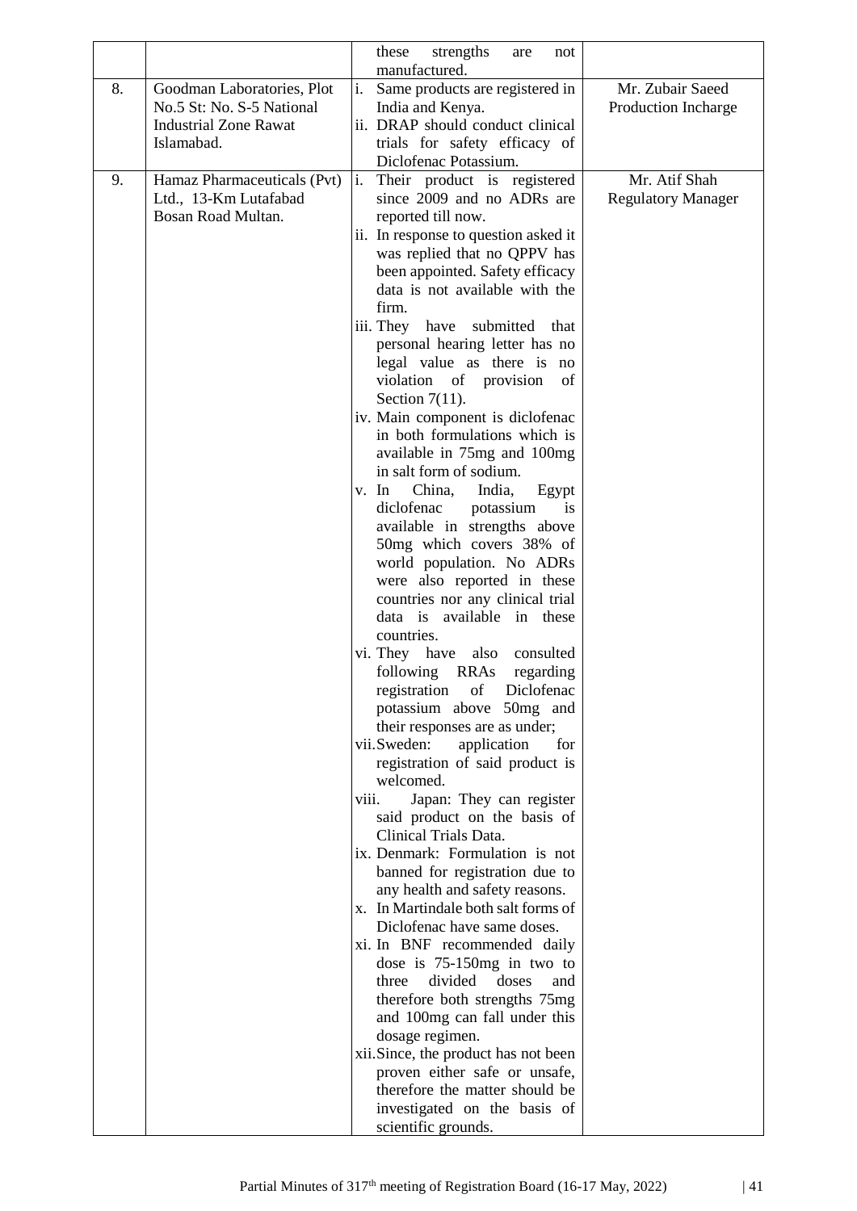| | | these strengths are not manufactured. | |
|---|---|---|---|
| 8. | Goodman Laboratories, Plot No.5 St: No. S-5 National Industrial Zone Rawat Islamabad. | i. Same products are registered in India and Kenya.<br>ii. DRAP should conduct clinical trials for safety efficacy of Diclofenac Potassium. | Mr. Zubair Saeed<br>Production Incharge |
| 9. | Hamaz Pharmaceuticals (Pvt) Ltd., 13-Km Lutafabad Bosan Road Multan. | i. Their product is registered since 2009 and no ADRs are reported till now.<br>ii. In response to question asked it was replied that no QPPV has been appointed. Safety efficacy data is not available with the firm.<br>iii. They have submitted that personal hearing letter has no legal value as there is no violation of provision of Section 7(11).<br>iv. Main component is diclofenac in both formulations which is available in 75mg and 100mg in salt form of sodium.<br>v. In China, India, Egypt diclofenac potassium is available in strengths above 50mg which covers 38% of world population. No ADRs were also reported in these countries nor any clinical trial data is available in these countries.<br>vi. They have also consulted following RRAs regarding registration of Diclofenac potassium above 50mg and their responses are as under;<br>vii. Sweden: application for registration of said product is welcomed.<br>viii. Japan: They can register said product on the basis of Clinical Trials Data.<br>ix. Denmark: Formulation is not banned for registration due to any health and safety reasons.<br>x. In Martindale both salt forms of Diclofenac have same doses.<br>xi. In BNF recommended daily dose is 75-150mg in two to three divided doses and therefore both strengths 75mg and 100mg can fall under this dosage regimen.<br>xii. Since, the product has not been proven either safe or unsafe, therefore the matter should be investigated on the basis of scientific grounds. | Mr. Atif Shah<br>Regulatory Manager |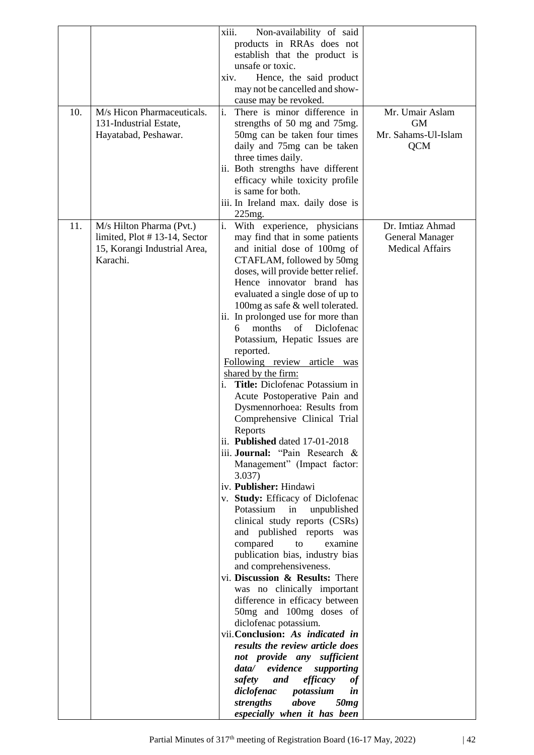| | | | |
|---|---|---|---|
| | | xiii. Non-availability of said products in RRAs does not establish that the product is unsafe or toxic.<br>xiv. Hence, the said product may not be cancelled and show-cause may be revoked. | |
| 10. | M/s Hicon Pharmaceuticals. 131-Industrial Estate, Hayatabad, Peshawar. | i. There is minor difference in strengths of 50 mg and 75mg. 50mg can be taken four times daily and 75mg can be taken three times daily.<br>ii. Both strengths have different efficacy while toxicity profile is same for both.<br>iii. In Ireland max. daily dose is 225mg. | Mr. Umair Aslam<br>GM<br>Mr. Sahams-Ul-Islam<br>QCM |
| 11. | M/s Hilton Pharma (Pvt.) limited, Plot # 13-14, Sector 15, Korangi Industrial Area, Karachi. | i. With experience, physicians may find that in some patients and initial dose of 100mg of CTAFLAM, followed by 50mg doses, will provide better relief. Hence innovator brand has evaluated a single dose of up to 100mg as safe & well tolerated.<br>ii. In prolonged use for more than 6 months of Diclofenac Potassium, Hepatic Issues are reported.<br><u>Following review article was shared by the firm:</u><br>i. **Title:** Diclofenac Potassium in Acute Postoperative Pain and Dysmennorhoea: Results from Comprehensive Clinical Trial Reports<br>ii. **Published** dated 17-01-2018<br>iii. **Journal:** "Pain Research & Management" (Impact factor: 3.037)<br>iv. **Publisher:** Hindawi<br>v. **Study:** Efficacy of Diclofenac Potassium in unpublished clinical study reports (CSRs) and published reports was compared to examine publication bias, industry bias and comprehensiveness.<br>vi. **Discussion & Results:** There was no clinically important difference in efficacy between 50mg and 100mg doses of diclofenac potassium.<br>vii. **Conclusion:** ***As indicated in results the review article does not provide any sufficient data/ evidence supporting safety and efficacy of diclofenac potassium in strengths above 50mg especially when it has been*** | Dr. Imtiaz Ahmad<br>General Manager<br>Medical Affairs |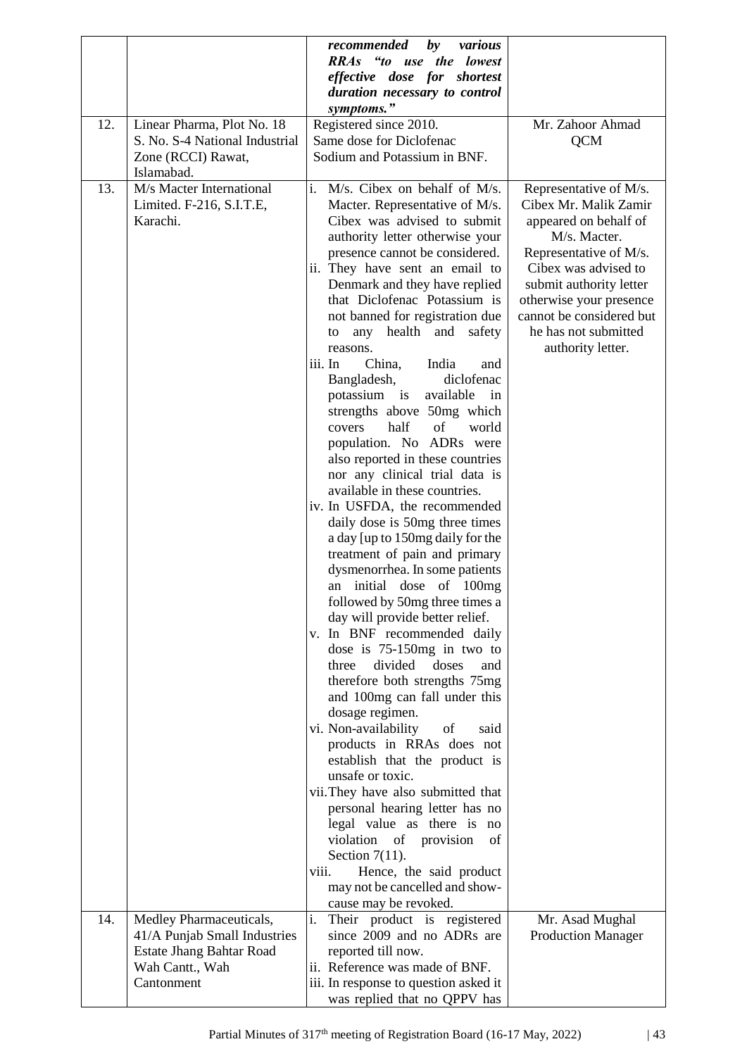| | | | |
|---|---|---|---|
| | | ***recommended by various RRAs "to use the lowest effective dose for shortest duration necessary to control symptoms."*** | |
| 12. | Linear Pharma, Plot No. 18 S. No. S-4 National Industrial Zone (RCCI) Rawat, Islamabad. | Registered since 2010.<br>Same dose for Diclofenac Sodium and Potassium in BNF. | Mr. Zahoor Ahmad QCM |
| 13. | M/s Macter International Limited. F-216, S.I.T.E, Karachi. | i. M/s. Cibex on behalf of M/s. Macter. Representative of M/s. Cibex was advised to submit authority letter otherwise your presence cannot be considered.<br>ii. They have sent an email to Denmark and they have replied that Diclofenac Potassium is not banned for registration due to any health and safety reasons.<br>iii. In China, India and Bangladesh, diclofenac potassium is available in strengths above 50mg which covers half of world population. No ADRs were also reported in these countries nor any clinical trial data is available in these countries.<br>iv. In USFDA, the recommended daily dose is 50mg three times a day [up to 150mg daily for the treatment of pain and primary dysmenorrhea. In some patients an initial dose of 100mg followed by 50mg three times a day will provide better relief.<br>v. In BNF recommended daily dose is 75-150mg in two to three divided doses and therefore both strengths 75mg and 100mg can fall under this dosage regimen.<br>vi. Non-availability of said products in RRAs does not establish that the product is unsafe or toxic.<br>vii. They have also submitted that personal hearing letter has no legal value as there is no violation of provision of Section 7(11).<br>viii. Hence, the said product may not be cancelled and show-cause may be revoked. | Representative of M/s. Cibex Mr. Malik Zamir appeared on behalf of M/s. Macter. Representative of M/s. Cibex was advised to submit authority letter otherwise your presence cannot be considered but he has not submitted authority letter. |
| 14. | Medley Pharmaceuticals, 41/A Punjab Small Industries Estate Jhang Bahtar Road Wah Cantt., Wah Cantonment | i. Their product is registered since 2009 and no ADRs are reported till now.<br>ii. Reference was made of BNF.<br>iii. In response to question asked it was replied that no QPPV has | Mr. Asad Mughal Production Manager |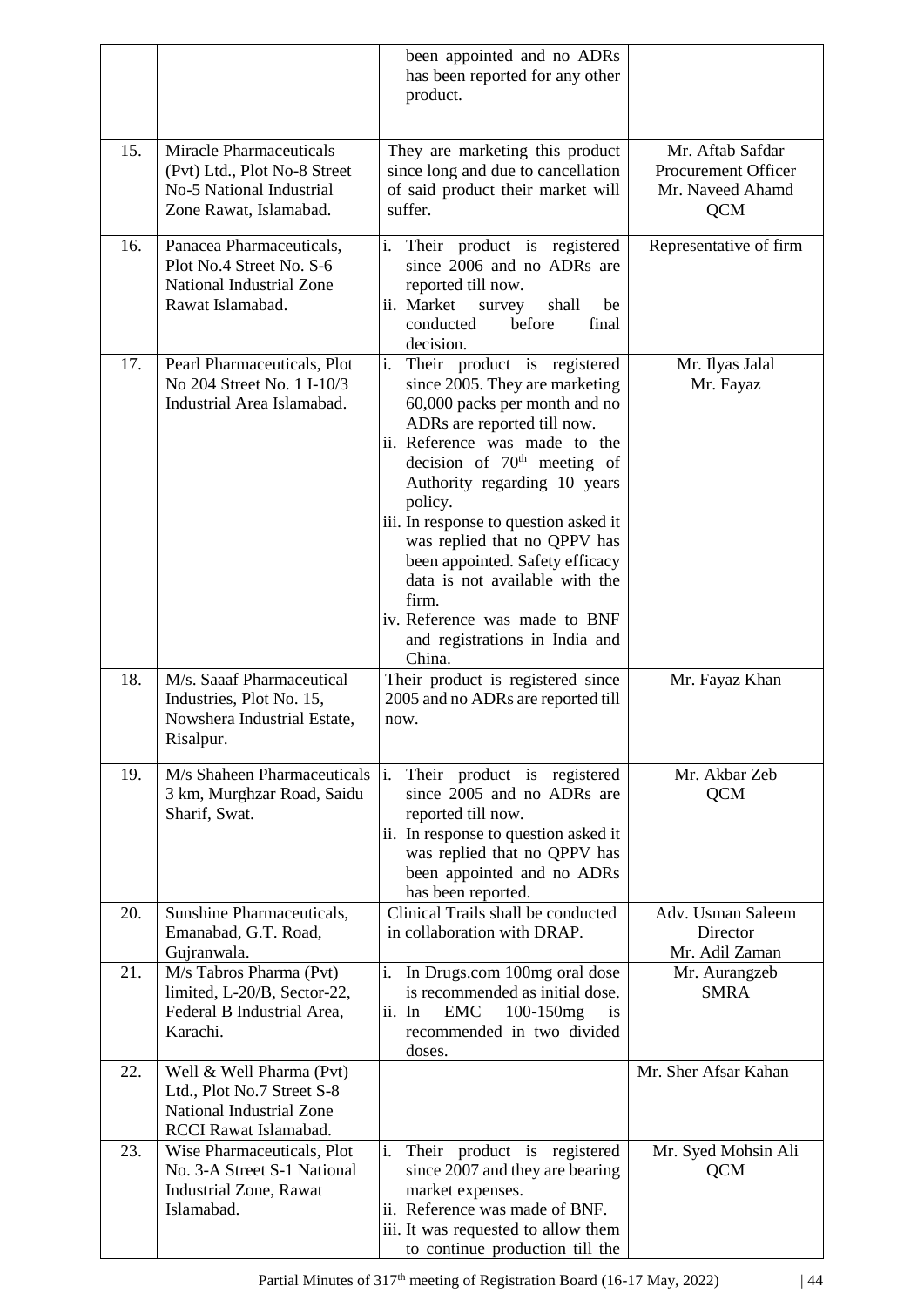| | | | |
|---|---|---|---|
| | | been appointed and no ADRs has been reported for any other product. | |
| 15. | Miracle Pharmaceuticals (Pvt) Ltd., Plot No-8 Street No-5 National Industrial Zone Rawat, Islamabad. | They are marketing this product since long and due to cancellation of said product their market will suffer. | Mr. Aftab Safdar Procurement Officer Mr. Naveed Ahamd QCM |
| 16. | Panacea Pharmaceuticals, Plot No.4 Street No. S-6 National Industrial Zone Rawat Islamabad. | i. Their product is registered since 2006 and no ADRs are reported till now.<br>ii. Market survey shall be conducted before final decision. | Representative of firm |
| 17. | Pearl Pharmaceuticals, Plot No 204 Street No. 1 I-10/3 Industrial Area Islamabad. | i. Their product is registered since 2005. They are marketing 60,000 packs per month and no ADRs are reported till now.<br>ii. Reference was made to the decision of 70th meeting of Authority regarding 10 years policy.<br>iii. In response to question asked it was replied that no QPPV has been appointed. Safety efficacy data is not available with the firm.<br>iv. Reference was made to BNF and registrations in India and China. | Mr. Ilyas Jalal Mr. Fayaz |
| 18. | M/s. Saaaf Pharmaceutical Industries, Plot No. 15, Nowshera Industrial Estate, Risalpur. | Their product is registered since 2005 and no ADRs are reported till now. | Mr. Fayaz Khan |
| 19. | M/s Shaheen Pharmaceuticals 3 km, Murghzar Road, Saidu Sharif, Swat. | i. Their product is registered since 2005 and no ADRs are reported till now.<br>ii. In response to question asked it was replied that no QPPV has been appointed and no ADRs has been reported. | Mr. Akbar Zeb QCM |
| 20. | Sunshine Pharmaceuticals, Emanabad, G.T. Road, Gujranwala. | Clinical Trails shall be conducted in collaboration with DRAP. | Adv. Usman Saleem Director Mr. Adil Zaman |
| 21. | M/s Tabros Pharma (Pvt) limited, L-20/B, Sector-22, Federal B Industrial Area, Karachi. | i. In Drugs.com 100mg oral dose is recommended as initial dose.<br>ii. In EMC 100-150mg is recommended in two divided doses. | Mr. Aurangzeb SMRA |
| 22. | Well & Well Pharma (Pvt) Ltd., Plot No.7 Street S-8 National Industrial Zone RCCI Rawat Islamabad. | | Mr. Sher Afsar Kahan |
| 23. | Wise Pharmaceuticals, Plot No. 3-A Street S-1 National Industrial Zone, Rawat Islamabad. | i. Their product is registered since 2007 and they are bearing market expenses.<br>ii. Reference was made of BNF.<br>iii. It was requested to allow them to continue production till the | Mr. Syed Mohsin Ali QCM |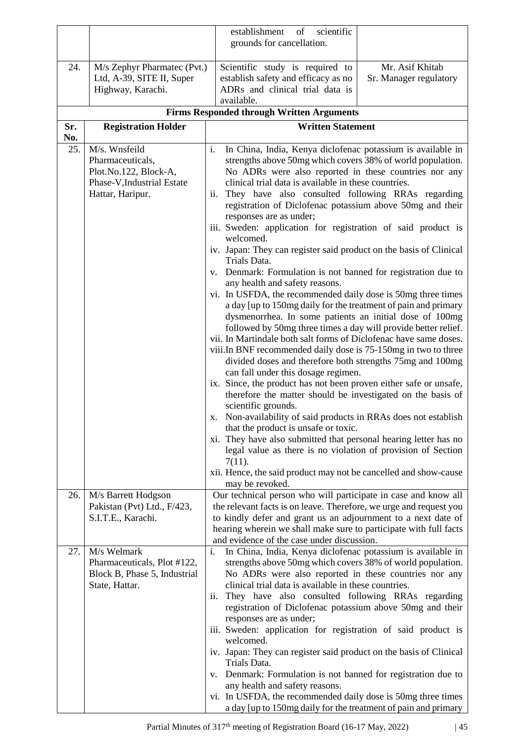| | | | |
|---|---|---|---|
| | | establishment of scientific grounds for cancellation. | |
| 24. | M/s Zephyr Pharmatec (Pvt.) Ltd, A-39, SITE II, Super Highway, Karachi. | Scientific study is required to establish safety and efficacy as no ADRs and clinical trial data is available. | Mr. Asif Khitab Sr. Manager regulatory |

**Firms Responded through Written Arguments**

| Sr. No. | Registration Holder | Written Statement |
|---|---|---|
| 25. | M/s. Wnsfeild Pharmaceuticals, Plot.No.122, Block-A, Phase-V,Industrial Estate Hattar, Haripur. | i. In China, India, Kenya diclofenac potassium is available in strengths above 50mg which covers 38% of world population. No ADRs were also reported in these countries nor any clinical trial data is available in these countries.<br>ii. They have also consulted following RRAs regarding registration of Diclofenac potassium above 50mg and their responses are as under;<br>iii. Sweden: application for registration of said product is welcomed.<br>iv. Japan: They can register said product on the basis of Clinical Trials Data.<br>v. Denmark: Formulation is not banned for registration due to any health and safety reasons.<br>vi. In USFDA, the recommended daily dose is 50mg three times a day [up to 150mg daily for the treatment of pain and primary dysmenorrhea. In some patients an initial dose of 100mg followed by 50mg three times a day will provide better relief.<br>vii. In Martindale both salt forms of Diclofenac have same doses.<br>viii. In BNF recommended daily dose is 75-150mg in two to three divided doses and therefore both strengths 75mg and 100mg can fall under this dosage regimen.<br>ix. Since, the product has not been proven either safe or unsafe, therefore the matter should be investigated on the basis of scientific grounds.<br>x. Non-availability of said products in RRAs does not establish that the product is unsafe or toxic.<br>xi. They have also submitted that personal hearing letter has no legal value as there is no violation of provision of Section 7(11).<br>xii. Hence, the said product may not be cancelled and show-cause may be revoked. |
| 26. | M/s Barrett Hodgson Pakistan (Pvt) Ltd., F/423, S.I.T.E., Karachi. | Our technical person who will participate in case and know all the relevant facts is on leave. Therefore, we urge and request you to kindly defer and grant us an adjournment to a next date of hearing wherein we shall make sure to participate with full facts and evidence of the case under discussion. |
| 27. | M/s Welmark Pharmaceuticals, Plot #122, Block B, Phase 5, Industrial State, Hattar. | i. In China, India, Kenya diclofenac potassium is available in strengths above 50mg which covers 38% of world population. No ADRs were also reported in these countries nor any clinical trial data is available in these countries.<br>ii. They have also consulted following RRAs regarding registration of Diclofenac potassium above 50mg and their responses are as under;<br>iii. Sweden: application for registration of said product is welcomed.<br>iv. Japan: They can register said product on the basis of Clinical Trials Data.<br>v. Denmark: Formulation is not banned for registration due to any health and safety reasons.<br>vi. In USFDA, the recommended daily dose is 50mg three times a day [up to 150mg daily for the treatment of pain and primary |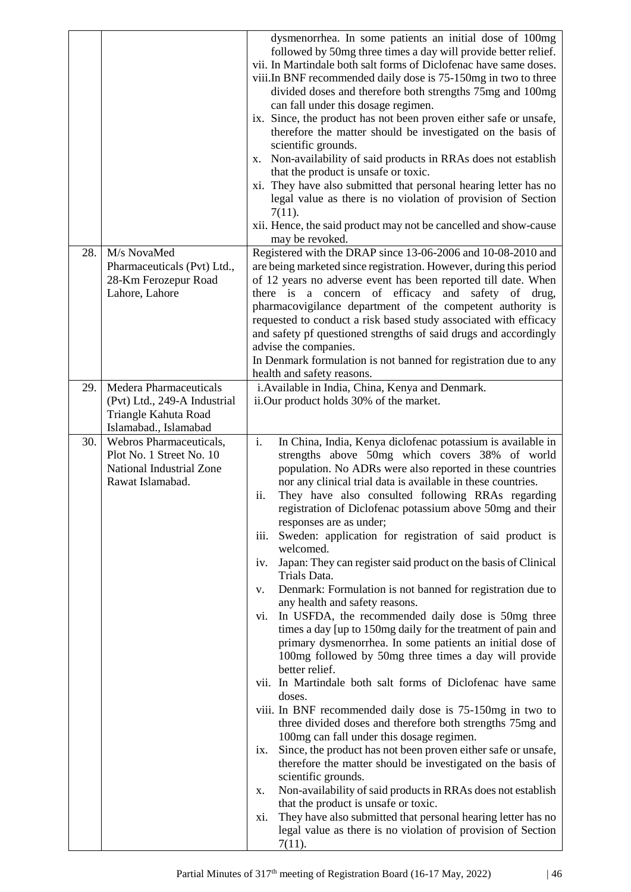| | | |
|---|---|---|
| | | dysmenorrhea. In some patients an initial dose of 100mg followed by 50mg three times a day will provide better relief.<br>vii. In Martindale both salt forms of Diclofenac have same doses.<br>viii. In BNF recommended daily dose is 75-150mg in two to three divided doses and therefore both strengths 75mg and 100mg can fall under this dosage regimen.<br>ix. Since, the product has not been proven either safe or unsafe, therefore the matter should be investigated on the basis of scientific grounds.<br>x. Non-availability of said products in RRAs does not establish that the product is unsafe or toxic.<br>xi. They have also submitted that personal hearing letter has no legal value as there is no violation of provision of Section 7(11).<br>xii. Hence, the said product may not be cancelled and show-cause may be revoked. |
| 28. | M/s NovaMed Pharmaceuticals (Pvt) Ltd., 28-Km Ferozepur Road Lahore, Lahore | Registered with the DRAP since 13-06-2006 and 10-08-2010 and are being marketed since registration. However, during this period of 12 years no adverse event has been reported till date. When there is a concern of efficacy and safety of drug, pharmacovigilance department of the competent authority is requested to conduct a risk based study associated with efficacy and safety pf questioned strengths of said drugs and accordingly advise the companies.<br>In Denmark formulation is not banned for registration due to any health and safety reasons. |
| 29. | Medera Pharmaceuticals (Pvt) Ltd., 249-A Industrial Triangle Kahuta Road Islamabad., Islamabad | i. Available in India, China, Kenya and Denmark.<br>ii. Our product holds 30% of the market. |
| 30. | Webros Pharmaceuticals, Plot No. 1 Street No. 10 National Industrial Zone Rawat Islamabad. | i. In China, India, Kenya diclofenac potassium is available in strengths above 50mg which covers 38% of world population. No ADRs were also reported in these countries nor any clinical trial data is available in these countries.<br>ii. They have also consulted following RRAs regarding registration of Diclofenac potassium above 50mg and their responses are as under;<br>iii. Sweden: application for registration of said product is welcomed.<br>iv. Japan: They can register said product on the basis of Clinical Trials Data.<br>v. Denmark: Formulation is not banned for registration due to any health and safety reasons.<br>vi. In USFDA, the recommended daily dose is 50mg three times a day [up to 150mg daily for the treatment of pain and primary dysmenorrhea. In some patients an initial dose of 100mg followed by 50mg three times a day will provide better relief.<br>vii. In Martindale both salt forms of Diclofenac have same doses.<br>viii. In BNF recommended daily dose is 75-150mg in two to three divided doses and therefore both strengths 75mg and 100mg can fall under this dosage regimen.<br>ix. Since, the product has not been proven either safe or unsafe, therefore the matter should be investigated on the basis of scientific grounds.<br>x. Non-availability of said products in RRAs does not establish that the product is unsafe or toxic.<br>xi. They have also submitted that personal hearing letter has no legal value as there is no violation of provision of Section 7(11). |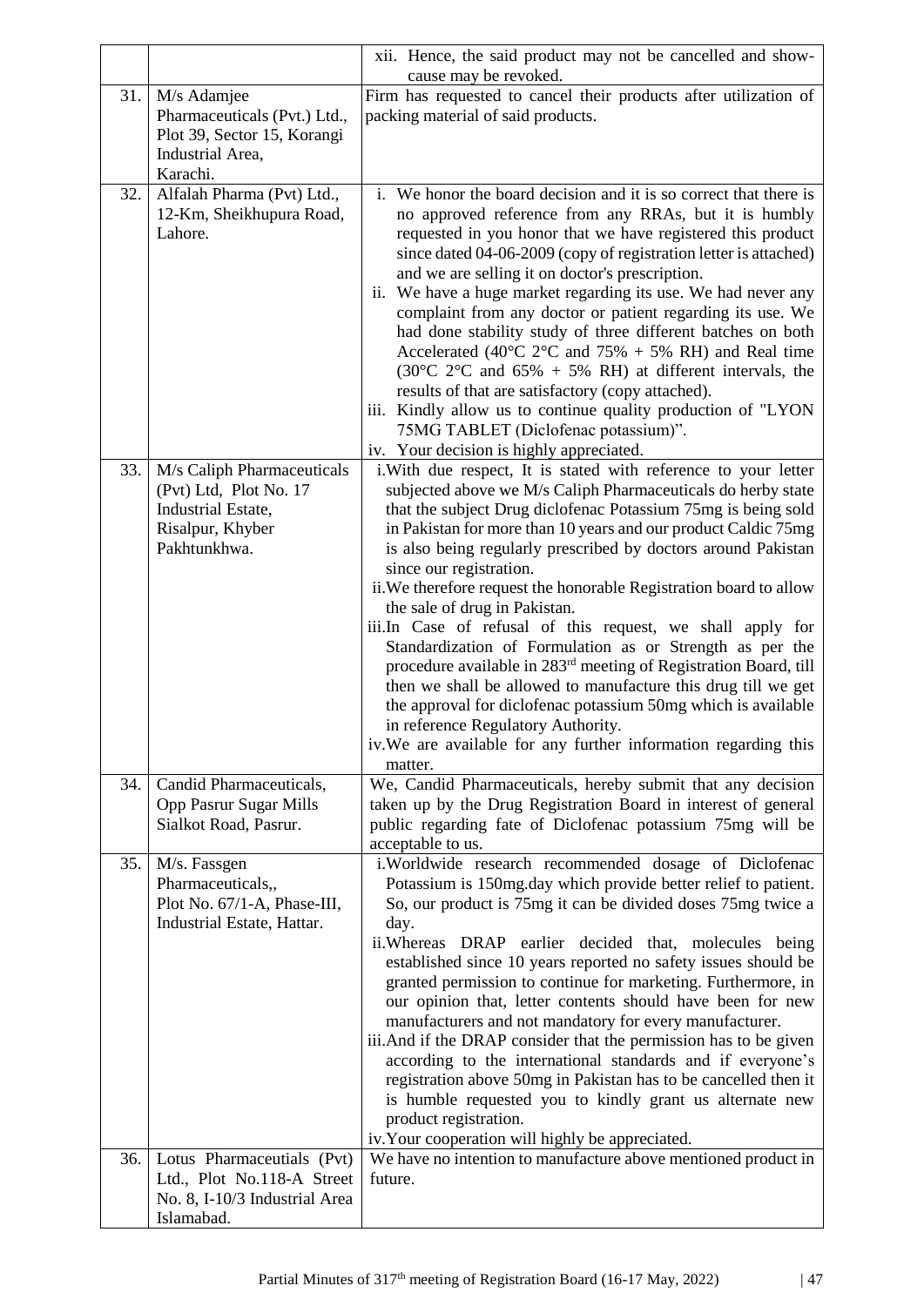| | | |
|---|---|---|
| | | xii. Hence, the said product may not be cancelled and show-cause may be revoked. |
| 31. | M/s Adamjee Pharmaceuticals (Pvt.) Ltd., Plot 39, Sector 15, Korangi Industrial Area, Karachi. | Firm has requested to cancel their products after utilization of packing material of said products. |
| 32. | Alfalah Pharma (Pvt) Ltd., 12-Km, Sheikhupura Road, Lahore. | i. We honor the board decision and it is so correct that there is no approved reference from any RRAs, but it is humbly requested in you honor that we have registered this product since dated 04-06-2009 (copy of registration letter is attached) and we are selling it on doctor's prescription.<br>ii. We have a huge market regarding its use. We had never any complaint from any doctor or patient regarding its use. We had done stability study of three different batches on both Accelerated (40°C 2°C and 75% + 5% RH) and Real time (30°C 2°C and 65% + 5% RH) at different intervals, the results of that are satisfactory (copy attached).<br>iii. Kindly allow us to continue quality production of "LYON 75MG TABLET (Diclofenac potassium)".<br>iv. Your decision is highly appreciated. |
| 33. | M/s Caliph Pharmaceuticals (Pvt) Ltd, Plot No. 17 Industrial Estate, Risalpur, Khyber Pakhtunkhwa. | i. With due respect, It is stated with reference to your letter subjected above we M/s Caliph Pharmaceuticals do herby state that the subject Drug diclofenac Potassium 75mg is being sold in Pakistan for more than 10 years and our product Caldic 75mg is also being regularly prescribed by doctors around Pakistan since our registration.<br>ii. We therefore request the honorable Registration board to allow the sale of drug in Pakistan.<br>iii. In Case of refusal of this request, we shall apply for Standardization of Formulation as or Strength as per the procedure available in 283rd meeting of Registration Board, till then we shall be allowed to manufacture this drug till we get the approval for diclofenac potassium 50mg which is available in reference Regulatory Authority.<br>iv. We are available for any further information regarding this matter. |
| 34. | Candid Pharmaceuticals, Opp Pasrur Sugar Mills Sialkot Road, Pasrur. | We, Candid Pharmaceuticals, hereby submit that any decision taken up by the Drug Registration Board in interest of general public regarding fate of Diclofenac potassium 75mg will be acceptable to us. |
| 35. | M/s. Fassgen Pharmaceuticals,, Plot No. 67/1-A, Phase-III, Industrial Estate, Hattar. | i. Worldwide research recommended dosage of Diclofenac Potassium is 150mg.day which provide better relief to patient. So, our product is 75mg it can be divided doses 75mg twice a day.<br>ii. Whereas DRAP earlier decided that, molecules being established since 10 years reported no safety issues should be granted permission to continue for marketing. Furthermore, in our opinion that, letter contents should have been for new manufacturers and not mandatory for every manufacturer.<br>iii. And if the DRAP consider that the permission has to be given according to the international standards and if everyone's registration above 50mg in Pakistan has to be cancelled then it is humble requested you to kindly grant us alternate new product registration.<br>iv. Your cooperation will highly be appreciated. |
| 36. | Lotus Pharmaceutials (Pvt) Ltd., Plot No.118-A Street No. 8, I-10/3 Industrial Area Islamabad. | We have no intention to manufacture above mentioned product in future. |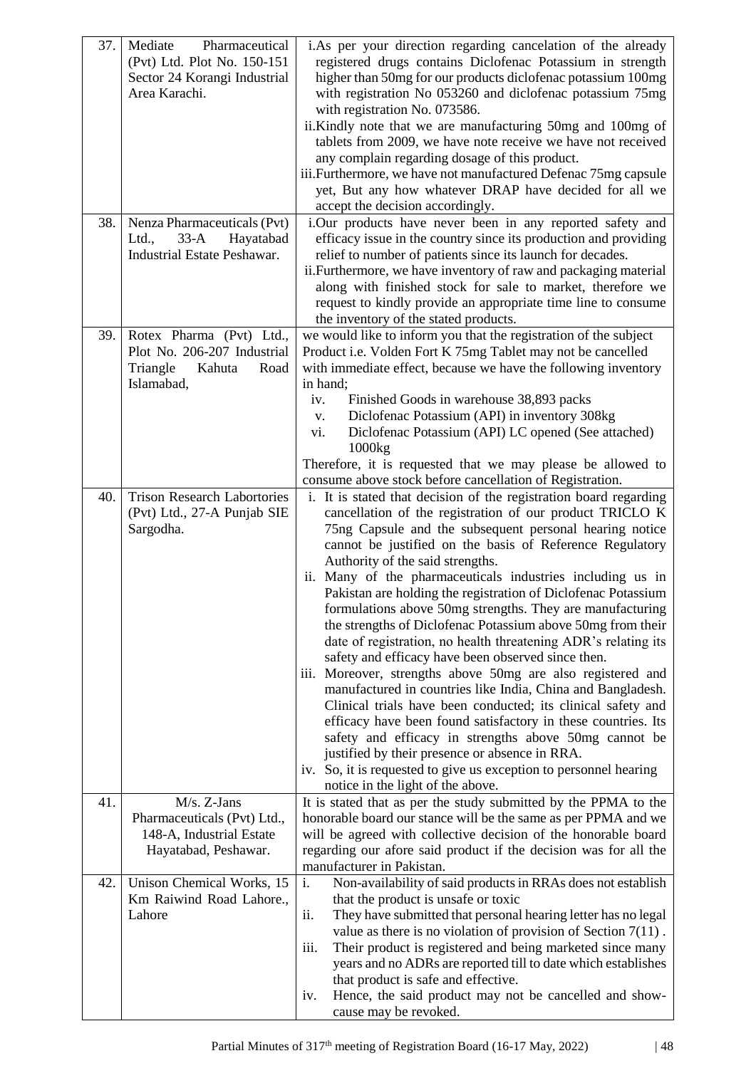| 37. | Mediate Pharmaceutical (Pvt) Ltd. Plot No. 150-151 Sector 24 Korangi Industrial Area Karachi. | i.As per your direction regarding cancelation of the already registered drugs contains Diclofenac Potassium in strength higher than 50mg for our products diclofenac potassium 100mg with registration No 053260 and diclofenac potassium 75mg with registration No. 073586.<br>ii.Kindly note that we are manufacturing 50mg and 100mg of tablets from 2009, we have note receive we have not received any complain regarding dosage of this product.<br>iii.Furthermore, we have not manufactured Defenac 75mg capsule yet, But any how whatever DRAP have decided for all we accept the decision accordingly. |
|---|---|---|
| 38. | Nenza Pharmaceuticals (Pvt) Ltd., 33-A Hayatabad Industrial Estate Peshawar. | i.Our products have never been in any reported safety and efficacy issue in the country since its production and providing relief to number of patients since its launch for decades.<br>ii.Furthermore, we have inventory of raw and packaging material along with finished stock for sale to market, therefore we request to kindly provide an appropriate time line to consume the inventory of the stated products. |
| 39. | Rotex Pharma (Pvt) Ltd., Plot No. 206-207 Industrial Triangle Kahuta Road Islamabad, | we would like to inform you that the registration of the subject Product i.e. Volden Fort K 75mg Tablet may not be cancelled with immediate effect, because we have the following inventory in hand;<br>iv. Finished Goods in warehouse 38,893 packs<br>v. Diclofenac Potassium (API) in inventory 308kg<br>vi. Diclofenac Potassium (API) LC opened (See attached) 1000kg<br>Therefore, it is requested that we may please be allowed to consume above stock before cancellation of Registration. |
| 40. | Trison Research Labortories (Pvt) Ltd., 27-A Punjab SIE Sargodha. | i. It is stated that decision of the registration board regarding cancellation of the registration of our product TRICLO K 75ng Capsule and the subsequent personal hearing notice cannot be justified on the basis of Reference Regulatory Authority of the said strengths.<br>ii. Many of the pharmaceuticals industries including us in Pakistan are holding the registration of Diclofenac Potassium formulations above 50mg strengths. They are manufacturing the strengths of Diclofenac Potassium above 50mg from their date of registration, no health threatening ADR's relating its safety and efficacy have been observed since then.<br>iii. Moreover, strengths above 50mg are also registered and manufactured in countries like India, China and Bangladesh. Clinical trials have been conducted; its clinical safety and efficacy have been found satisfactory in these countries. Its safety and efficacy in strengths above 50mg cannot be justified by their presence or absence in RRA.<br>iv. So, it is requested to give us exception to personnel hearing notice in the light of the above. |
| 41. | M/s. Z-Jans Pharmaceuticals (Pvt) Ltd., 148-A, Industrial Estate Hayatabad, Peshawar. | It is stated that as per the study submitted by the PPMA to the honorable board our stance will be the same as per PPMA and we will be agreed with collective decision of the honorable board regarding our afore said product if the decision was for all the manufacturer in Pakistan. |
| 42. | Unison Chemical Works, 15 Km Raiwind Road Lahore., Lahore | i. Non-availability of said products in RRAs does not establish that the product is unsafe or toxic<br>ii. They have submitted that personal hearing letter has no legal value as there is no violation of provision of Section 7(11) .<br>iii. Their product is registered and being marketed since many years and no ADRs are reported till to date which establishes that product is safe and effective.<br>iv. Hence, the said product may not be cancelled and show-cause may be revoked. |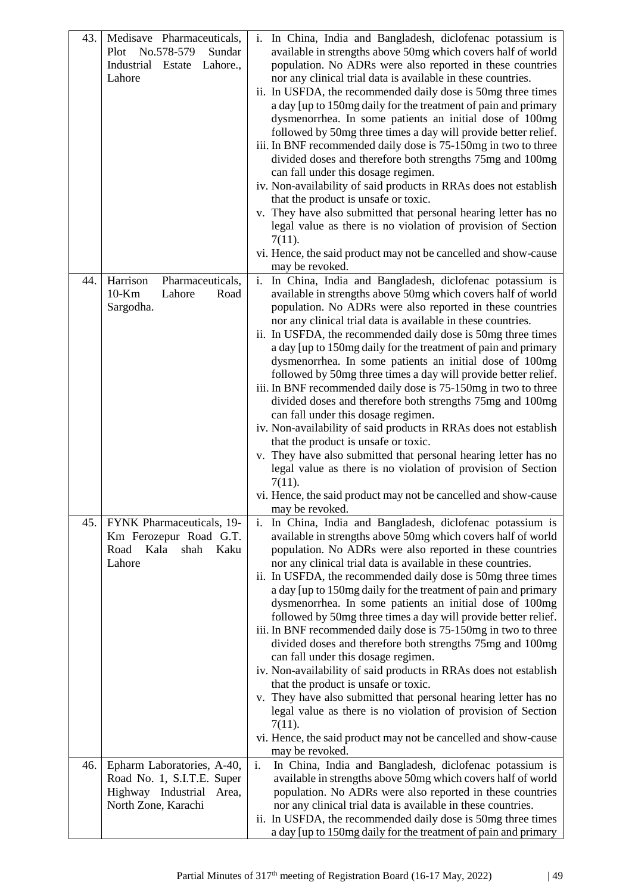| 43. | Medisave Pharmaceuticals, Plot No.578-579 Sundar Industrial Estate Lahore., Lahore | i. In China, India and Bangladesh, diclofenac potassium is available in strengths above 50mg which covers half of world population. No ADRs were also reported in these countries nor any clinical trial data is available in these countries.<br>ii. In USFDA, the recommended daily dose is 50mg three times a day [up to 150mg daily for the treatment of pain and primary dysmenorrhea. In some patients an initial dose of 100mg followed by 50mg three times a day will provide better relief.<br>iii. In BNF recommended daily dose is 75-150mg in two to three divided doses and therefore both strengths 75mg and 100mg can fall under this dosage regimen.<br>iv. Non-availability of said products in RRAs does not establish that the product is unsafe or toxic.<br>v. They have also submitted that personal hearing letter has no legal value as there is no violation of provision of Section 7(11).<br>vi. Hence, the said product may not be cancelled and show-cause may be revoked. |
|---|---|---|
| 44. | Harrison Pharmaceuticals, 10-Km Lahore Road Sargodha. | i. In China, India and Bangladesh, diclofenac potassium is available in strengths above 50mg which covers half of world population. No ADRs were also reported in these countries nor any clinical trial data is available in these countries.<br>ii. In USFDA, the recommended daily dose is 50mg three times a day [up to 150mg daily for the treatment of pain and primary dysmenorrhea. In some patients an initial dose of 100mg followed by 50mg three times a day will provide better relief.<br>iii. In BNF recommended daily dose is 75-150mg in two to three divided doses and therefore both strengths 75mg and 100mg can fall under this dosage regimen.<br>iv. Non-availability of said products in RRAs does not establish that the product is unsafe or toxic.<br>v. They have also submitted that personal hearing letter has no legal value as there is no violation of provision of Section 7(11).<br>vi. Hence, the said product may not be cancelled and show-cause may be revoked. |
| 45. | FYNK Pharmaceuticals, 19-Km Ferozepur Road G.T. Road Kala shah Kaku Lahore | i. In China, India and Bangladesh, diclofenac potassium is available in strengths above 50mg which covers half of world population. No ADRs were also reported in these countries nor any clinical trial data is available in these countries.<br>ii. In USFDA, the recommended daily dose is 50mg three times a day [up to 150mg daily for the treatment of pain and primary dysmenorrhea. In some patients an initial dose of 100mg followed by 50mg three times a day will provide better relief.<br>iii. In BNF recommended daily dose is 75-150mg in two to three divided doses and therefore both strengths 75mg and 100mg can fall under this dosage regimen.<br>iv. Non-availability of said products in RRAs does not establish that the product is unsafe or toxic.<br>v. They have also submitted that personal hearing letter has no legal value as there is no violation of provision of Section 7(11).<br>vi. Hence, the said product may not be cancelled and show-cause may be revoked. |
| 46. | Epharm Laboratories, A-40, Road No. 1, S.I.T.E. Super Highway Industrial Area, North Zone, Karachi | i. In China, India and Bangladesh, diclofenac potassium is available in strengths above 50mg which covers half of world population. No ADRs were also reported in these countries nor any clinical trial data is available in these countries.<br>ii. In USFDA, the recommended daily dose is 50mg three times a day [up to 150mg daily for the treatment of pain and primary |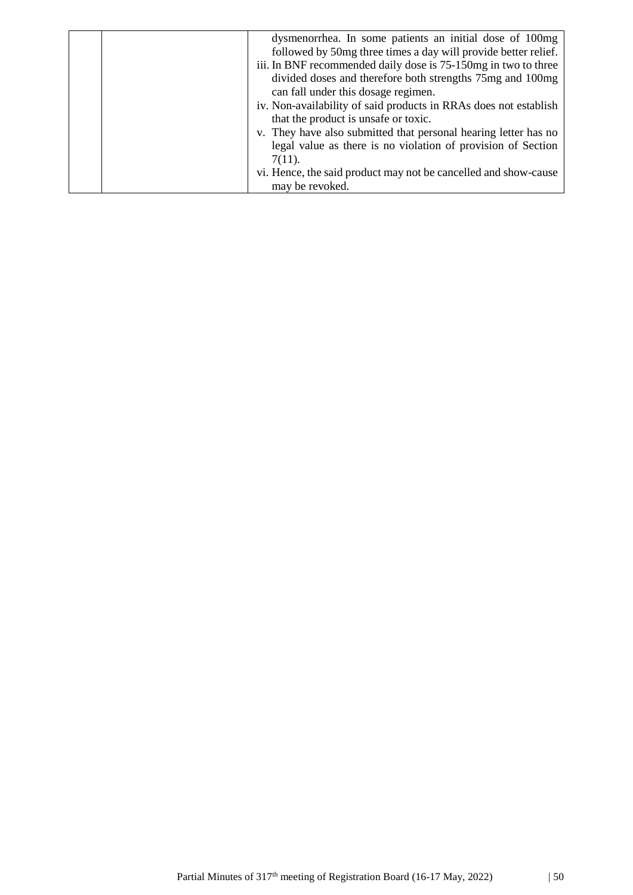| | | |
|---|---|---|
| | | dysmenorrhea. In some patients an initial dose of 100mg followed by 50mg three times a day will provide better relief.<br>iii. In BNF recommended daily dose is 75-150mg in two to three divided doses and therefore both strengths 75mg and 100mg can fall under this dosage regimen.<br>iv. Non-availability of said products in RRAs does not establish that the product is unsafe or toxic.<br>v. They have also submitted that personal hearing letter has no legal value as there is no violation of provision of Section 7(11).<br>vi. Hence, the said product may not be cancelled and show-cause may be revoked. |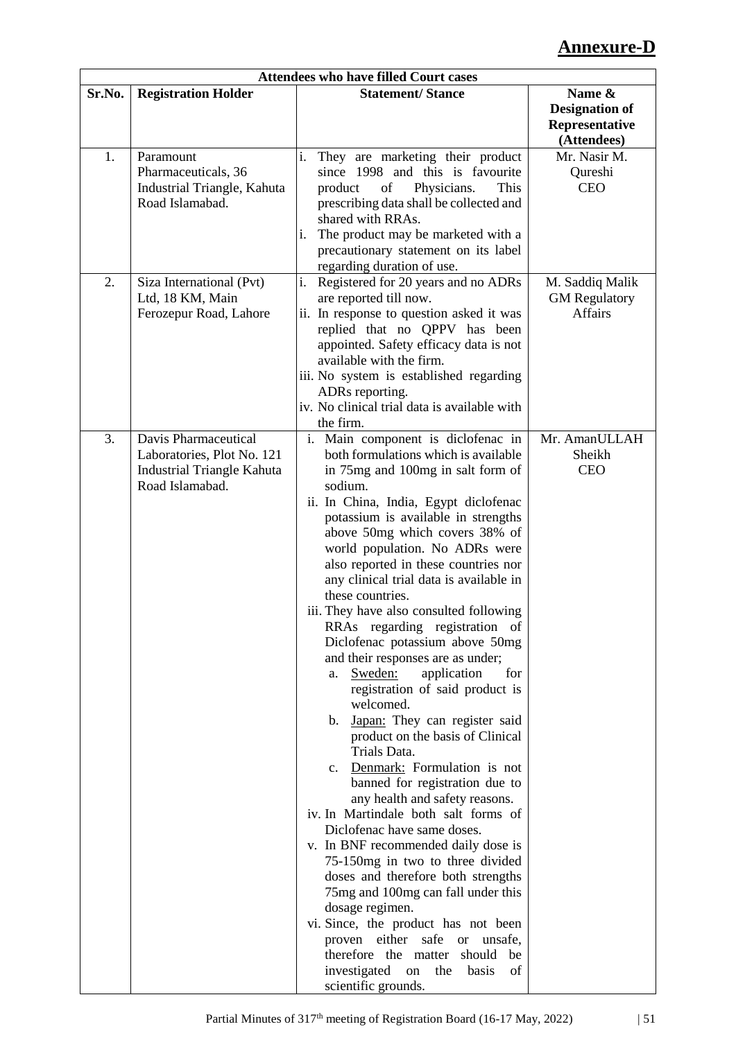# Annexure-D

| Attendees who have filled Court cases | | | |
|---|---|---|---|
| **Sr.No.** | **Registration Holder** | **Statement/ Stance** | **Name & Designation of Representative (Attendees)** |
| 1. | Paramount Pharmaceuticals, 36 Industrial Triangle, Kahuta Road Islamabad. | i. They are marketing their product since 1998 and this is favourite product of Physicians. This prescribing data shall be collected and shared with RRAs.<br>i. The product may be marketed with a precautionary statement on its label regarding duration of use. | Mr. Nasir M. Qureshi<br>CEO |
| 2. | Siza International (Pvt) Ltd, 18 KM, Main Ferozepur Road, Lahore | i. Registered for 20 years and no ADRs are reported till now.<br>ii. In response to question asked it was replied that no QPPV has been appointed. Safety efficacy data is not available with the firm.<br>iii. No system is established regarding ADRs reporting.<br>iv. No clinical trial data is available with the firm. | M. Saddiq Malik<br>GM Regulatory Affairs |
| 3. | Davis Pharmaceutical Laboratories, Plot No. 121 Industrial Triangle Kahuta Road Islamabad. | i. Main component is diclofenac in both formulations which is available in 75mg and 100mg in salt form of sodium.<br>ii. In China, India, Egypt diclofenac potassium is available in strengths above 50mg which covers 38% of world population. No ADRs were also reported in these countries nor any clinical trial data is available in these countries.<br>iii. They have also consulted following RRAs regarding registration of Diclofenac potassium above 50mg and their responses are as under;<br>a. Sweden: application for registration of said product is welcomed.<br>b. Japan: They can register said product on the basis of Clinical Trials Data.<br>c. Denmark: Formulation is not banned for registration due to any health and safety reasons.<br>iv. In Martindale both salt forms of Diclofenac have same doses.<br>v. In BNF recommended daily dose is 75-150mg in two to three divided doses and therefore both strengths 75mg and 100mg can fall under this dosage regimen.<br>vi. Since, the product has not been proven either safe or unsafe, therefore the matter should be investigated on the basis of scientific grounds. | Mr. AmanULLAH Sheikh<br>CEO |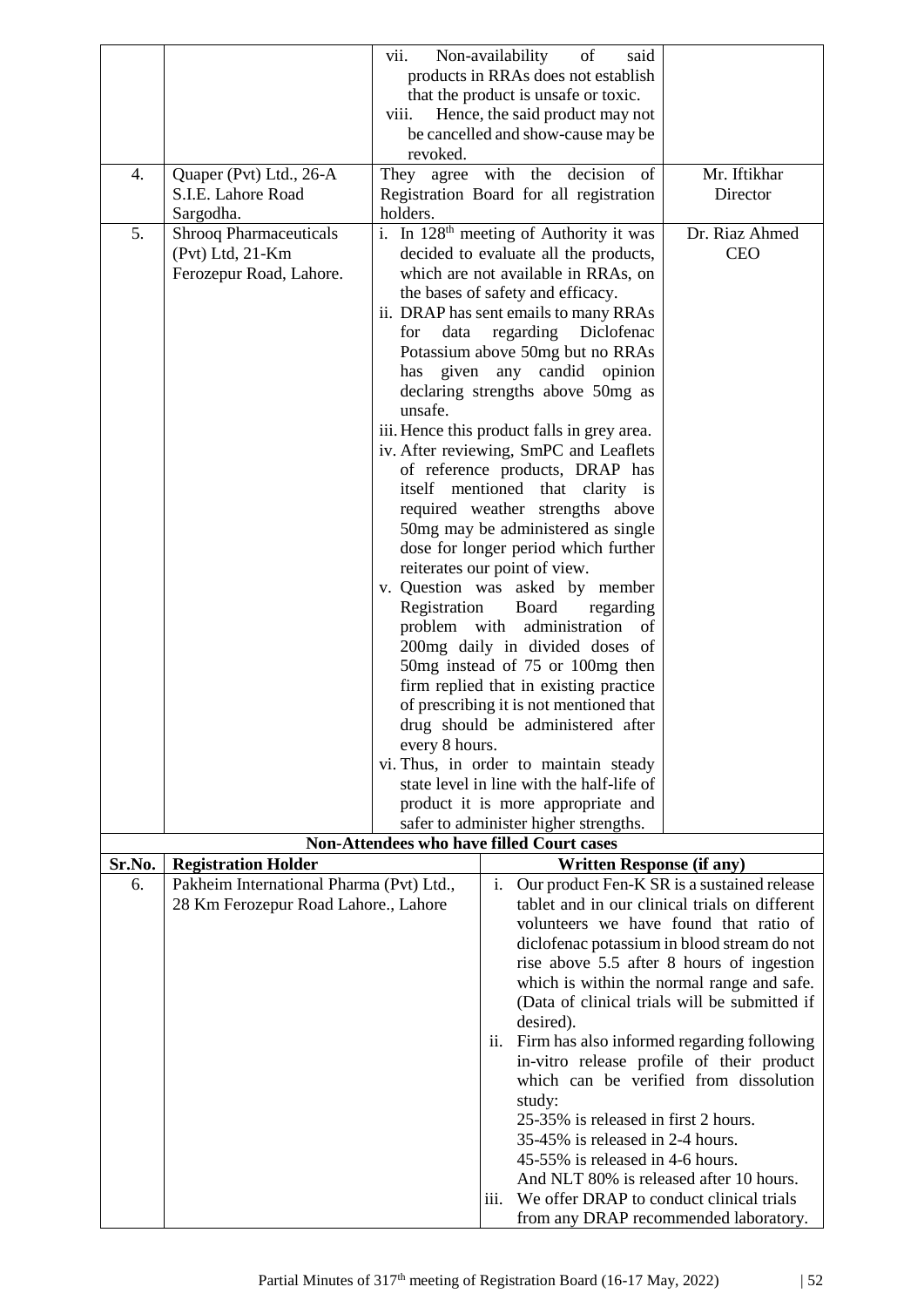| | | | |
|---|---|---|---|
| | | vii. Non-availability of said products in RRAs does not establish that the product is unsafe or toxic.<br>viii. Hence, the said product may not be cancelled and show-cause may be revoked. | |
| 4. | Quaper (Pvt) Ltd., 26-A S.I.E. Lahore Road Sargodha. | They agree with the decision of Registration Board for all registration holders. | Mr. Iftikhar Director |
| 5. | Shrooq Pharmaceuticals (Pvt) Ltd, 21-Km Ferozepur Road, Lahore. | i. In 128th meeting of Authority it was decided to evaluate all the products, which are not available in RRAs, on the bases of safety and efficacy.<br>ii. DRAP has sent emails to many RRAs for data regarding Diclofenac Potassium above 50mg but no RRAs has given any candid opinion declaring strengths above 50mg as unsafe.<br>iii. Hence this product falls in grey area.<br>iv. After reviewing, SmPC and Leaflets of reference products, DRAP has itself mentioned that clarity is required weather strengths above 50mg may be administered as single dose for longer period which further reiterates our point of view.<br>v. Question was asked by member Registration Board regarding problem with administration of 200mg daily in divided doses of 50mg instead of 75 or 100mg then firm replied that in existing practice of prescribing it is not mentioned that drug should be administered after every 8 hours.<br>vi. Thus, in order to maintain steady state level in line with the half-life of product it is more appropriate and safer to administer higher strengths. | Dr. Riaz Ahmed CEO |

**Non-Attendees who have filled Court cases**

| Sr.No. | Registration Holder | Written Response (if any) |
|---|---|---|
| 6. | Pakheim International Pharma (Pvt) Ltd., 28 Km Ferozepur Road Lahore., Lahore | i. Our product Fen-K SR is a sustained release tablet and in our clinical trials on different volunteers we have found that ratio of diclofenac potassium in blood stream do not rise above 5.5 after 8 hours of ingestion which is within the normal range and safe. (Data of clinical trials will be submitted if desired).<br>ii. Firm has also informed regarding following in-vitro release profile of their product which can be verified from dissolution study:<br>25-35% is released in first 2 hours.<br>35-45% is released in 2-4 hours.<br>45-55% is released in 4-6 hours.<br>And NLT 80% is released after 10 hours.<br>iii. We offer DRAP to conduct clinical trials from any DRAP recommended laboratory. |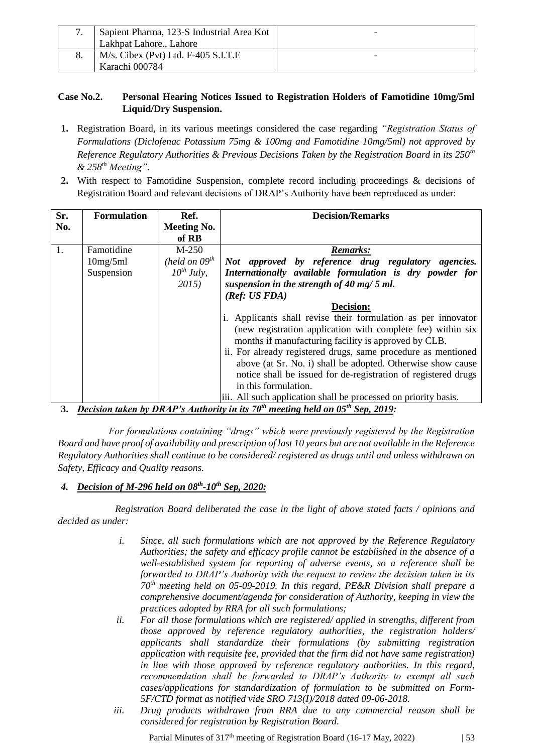| 7. | Sapient Pharma, 123-S Industrial Area Kot Lakhpat Lahore., Lahore | - |
|---|---|---|
| 8. | M/s. Cibex (Pvt) Ltd. F-405 S.I.T.E Karachi 000784 | - |

**Case No.2. Personal Hearing Notices Issued to Registration Holders of Famotidine 10mg/5ml Liquid/Dry Suspension.**

1. Registration Board, in its various meetings considered the case regarding *"Registration Status of Formulations (Diclofenac Potassium 75mg & 100mg and Famotidine 10mg/5ml) not approved by Reference Regulatory Authorities & Previous Decisions Taken by the Registration Board in its 250th & 258th Meeting"*.
2. With respect to Famotidine Suspension, complete record including proceedings & decisions of Registration Board and relevant decisions of DRAP's Authority have been reproduced as under:

| Sr. No. | Formulation | Ref. Meeting No. of RB | Decision/Remarks |
|---|---|---|---|
| 1. | Famotidine 10mg/5ml Suspension | M-250 *(held on 09th 10th July, 2015)* | ***Remarks:*** ***Not approved by reference drug regulatory agencies. Internationally available formulation is dry powder for suspension in the strength of 40 mg/ 5 ml. (Ref: US FDA)*** <br> **Decision:** <br> i. Applicants shall revise their formulation as per innovator (new registration application with complete fee) within six months if manufacturing facility is approved by CLB. <br> ii. For already registered drugs, same procedure as mentioned above (at Sr. No. i) shall be adopted. Otherwise show cause notice shall be issued for de-registration of registered drugs in this formulation. <br> iii. All such application shall be processed on priority basis. |

3. ***Decision taken by DRAP's Authority in its 70th meeting held on 05th Sep, 2019:***

*For formulations containing "drugs" which were previously registered by the Registration Board and have proof of availability and prescription of last 10 years but are not available in the Reference Regulatory Authorities shall continue to be considered/ registered as drugs until and unless withdrawn on Safety, Efficacy and Quality reasons.*

4. ***Decision of M-296 held on 08th-10th Sep, 2020:***

*Registration Board deliberated the case in the light of above stated facts / opinions and decided as under:*

*i. Since, all such formulations which are not approved by the Reference Regulatory Authorities; the safety and efficacy profile cannot be established in the absence of a well-established system for reporting of adverse events, so a reference shall be forwarded to DRAP's Authority with the request to review the decision taken in its 70th meeting held on 05-09-2019. In this regard, PE&R Division shall prepare a comprehensive document/agenda for consideration of Authority, keeping in view the practices adopted by RRA for all such formulations;*

*ii. For all those formulations which are registered/ applied in strengths, different from those approved by reference regulatory authorities, the registration holders/ applicants shall standardize their formulations (by submitting registration application with requisite fee, provided that the firm did not have same registration) in line with those approved by reference regulatory authorities. In this regard, recommendation shall be forwarded to DRAP's Authority to exempt all such cases/applications for standardization of formulation to be submitted on Form-5F/CTD format as notified vide SRO 713(I)/2018 dated 09-06-2018.*

*iii. Drug products withdrawn from RRA due to any commercial reason shall be considered for registration by Registration Board.*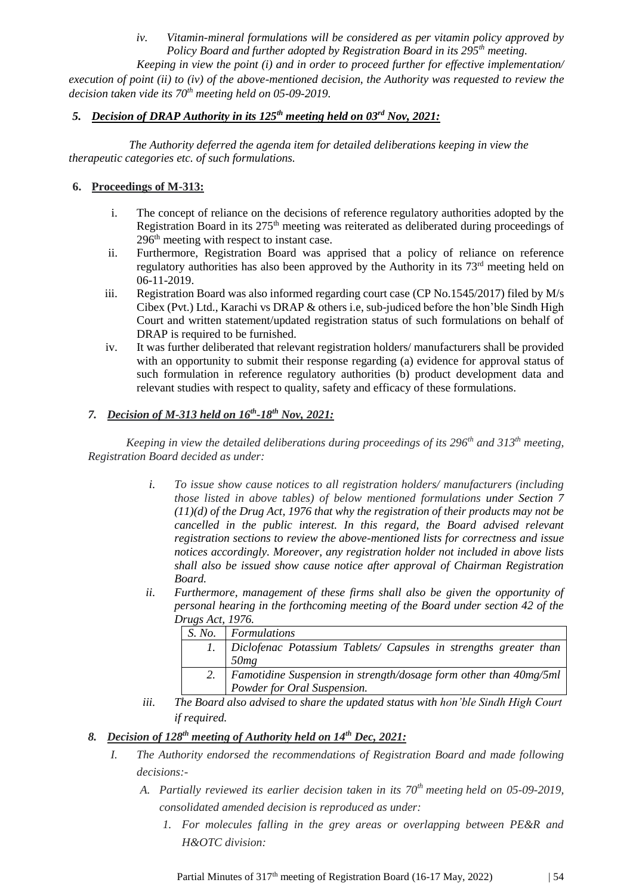*iv. Vitamin-mineral formulations will be considered as per vitamin policy approved by Policy Board and further adopted by Registration Board in its 295[th] meeting.*

*Keeping in view the point (i) and in order to proceed further for effective implementation/ execution of point (ii) to (iv) of the above-mentioned decision, the Authority was requested to review the decision taken vide its 70[th] meeting held on 05-09-2019.*

## *5. Decision of DRAP Authority in its 125[th] meeting held on 03[rd] Nov, 2021:*

*The Authority deferred the agenda item for detailed deliberations keeping in view the therapeutic categories etc. of such formulations.*

## 6. Proceedings of M-313:

i. The concept of reliance on the decisions of reference regulatory authorities adopted by the Registration Board in its 275[th] meeting was reiterated as deliberated during proceedings of 296[th] meeting with respect to instant case.

ii. Furthermore, Registration Board was apprised that a policy of reliance on reference regulatory authorities has also been approved by the Authority in its 73[rd] meeting held on 06-11-2019.

iii. Registration Board was also informed regarding court case (CP No.1545/2017) filed by M/s Cibex (Pvt.) Ltd., Karachi vs DRAP & others i.e, sub-judiced before the hon'ble Sindh High Court and written statement/updated registration status of such formulations on behalf of DRAP is required to be furnished.

iv. It was further deliberated that relevant registration holders/ manufacturers shall be provided with an opportunity to submit their response regarding (a) evidence for approval status of such formulation in reference regulatory authorities (b) product development data and relevant studies with respect to quality, safety and efficacy of these formulations.

## *7. Decision of M-313 held on 16[th]-18[th] Nov, 2021:*

*Keeping in view the detailed deliberations during proceedings of its 296[th] and 313[th] meeting, Registration Board decided as under:*

*i. To issue show cause notices to all registration holders/ manufacturers (including those listed in above tables) of below mentioned formulations under Section 7 (11)(d) of the Drug Act, 1976 that why the registration of their products may not be cancelled in the public interest. In this regard, the Board advised relevant registration sections to review the above-mentioned lists for correctness and issue notices accordingly. Moreover, any registration holder not included in above lists shall also be issued show cause notice after approval of Chairman Registration Board.*

*ii. Furthermore, management of these firms shall also be given the opportunity of personal hearing in the forthcoming meeting of the Board under section 42 of the Drugs Act, 1976.*

| *S. No.* | *Formulations* |
|---|---|
| *1.* | *Diclofenac Potassium Tablets/ Capsules in strengths greater than 50mg* |
| *2.* | *Famotidine Suspension in strength/dosage form other than 40mg/5ml Powder for Oral Suspension.* |

*iii. The Board also advised to share the updated status with hon'ble Sindh High Court if required.*

## *8. Decision of 128[th] meeting of Authority held on 14[th] Dec, 2021:*

*I. The Authority endorsed the recommendations of Registration Board and made following decisions:-*

*A. Partially reviewed its earlier decision taken in its 70[th] meeting held on 05-09-2019, consolidated amended decision is reproduced as under:*

*1. For molecules falling in the grey areas or overlapping between PE&R and H&OTC division:*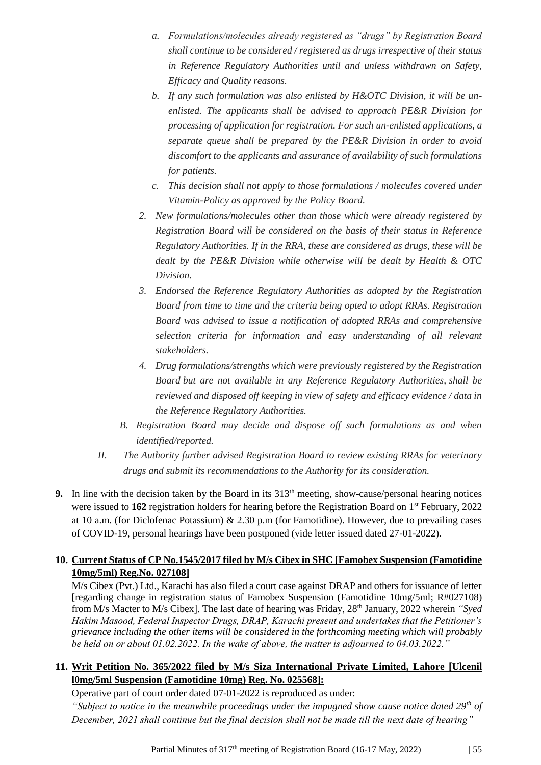*a. Formulations/molecules already registered as "drugs" by Registration Board shall continue to be considered / registered as drugs irrespective of their status in Reference Regulatory Authorities until and unless withdrawn on Safety, Efficacy and Quality reasons.*

*b. If any such formulation was also enlisted by H&OTC Division, it will be un-enlisted. The applicants shall be advised to approach PE&R Division for processing of application for registration. For such un-enlisted applications, a separate queue shall be prepared by the PE&R Division in order to avoid discomfort to the applicants and assurance of availability of such formulations for patients.*

*c. This decision shall not apply to those formulations / molecules covered under Vitamin-Policy as approved by the Policy Board.*

*2. New formulations/molecules other than those which were already registered by Registration Board will be considered on the basis of their status in Reference Regulatory Authorities. If in the RRA, these are considered as drugs, these will be dealt by the PE&R Division while otherwise will be dealt by Health & OTC Division.*

*3. Endorsed the Reference Regulatory Authorities as adopted by the Registration Board from time to time and the criteria being opted to adopt RRAs. Registration Board was advised to issue a notification of adopted RRAs and comprehensive selection criteria for information and easy understanding of all relevant stakeholders.*

*4. Drug formulations/strengths which were previously registered by the Registration Board but are not available in any Reference Regulatory Authorities, shall be reviewed and disposed off keeping in view of safety and efficacy evidence / data in the Reference Regulatory Authorities.*

*B. Registration Board may decide and dispose off such formulations as and when identified/reported.*

*II. The Authority further advised Registration Board to review existing RRAs for veterinary drugs and submit its recommendations to the Authority for its consideration.*

**9.** In line with the decision taken by the Board in its 313th meeting, show-cause/personal hearing notices were issued to **162** registration holders for hearing before the Registration Board on 1st February, 2022 at 10 a.m. (for Diclofenac Potassium) & 2.30 p.m (for Famotidine). However, due to prevailing cases of COVID-19, personal hearings have been postponed (vide letter issued dated 27-01-2022).

**10. <u>Current Status of CP No.1545/2017 filed by M/s Cibex in SHC [Famobex Suspension (Famotidine 10mg/5ml) Reg.No. 027108]</u>**

M/s Cibex (Pvt.) Ltd., Karachi has also filed a court case against DRAP and others for issuance of letter [regarding change in registration status of Famobex Suspension (Famotidine 10mg/5ml; R#027108) from M/s Macter to M/s Cibex]. The last date of hearing was Friday, 28th January, 2022 wherein *"Syed Hakim Masood, Federal Inspector Drugs, DRAP, Karachi present and undertakes that the Petitioner's grievance including the other items will be considered in the forthcoming meeting which will probably be held on or about 01.02.2022. In the wake of above, the matter is adjourned to 04.03.2022."*

**11. <u>Writ Petition No. 365/2022 filed by M/s Siza International Private Limited, Lahore [Ulcenil l0mg/5ml Suspension (Famotidine 10mg) Reg. No. 025568]:</u>**

Operative part of court order dated 07-01-2022 is reproduced as under:

*"Subject to notice in the meanwhile proceedings under the impugned show cause notice dated 29th of December, 2021 shall continue but the final decision shall not be made till the next date of hearing"*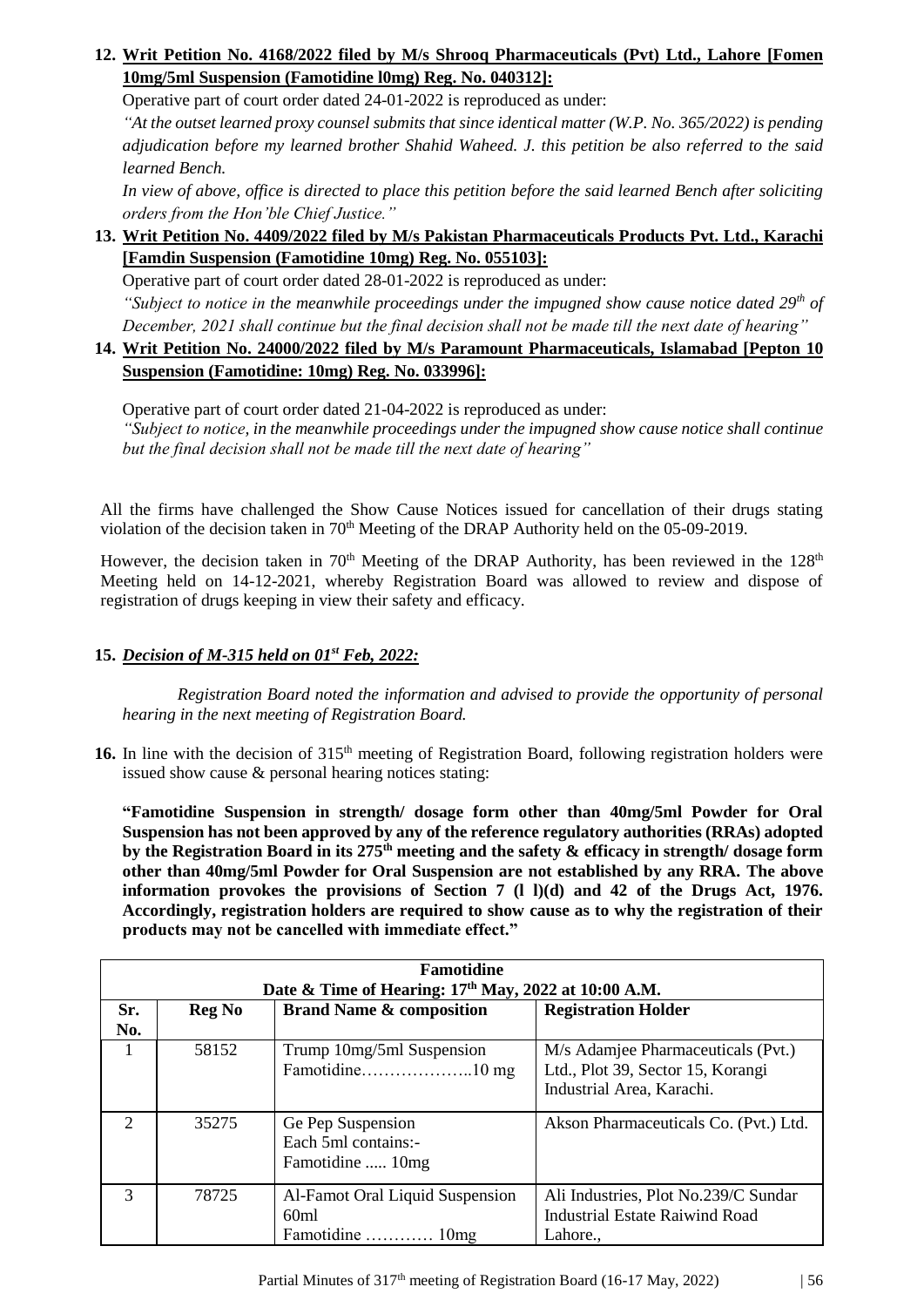**12. Writ Petition No. 4168/2022 filed by M/s Shrooq Pharmaceuticals (Pvt) Ltd., Lahore [Fomen 10mg/5ml Suspension (Famotidine l0mg) Reg. No. 040312]:**

Operative part of court order dated 24-01-2022 is reproduced as under:

*"At the outset learned proxy counsel submits that since identical matter (W.P. No. 365/2022) is pending adjudication before my learned brother Shahid Waheed. J. this petition be also referred to the said learned Bench.*

*In view of above, office is directed to place this petition before the said learned Bench after soliciting orders from the Hon'ble Chief Justice."*

**13. Writ Petition No. 4409/2022 filed by M/s Pakistan Pharmaceuticals Products Pvt. Ltd., Karachi [Famdin Suspension (Famotidine 10mg) Reg. No. 055103]:**

Operative part of court order dated 28-01-2022 is reproduced as under:

*"Subject to notice in the meanwhile proceedings under the impugned show cause notice dated 29th of December, 2021 shall continue but the final decision shall not be made till the next date of hearing"*

**14. Writ Petition No. 24000/2022 filed by M/s Paramount Pharmaceuticals, Islamabad [Pepton 10 Suspension (Famotidine: 10mg) Reg. No. 033996]:**

Operative part of court order dated 21-04-2022 is reproduced as under:

*"Subject to notice, in the meanwhile proceedings under the impugned show cause notice shall continue but the final decision shall not be made till the next date of hearing"*

All the firms have challenged the Show Cause Notices issued for cancellation of their drugs stating violation of the decision taken in 70th Meeting of the DRAP Authority held on the 05-09-2019.

However, the decision taken in 70th Meeting of the DRAP Authority, has been reviewed in the 128th Meeting held on 14-12-2021, whereby Registration Board was allowed to review and dispose of registration of drugs keeping in view their safety and efficacy.

**15. *Decision of M-315 held on 01st Feb, 2022:***

*Registration Board noted the information and advised to provide the opportunity of personal hearing in the next meeting of Registration Board.*

**16.** In line with the decision of 315th meeting of Registration Board, following registration holders were issued show cause & personal hearing notices stating:

**"Famotidine Suspension in strength/ dosage form other than 40mg/5ml Powder for Oral Suspension has not been approved by any of the reference regulatory authorities (RRAs) adopted by the Registration Board in its 275th meeting and the safety & efficacy in strength/ dosage form other than 40mg/5ml Powder for Oral Suspension are not established by any RRA. The above information provokes the provisions of Section 7 (l l)(d) and 42 of the Drugs Act, 1976. Accordingly, registration holders are required to show cause as to why the registration of their products may not be cancelled with immediate effect."**

| **Famotidine<br>Date & Time of Hearing: 17th May, 2022 at 10:00 A.M.** | | | |
|---|---|---|---|
| **Sr. No.** | **Reg No** | **Brand Name & composition** | **Registration Holder** |
| 1 | 58152 | Trump 10mg/5ml Suspension<br>Famotidine………………..10 mg | M/s Adamjee Pharmaceuticals (Pvt.) Ltd., Plot 39, Sector 15, Korangi Industrial Area, Karachi. |
| 2 | 35275 | Ge Pep Suspension<br>Each 5ml contains:-<br>Famotidine ..... 10mg | Akson Pharmaceuticals Co. (Pvt.) Ltd. |
| 3 | 78725 | Al-Famot Oral Liquid Suspension 60ml<br>Famotidine ………… 10mg | Ali Industries, Plot No.239/C Sundar Industrial Estate Raiwind Road Lahore., |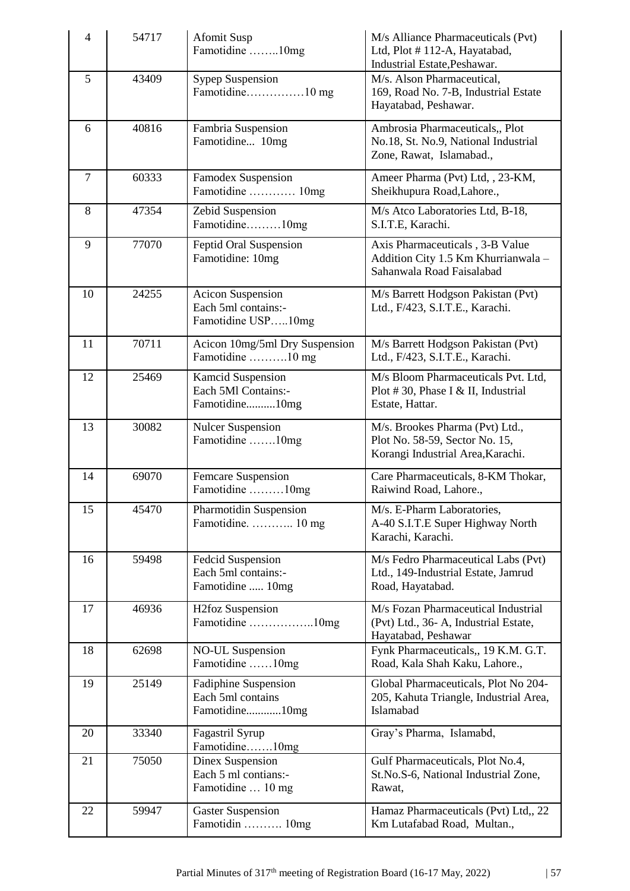| 4 | 54717 | Afomit Susp<br>Famotidine ……..10mg | M/s Alliance Pharmaceuticals (Pvt) Ltd, Plot # 112-A, Hayatabad, Industrial Estate,Peshawar. |
|---|---|---|---|
| 5 | 43409 | Sypep Suspension<br>Famotidine……………10 mg | M/s. Alson Pharmaceutical, 169, Road No. 7-B, Industrial Estate Hayatabad, Peshawar. |
| 6 | 40816 | Fambria Suspension<br>Famotidine... 10mg | Ambrosia Pharmaceuticals,, Plot No.18, St. No.9, National Industrial Zone, Rawat, Islamabad., |
| 7 | 60333 | Famodex Suspension<br>Famotidine ………… 10mg | Ameer Pharma (Pvt) Ltd, , 23-KM, Sheikhupura Road,Lahore., |
| 8 | 47354 | Zebid Suspension<br>Famotidine………10mg | M/s Atco Laboratories Ltd, B-18, S.I.T.E, Karachi. |
| 9 | 77070 | Feptid Oral Suspension<br>Famotidine: 10mg | Axis Pharmaceuticals , 3-B Value Addition City 1.5 Km Khurrianwala – Sahanwala Road Faisalabad |
| 10 | 24255 | Acicon Suspension<br>Each 5ml contains:-<br>Famotidine USP…..10mg | M/s Barrett Hodgson Pakistan (Pvt) Ltd., F/423, S.I.T.E., Karachi. |
| 11 | 70711 | Acicon 10mg/5ml Dry Suspension<br>Famotidine ……….10 mg | M/s Barrett Hodgson Pakistan (Pvt) Ltd., F/423, S.I.T.E., Karachi. |
| 12 | 25469 | Kamcid Suspension<br>Each 5Ml Contains:-<br>Famotidine..........10mg | M/s Bloom Pharmaceuticals Pvt. Ltd, Plot # 30, Phase I & II, Industrial Estate, Hattar. |
| 13 | 30082 | Nulcer Suspension<br>Famotidine …….10mg | M/s. Brookes Pharma (Pvt) Ltd., Plot No. 58-59, Sector No. 15, Korangi Industrial Area,Karachi. |
| 14 | 69070 | Femcare Suspension<br>Famotidine ………10mg | Care Pharmaceuticals, 8-KM Thokar, Raiwind Road, Lahore., |
| 15 | 45470 | Pharmotidin Suspension<br>Famotidine. ……….. 10 mg | M/s. E-Pharm Laboratories, A-40 S.I.T.E Super Highway North Karachi, Karachi. |
| 16 | 59498 | Fedcid Suspension<br>Each 5ml contains:-<br>Famotidine ..... 10mg | M/s Fedro Pharmaceutical Labs (Pvt) Ltd., 149-Industrial Estate, Jamrud Road, Hayatabad. |
| 17 | 46936 | H2foz Suspension<br>Famotidine ……………..10mg | M/s Fozan Pharmaceutical Industrial (Pvt) Ltd., 36- A, Industrial Estate, Hayatabad, Peshawar |
| 18 | 62698 | NO-UL Suspension<br>Famotidine ……10mg | Fynk Pharmaceuticals,, 19 K.M. G.T. Road, Kala Shah Kaku, Lahore., |
| 19 | 25149 | Fadiphine Suspension<br>Each 5ml contains<br>Famotidine............10mg | Global Pharmaceuticals, Plot No 204-205, Kahuta Triangle, Industrial Area, Islamabad |
| 20 | 33340 | Fagastril Syrup<br>Famotidine…….10mg | Gray's Pharma, Islamabd, |
| 21 | 75050 | Dinex Suspension<br>Each 5 ml contians:-<br>Famotidine … 10 mg | Gulf Pharmaceuticals, Plot No.4, St.No.S-6, National Industrial Zone, Rawat, |
| 22 | 59947 | Gaster Suspension<br>Famotidin ………. 10mg | Hamaz Pharmaceuticals (Pvt) Ltd,, 22 Km Lutafabad Road, Multan., |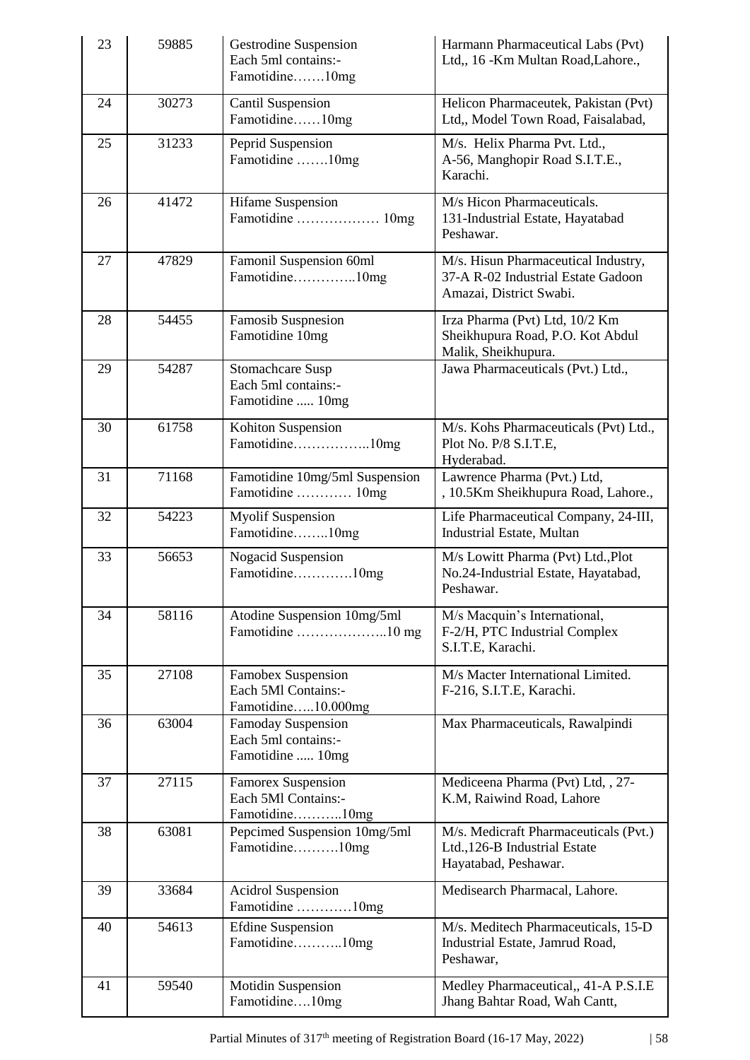| 23 | 59885 | Gestrodine Suspension<br>Each 5ml contains:-<br>Famotidine…….10mg | Harmann Pharmaceutical Labs (Pvt) Ltd,, 16 -Km Multan Road,Lahore., |
|---|---|---|---|
| 24 | 30273 | Cantil Suspension<br>Famotidine……10mg | Helicon Pharmaceutek, Pakistan (Pvt) Ltd,, Model Town Road, Faisalabad, |
| 25 | 31233 | Peprid Suspension<br>Famotidine …….10mg | M/s. Helix Pharma Pvt. Ltd.,<br>A-56, Manghopir Road S.I.T.E.,<br>Karachi. |
| 26 | 41472 | Hifame Suspension<br>Famotidine ……………… 10mg | M/s Hicon Pharmaceuticals.<br>131-Industrial Estate, Hayatabad<br>Peshawar. |
| 27 | 47829 | Famonil Suspension 60ml<br>Famotidine…………..10mg | M/s. Hisun Pharmaceutical Industry, 37-A R-02 Industrial Estate Gadoon Amazai, District Swabi. |
| 28 | 54455 | Famosib Suspnesion<br>Famotidine 10mg | Irza Pharma (Pvt) Ltd, 10/2 Km Sheikhupura Road, P.O. Kot Abdul Malik, Sheikhupura. |
| 29 | 54287 | Stomachcare Susp<br>Each 5ml contains:-<br>Famotidine ..... 10mg | Jawa Pharmaceuticals (Pvt.) Ltd., |
| 30 | 61758 | Kohiton Suspension<br>Famotidine……………..10mg | M/s. Kohs Pharmaceuticals (Pvt) Ltd.,<br>Plot No. P/8 S.I.T.E,<br>Hyderabad. |
| 31 | 71168 | Famotidine 10mg/5ml Suspension<br>Famotidine ………… 10mg | Lawrence Pharma (Pvt.) Ltd,<br>, 10.5Km Sheikhupura Road, Lahore., |
| 32 | 54223 | Myolif Suspension<br>Famotidine……..10mg | Life Pharmaceutical Company, 24-III, Industrial Estate, Multan |
| 33 | 56653 | Nogacid Suspension<br>Famotidine………….10mg | M/s Lowitt Pharma (Pvt) Ltd.,Plot No.24-Industrial Estate, Hayatabad, Peshawar. |
| 34 | 58116 | Atodine Suspension 10mg/5ml<br>Famotidine ………………..10 mg | M/s Macquin's International,<br>F-2/H, PTC Industrial Complex<br>S.I.T.E, Karachi. |
| 35 | 27108 | Famobex Suspension<br>Each 5Ml Contains:-<br>Famotidine…..10.000mg | M/s Macter International Limited.<br>F-216, S.I.T.E, Karachi. |
| 36 | 63004 | Famoday Suspension<br>Each 5ml contains:-<br>Famotidine ..... 10mg | Max Pharmaceuticals, Rawalpindi |
| 37 | 27115 | Famorex Suspension<br>Each 5Ml Contains:-<br>Famotidine………..10mg | Mediceena Pharma (Pvt) Ltd, , 27-K.M, Raiwind Road, Lahore |
| 38 | 63081 | Pepcimed Suspension 10mg/5ml<br>Famotidine……….10mg | M/s. Medicraft Pharmaceuticals (Pvt.) Ltd.,126-B Industrial Estate Hayatabad, Peshawar. |
| 39 | 33684 | Acidrol Suspension<br>Famotidine …………10mg | Medisearch Pharmacal, Lahore. |
| 40 | 54613 | Efdine Suspension<br>Famotidine………..10mg | M/s. Meditech Pharmaceuticals, 15-D Industrial Estate, Jamrud Road, Peshawar, |
| 41 | 59540 | Motidin Suspension<br>Famotidine….10mg | Medley Pharmaceutical,, 41-A P.S.I.E Jhang Bahtar Road, Wah Cantt, |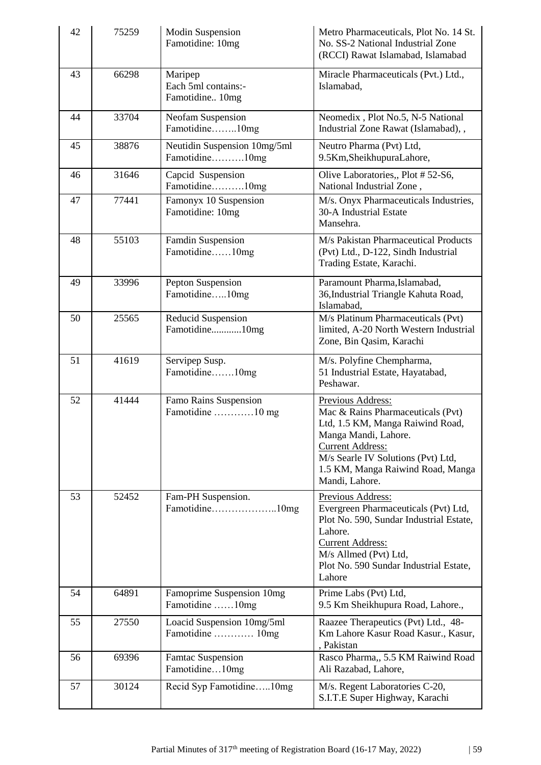| 42 | 75259 | Modin Suspension<br>Famotidine: 10mg | Metro Pharmaceuticals, Plot No. 14 St. No. SS-2 National Industrial Zone (RCCI) Rawat Islamabad, Islamabad |
|---|---|---|---|
| 43 | 66298 | Maripep<br>Each 5ml contains:-<br>Famotidine.. 10mg | Miracle Pharmaceuticals (Pvt.) Ltd., Islamabad, |
| 44 | 33704 | Neofam Suspension<br>Famotidine……..10mg | Neomedix , Plot No.5, N-5 National Industrial Zone Rawat (Islamabad), , |
| 45 | 38876 | Neutidin Suspension 10mg/5ml<br>Famotidine……….10mg | Neutro Pharma (Pvt) Ltd, 9.5Km,SheikhupuraLahore, |
| 46 | 31646 | Capcid Suspension<br>Famotidine……….10mg | Olive Laboratories,, Plot # 52-S6, National Industrial Zone , |
| 47 | 77441 | Famonyx 10 Suspension<br>Famotidine: 10mg | M/s. Onyx Pharmaceuticals Industries, 30-A Industrial Estate<br>Mansehra. |
| 48 | 55103 | Famdin Suspension<br>Famotidine……10mg | M/s Pakistan Pharmaceutical Products (Pvt) Ltd., D-122, Sindh Industrial Trading Estate, Karachi. |
| 49 | 33996 | Pepton Suspension<br>Famotidine…..10mg | Paramount Pharma,Islamabad, 36,Industrial Triangle Kahuta Road, Islamabad, |
| 50 | 25565 | Reducid Suspension<br>Famotidine............10mg | M/s Platinum Pharmaceuticals (Pvt) limited, A-20 North Western Industrial Zone, Bin Qasim, Karachi |
| 51 | 41619 | Servipep Susp.<br>Famotidine…….10mg | M/s. Polyfine Chempharma, 51 Industrial Estate, Hayatabad, Peshawar. |
| 52 | 41444 | Famo Rains Suspension<br>Famotidine …………10 mg | Previous Address:<br>Mac & Rains Pharmaceuticals (Pvt) Ltd, 1.5 KM, Manga Raiwind Road, Manga Mandi, Lahore.<br>Current Address:<br>M/s Searle IV Solutions (Pvt) Ltd, 1.5 KM, Manga Raiwind Road, Manga Mandi, Lahore. |
| 53 | 52452 | Fam-PH Suspension.<br>Famotidine………………..10mg | Previous Address:<br>Evergreen Pharmaceuticals (Pvt) Ltd, Plot No. 590, Sundar Industrial Estate, Lahore.<br>Current Address:<br>M/s Allmed (Pvt) Ltd,<br>Plot No. 590 Sundar Industrial Estate, Lahore |
| 54 | 64891 | Famoprime Suspension 10mg<br>Famotidine ……10mg | Prime Labs (Pvt) Ltd,<br>9.5 Km Sheikhupura Road, Lahore., |
| 55 | 27550 | Loacid Suspension 10mg/5ml<br>Famotidine ………… 10mg | Raazee Therapeutics (Pvt) Ltd., 48-Km Lahore Kasur Road Kasur., Kasur, , Pakistan |
| 56 | 69396 | Famtac Suspension<br>Famotidine…10mg | Rasco Pharma,, 5.5 KM Raiwind Road Ali Razabad, Lahore, |
| 57 | 30124 | Recid Syp Famotidine…..10mg | M/s. Regent Laboratories C-20, S.I.T.E Super Highway, Karachi |

Partial Minutes of 317th meeting of Registration Board (16-17 May, 2022)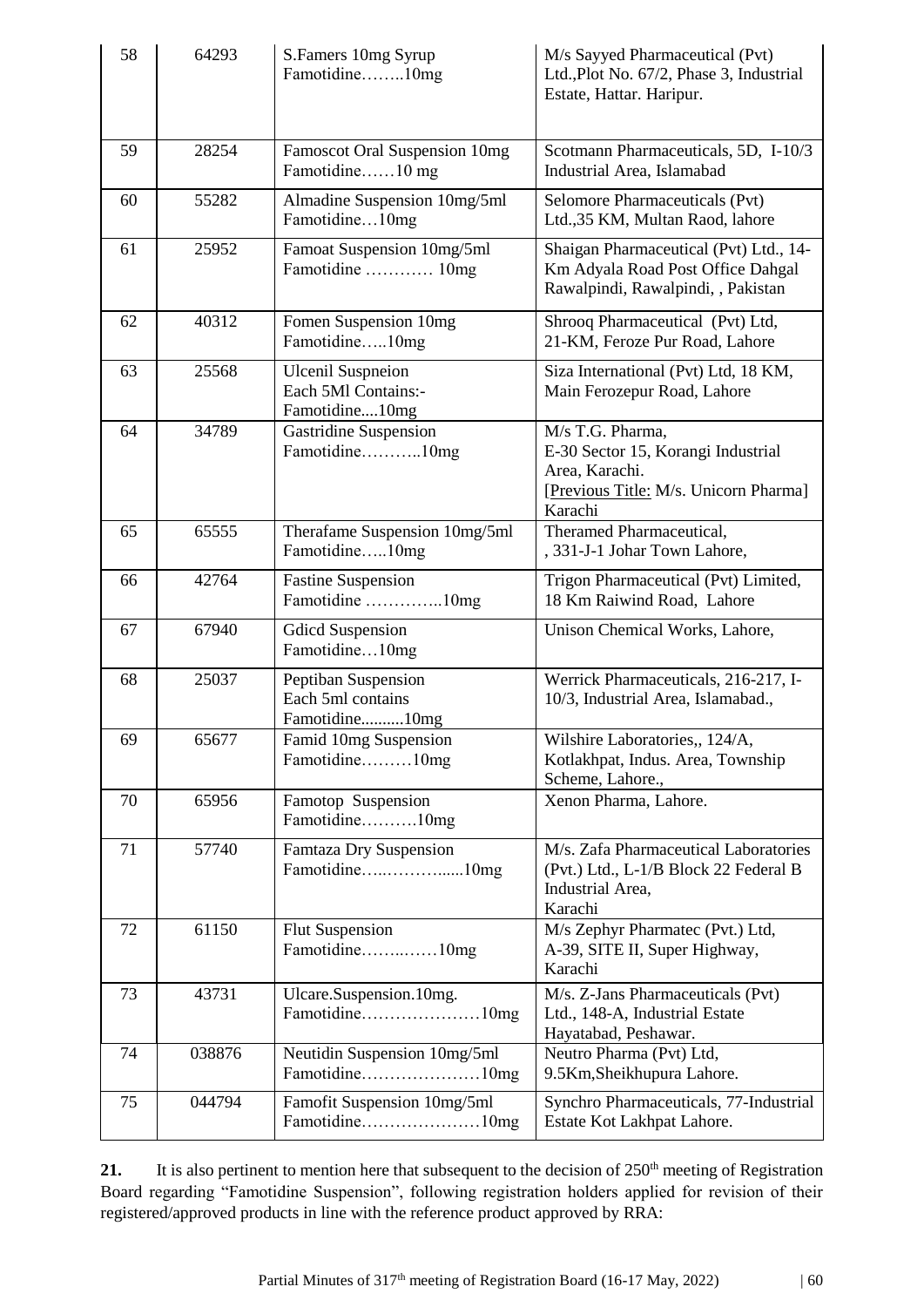| 58 | 64293 | S.Famers 10mg Syrup<br>Famotidine……..10mg | M/s Sayyed Pharmaceutical (Pvt) Ltd.,Plot No. 67/2, Phase 3, Industrial Estate, Hattar. Haripur. |
|---|---|---|---|
| 59 | 28254 | Famoscot Oral Suspension 10mg<br>Famotidine……10 mg | Scotmann Pharmaceuticals, 5D, I-10/3 Industrial Area, Islamabad |
| 60 | 55282 | Almadine Suspension 10mg/5ml<br>Famotidine…10mg | Selomore Pharmaceuticals (Pvt) Ltd.,35 KM, Multan Raod, lahore |
| 61 | 25952 | Famoat Suspension 10mg/5ml<br>Famotidine ………… 10mg | Shaigan Pharmaceutical (Pvt) Ltd., 14-Km Adyala Road Post Office Dahgal Rawalpindi, Rawalpindi, , Pakistan |
| 62 | 40312 | Fomen Suspension 10mg<br>Famotidine…..10mg | Shrooq Pharmaceutical (Pvt) Ltd, 21-KM, Feroze Pur Road, Lahore |
| 63 | 25568 | Ulcenil Suspneion<br>Each 5Ml Contains:-<br>Famotidine....10mg | Siza International (Pvt) Ltd, 18 KM, Main Ferozepur Road, Lahore |
| 64 | 34789 | Gastridine Suspension<br>Famotidine………..10mg | M/s T.G. Pharma,<br>E-30 Sector 15, Korangi Industrial Area, Karachi.<br>[Previous Title: M/s. Unicorn Pharma] Karachi |
| 65 | 65555 | Therafame Suspension 10mg/5ml<br>Famotidine…..10mg | Theramed Pharmaceutical,<br>, 331-J-1 Johar Town Lahore, |
| 66 | 42764 | Fastine Suspension<br>Famotidine …………..10mg | Trigon Pharmaceutical (Pvt) Limited, 18 Km Raiwind Road, Lahore |
| 67 | 67940 | Gdicd Suspension<br>Famotidine…10mg | Unison Chemical Works, Lahore, |
| 68 | 25037 | Peptiban Suspension<br>Each 5ml contains<br>Famotidine..........10mg | Werrick Pharmaceuticals, 216-217, I-10/3, Industrial Area, Islamabad., |
| 69 | 65677 | Famid 10mg Suspension<br>Famotidine………10mg | Wilshire Laboratories,, 124/A, Kotlakhpat, Indus. Area, Township Scheme, Lahore., |
| 70 | 65956 | Famotop Suspension<br>Famotidine……….10mg | Xenon Pharma, Lahore. |
| 71 | 57740 | Famtaza Dry Suspension<br>Famotidine…..……….....10mg | M/s. Zafa Pharmaceutical Laboratories (Pvt.) Ltd., L-1/B Block 22 Federal B Industrial Area,<br>Karachi |
| 72 | 61150 | Flut Suspension<br>Famotidine……..……10mg | M/s Zephyr Pharmatec (Pvt.) Ltd,<br>A-39, SITE II, Super Highway, Karachi |
| 73 | 43731 | Ulcare.Suspension.10mg.<br>Famotidine…………………10mg | M/s. Z-Jans Pharmaceuticals (Pvt) Ltd., 148-A, Industrial Estate Hayatabad, Peshawar. |
| 74 | 038876 | Neutidin Suspension 10mg/5ml<br>Famotidine…………………10mg | Neutro Pharma (Pvt) Ltd,<br>9.5Km,Sheikhupura Lahore. |
| 75 | 044794 | Famofit Suspension 10mg/5ml<br>Famotidine…………………10mg | Synchro Pharmaceuticals, 77-Industrial Estate Kot Lakhpat Lahore. |

**21.** It is also pertinent to mention here that subsequent to the decision of 250th meeting of Registration Board regarding "Famotidine Suspension", following registration holders applied for revision of their registered/approved products in line with the reference product approved by RRA: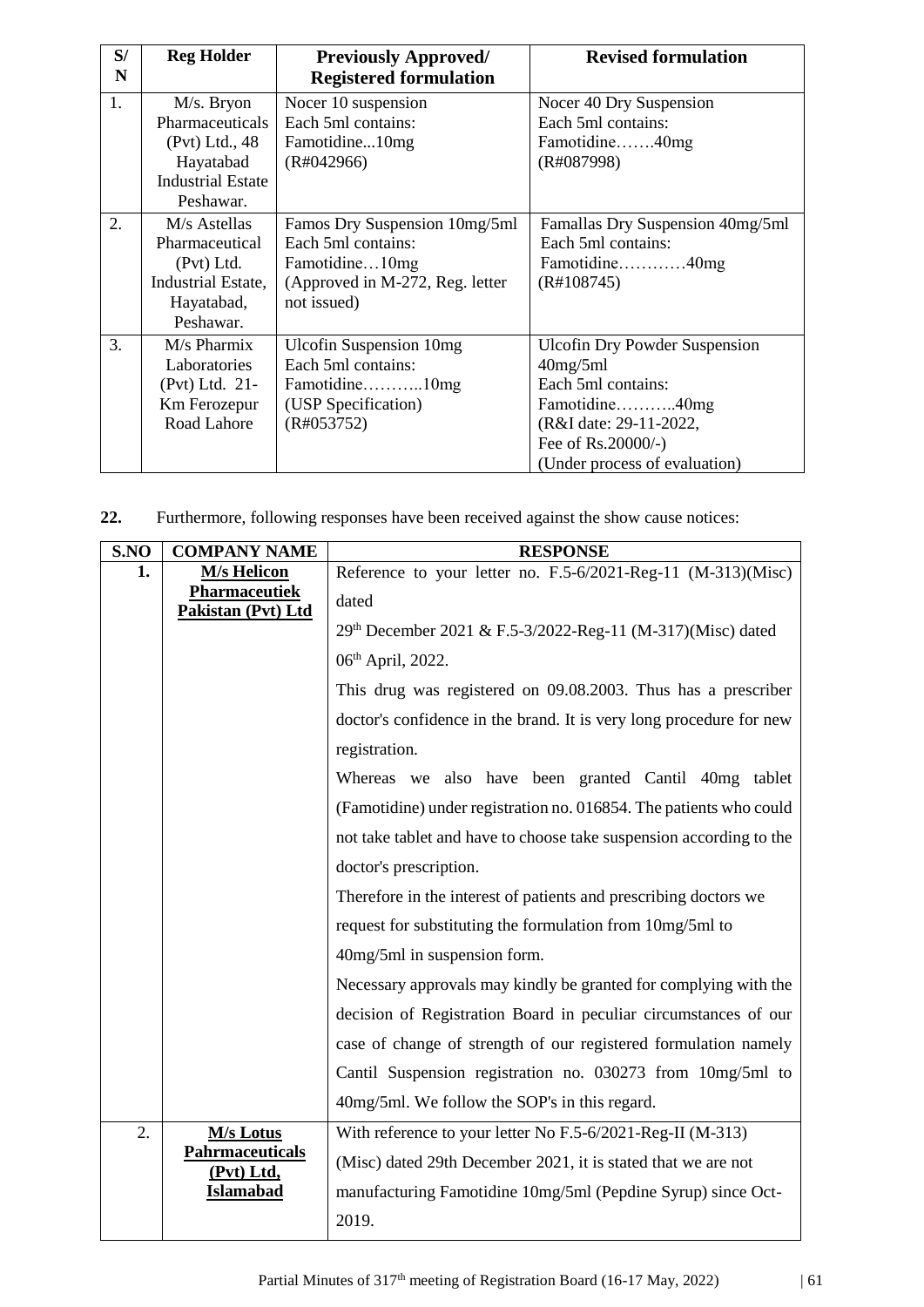| S/N | Reg Holder | Previously Approved/ Registered formulation | Revised formulation |
|---|---|---|---|
| 1. | M/s. Bryon Pharmaceuticals (Pvt) Ltd., 48 Hayatabad Industrial Estate Peshawar. | Nocer 10 suspension<br>Each 5ml contains:<br>Famotidine...10mg<br>(R#042966) | Nocer 40 Dry Suspension<br>Each 5ml contains:<br>Famotidine…….40mg<br>(R#087998) |
| 2. | M/s Astellas Pharmaceutical (Pvt) Ltd. Industrial Estate, Hayatabad, Peshawar. | Famos Dry Suspension 10mg/5ml<br>Each 5ml contains:<br>Famotidine…10mg<br>(Approved in M-272, Reg. letter not issued) | Famallas Dry Suspension 40mg/5ml<br>Each 5ml contains:<br>Famotidine…………40mg<br>(R#108745) |
| 3. | M/s Pharmix Laboratories (Pvt) Ltd. 21-Km Ferozepur Road Lahore | Ulcofin Suspension 10mg<br>Each 5ml contains:<br>Famotidine………..10mg<br>(USP Specification)<br>(R#053752) | Ulcofin Dry Powder Suspension 40mg/5ml<br>Each 5ml contains:<br>Famotidine………..40mg<br>(R&I date: 29-11-2022,<br>Fee of Rs.20000/-)<br>(Under process of evaluation) |

**22.** Furthermore, following responses have been received against the show cause notices:

| S.NO | COMPANY NAME | RESPONSE |
|---|---|---|
| **1.** | **M/s Helicon Pharmaceutiek Pakistan (Pvt) Ltd** | Reference to your letter no. F.5-6/2021-Reg-11 (M-313)(Misc) dated<br>29th December 2021 & F.5-3/2022-Reg-11 (M-317)(Misc) dated 06th April, 2022.<br>This drug was registered on 09.08.2003. Thus has a prescriber doctor's confidence in the brand. It is very long procedure for new registration.<br>Whereas we also have been granted Cantil 40mg tablet (Famotidine) under registration no. 016854. The patients who could not take tablet and have to choose take suspension according to the doctor's prescription.<br>Therefore in the interest of patients and prescribing doctors we request for substituting the formulation from 10mg/5ml to 40mg/5ml in suspension form.<br>Necessary approvals may kindly be granted for complying with the decision of Registration Board in peculiar circumstances of our case of change of strength of our registered formulation namely Cantil Suspension registration no. 030273 from 10mg/5ml to 40mg/5ml. We follow the SOP's in this regard. |
| 2. | **M/s Lotus Pahrmaceuticals (Pvt) Ltd, Islamabad** | With reference to your letter No F.5-6/2021-Reg-II (M-313) (Misc) dated 29th December 2021, it is stated that we are not manufacturing Famotidine 10mg/5ml (Pepdine Syrup) since Oct-2019. |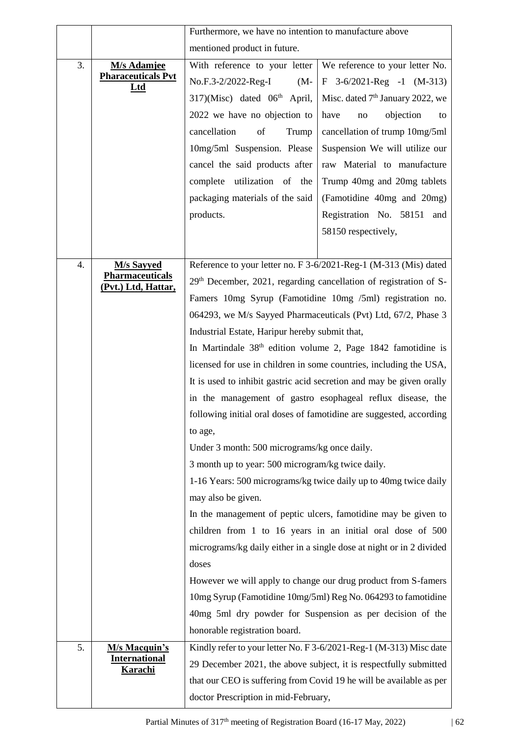| | | | |
|---|---|---|---|
| | | Furthermore, we have no intention to manufacture above mentioned product in future. | |
| 3. | **M/s Adamjee Pharaceuticals Pvt Ltd** | With reference to your letter No.F.3-2/2022-Reg-I (M-317)(Misc) dated 06th April, 2022 we have no objection to cancellation of Trump 10mg/5ml Suspension. Please cancel the said products after complete utilization of the packaging materials of the said products. | We reference to your letter No. F 3-6/2021-Reg -1 (M-313) Misc. dated 7th January 2022, we have no objection to cancellation of trump 10mg/5ml Suspension We will utilize our raw Material to manufacture Trump 40mg and 20mg tablets (Famotidine 40mg and 20mg) Registration No. 58151 and 58150 respectively, |
| 4. | **M/s Sayyed Pharmaceuticals (Pvt.) Ltd, Hattar,** | Reference to your letter no. F 3-6/2021-Reg-1 (M-313 (Mis) dated 29th December, 2021, regarding cancellation of registration of S-Famers 10mg Syrup (Famotidine 10mg /5ml) registration no. 064293, we M/s Sayyed Pharmaceuticals (Pvt) Ltd, 67/2, Phase 3 Industrial Estate, Haripur hereby submit that,<br>In Martindale 38th edition volume 2, Page 1842 famotidine is licensed for use in children in some countries, including the USA, It is used to inhibit gastric acid secretion and may be given orally in the management of gastro esophageal reflux disease, the following initial oral doses of famotidine are suggested, according to age,<br>Under 3 month: 500 micrograms/kg once daily.<br>3 month up to year: 500 microgram/kg twice daily.<br>1-16 Years: 500 micrograms/kg twice daily up to 40mg twice daily may also be given.<br>In the management of peptic ulcers, famotidine may be given to children from 1 to 16 years in an initial oral dose of 500 micrograms/kg daily either in a single dose at night or in 2 divided doses<br>However we will apply to change our drug product from S-famers 10mg Syrup (Famotidine 10mg/5ml) Reg No. 064293 to famotidine 40mg 5ml dry powder for Suspension as per decision of the honorable registration board. | |
| 5. | **M/s Macquin's International Karachi** | Kindly refer to your letter No. F 3-6/2021-Reg-1 (M-313) Misc date 29 December 2021, the above subject, it is respectfully submitted that our CEO is suffering from Covid 19 he will be available as per doctor Prescription in mid-February, | |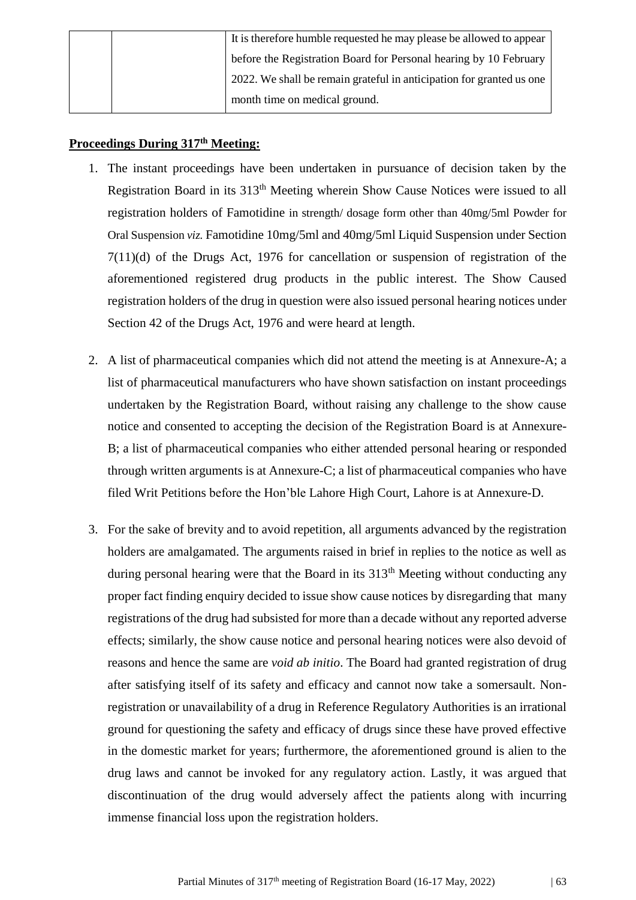| | | It is therefore humble requested he may please be allowed to appear before the Registration Board for Personal hearing by 10 February 2022. We shall be remain grateful in anticipation for granted us one month time on medical ground. |
|---|---|---|

**Proceedings During 317th Meeting:**

1. The instant proceedings have been undertaken in pursuance of decision taken by the Registration Board in its 313th Meeting wherein Show Cause Notices were issued to all registration holders of Famotidine in strength/ dosage form other than 40mg/5ml Powder for Oral Suspension *viz.* Famotidine 10mg/5ml and 40mg/5ml Liquid Suspension under Section 7(11)(d) of the Drugs Act, 1976 for cancellation or suspension of registration of the aforementioned registered drug products in the public interest. The Show Caused registration holders of the drug in question were also issued personal hearing notices under Section 42 of the Drugs Act, 1976 and were heard at length.

2. A list of pharmaceutical companies which did not attend the meeting is at Annexure-A; a list of pharmaceutical manufacturers who have shown satisfaction on instant proceedings undertaken by the Registration Board, without raising any challenge to the show cause notice and consented to accepting the decision of the Registration Board is at Annexure-B; a list of pharmaceutical companies who either attended personal hearing or responded through written arguments is at Annexure-C; a list of pharmaceutical companies who have filed Writ Petitions before the Hon'ble Lahore High Court, Lahore is at Annexure-D.

3. For the sake of brevity and to avoid repetition, all arguments advanced by the registration holders are amalgamated. The arguments raised in brief in replies to the notice as well as during personal hearing were that the Board in its 313th Meeting without conducting any proper fact finding enquiry decided to issue show cause notices by disregarding that many registrations of the drug had subsisted for more than a decade without any reported adverse effects; similarly, the show cause notice and personal hearing notices were also devoid of reasons and hence the same are *void ab initio*. The Board had granted registration of drug after satisfying itself of its safety and efficacy and cannot now take a somersault. Non-registration or unavailability of a drug in Reference Regulatory Authorities is an irrational ground for questioning the safety and efficacy of drugs since these have proved effective in the domestic market for years; furthermore, the aforementioned ground is alien to the drug laws and cannot be invoked for any regulatory action. Lastly, it was argued that discontinuation of the drug would adversely affect the patients along with incurring immense financial loss upon the registration holders.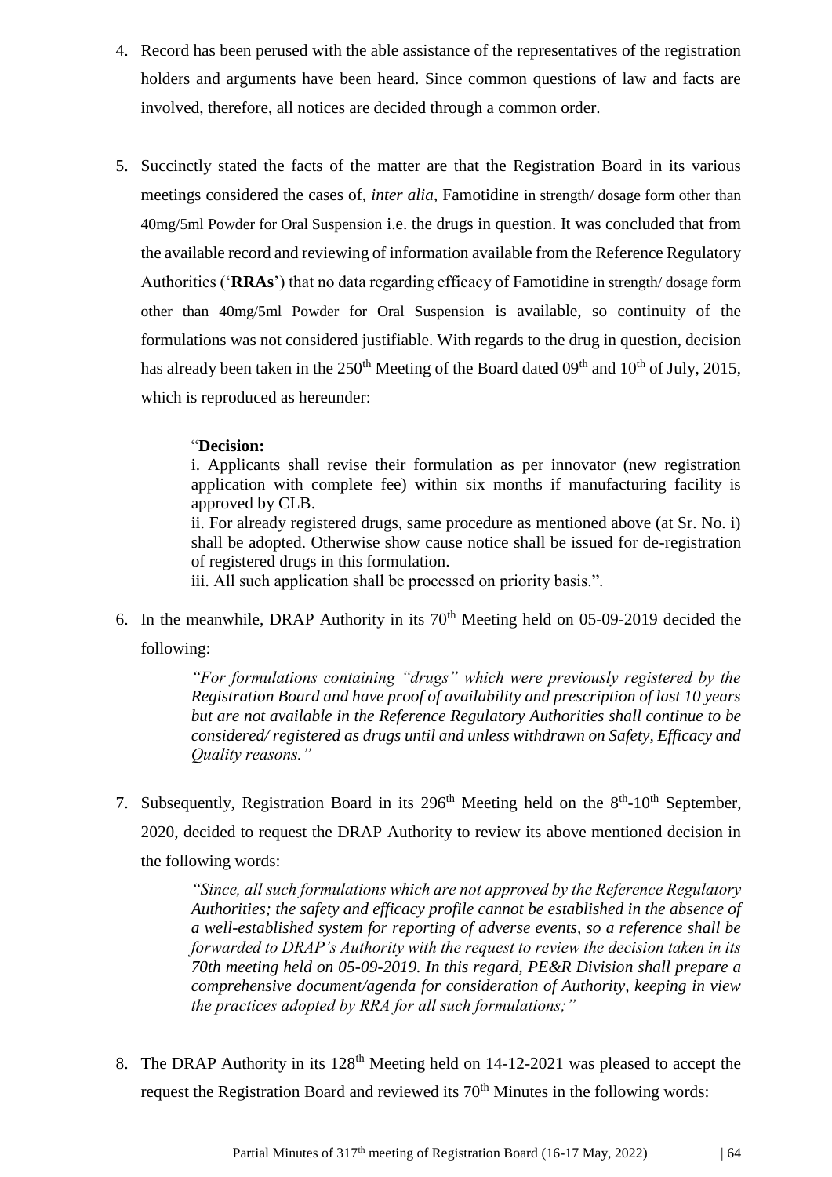4. Record has been perused with the able assistance of the representatives of the registration holders and arguments have been heard. Since common questions of law and facts are involved, therefore, all notices are decided through a common order.

5. Succinctly stated the facts of the matter are that the Registration Board in its various meetings considered the cases of, *inter alia*, Famotidine in strength/ dosage form other than 40mg/5ml Powder for Oral Suspension i.e. the drugs in question. It was concluded that from the available record and reviewing of information available from the Reference Regulatory Authorities ('**RRAs**') that no data regarding efficacy of Famotidine in strength/ dosage form other than 40mg/5ml Powder for Oral Suspension is available, so continuity of the formulations was not considered justifiable. With regards to the drug in question, decision has already been taken in the 250th Meeting of the Board dated 09th and 10th of July, 2015, which is reproduced as hereunder:

   "**Decision:**
   i. Applicants shall revise their formulation as per innovator (new registration application with complete fee) within six months if manufacturing facility is approved by CLB.
   ii. For already registered drugs, same procedure as mentioned above (at Sr. No. i) shall be adopted. Otherwise show cause notice shall be issued for de-registration of registered drugs in this formulation.
   iii. All such application shall be processed on priority basis.".

6. In the meanwhile, DRAP Authority in its 70th Meeting held on 05-09-2019 decided the following:

   *"For formulations containing "drugs" which were previously registered by the Registration Board and have proof of availability and prescription of last 10 years but are not available in the Reference Regulatory Authorities shall continue to be considered/ registered as drugs until and unless withdrawn on Safety, Efficacy and Quality reasons."*

7. Subsequently, Registration Board in its 296th Meeting held on the 8th-10th September, 2020, decided to request the DRAP Authority to review its above mentioned decision in the following words:

   *"Since, all such formulations which are not approved by the Reference Regulatory Authorities; the safety and efficacy profile cannot be established in the absence of a well-established system for reporting of adverse events, so a reference shall be forwarded to DRAP's Authority with the request to review the decision taken in its 70th meeting held on 05-09-2019. In this regard, PE&R Division shall prepare a comprehensive document/agenda for consideration of Authority, keeping in view the practices adopted by RRA for all such formulations;"*

8. The DRAP Authority in its 128th Meeting held on 14-12-2021 was pleased to accept the request the Registration Board and reviewed its 70th Minutes in the following words: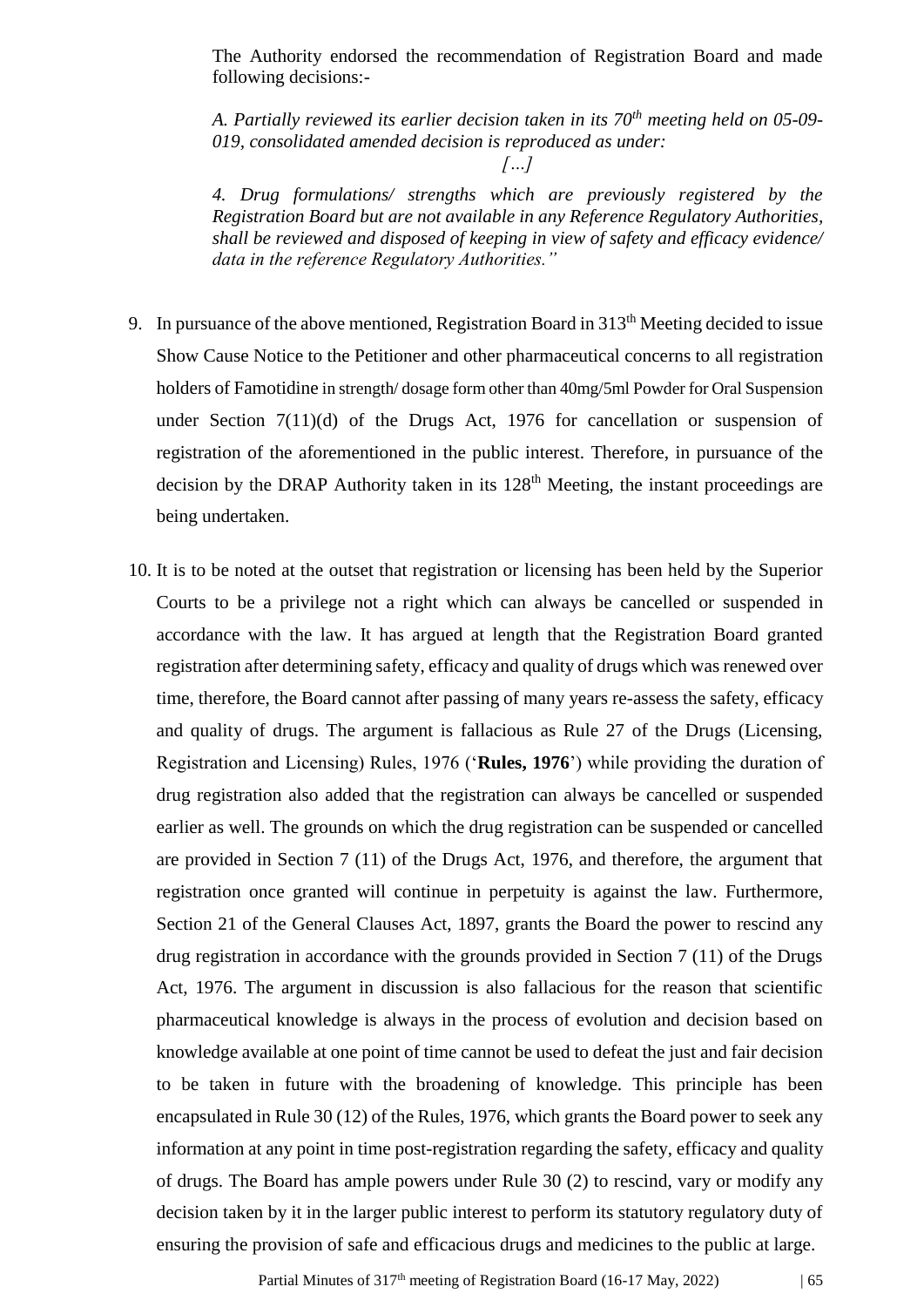The Authority endorsed the recommendation of Registration Board and made following decisions:-

*A. Partially reviewed its earlier decision taken in its 70$^{th}$ meeting held on 05-09-019, consolidated amended decision is reproduced as under:*

*[…]*

*4. Drug formulations/ strengths which are previously registered by the Registration Board but are not available in any Reference Regulatory Authorities, shall be reviewed and disposed of keeping in view of safety and efficacy evidence/ data in the reference Regulatory Authorities."*

9. In pursuance of the above mentioned, Registration Board in 313$^{th}$ Meeting decided to issue Show Cause Notice to the Petitioner and other pharmaceutical concerns to all registration holders of Famotidine in strength/ dosage form other than 40mg/5ml Powder for Oral Suspension under Section 7(11)(d) of the Drugs Act, 1976 for cancellation or suspension of registration of the aforementioned in the public interest. Therefore, in pursuance of the decision by the DRAP Authority taken in its 128$^{th}$ Meeting, the instant proceedings are being undertaken.

10. It is to be noted at the outset that registration or licensing has been held by the Superior Courts to be a privilege not a right which can always be cancelled or suspended in accordance with the law. It has argued at length that the Registration Board granted registration after determining safety, efficacy and quality of drugs which was renewed over time, therefore, the Board cannot after passing of many years re-assess the safety, efficacy and quality of drugs. The argument is fallacious as Rule 27 of the Drugs (Licensing, Registration and Licensing) Rules, 1976 ('**Rules, 1976**') while providing the duration of drug registration also added that the registration can always be cancelled or suspended earlier as well. The grounds on which the drug registration can be suspended or cancelled are provided in Section 7 (11) of the Drugs Act, 1976, and therefore, the argument that registration once granted will continue in perpetuity is against the law. Furthermore, Section 21 of the General Clauses Act, 1897, grants the Board the power to rescind any drug registration in accordance with the grounds provided in Section 7 (11) of the Drugs Act, 1976. The argument in discussion is also fallacious for the reason that scientific pharmaceutical knowledge is always in the process of evolution and decision based on knowledge available at one point of time cannot be used to defeat the just and fair decision to be taken in future with the broadening of knowledge. This principle has been encapsulated in Rule 30 (12) of the Rules, 1976, which grants the Board power to seek any information at any point in time post-registration regarding the safety, efficacy and quality of drugs. The Board has ample powers under Rule 30 (2) to rescind, vary or modify any decision taken by it in the larger public interest to perform its statutory regulatory duty of ensuring the provision of safe and efficacious drugs and medicines to the public at large.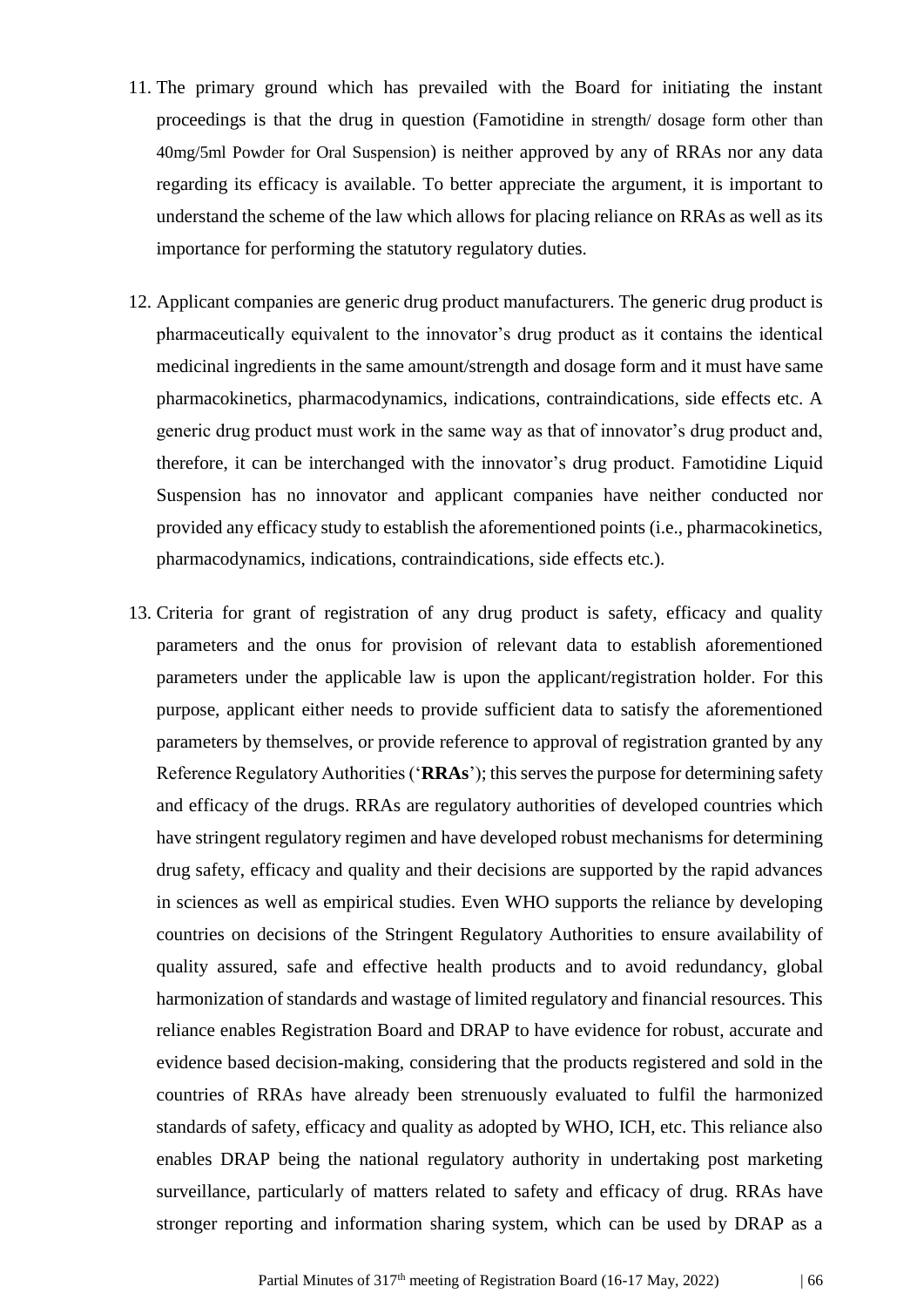11. The primary ground which has prevailed with the Board for initiating the instant proceedings is that the drug in question (Famotidine in strength/ dosage form other than 40mg/5ml Powder for Oral Suspension) is neither approved by any of RRAs nor any data regarding its efficacy is available. To better appreciate the argument, it is important to understand the scheme of the law which allows for placing reliance on RRAs as well as its importance for performing the statutory regulatory duties.

12. Applicant companies are generic drug product manufacturers. The generic drug product is pharmaceutically equivalent to the innovator's drug product as it contains the identical medicinal ingredients in the same amount/strength and dosage form and it must have same pharmacokinetics, pharmacodynamics, indications, contraindications, side effects etc. A generic drug product must work in the same way as that of innovator's drug product and, therefore, it can be interchanged with the innovator's drug product. Famotidine Liquid Suspension has no innovator and applicant companies have neither conducted nor provided any efficacy study to establish the aforementioned points (i.e., pharmacokinetics, pharmacodynamics, indications, contraindications, side effects etc.).

13. Criteria for grant of registration of any drug product is safety, efficacy and quality parameters and the onus for provision of relevant data to establish aforementioned parameters under the applicable law is upon the applicant/registration holder. For this purpose, applicant either needs to provide sufficient data to satisfy the aforementioned parameters by themselves, or provide reference to approval of registration granted by any Reference Regulatory Authorities ('**RRAs**'); this serves the purpose for determining safety and efficacy of the drugs. RRAs are regulatory authorities of developed countries which have stringent regulatory regimen and have developed robust mechanisms for determining drug safety, efficacy and quality and their decisions are supported by the rapid advances in sciences as well as empirical studies. Even WHO supports the reliance by developing countries on decisions of the Stringent Regulatory Authorities to ensure availability of quality assured, safe and effective health products and to avoid redundancy, global harmonization of standards and wastage of limited regulatory and financial resources. This reliance enables Registration Board and DRAP to have evidence for robust, accurate and evidence based decision-making, considering that the products registered and sold in the countries of RRAs have already been strenuously evaluated to fulfil the harmonized standards of safety, efficacy and quality as adopted by WHO, ICH, etc. This reliance also enables DRAP being the national regulatory authority in undertaking post marketing surveillance, particularly of matters related to safety and efficacy of drug. RRAs have stronger reporting and information sharing system, which can be used by DRAP as a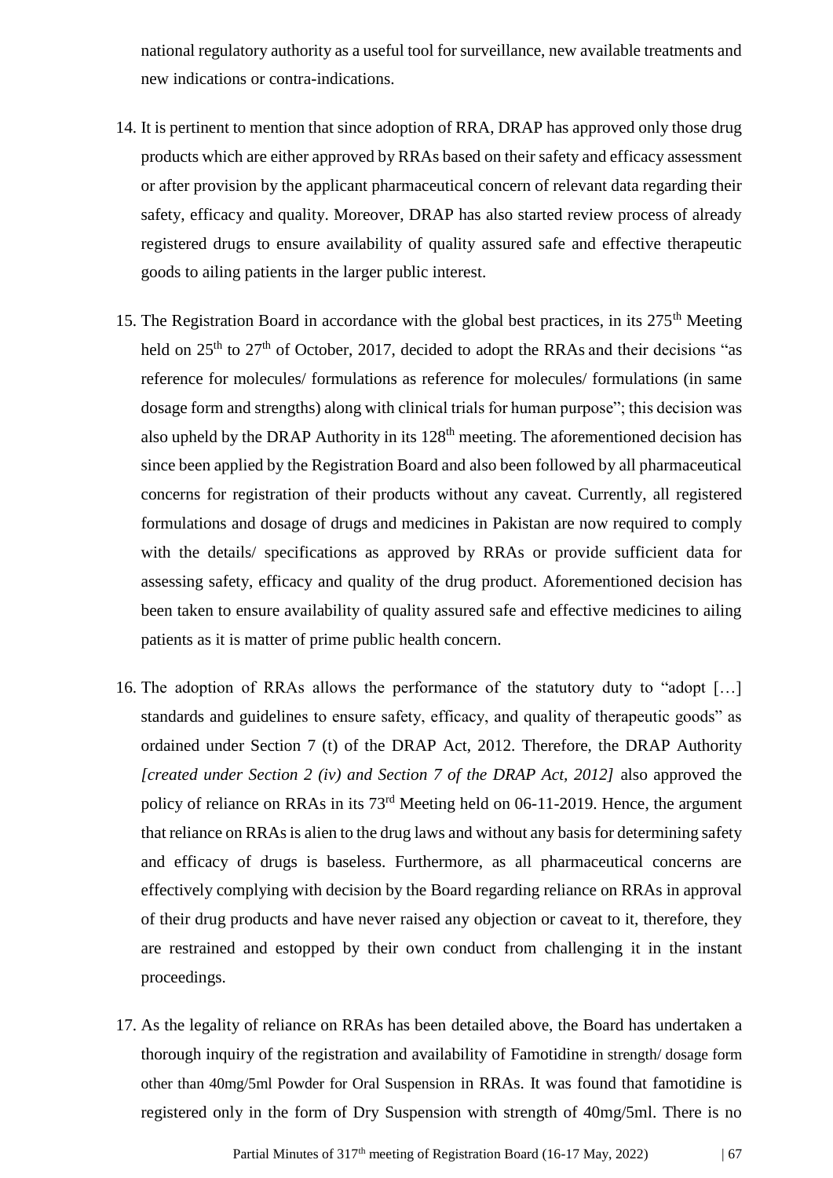national regulatory authority as a useful tool for surveillance, new available treatments and new indications or contra-indications.

14. It is pertinent to mention that since adoption of RRA, DRAP has approved only those drug products which are either approved by RRAs based on their safety and efficacy assessment or after provision by the applicant pharmaceutical concern of relevant data regarding their safety, efficacy and quality. Moreover, DRAP has also started review process of already registered drugs to ensure availability of quality assured safe and effective therapeutic goods to ailing patients in the larger public interest.

15. The Registration Board in accordance with the global best practices, in its 275th Meeting held on 25th to 27th of October, 2017, decided to adopt the RRAs and their decisions "as reference for molecules/ formulations as reference for molecules/ formulations (in same dosage form and strengths) along with clinical trials for human purpose"; this decision was also upheld by the DRAP Authority in its 128th meeting. The aforementioned decision has since been applied by the Registration Board and also been followed by all pharmaceutical concerns for registration of their products without any caveat. Currently, all registered formulations and dosage of drugs and medicines in Pakistan are now required to comply with the details/ specifications as approved by RRAs or provide sufficient data for assessing safety, efficacy and quality of the drug product. Aforementioned decision has been taken to ensure availability of quality assured safe and effective medicines to ailing patients as it is matter of prime public health concern.

16. The adoption of RRAs allows the performance of the statutory duty to "adopt […] standards and guidelines to ensure safety, efficacy, and quality of therapeutic goods" as ordained under Section 7 (t) of the DRAP Act, 2012. Therefore, the DRAP Authority *[created under Section 2 (iv) and Section 7 of the DRAP Act, 2012]* also approved the policy of reliance on RRAs in its 73rd Meeting held on 06-11-2019. Hence, the argument that reliance on RRAs is alien to the drug laws and without any basis for determining safety and efficacy of drugs is baseless. Furthermore, as all pharmaceutical concerns are effectively complying with decision by the Board regarding reliance on RRAs in approval of their drug products and have never raised any objection or caveat to it, therefore, they are restrained and estopped by their own conduct from challenging it in the instant proceedings.

17. As the legality of reliance on RRAs has been detailed above, the Board has undertaken a thorough inquiry of the registration and availability of Famotidine in strength/ dosage form other than 40mg/5ml Powder for Oral Suspension in RRAs. It was found that famotidine is registered only in the form of Dry Suspension with strength of 40mg/5ml. There is no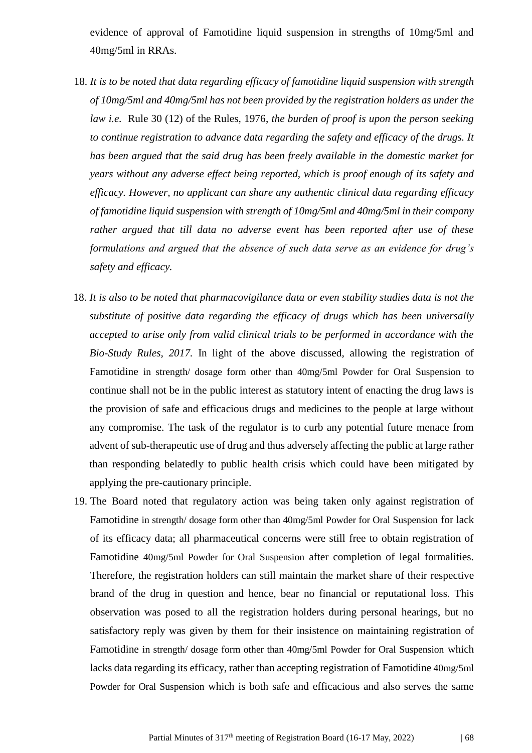evidence of approval of Famotidine liquid suspension in strengths of 10mg/5ml and 40mg/5ml in RRAs.

18. *It is to be noted that data regarding efficacy of famotidine liquid suspension with strength of 10mg/5ml and 40mg/5ml has not been provided by the registration holders as under the law i.e.* Rule 30 (12) of the Rules, 1976, *the burden of proof is upon the person seeking to continue registration to advance data regarding the safety and efficacy of the drugs. It has been argued that the said drug has been freely available in the domestic market for years without any adverse effect being reported, which is proof enough of its safety and efficacy. However, no applicant can share any authentic clinical data regarding efficacy of famotidine liquid suspension with strength of 10mg/5ml and 40mg/5ml in their company rather argued that till data no adverse event has been reported after use of these formulations and argued that the absence of such data serve as an evidence for drug's safety and efficacy.*

18. *It is also to be noted that pharmacovigilance data or even stability studies data is not the substitute of positive data regarding the efficacy of drugs which has been universally accepted to arise only from valid clinical trials to be performed in accordance with the Bio-Study Rules, 2017.* In light of the above discussed, allowing the registration of Famotidine in strength/ dosage form other than 40mg/5ml Powder for Oral Suspension to continue shall not be in the public interest as statutory intent of enacting the drug laws is the provision of safe and efficacious drugs and medicines to the people at large without any compromise. The task of the regulator is to curb any potential future menace from advent of sub-therapeutic use of drug and thus adversely affecting the public at large rather than responding belatedly to public health crisis which could have been mitigated by applying the pre-cautionary principle.

19. The Board noted that regulatory action was being taken only against registration of Famotidine in strength/ dosage form other than 40mg/5ml Powder for Oral Suspension for lack of its efficacy data; all pharmaceutical concerns were still free to obtain registration of Famotidine 40mg/5ml Powder for Oral Suspension after completion of legal formalities. Therefore, the registration holders can still maintain the market share of their respective brand of the drug in question and hence, bear no financial or reputational loss. This observation was posed to all the registration holders during personal hearings, but no satisfactory reply was given by them for their insistence on maintaining registration of Famotidine in strength/ dosage form other than 40mg/5ml Powder for Oral Suspension which lacks data regarding its efficacy, rather than accepting registration of Famotidine 40mg/5ml Powder for Oral Suspension which is both safe and efficacious and also serves the same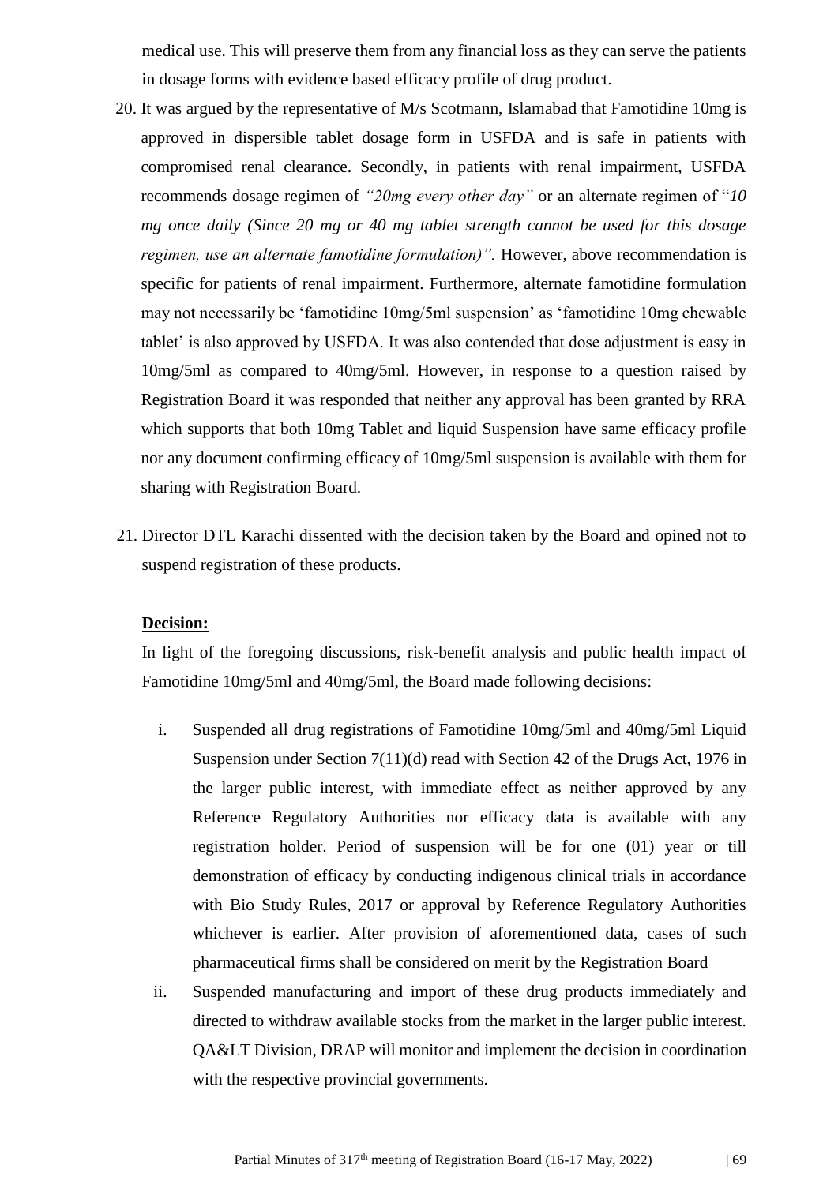medical use. This will preserve them from any financial loss as they can serve the patients in dosage forms with evidence based efficacy profile of drug product.

20. It was argued by the representative of M/s Scotmann, Islamabad that Famotidine 10mg is approved in dispersible tablet dosage form in USFDA and is safe in patients with compromised renal clearance. Secondly, in patients with renal impairment, USFDA recommends dosage regimen of *"20mg every other day"* or an alternate regimen of "*10 mg once daily (Since 20 mg or 40 mg tablet strength cannot be used for this dosage regimen, use an alternate famotidine formulation)".* However, above recommendation is specific for patients of renal impairment. Furthermore, alternate famotidine formulation may not necessarily be 'famotidine 10mg/5ml suspension' as 'famotidine 10mg chewable tablet' is also approved by USFDA. It was also contended that dose adjustment is easy in 10mg/5ml as compared to 40mg/5ml. However, in response to a question raised by Registration Board it was responded that neither any approval has been granted by RRA which supports that both 10mg Tablet and liquid Suspension have same efficacy profile nor any document confirming efficacy of 10mg/5ml suspension is available with them for sharing with Registration Board.

21. Director DTL Karachi dissented with the decision taken by the Board and opined not to suspend registration of these products.

**Decision:**

In light of the foregoing discussions, risk-benefit analysis and public health impact of Famotidine 10mg/5ml and 40mg/5ml, the Board made following decisions:

i. Suspended all drug registrations of Famotidine 10mg/5ml and 40mg/5ml Liquid Suspension under Section 7(11)(d) read with Section 42 of the Drugs Act, 1976 in the larger public interest, with immediate effect as neither approved by any Reference Regulatory Authorities nor efficacy data is available with any registration holder. Period of suspension will be for one (01) year or till demonstration of efficacy by conducting indigenous clinical trials in accordance with Bio Study Rules, 2017 or approval by Reference Regulatory Authorities whichever is earlier. After provision of aforementioned data, cases of such pharmaceutical firms shall be considered on merit by the Registration Board

ii. Suspended manufacturing and import of these drug products immediately and directed to withdraw available stocks from the market in the larger public interest. QA&LT Division, DRAP will monitor and implement the decision in coordination with the respective provincial governments.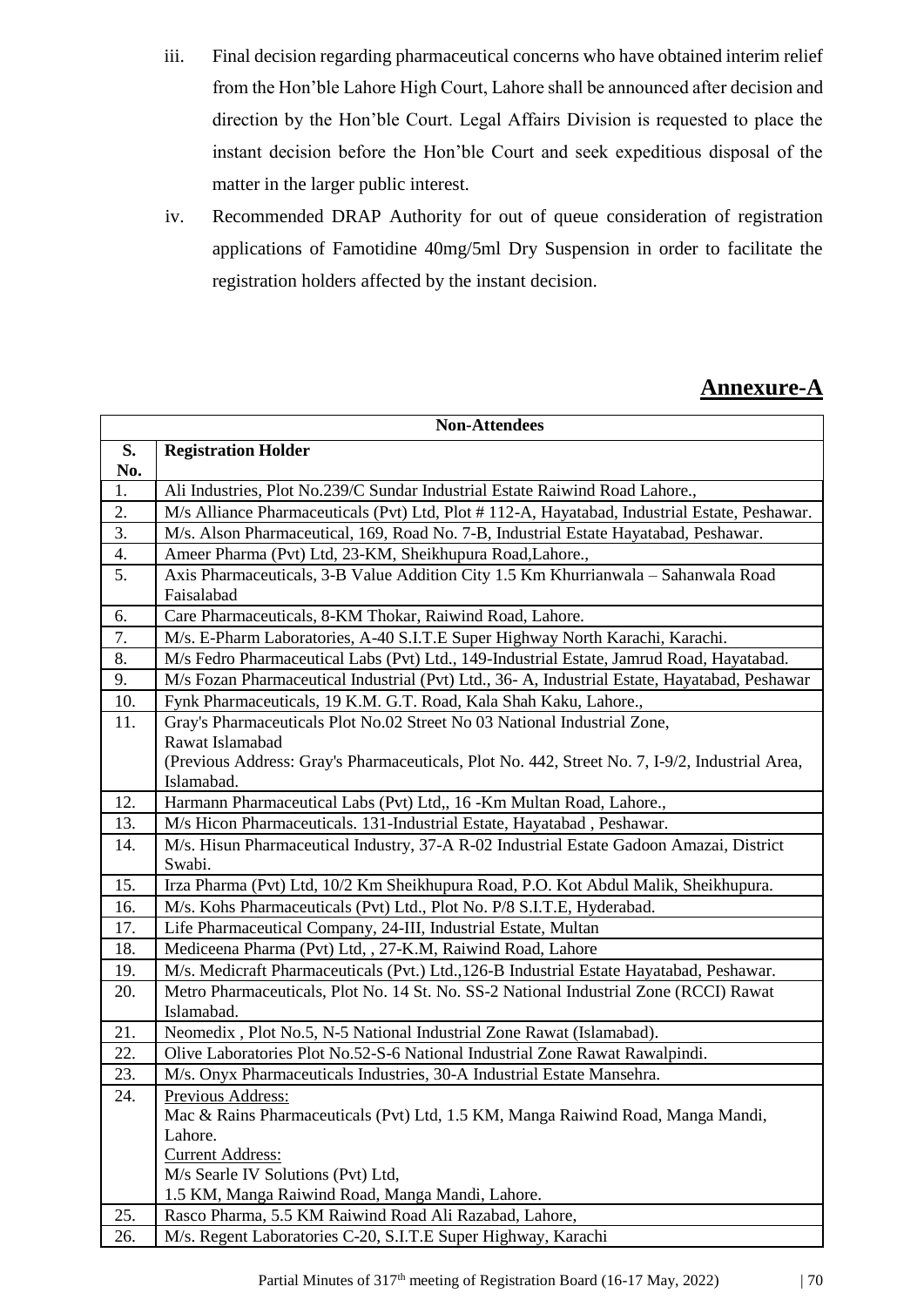iii. Final decision regarding pharmaceutical concerns who have obtained interim relief from the Hon'ble Lahore High Court, Lahore shall be announced after decision and direction by the Hon'ble Court. Legal Affairs Division is requested to place the instant decision before the Hon'ble Court and seek expeditious disposal of the matter in the larger public interest.

iv. Recommended DRAP Authority for out of queue consideration of registration applications of Famotidine 40mg/5ml Dry Suspension in order to facilitate the registration holders affected by the instant decision.

## Annexure-A

| Non-Attendees | |
|---|---|
| **S. No.** | **Registration Holder** |
| 1. | Ali Industries, Plot No.239/C Sundar Industrial Estate Raiwind Road Lahore., |
| 2. | M/s Alliance Pharmaceuticals (Pvt) Ltd, Plot # 112-A, Hayatabad, Industrial Estate, Peshawar. |
| 3. | M/s. Alson Pharmaceutical, 169, Road No. 7-B, Industrial Estate Hayatabad, Peshawar. |
| 4. | Ameer Pharma (Pvt) Ltd, 23-KM, Sheikhupura Road,Lahore., |
| 5. | Axis Pharmaceuticals, 3-B Value Addition City 1.5 Km Khurrianwala – Sahanwala Road Faisalabad |
| 6. | Care Pharmaceuticals, 8-KM Thokar, Raiwind Road, Lahore. |
| 7. | M/s. E-Pharm Laboratories, A-40 S.I.T.E Super Highway North Karachi, Karachi. |
| 8. | M/s Fedro Pharmaceutical Labs (Pvt) Ltd., 149-Industrial Estate, Jamrud Road, Hayatabad. |
| 9. | M/s Fozan Pharmaceutical Industrial (Pvt) Ltd., 36- A, Industrial Estate, Hayatabad, Peshawar |
| 10. | Fynk Pharmaceuticals, 19 K.M. G.T. Road, Kala Shah Kaku, Lahore., |
| 11. | Gray's Pharmaceuticals Plot No.02 Street No 03 National Industrial Zone, Rawat Islamabad (Previous Address: Gray's Pharmaceuticals, Plot No. 442, Street No. 7, I-9/2, Industrial Area, Islamabad. |
| 12. | Harmann Pharmaceutical Labs (Pvt) Ltd,, 16 -Km Multan Road, Lahore., |
| 13. | M/s Hicon Pharmaceuticals. 131-Industrial Estate, Hayatabad , Peshawar. |
| 14. | M/s. Hisun Pharmaceutical Industry, 37-A R-02 Industrial Estate Gadoon Amazai, District Swabi. |
| 15. | Irza Pharma (Pvt) Ltd, 10/2 Km Sheikhupura Road, P.O. Kot Abdul Malik, Sheikhupura. |
| 16. | M/s. Kohs Pharmaceuticals (Pvt) Ltd., Plot No. P/8 S.I.T.E, Hyderabad. |
| 17. | Life Pharmaceutical Company, 24-III, Industrial Estate, Multan |
| 18. | Mediceena Pharma (Pvt) Ltd, , 27-K.M, Raiwind Road, Lahore |
| 19. | M/s. Medicraft Pharmaceuticals (Pvt.) Ltd.,126-B Industrial Estate Hayatabad, Peshawar. |
| 20. | Metro Pharmaceuticals, Plot No. 14 St. No. SS-2 National Industrial Zone (RCCI) Rawat Islamabad. |
| 21. | Neomedix , Plot No.5, N-5 National Industrial Zone Rawat (Islamabad). |
| 22. | Olive Laboratories Plot No.52-S-6 National Industrial Zone Rawat Rawalpindi. |
| 23. | M/s. Onyx Pharmaceuticals Industries, 30-A Industrial Estate Mansehra. |
| 24. | Previous Address: Mac & Rains Pharmaceuticals (Pvt) Ltd, 1.5 KM, Manga Raiwind Road, Manga Mandi, Lahore. Current Address: M/s Searle IV Solutions (Pvt) Ltd, 1.5 KM, Manga Raiwind Road, Manga Mandi, Lahore. |
| 25. | Rasco Pharma, 5.5 KM Raiwind Road Ali Razabad, Lahore, |
| 26. | M/s. Regent Laboratories C-20, S.I.T.E Super Highway, Karachi |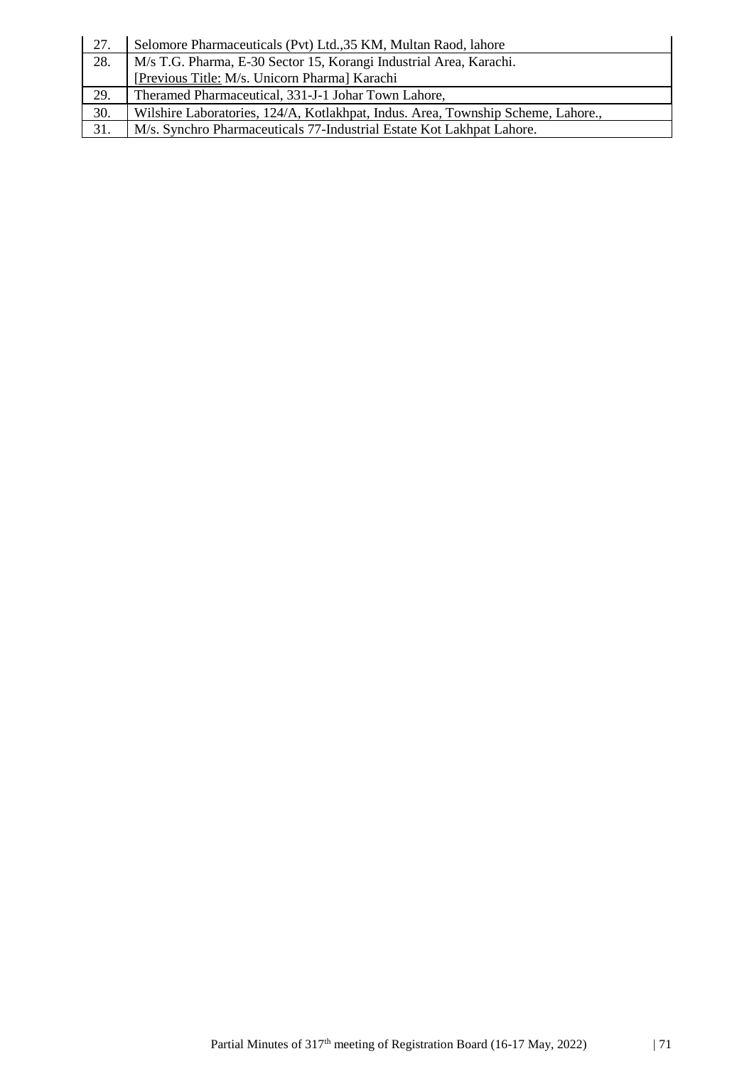| | |
|---|---|
| 27. | Selomore Pharmaceuticals (Pvt) Ltd.,35 KM, Multan Raod, lahore |
| 28. | M/s T.G. Pharma, E-30 Sector 15, Korangi Industrial Area, Karachi.<br>[Previous Title: M/s. Unicorn Pharma] Karachi |
| 29. | Theramed Pharmaceutical, 331-J-1 Johar Town Lahore, |
| 30. | Wilshire Laboratories, 124/A, Kotlakhpat, Indus. Area, Township Scheme, Lahore., |
| 31. | M/s. Synchro Pharmaceuticals 77-Industrial Estate Kot Lakhpat Lahore. |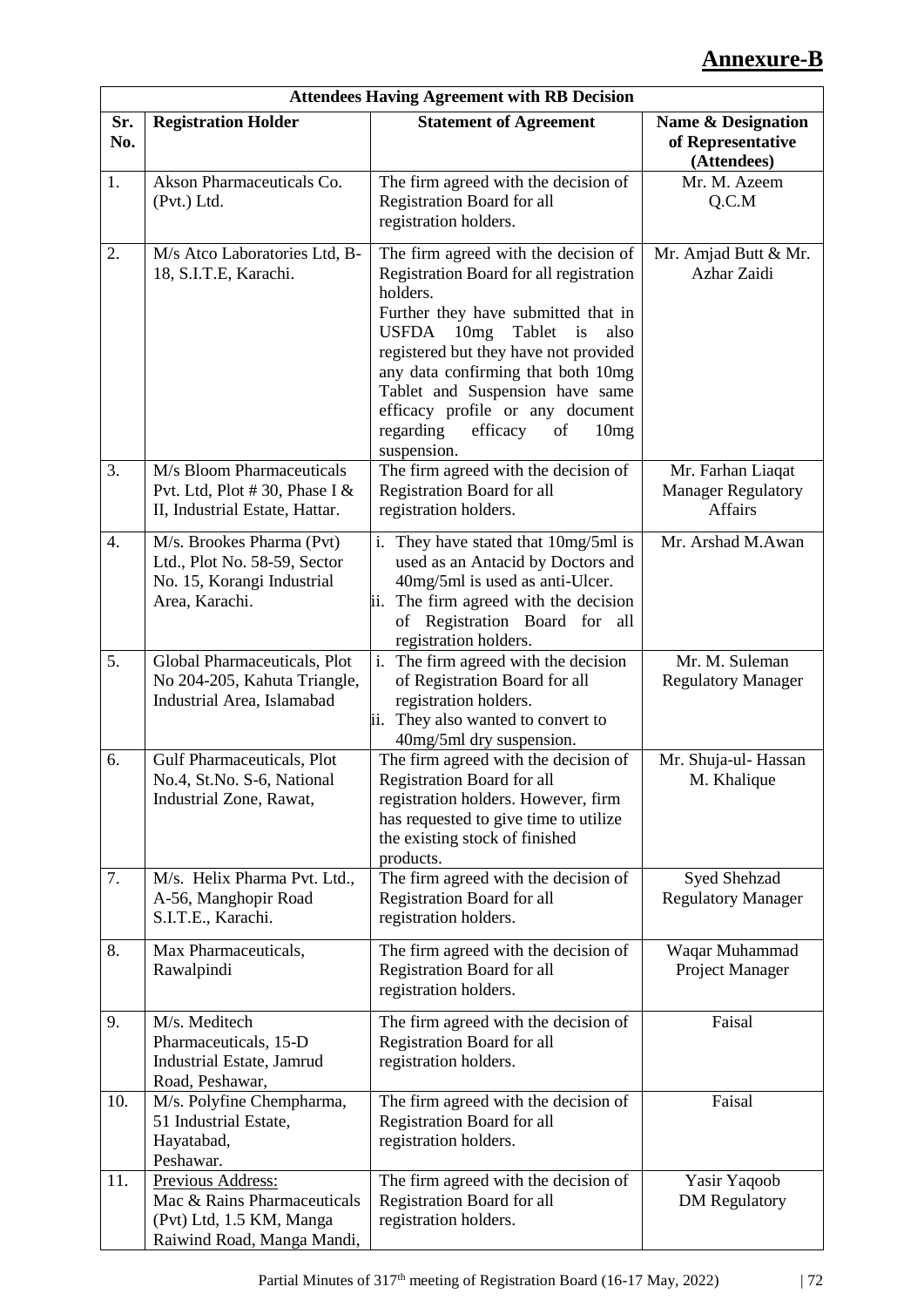# Annexure-B

| Attendees Having Agreement with RB Decision | | | |
|---|---|---|---|
| **Sr. No.** | **Registration Holder** | **Statement of Agreement** | **Name & Designation of Representative (Attendees)** |
| 1. | Akson Pharmaceuticals Co. (Pvt.) Ltd. | The firm agreed with the decision of Registration Board for all registration holders. | Mr. M. Azeem Q.C.M |
| 2. | M/s Atco Laboratories Ltd, B-18, S.I.T.E, Karachi. | The firm agreed with the decision of Registration Board for all registration holders.<br>Further they have submitted that in USFDA 10mg Tablet is also registered but they have not provided any data confirming that both 10mg Tablet and Suspension have same efficacy profile or any document regarding efficacy of 10mg suspension. | Mr. Amjad Butt & Mr. Azhar Zaidi |
| 3. | M/s Bloom Pharmaceuticals Pvt. Ltd, Plot # 30, Phase I & II, Industrial Estate, Hattar. | The firm agreed with the decision of Registration Board for all registration holders. | Mr. Farhan Liaqat Manager Regulatory Affairs |
| 4. | M/s. Brookes Pharma (Pvt) Ltd., Plot No. 58-59, Sector No. 15, Korangi Industrial Area, Karachi. | i. They have stated that 10mg/5ml is used as an Antacid by Doctors and 40mg/5ml is used as anti-Ulcer.<br>ii. The firm agreed with the decision of Registration Board for all registration holders. | Mr. Arshad M.Awan |
| 5. | Global Pharmaceuticals, Plot No 204-205, Kahuta Triangle, Industrial Area, Islamabad | i. The firm agreed with the decision of Registration Board for all registration holders.<br>ii. They also wanted to convert to 40mg/5ml dry suspension. | Mr. M. Suleman Regulatory Manager |
| 6. | Gulf Pharmaceuticals, Plot No.4, St.No. S-6, National Industrial Zone, Rawat, | The firm agreed with the decision of Registration Board for all registration holders. However, firm has requested to give time to utilize the existing stock of finished products. | Mr. Shuja-ul- Hassan M. Khalique |
| 7. | M/s. Helix Pharma Pvt. Ltd., A-56, Manghopir Road S.I.T.E., Karachi. | The firm agreed with the decision of Registration Board for all registration holders. | Syed Shehzad Regulatory Manager |
| 8. | Max Pharmaceuticals, Rawalpindi | The firm agreed with the decision of Registration Board for all registration holders. | Waqar Muhammad Project Manager |
| 9. | M/s. Meditech Pharmaceuticals, 15-D Industrial Estate, Jamrud Road, Peshawar, | The firm agreed with the decision of Registration Board for all registration holders. | Faisal |
| 10. | M/s. Polyfine Chempharma, 51 Industrial Estate, Hayatabad, Peshawar. | The firm agreed with the decision of Registration Board for all registration holders. | Faisal |
| 11. | Previous Address:<br>Mac & Rains Pharmaceuticals (Pvt) Ltd, 1.5 KM, Manga Raiwind Road, Manga Mandi, | The firm agreed with the decision of Registration Board for all registration holders. | Yasir Yaqoob DM Regulatory |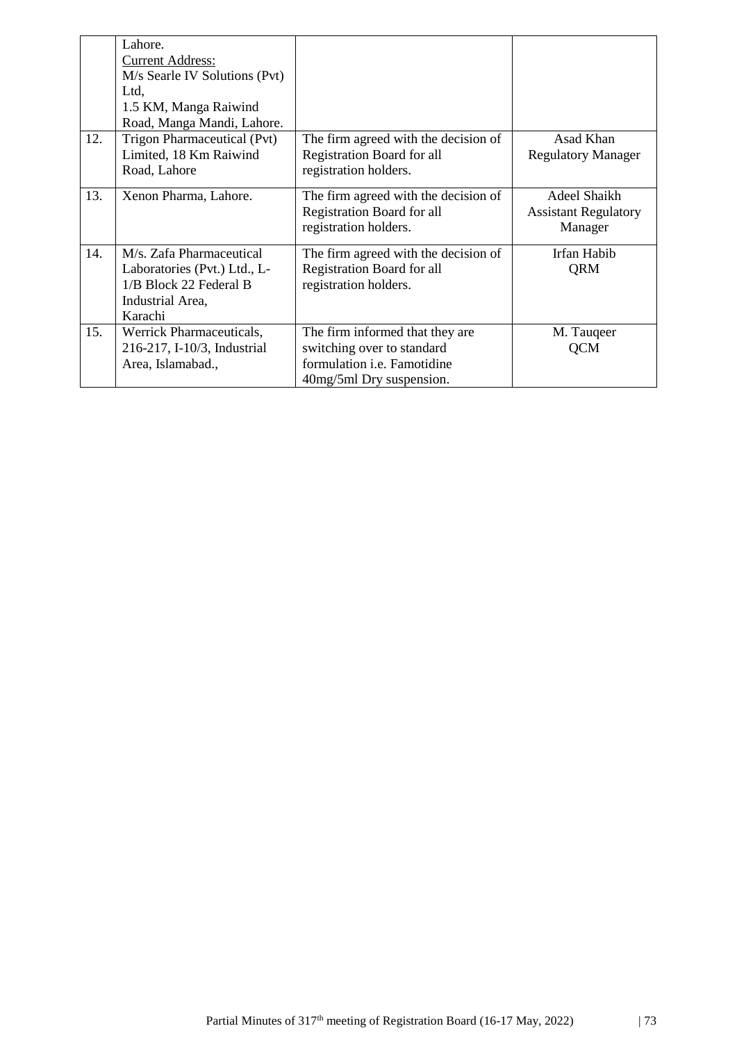| | | | |
|---|---|---|---|
| | Lahore.<br>Current Address:<br>M/s Searle IV Solutions (Pvt) Ltd,<br>1.5 KM, Manga Raiwind Road, Manga Mandi, Lahore. | | |
| 12. | Trigon Pharmaceutical (Pvt) Limited, 18 Km Raiwind Road, Lahore | The firm agreed with the decision of Registration Board for all registration holders. | Asad Khan<br>Regulatory Manager |
| 13. | Xenon Pharma, Lahore. | The firm agreed with the decision of Registration Board for all registration holders. | Adeel Shaikh<br>Assistant Regulatory Manager |
| 14. | M/s. Zafa Pharmaceutical Laboratories (Pvt.) Ltd., L-1/B Block 22 Federal B Industrial Area, Karachi | The firm agreed with the decision of Registration Board for all registration holders. | Irfan Habib<br>QRM |
| 15. | Werrick Pharmaceuticals, 216-217, I-10/3, Industrial Area, Islamabad., | The firm informed that they are switching over to standard formulation i.e. Famotidine 40mg/5ml Dry suspension. | M. Tauqeer<br>QCM |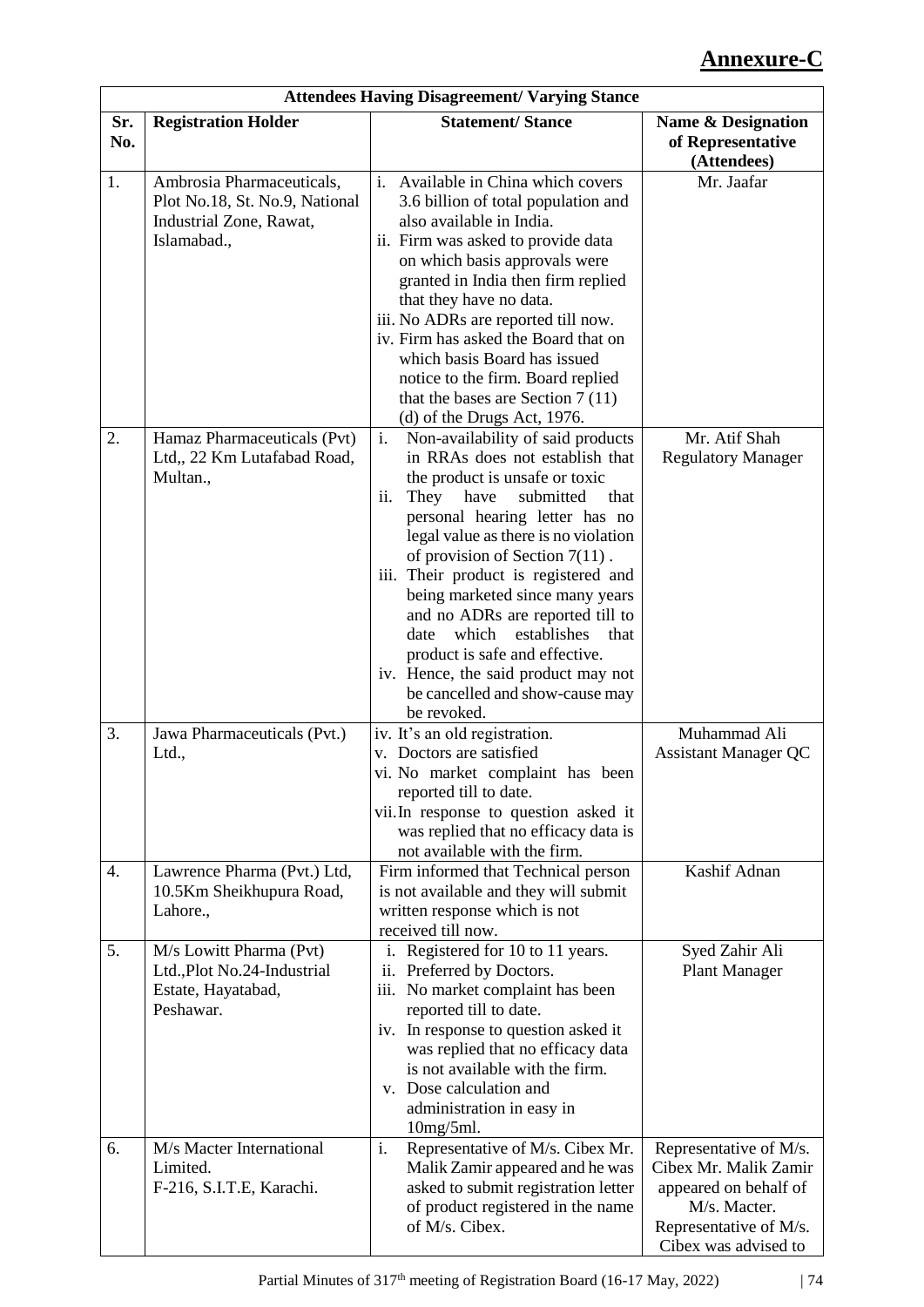# Annexure-C

| Attendees Having Disagreement/ Varying Stance | | | |
|---|---|---|---|
| **Sr. No.** | **Registration Holder** | **Statement/ Stance** | **Name & Designation of Representative (Attendees)** |
| 1. | Ambrosia Pharmaceuticals, Plot No.18, St. No.9, National Industrial Zone, Rawat, Islamabad., | i. Available in China which covers 3.6 billion of total population and also available in India.<br>ii. Firm was asked to provide data on which basis approvals were granted in India then firm replied that they have no data.<br>iii. No ADRs are reported till now.<br>iv. Firm has asked the Board that on which basis Board has issued notice to the firm. Board replied that the bases are Section 7 (11) (d) of the Drugs Act, 1976. | Mr. Jaafar |
| 2. | Hamaz Pharmaceuticals (Pvt) Ltd,, 22 Km Lutafabad Road, Multan., | i. Non-availability of said products in RRAs does not establish that the product is unsafe or toxic<br>ii. They have submitted that personal hearing letter has no legal value as there is no violation of provision of Section 7(11) .<br>iii. Their product is registered and being marketed since many years and no ADRs are reported till to date which establishes that product is safe and effective.<br>iv. Hence, the said product may not be cancelled and show-cause may be revoked. | Mr. Atif Shah<br>Regulatory Manager |
| 3. | Jawa Pharmaceuticals (Pvt.) Ltd., | iv. It's an old registration.<br>v. Doctors are satisfied<br>vi. No market complaint has been reported till to date.<br>vii. In response to question asked it was replied that no efficacy data is not available with the firm. | Muhammad Ali<br>Assistant Manager QC |
| 4. | Lawrence Pharma (Pvt.) Ltd, 10.5Km Sheikhupura Road, Lahore., | Firm informed that Technical person is not available and they will submit written response which is not received till now. | Kashif Adnan |
| 5. | M/s Lowitt Pharma (Pvt) Ltd.,Plot No.24-Industrial Estate, Hayatabad, Peshawar. | i. Registered for 10 to 11 years.<br>ii. Preferred by Doctors.<br>iii. No market complaint has been reported till to date.<br>iv. In response to question asked it was replied that no efficacy data is not available with the firm.<br>v. Dose calculation and administration in easy in 10mg/5ml. | Syed Zahir Ali<br>Plant Manager |
| 6. | M/s Macter International Limited.<br>F-216, S.I.T.E, Karachi. | i. Representative of M/s. Cibex Mr. Malik Zamir appeared and he was asked to submit registration letter of product registered in the name of M/s. Cibex. | Representative of M/s. Cibex Mr. Malik Zamir appeared on behalf of M/s. Macter. Representative of M/s. Cibex was advised to |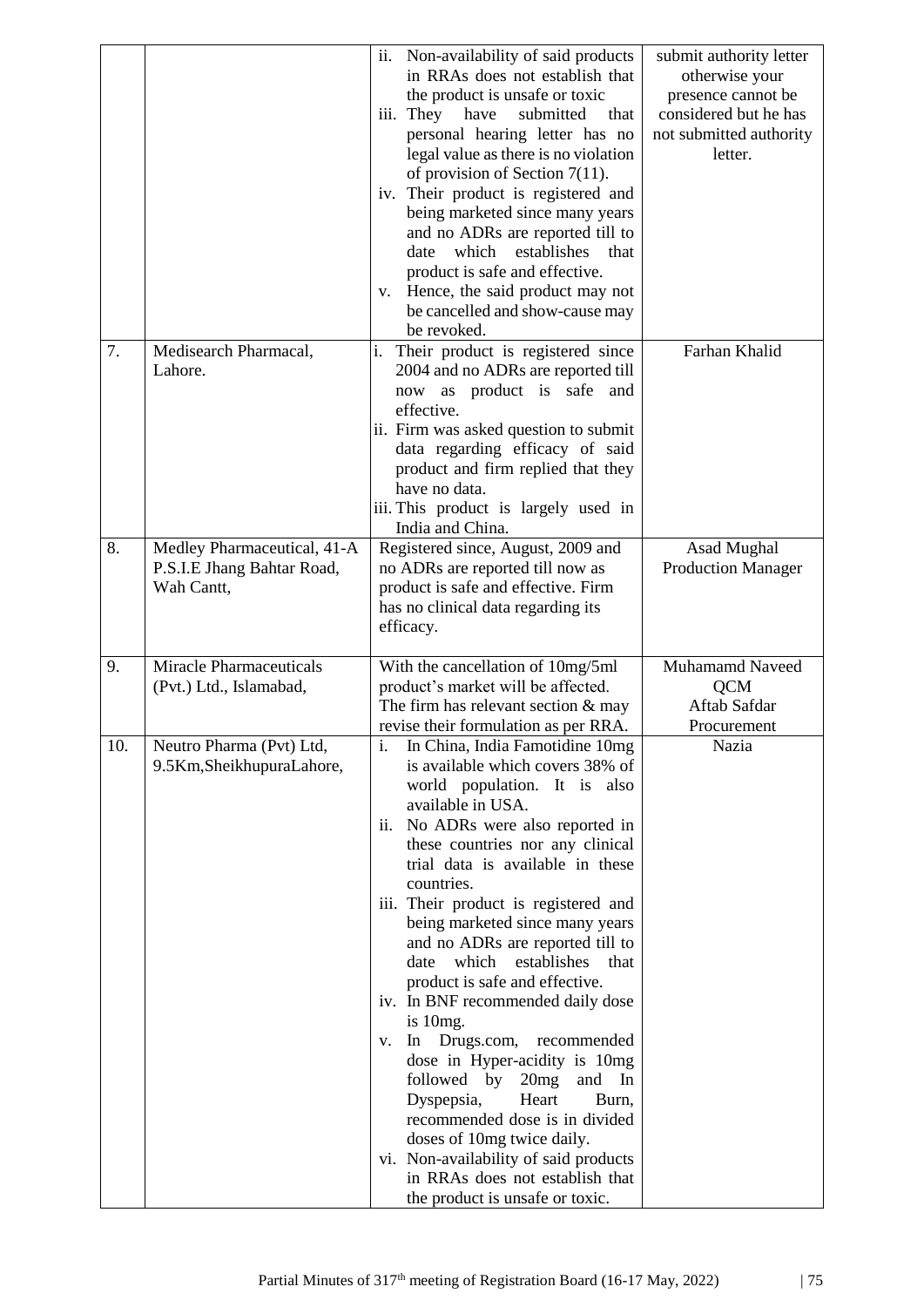| | | | |
|---|---|---|---|
| | | ii. Non-availability of said products in RRAs does not establish that the product is unsafe or toxic<br>iii. They have submitted that personal hearing letter has no legal value as there is no violation of provision of Section 7(11).<br>iv. Their product is registered and being marketed since many years and no ADRs are reported till to date which establishes that product is safe and effective.<br>v. Hence, the said product may not be cancelled and show-cause may be revoked. | submit authority letter otherwise your presence cannot be considered but he has not submitted authority letter. |
| 7. | Medisearch Pharmacal, Lahore. | i. Their product is registered since 2004 and no ADRs are reported till now as product is safe and effective.<br>ii. Firm was asked question to submit data regarding efficacy of said product and firm replied that they have no data.<br>iii. This product is largely used in India and China. | Farhan Khalid |
| 8. | Medley Pharmaceutical, 41-A P.S.I.E Jhang Bahtar Road, Wah Cantt, | Registered since, August, 2009 and no ADRs are reported till now as product is safe and effective. Firm has no clinical data regarding its efficacy. | Asad Mughal<br>Production Manager |
| 9. | Miracle Pharmaceuticals (Pvt.) Ltd., Islamabad, | With the cancellation of 10mg/5ml product's market will be affected. The firm has relevant section & may revise their formulation as per RRA. | Muhamamd Naveed<br>QCM<br>Aftab Safdar<br>Procurement |
| 10. | Neutro Pharma (Pvt) Ltd, 9.5Km,SheikhupuraLahore, | i. In China, India Famotidine 10mg is available which covers 38% of world population. It is also available in USA.<br>ii. No ADRs were also reported in these countries nor any clinical trial data is available in these countries.<br>iii. Their product is registered and being marketed since many years and no ADRs are reported till to date which establishes that product is safe and effective.<br>iv. In BNF recommended daily dose is 10mg.<br>v. In Drugs.com, recommended dose in Hyper-acidity is 10mg followed by 20mg and In Dyspepsia, Heart Burn, recommended dose is in divided doses of 10mg twice daily.<br>vi. Non-availability of said products in RRAs does not establish that the product is unsafe or toxic. | Nazia |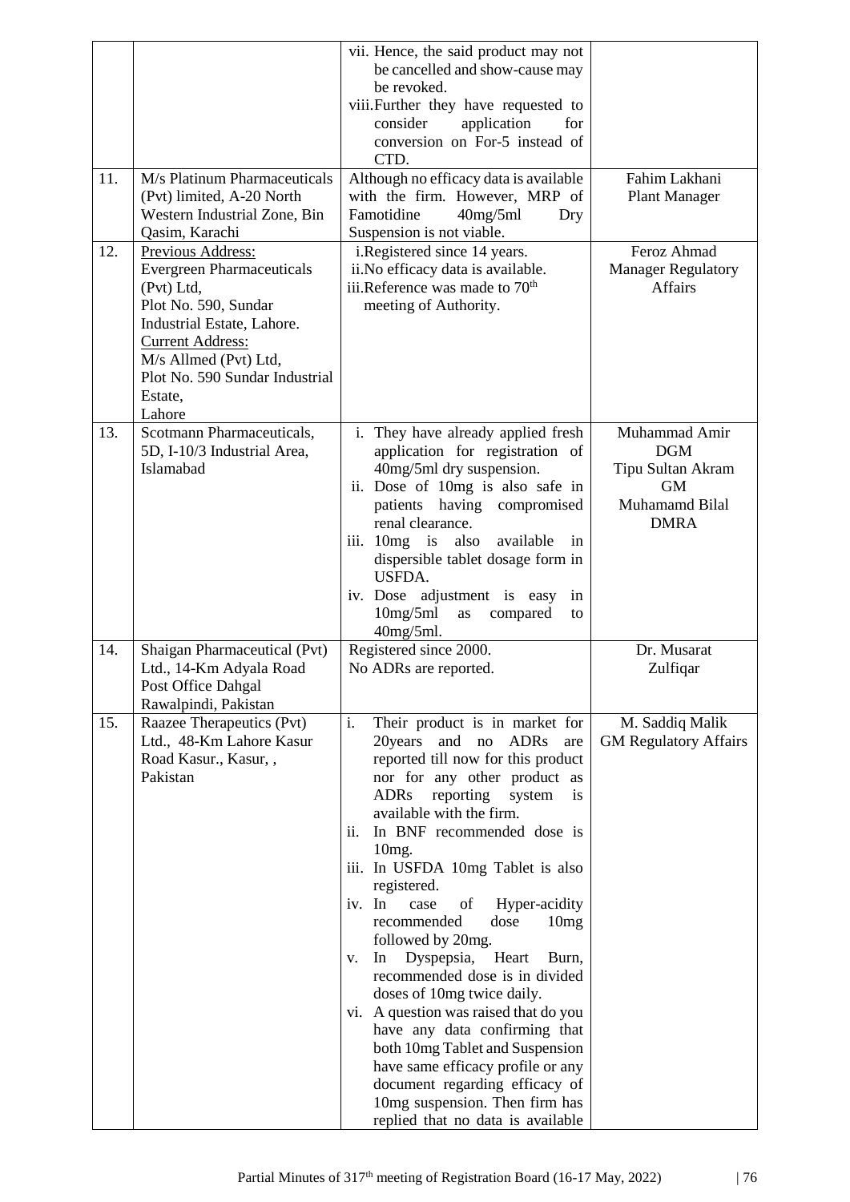| | | | |
|---|---|---|---|
| | | vii. Hence, the said product may not be cancelled and show-cause may be revoked.<br>viii. Further they have requested to consider application for conversion on For-5 instead of CTD. | |
| 11. | M/s Platinum Pharmaceuticals (Pvt) limited, A-20 North Western Industrial Zone, Bin Qasim, Karachi | Although no efficacy data is available with the firm. However, MRP of Famotidine 40mg/5ml Dry Suspension is not viable. | Fahim Lakhani<br>Plant Manager |
| 12. | Previous Address:<br>Evergreen Pharmaceuticals (Pvt) Ltd,<br>Plot No. 590, Sundar Industrial Estate, Lahore.<br>Current Address:<br>M/s Allmed (Pvt) Ltd,<br>Plot No. 590 Sundar Industrial Estate,<br>Lahore | i. Registered since 14 years.<br>ii. No efficacy data is available.<br>iii. Reference was made to 70th meeting of Authority. | Feroz Ahmad<br>Manager Regulatory Affairs |
| 13. | Scotmann Pharmaceuticals, 5D, I-10/3 Industrial Area, Islamabad | i. They have already applied fresh application for registration of 40mg/5ml dry suspension.<br>ii. Dose of 10mg is also safe in patients having compromised renal clearance.<br>iii. 10mg is also available in dispersible tablet dosage form in USFDA.<br>iv. Dose adjustment is easy in 10mg/5ml as compared to 40mg/5ml. | Muhammad Amir<br>DGM<br>Tipu Sultan Akram<br>GM<br>Muhamamd Bilal<br>DMRA |
| 14. | Shaigan Pharmaceutical (Pvt) Ltd., 14-Km Adyala Road Post Office Dahgal Rawalpindi, Pakistan | Registered since 2000.<br>No ADRs are reported. | Dr. Musarat Zulfiqar |
| 15. | Raazee Therapeutics (Pvt) Ltd., 48-Km Lahore Kasur Road Kasur., Kasur, , Pakistan | i. Their product is in market for 20years and no ADRs are reported till now for this product nor for any other product as ADRs reporting system is available with the firm.<br>ii. In BNF recommended dose is 10mg.<br>iii. In USFDA 10mg Tablet is also registered.<br>iv. In case of Hyper-acidity recommended dose 10mg followed by 20mg.<br>v. In Dyspepsia, Heart Burn, recommended dose is in divided doses of 10mg twice daily.<br>vi. A question was raised that do you have any data confirming that both 10mg Tablet and Suspension have same efficacy profile or any document regarding efficacy of 10mg suspension. Then firm has replied that no data is available | M. Saddiq Malik<br>GM Regulatory Affairs |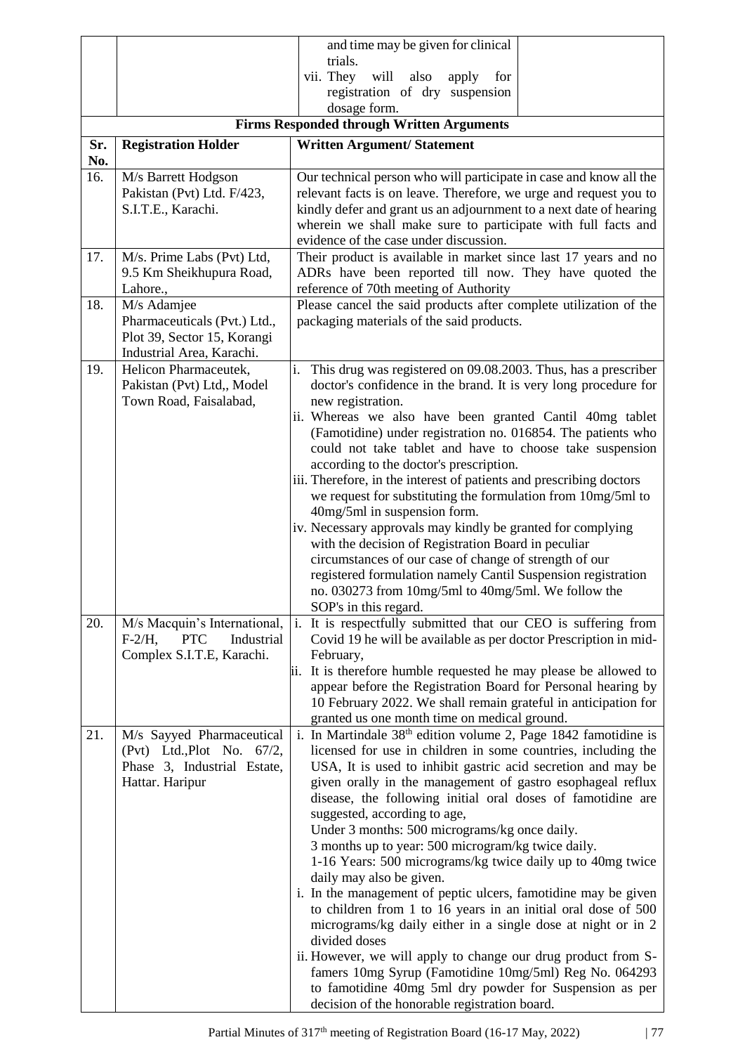| | | | |
|---|---|---|---|
| | | and time may be given for clinical trials.<br>vii. They will also apply for registration of dry suspension dosage form. | |

**Firms Responded through Written Arguments**

| Sr. No. | Registration Holder | Written Argument/ Statement |
|---|---|---|
| 16. | M/s Barrett Hodgson Pakistan (Pvt) Ltd. F/423, S.I.T.E., Karachi. | Our technical person who will participate in case and know all the relevant facts is on leave. Therefore, we urge and request you to kindly defer and grant us an adjournment to a next date of hearing wherein we shall make sure to participate with full facts and evidence of the case under discussion. |
| 17. | M/s. Prime Labs (Pvt) Ltd, 9.5 Km Sheikhupura Road, Lahore., | Their product is available in market since last 17 years and no ADRs have been reported till now. They have quoted the reference of 70th meeting of Authority |
| 18. | M/s Adamjee Pharmaceuticals (Pvt.) Ltd., Plot 39, Sector 15, Korangi Industrial Area, Karachi. | Please cancel the said products after complete utilization of the packaging materials of the said products. |
| 19. | Helicon Pharmaceutek, Pakistan (Pvt) Ltd,, Model Town Road, Faisalabad, | i. This drug was registered on 09.08.2003. Thus, has a prescriber doctor's confidence in the brand. It is very long procedure for new registration.<br>ii. Whereas we also have been granted Cantil 40mg tablet (Famotidine) under registration no. 016854. The patients who could not take tablet and have to choose take suspension according to the doctor's prescription.<br>iii. Therefore, in the interest of patients and prescribing doctors we request for substituting the formulation from 10mg/5ml to 40mg/5ml in suspension form.<br>iv. Necessary approvals may kindly be granted for complying with the decision of Registration Board in peculiar circumstances of our case of change of strength of our registered formulation namely Cantil Suspension registration no. 030273 from 10mg/5ml to 40mg/5ml. We follow the SOP's in this regard. |
| 20. | M/s Macquin's International, F-2/H, PTC Industrial Complex S.I.T.E, Karachi. | i. It is respectfully submitted that our CEO is suffering from Covid 19 he will be available as per doctor Prescription in mid-February,<br>ii. It is therefore humble requested he may please be allowed to appear before the Registration Board for Personal hearing by 10 February 2022. We shall remain grateful in anticipation for granted us one month time on medical ground. |
| 21. | M/s Sayyed Pharmaceutical (Pvt) Ltd.,Plot No. 67/2, Phase 3, Industrial Estate, Hattar. Haripur | i. In Martindale 38th edition volume 2, Page 1842 famotidine is licensed for use in children in some countries, including the USA, It is used to inhibit gastric acid secretion and may be given orally in the management of gastro esophageal reflux disease, the following initial oral doses of famotidine are suggested, according to age,<br>Under 3 months: 500 micrograms/kg once daily.<br>3 months up to year: 500 microgram/kg twice daily.<br>1-16 Years: 500 micrograms/kg twice daily up to 40mg twice daily may also be given.<br>i. In the management of peptic ulcers, famotidine may be given to children from 1 to 16 years in an initial oral dose of 500 micrograms/kg daily either in a single dose at night or in 2 divided doses<br>ii. However, we will apply to change our drug product from S-famers 10mg Syrup (Famotidine 10mg/5ml) Reg No. 064293 to famotidine 40mg 5ml dry powder for Suspension as per decision of the honorable registration board. |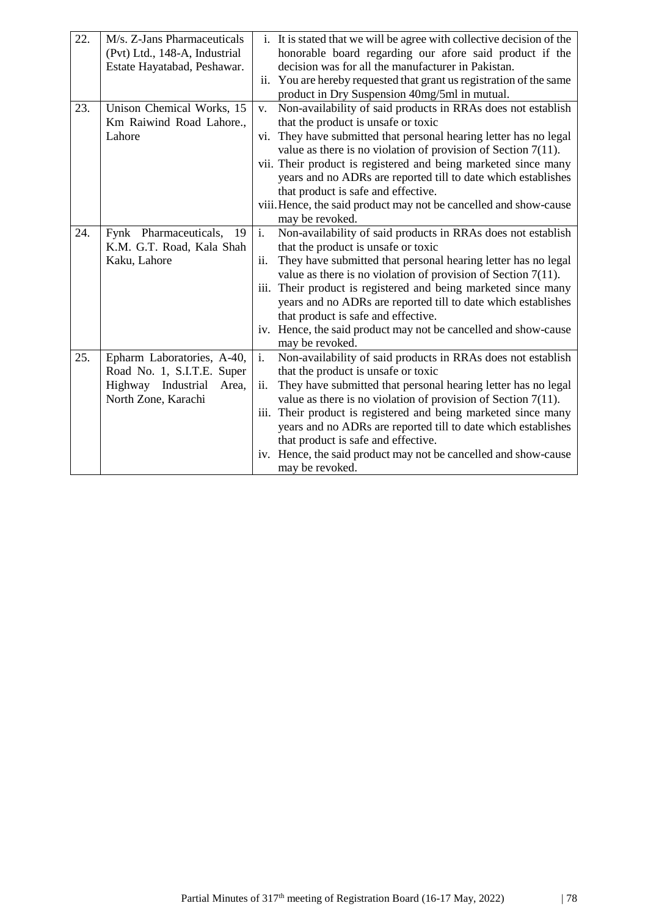| | | |
|---|---|---|
| 22. | M/s. Z-Jans Pharmaceuticals (Pvt) Ltd., 148-A, Industrial Estate Hayatabad, Peshawar. | i. It is stated that we will be agree with collective decision of the honorable board regarding our afore said product if the decision was for all the manufacturer in Pakistan.<br>ii. You are hereby requested that grant us registration of the same product in Dry Suspension 40mg/5ml in mutual. |
| 23. | Unison Chemical Works, 15 Km Raiwind Road Lahore., Lahore | v. Non-availability of said products in RRAs does not establish that the product is unsafe or toxic<br>vi. They have submitted that personal hearing letter has no legal value as there is no violation of provision of Section 7(11).<br>vii. Their product is registered and being marketed since many years and no ADRs are reported till to date which establishes that product is safe and effective.<br>viii. Hence, the said product may not be cancelled and show-cause may be revoked. |
| 24. | Fynk Pharmaceuticals, 19 K.M. G.T. Road, Kala Shah Kaku, Lahore | i. Non-availability of said products in RRAs does not establish that the product is unsafe or toxic<br>ii. They have submitted that personal hearing letter has no legal value as there is no violation of provision of Section 7(11).<br>iii. Their product is registered and being marketed since many years and no ADRs are reported till to date which establishes that product is safe and effective.<br>iv. Hence, the said product may not be cancelled and show-cause may be revoked. |
| 25. | Epharm Laboratories, A-40, Road No. 1, S.I.T.E. Super Highway Industrial Area, North Zone, Karachi | i. Non-availability of said products in RRAs does not establish that the product is unsafe or toxic<br>ii. They have submitted that personal hearing letter has no legal value as there is no violation of provision of Section 7(11).<br>iii. Their product is registered and being marketed since many years and no ADRs are reported till to date which establishes that product is safe and effective.<br>iv. Hence, the said product may not be cancelled and show-cause may be revoked. |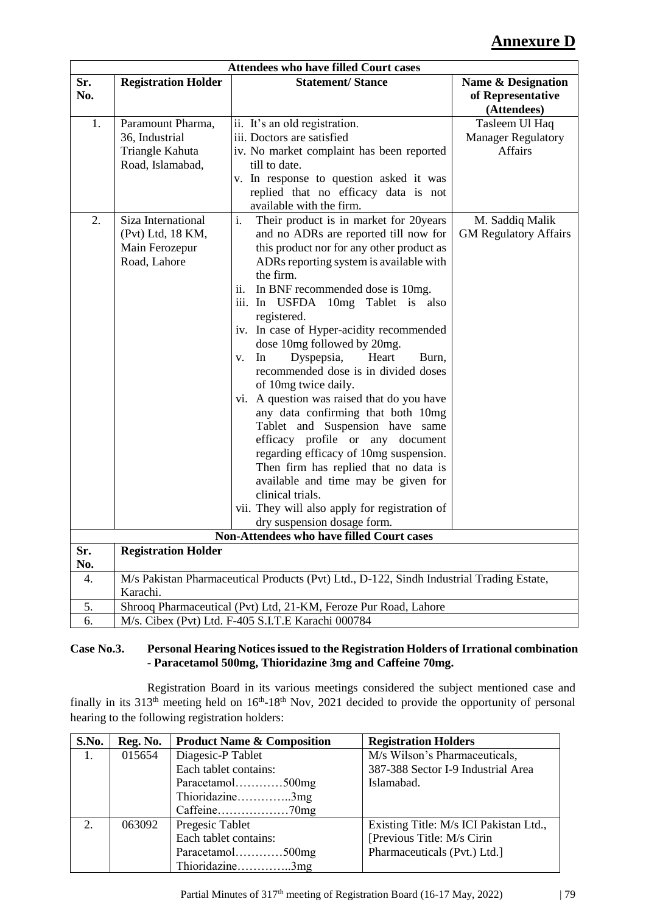# Annexure D

| Attendees who have filled Court cases | | | |
|---|---|---|---|
| **Sr. No.** | **Registration Holder** | **Statement/ Stance** | **Name & Designation of Representative (Attendees)** |
| 1. | Paramount Pharma, 36, Industrial Triangle Kahuta Road, Islamabad, | ii. It's an old registration.<br>iii. Doctors are satisfied<br>iv. No market complaint has been reported till to date.<br>v. In response to question asked it was replied that no efficacy data is not available with the firm. | Tasleem Ul Haq<br>Manager Regulatory Affairs |
| 2. | Siza International (Pvt) Ltd, 18 KM, Main Ferozepur Road, Lahore | i. Their product is in market for 20years and no ADRs are reported till now for this product nor for any other product as ADRs reporting system is available with the firm.<br>ii. In BNF recommended dose is 10mg.<br>iii. In USFDA 10mg Tablet is also registered.<br>iv. In case of Hyper-acidity recommended dose 10mg followed by 20mg.<br>v. In Dyspepsia, Heart Burn, recommended dose is in divided doses of 10mg twice daily.<br>vi. A question was raised that do you have any data confirming that both 10mg Tablet and Suspension have same efficacy profile or any document regarding efficacy of 10mg suspension. Then firm has replied that no data is available and time may be given for clinical trials.<br>vii. They will also apply for registration of dry suspension dosage form. | M. Saddiq Malik<br>GM Regulatory Affairs |

| Non-Attendees who have filled Court cases | |
|---|---|
| **Sr. No.** | **Registration Holder** |
| 4. | M/s Pakistan Pharmaceutical Products (Pvt) Ltd., D-122, Sindh Industrial Trading Estate, Karachi. |
| 5. | Shrooq Pharmaceutical (Pvt) Ltd, 21-KM, Feroze Pur Road, Lahore |
| 6. | M/s. Cibex (Pvt) Ltd. F-405 S.I.T.E Karachi 000784 |

**Case No.3. Personal Hearing Notices issued to the Registration Holders of Irrational combination - Paracetamol 500mg, Thioridazine 3mg and Caffeine 70mg.**

Registration Board in its various meetings considered the subject mentioned case and finally in its 313th meeting held on 16th-18th Nov, 2021 decided to provide the opportunity of personal hearing to the following registration holders:

| S.No. | Reg. No. | Product Name & Composition | Registration Holders |
|---|---|---|---|
| 1. | 015654 | Diagesic-P Tablet<br>Each tablet contains:<br>Paracetamol…………500mg<br>Thioridazine…………..3mg<br>Caffeine………………70mg | M/s Wilson's Pharmaceuticals, 387-388 Sector I-9 Industrial Area Islamabad. |
| 2. | 063092 | Pregesic Tablet<br>Each tablet contains:<br>Paracetamol…………500mg<br>Thioridazine…………..3mg | Existing Title: M/s ICI Pakistan Ltd., [Previous Title: M/s Cirin Pharmaceuticals (Pvt.) Ltd.] |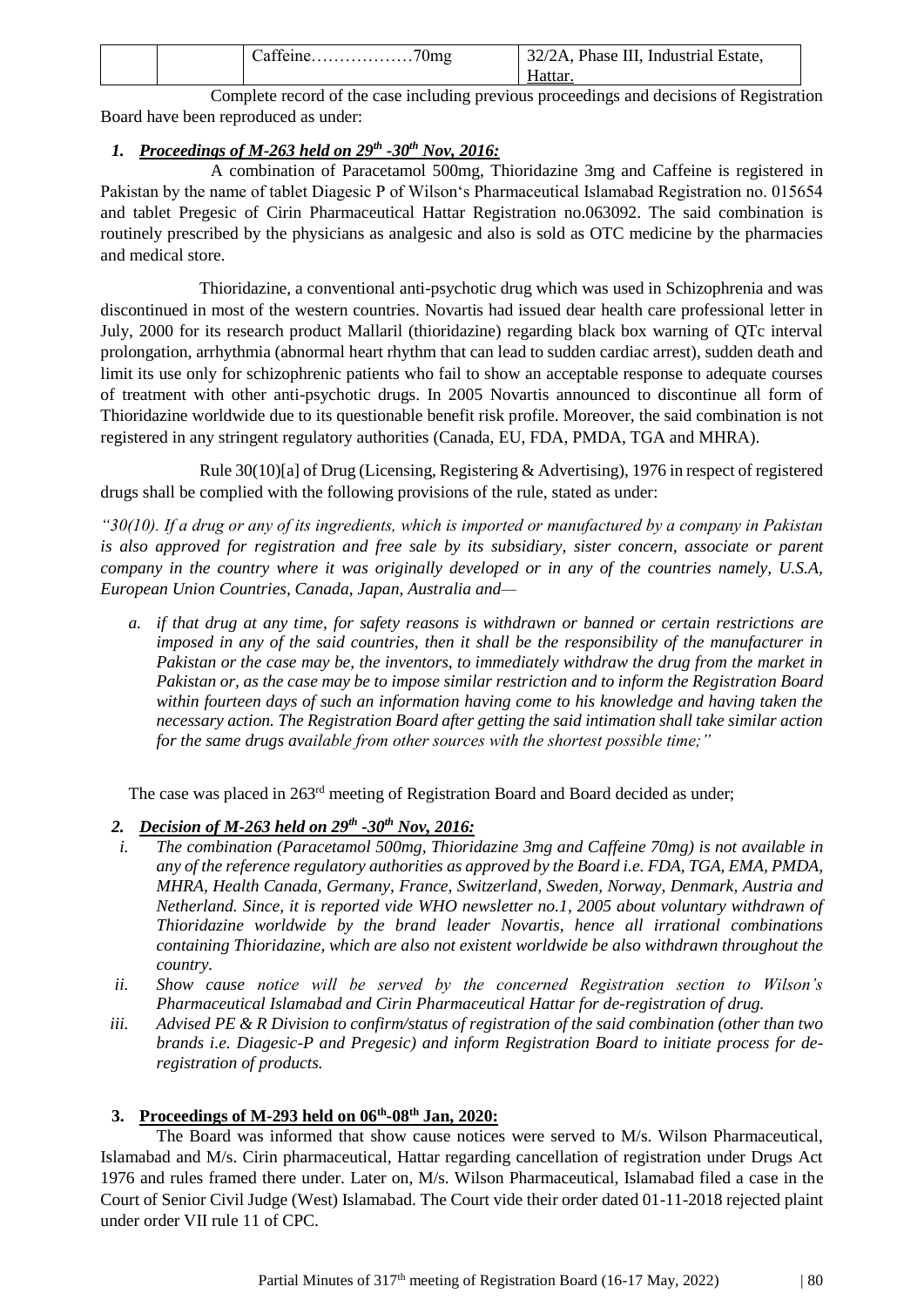|  |  | Caffeine………………70mg | 32/2A, Phase III, Industrial Estate, Hattar. |
|---|---|---|---|

Complete record of the case including previous proceedings and decisions of Registration Board have been reproduced as under:

## *1. Proceedings of M-263 held on 29th -30th Nov, 2016:*

A combination of Paracetamol 500mg, Thioridazine 3mg and Caffeine is registered in Pakistan by the name of tablet Diagesic P of Wilson's Pharmaceutical Islamabad Registration no. 015654 and tablet Pregesic of Cirin Pharmaceutical Hattar Registration no.063092. The said combination is routinely prescribed by the physicians as analgesic and also is sold as OTC medicine by the pharmacies and medical store.

Thioridazine, a conventional anti-psychotic drug which was used in Schizophrenia and was discontinued in most of the western countries. Novartis had issued dear health care professional letter in July, 2000 for its research product Mallaril (thioridazine) regarding black box warning of QTc interval prolongation, arrhythmia (abnormal heart rhythm that can lead to sudden cardiac arrest), sudden death and limit its use only for schizophrenic patients who fail to show an acceptable response to adequate courses of treatment with other anti-psychotic drugs. In 2005 Novartis announced to discontinue all form of Thioridazine worldwide due to its questionable benefit risk profile. Moreover, the said combination is not registered in any stringent regulatory authorities (Canada, EU, FDA, PMDA, TGA and MHRA).

Rule 30(10)[a] of Drug (Licensing, Registering & Advertising), 1976 in respect of registered drugs shall be complied with the following provisions of the rule, stated as under:

*"30(10). If a drug or any of its ingredients, which is imported or manufactured by a company in Pakistan is also approved for registration and free sale by its subsidiary, sister concern, associate or parent company in the country where it was originally developed or in any of the countries namely, U.S.A, European Union Countries, Canada, Japan, Australia and—*

*a. if that drug at any time, for safety reasons is withdrawn or banned or certain restrictions are imposed in any of the said countries, then it shall be the responsibility of the manufacturer in Pakistan or the case may be, the inventors, to immediately withdraw the drug from the market in Pakistan or, as the case may be to impose similar restriction and to inform the Registration Board within fourteen days of such an information having come to his knowledge and having taken the necessary action. The Registration Board after getting the said intimation shall take similar action for the same drugs available from other sources with the shortest possible time;"*

The case was placed in 263rd meeting of Registration Board and Board decided as under;

## *2. Decision of M-263 held on 29th -30th Nov, 2016:*

*i. The combination (Paracetamol 500mg, Thioridazine 3mg and Caffeine 70mg) is not available in any of the reference regulatory authorities as approved by the Board i.e. FDA, TGA, EMA, PMDA, MHRA, Health Canada, Germany, France, Switzerland, Sweden, Norway, Denmark, Austria and Netherland. Since, it is reported vide WHO newsletter no.1, 2005 about voluntary withdrawn of Thioridazine worldwide by the brand leader Novartis, hence all irrational combinations containing Thioridazine, which are also not existent worldwide be also withdrawn throughout the country.*

*ii. Show cause notice will be served by the concerned Registration section to Wilson's Pharmaceutical Islamabad and Cirin Pharmaceutical Hattar for de-registration of drug.*

*iii. Advised PE & R Division to confirm/status of registration of the said combination (other than two brands i.e. Diagesic-P and Pregesic) and inform Registration Board to initiate process for de-registration of products.*

## **3. Proceedings of M-293 held on 06th-08th Jan, 2020:**

The Board was informed that show cause notices were served to M/s. Wilson Pharmaceutical, Islamabad and M/s. Cirin pharmaceutical, Hattar regarding cancellation of registration under Drugs Act 1976 and rules framed there under. Later on, M/s. Wilson Pharmaceutical, Islamabad filed a case in the Court of Senior Civil Judge (West) Islamabad. The Court vide their order dated 01-11-2018 rejected plaint under order VII rule 11 of CPC.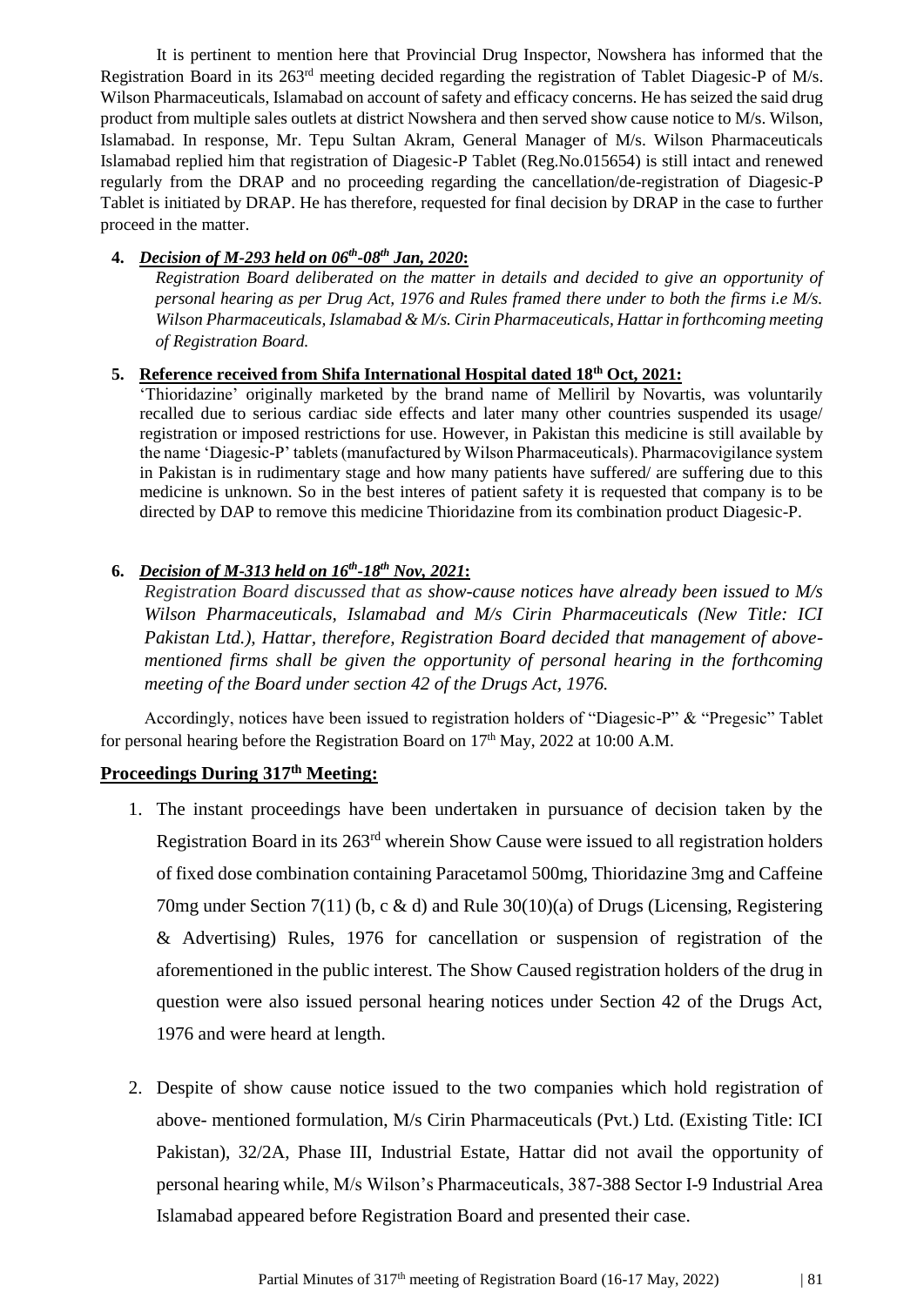It is pertinent to mention here that Provincial Drug Inspector, Nowshera has informed that the Registration Board in its 263rd meeting decided regarding the registration of Tablet Diagesic-P of M/s. Wilson Pharmaceuticals, Islamabad on account of safety and efficacy concerns. He has seized the said drug product from multiple sales outlets at district Nowshera and then served show cause notice to M/s. Wilson, Islamabad. In response, Mr. Tepu Sultan Akram, General Manager of M/s. Wilson Pharmaceuticals Islamabad replied him that registration of Diagesic-P Tablet (Reg.No.015654) is still intact and renewed regularly from the DRAP and no proceeding regarding the cancellation/de-registration of Diagesic-P Tablet is initiated by DRAP. He has therefore, requested for final decision by DRAP in the case to further proceed in the matter.

4. ***Decision of M-293 held on 06th-08th Jan, 2020*:**

   *Registration Board deliberated on the matter in details and decided to give an opportunity of personal hearing as per Drug Act, 1976 and Rules framed there under to both the firms i.e M/s. Wilson Pharmaceuticals, Islamabad & M/s. Cirin Pharmaceuticals, Hattar in forthcoming meeting of Registration Board.*

5. **Reference received from Shifa International Hospital dated 18th Oct, 2021:**

   'Thioridazine' originally marketed by the brand name of Melliril by Novartis, was voluntarily recalled due to serious cardiac side effects and later many other countries suspended its usage/ registration or imposed restrictions for use. However, in Pakistan this medicine is still available by the name 'Diagesic-P' tablets (manufactured by Wilson Pharmaceuticals). Pharmacovigilance system in Pakistan is in rudimentary stage and how many patients have suffered/ are suffering due to this medicine is unknown. So in the best interes of patient safety it is requested that company is to be directed by DAP to remove this medicine Thioridazine from its combination product Diagesic-P.

6. ***Decision of M-313 held on 16th-18th Nov, 2021*:**

   *Registration Board discussed that as show-cause notices have already been issued to M/s Wilson Pharmaceuticals, Islamabad and M/s Cirin Pharmaceuticals (New Title: ICI Pakistan Ltd.), Hattar, therefore, Registration Board decided that management of above-mentioned firms shall be given the opportunity of personal hearing in the forthcoming meeting of the Board under section 42 of the Drugs Act, 1976.*

Accordingly, notices have been issued to registration holders of "Diagesic-P" & "Pregesic" Tablet for personal hearing before the Registration Board on 17th May, 2022 at 10:00 A.M.

**Proceedings During 317th Meeting:**

1. The instant proceedings have been undertaken in pursuance of decision taken by the Registration Board in its 263rd wherein Show Cause were issued to all registration holders of fixed dose combination containing Paracetamol 500mg, Thioridazine 3mg and Caffeine 70mg under Section 7(11) (b, c & d) and Rule 30(10)(a) of Drugs (Licensing, Registering & Advertising) Rules, 1976 for cancellation or suspension of registration of the aforementioned in the public interest. The Show Caused registration holders of the drug in question were also issued personal hearing notices under Section 42 of the Drugs Act, 1976 and were heard at length.

2. Despite of show cause notice issued to the two companies which hold registration of above- mentioned formulation, M/s Cirin Pharmaceuticals (Pvt.) Ltd. (Existing Title: ICI Pakistan), 32/2A, Phase III, Industrial Estate, Hattar did not avail the opportunity of personal hearing while, M/s Wilson's Pharmaceuticals, 387-388 Sector I-9 Industrial Area Islamabad appeared before Registration Board and presented their case.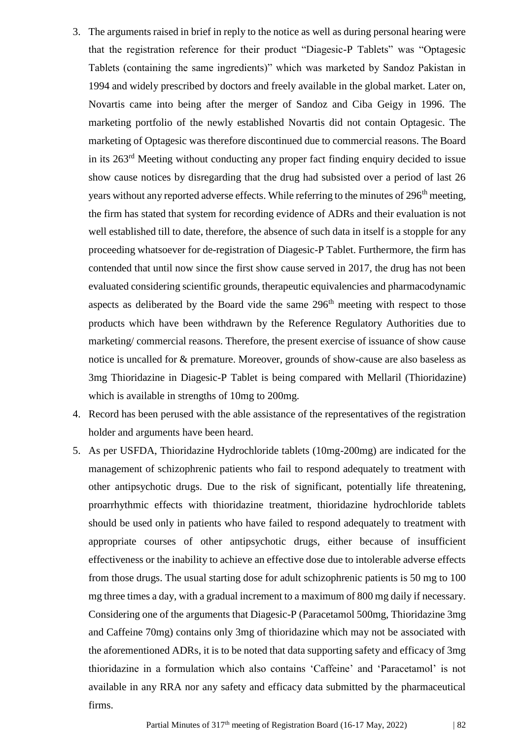3. The arguments raised in brief in reply to the notice as well as during personal hearing were that the registration reference for their product "Diagesic-P Tablets" was "Optagesic Tablets (containing the same ingredients)" which was marketed by Sandoz Pakistan in 1994 and widely prescribed by doctors and freely available in the global market. Later on, Novartis came into being after the merger of Sandoz and Ciba Geigy in 1996. The marketing portfolio of the newly established Novartis did not contain Optagesic. The marketing of Optagesic was therefore discontinued due to commercial reasons. The Board in its 263rd Meeting without conducting any proper fact finding enquiry decided to issue show cause notices by disregarding that the drug had subsisted over a period of last 26 years without any reported adverse effects. While referring to the minutes of 296th meeting, the firm has stated that system for recording evidence of ADRs and their evaluation is not well established till to date, therefore, the absence of such data in itself is a stopple for any proceeding whatsoever for de-registration of Diagesic-P Tablet. Furthermore, the firm has contended that until now since the first show cause served in 2017, the drug has not been evaluated considering scientific grounds, therapeutic equivalencies and pharmacodynamic aspects as deliberated by the Board vide the same 296th meeting with respect to those products which have been withdrawn by the Reference Regulatory Authorities due to marketing/ commercial reasons. Therefore, the present exercise of issuance of show cause notice is uncalled for & premature. Moreover, grounds of show-cause are also baseless as 3mg Thioridazine in Diagesic-P Tablet is being compared with Mellaril (Thioridazine) which is available in strengths of 10mg to 200mg.
4. Record has been perused with the able assistance of the representatives of the registration holder and arguments have been heard.
5. As per USFDA, Thioridazine Hydrochloride tablets (10mg-200mg) are indicated for the management of schizophrenic patients who fail to respond adequately to treatment with other antipsychotic drugs. Due to the risk of significant, potentially life threatening, proarrhythmic effects with thioridazine treatment, thioridazine hydrochloride tablets should be used only in patients who have failed to respond adequately to treatment with appropriate courses of other antipsychotic drugs, either because of insufficient effectiveness or the inability to achieve an effective dose due to intolerable adverse effects from those drugs. The usual starting dose for adult schizophrenic patients is 50 mg to 100 mg three times a day, with a gradual increment to a maximum of 800 mg daily if necessary. Considering one of the arguments that Diagesic-P (Paracetamol 500mg, Thioridazine 3mg and Caffeine 70mg) contains only 3mg of thioridazine which may not be associated with the aforementioned ADRs, it is to be noted that data supporting safety and efficacy of 3mg thioridazine in a formulation which also contains 'Caffeine' and 'Paracetamol' is not available in any RRA nor any safety and efficacy data submitted by the pharmaceutical firms.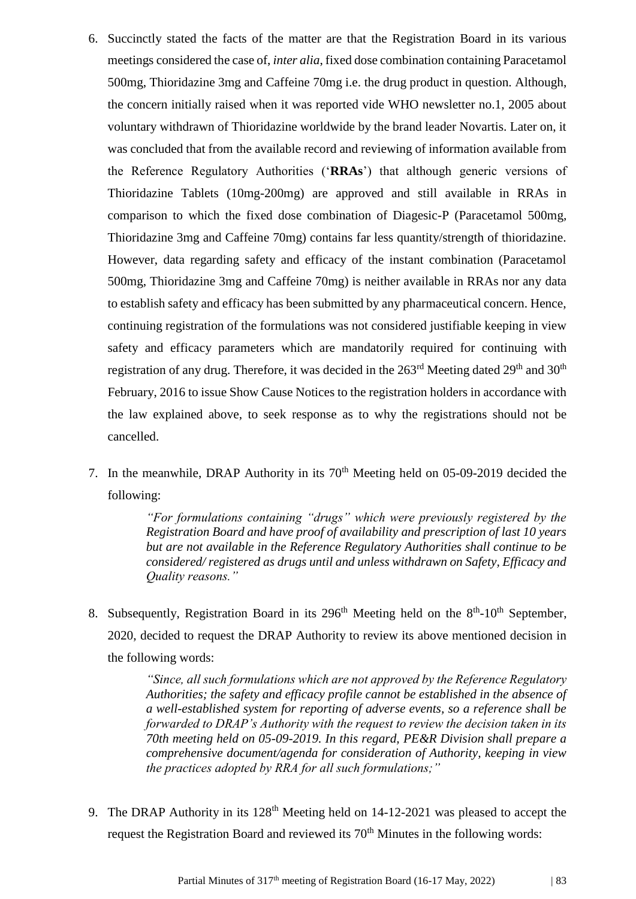6. Succinctly stated the facts of the matter are that the Registration Board in its various meetings considered the case of, *inter alia*, fixed dose combination containing Paracetamol 500mg, Thioridazine 3mg and Caffeine 70mg i.e. the drug product in question. Although, the concern initially raised when it was reported vide WHO newsletter no.1, 2005 about voluntary withdrawn of Thioridazine worldwide by the brand leader Novartis. Later on, it was concluded that from the available record and reviewing of information available from the Reference Regulatory Authorities ('**RRAs**') that although generic versions of Thioridazine Tablets (10mg-200mg) are approved and still available in RRAs in comparison to which the fixed dose combination of Diagesic-P (Paracetamol 500mg, Thioridazine 3mg and Caffeine 70mg) contains far less quantity/strength of thioridazine. However, data regarding safety and efficacy of the instant combination (Paracetamol 500mg, Thioridazine 3mg and Caffeine 70mg) is neither available in RRAs nor any data to establish safety and efficacy has been submitted by any pharmaceutical concern. Hence, continuing registration of the formulations was not considered justifiable keeping in view safety and efficacy parameters which are mandatorily required for continuing with registration of any drug. Therefore, it was decided in the 263rd Meeting dated 29th and 30th February, 2016 to issue Show Cause Notices to the registration holders in accordance with the law explained above, to seek response as to why the registrations should not be cancelled.

7. In the meanwhile, DRAP Authority in its 70th Meeting held on 05-09-2019 decided the following:

   > *"For formulations containing "drugs" which were previously registered by the Registration Board and have proof of availability and prescription of last 10 years but are not available in the Reference Regulatory Authorities shall continue to be considered/ registered as drugs until and unless withdrawn on Safety, Efficacy and Quality reasons."*

8. Subsequently, Registration Board in its 296th Meeting held on the 8th-10th September, 2020, decided to request the DRAP Authority to review its above mentioned decision in the following words:

   > *"Since, all such formulations which are not approved by the Reference Regulatory Authorities; the safety and efficacy profile cannot be established in the absence of a well-established system for reporting of adverse events, so a reference shall be forwarded to DRAP's Authority with the request to review the decision taken in its 70th meeting held on 05-09-2019. In this regard, PE&R Division shall prepare a comprehensive document/agenda for consideration of Authority, keeping in view the practices adopted by RRA for all such formulations;"*

9. The DRAP Authority in its 128th Meeting held on 14-12-2021 was pleased to accept the request the Registration Board and reviewed its 70th Minutes in the following words: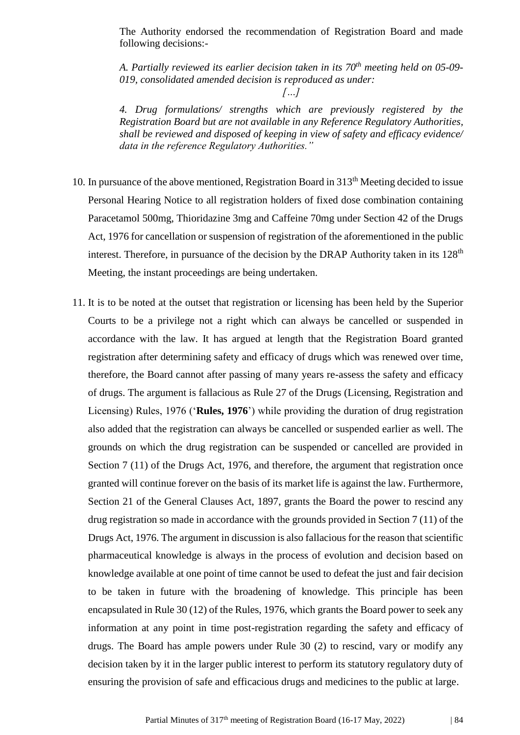The Authority endorsed the recommendation of Registration Board and made following decisions:-

*A. Partially reviewed its earlier decision taken in its 70th meeting held on 05-09-019, consolidated amended decision is reproduced as under:*

*[…]*

*4. Drug formulations/ strengths which are previously registered by the Registration Board but are not available in any Reference Regulatory Authorities, shall be reviewed and disposed of keeping in view of safety and efficacy evidence/ data in the reference Regulatory Authorities."*

10. In pursuance of the above mentioned, Registration Board in 313th Meeting decided to issue Personal Hearing Notice to all registration holders of fixed dose combination containing Paracetamol 500mg, Thioridazine 3mg and Caffeine 70mg under Section 42 of the Drugs Act, 1976 for cancellation or suspension of registration of the aforementioned in the public interest. Therefore, in pursuance of the decision by the DRAP Authority taken in its 128th Meeting, the instant proceedings are being undertaken.

11. It is to be noted at the outset that registration or licensing has been held by the Superior Courts to be a privilege not a right which can always be cancelled or suspended in accordance with the law. It has argued at length that the Registration Board granted registration after determining safety and efficacy of drugs which was renewed over time, therefore, the Board cannot after passing of many years re-assess the safety and efficacy of drugs. The argument is fallacious as Rule 27 of the Drugs (Licensing, Registration and Licensing) Rules, 1976 ('**Rules, 1976**') while providing the duration of drug registration also added that the registration can always be cancelled or suspended earlier as well. The grounds on which the drug registration can be suspended or cancelled are provided in Section 7 (11) of the Drugs Act, 1976, and therefore, the argument that registration once granted will continue forever on the basis of its market life is against the law. Furthermore, Section 21 of the General Clauses Act, 1897, grants the Board the power to rescind any drug registration so made in accordance with the grounds provided in Section 7 (11) of the Drugs Act, 1976. The argument in discussion is also fallacious for the reason that scientific pharmaceutical knowledge is always in the process of evolution and decision based on knowledge available at one point of time cannot be used to defeat the just and fair decision to be taken in future with the broadening of knowledge. This principle has been encapsulated in Rule 30 (12) of the Rules, 1976, which grants the Board power to seek any information at any point in time post-registration regarding the safety and efficacy of drugs. The Board has ample powers under Rule 30 (2) to rescind, vary or modify any decision taken by it in the larger public interest to perform its statutory regulatory duty of ensuring the provision of safe and efficacious drugs and medicines to the public at large.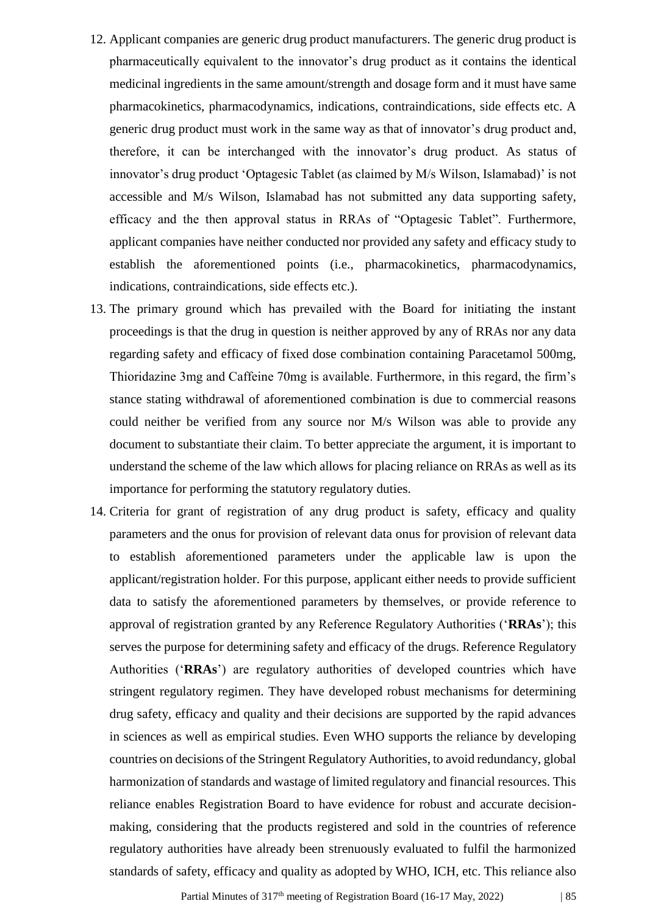12. Applicant companies are generic drug product manufacturers. The generic drug product is pharmaceutically equivalent to the innovator's drug product as it contains the identical medicinal ingredients in the same amount/strength and dosage form and it must have same pharmacokinetics, pharmacodynamics, indications, contraindications, side effects etc. A generic drug product must work in the same way as that of innovator's drug product and, therefore, it can be interchanged with the innovator's drug product. As status of innovator's drug product 'Optagesic Tablet (as claimed by M/s Wilson, Islamabad)' is not accessible and M/s Wilson, Islamabad has not submitted any data supporting safety, efficacy and the then approval status in RRAs of "Optagesic Tablet". Furthermore, applicant companies have neither conducted nor provided any safety and efficacy study to establish the aforementioned points (i.e., pharmacokinetics, pharmacodynamics, indications, contraindications, side effects etc.).
13. The primary ground which has prevailed with the Board for initiating the instant proceedings is that the drug in question is neither approved by any of RRAs nor any data regarding safety and efficacy of fixed dose combination containing Paracetamol 500mg, Thioridazine 3mg and Caffeine 70mg is available. Furthermore, in this regard, the firm's stance stating withdrawal of aforementioned combination is due to commercial reasons could neither be verified from any source nor M/s Wilson was able to provide any document to substantiate their claim. To better appreciate the argument, it is important to understand the scheme of the law which allows for placing reliance on RRAs as well as its importance for performing the statutory regulatory duties.
14. Criteria for grant of registration of any drug product is safety, efficacy and quality parameters and the onus for provision of relevant data onus for provision of relevant data to establish aforementioned parameters under the applicable law is upon the applicant/registration holder. For this purpose, applicant either needs to provide sufficient data to satisfy the aforementioned parameters by themselves, or provide reference to approval of registration granted by any Reference Regulatory Authorities ('**RRAs**'); this serves the purpose for determining safety and efficacy of the drugs. Reference Regulatory Authorities ('**RRAs**') are regulatory authorities of developed countries which have stringent regulatory regimen. They have developed robust mechanisms for determining drug safety, efficacy and quality and their decisions are supported by the rapid advances in sciences as well as empirical studies. Even WHO supports the reliance by developing countries on decisions of the Stringent Regulatory Authorities, to avoid redundancy, global harmonization of standards and wastage of limited regulatory and financial resources. This reliance enables Registration Board to have evidence for robust and accurate decision-making, considering that the products registered and sold in the countries of reference regulatory authorities have already been strenuously evaluated to fulfil the harmonized standards of safety, efficacy and quality as adopted by WHO, ICH, etc. This reliance also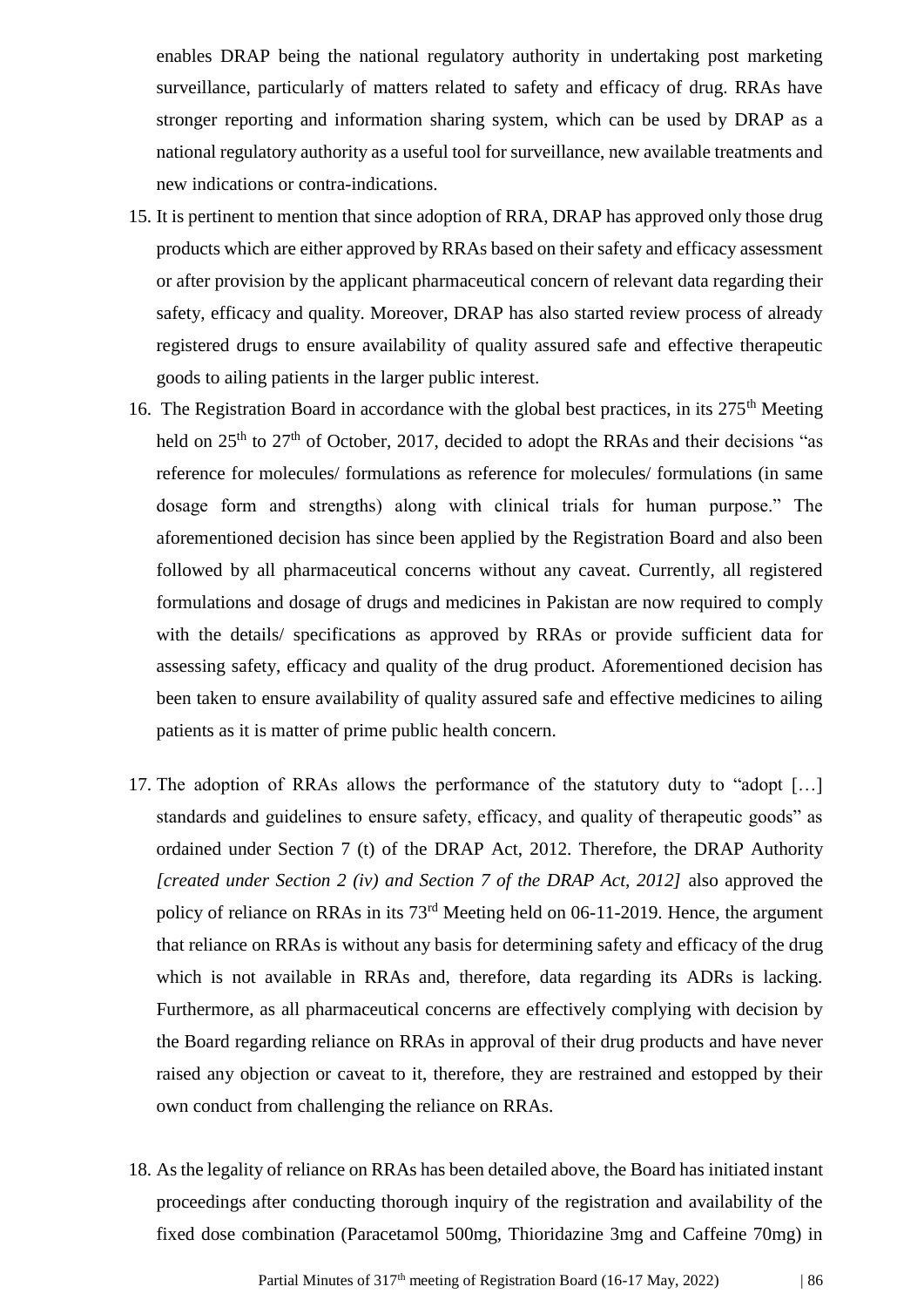enables DRAP being the national regulatory authority in undertaking post marketing surveillance, particularly of matters related to safety and efficacy of drug. RRAs have stronger reporting and information sharing system, which can be used by DRAP as a national regulatory authority as a useful tool for surveillance, new available treatments and new indications or contra-indications.

15. It is pertinent to mention that since adoption of RRA, DRAP has approved only those drug products which are either approved by RRAs based on their safety and efficacy assessment or after provision by the applicant pharmaceutical concern of relevant data regarding their safety, efficacy and quality. Moreover, DRAP has also started review process of already registered drugs to ensure availability of quality assured safe and effective therapeutic goods to ailing patients in the larger public interest.

16. The Registration Board in accordance with the global best practices, in its 275th Meeting held on 25th to 27th of October, 2017, decided to adopt the RRAs and their decisions "as reference for molecules/ formulations as reference for molecules/ formulations (in same dosage form and strengths) along with clinical trials for human purpose." The aforementioned decision has since been applied by the Registration Board and also been followed by all pharmaceutical concerns without any caveat. Currently, all registered formulations and dosage of drugs and medicines in Pakistan are now required to comply with the details/ specifications as approved by RRAs or provide sufficient data for assessing safety, efficacy and quality of the drug product. Aforementioned decision has been taken to ensure availability of quality assured safe and effective medicines to ailing patients as it is matter of prime public health concern.

17. The adoption of RRAs allows the performance of the statutory duty to "adopt […] standards and guidelines to ensure safety, efficacy, and quality of therapeutic goods" as ordained under Section 7 (t) of the DRAP Act, 2012. Therefore, the DRAP Authority *[created under Section 2 (iv) and Section 7 of the DRAP Act, 2012]* also approved the policy of reliance on RRAs in its 73rd Meeting held on 06-11-2019. Hence, the argument that reliance on RRAs is without any basis for determining safety and efficacy of the drug which is not available in RRAs and, therefore, data regarding its ADRs is lacking. Furthermore, as all pharmaceutical concerns are effectively complying with decision by the Board regarding reliance on RRAs in approval of their drug products and have never raised any objection or caveat to it, therefore, they are restrained and estopped by their own conduct from challenging the reliance on RRAs.

18. As the legality of reliance on RRAs has been detailed above, the Board has initiated instant proceedings after conducting thorough inquiry of the registration and availability of the fixed dose combination (Paracetamol 500mg, Thioridazine 3mg and Caffeine 70mg) in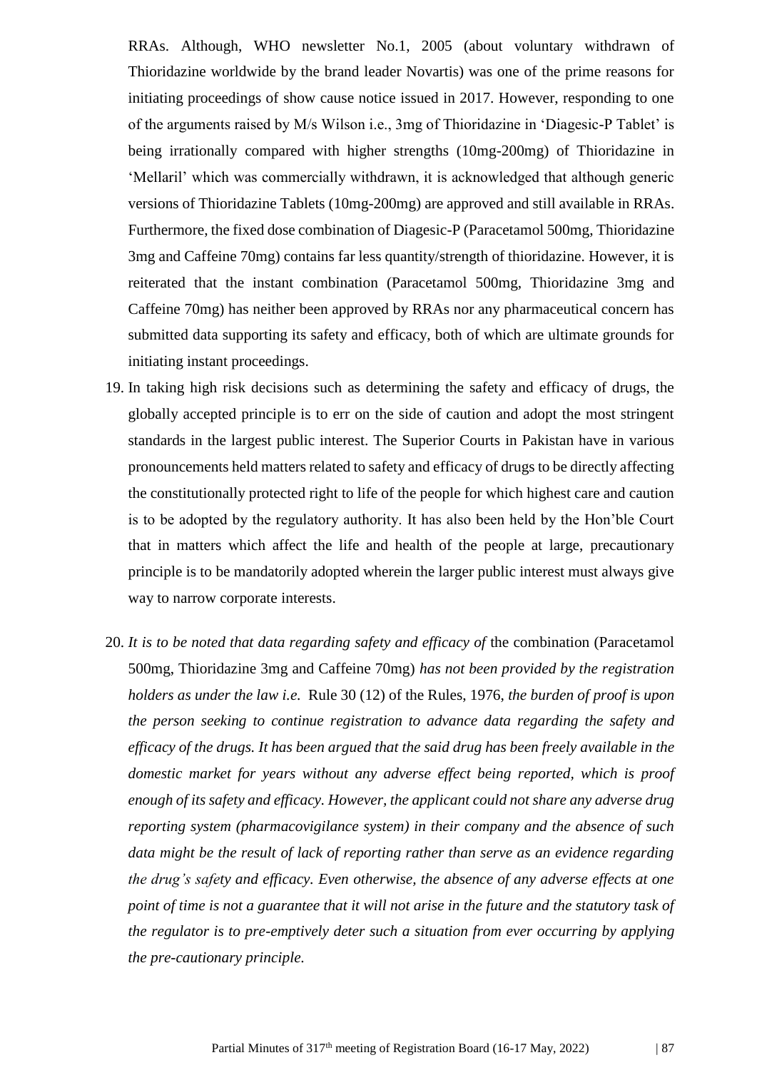RRAs. Although, WHO newsletter No.1, 2005 (about voluntary withdrawn of Thioridazine worldwide by the brand leader Novartis) was one of the prime reasons for initiating proceedings of show cause notice issued in 2017. However, responding to one of the arguments raised by M/s Wilson i.e., 3mg of Thioridazine in 'Diagesic-P Tablet' is being irrationally compared with higher strengths (10mg-200mg) of Thioridazine in 'Mellaril' which was commercially withdrawn, it is acknowledged that although generic versions of Thioridazine Tablets (10mg-200mg) are approved and still available in RRAs. Furthermore, the fixed dose combination of Diagesic-P (Paracetamol 500mg, Thioridazine 3mg and Caffeine 70mg) contains far less quantity/strength of thioridazine. However, it is reiterated that the instant combination (Paracetamol 500mg, Thioridazine 3mg and Caffeine 70mg) has neither been approved by RRAs nor any pharmaceutical concern has submitted data supporting its safety and efficacy, both of which are ultimate grounds for initiating instant proceedings.

19. In taking high risk decisions such as determining the safety and efficacy of drugs, the globally accepted principle is to err on the side of caution and adopt the most stringent standards in the largest public interest. The Superior Courts in Pakistan have in various pronouncements held matters related to safety and efficacy of drugs to be directly affecting the constitutionally protected right to life of the people for which highest care and caution is to be adopted by the regulatory authority. It has also been held by the Hon'ble Court that in matters which affect the life and health of the people at large, precautionary principle is to be mandatorily adopted wherein the larger public interest must always give way to narrow corporate interests.

20. *It is to be noted that data regarding safety and efficacy of* the combination (Paracetamol 500mg, Thioridazine 3mg and Caffeine 70mg) *has not been provided by the registration holders as under the law i.e.* Rule 30 (12) of the Rules, 1976, *the burden of proof is upon the person seeking to continue registration to advance data regarding the safety and efficacy of the drugs. It has been argued that the said drug has been freely available in the domestic market for years without any adverse effect being reported, which is proof enough of its safety and efficacy. However, the applicant could not share any adverse drug reporting system (pharmacovigilance system) in their company and the absence of such data might be the result of lack of reporting rather than serve as an evidence regarding the drug's safety and efficacy. Even otherwise, the absence of any adverse effects at one point of time is not a guarantee that it will not arise in the future and the statutory task of the regulator is to pre-emptively deter such a situation from ever occurring by applying the pre-cautionary principle.*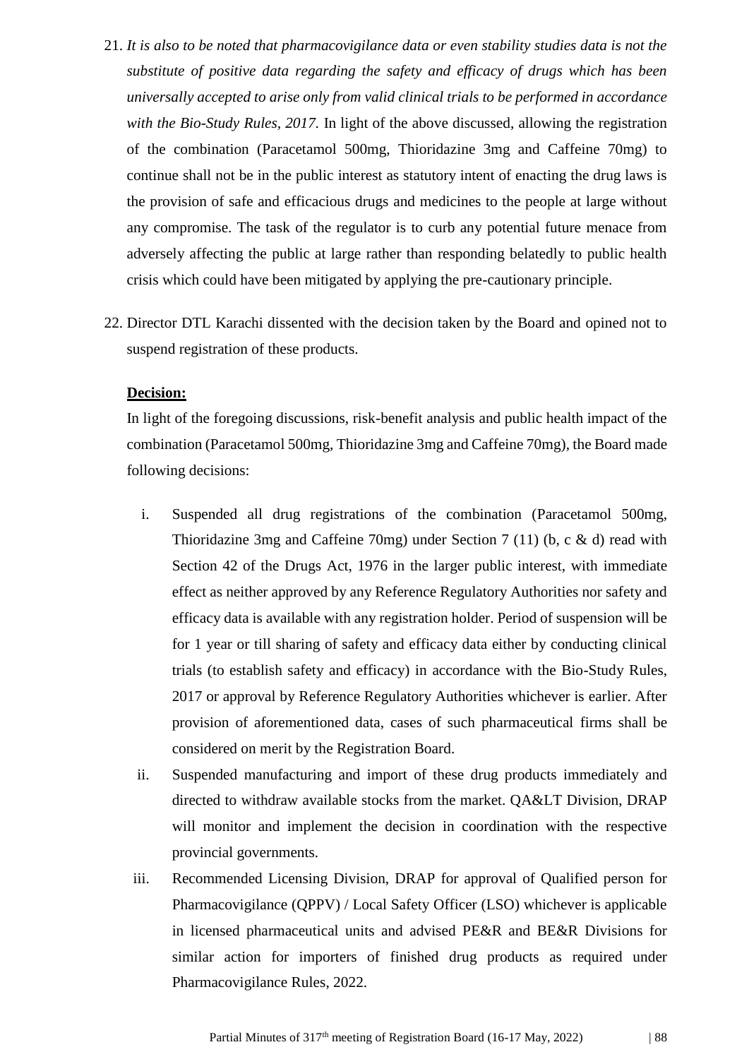21. *It is also to be noted that pharmacovigilance data or even stability studies data is not the substitute of positive data regarding the safety and efficacy of drugs which has been universally accepted to arise only from valid clinical trials to be performed in accordance with the Bio-Study Rules, 2017.* In light of the above discussed, allowing the registration of the combination (Paracetamol 500mg, Thioridazine 3mg and Caffeine 70mg) to continue shall not be in the public interest as statutory intent of enacting the drug laws is the provision of safe and efficacious drugs and medicines to the people at large without any compromise. The task of the regulator is to curb any potential future menace from adversely affecting the public at large rather than responding belatedly to public health crisis which could have been mitigated by applying the pre-cautionary principle.

22. Director DTL Karachi dissented with the decision taken by the Board and opined not to suspend registration of these products.

**Decision:**

In light of the foregoing discussions, risk-benefit analysis and public health impact of the combination (Paracetamol 500mg, Thioridazine 3mg and Caffeine 70mg), the Board made following decisions:

i. Suspended all drug registrations of the combination (Paracetamol 500mg, Thioridazine 3mg and Caffeine 70mg) under Section 7 (11) (b, c & d) read with Section 42 of the Drugs Act, 1976 in the larger public interest, with immediate effect as neither approved by any Reference Regulatory Authorities nor safety and efficacy data is available with any registration holder. Period of suspension will be for 1 year or till sharing of safety and efficacy data either by conducting clinical trials (to establish safety and efficacy) in accordance with the Bio-Study Rules, 2017 or approval by Reference Regulatory Authorities whichever is earlier. After provision of aforementioned data, cases of such pharmaceutical firms shall be considered on merit by the Registration Board.

ii. Suspended manufacturing and import of these drug products immediately and directed to withdraw available stocks from the market. QA&LT Division, DRAP will monitor and implement the decision in coordination with the respective provincial governments.

iii. Recommended Licensing Division, DRAP for approval of Qualified person for Pharmacovigilance (QPPV) / Local Safety Officer (LSO) whichever is applicable in licensed pharmaceutical units and advised PE&R and BE&R Divisions for similar action for importers of finished drug products as required under Pharmacovigilance Rules, 2022.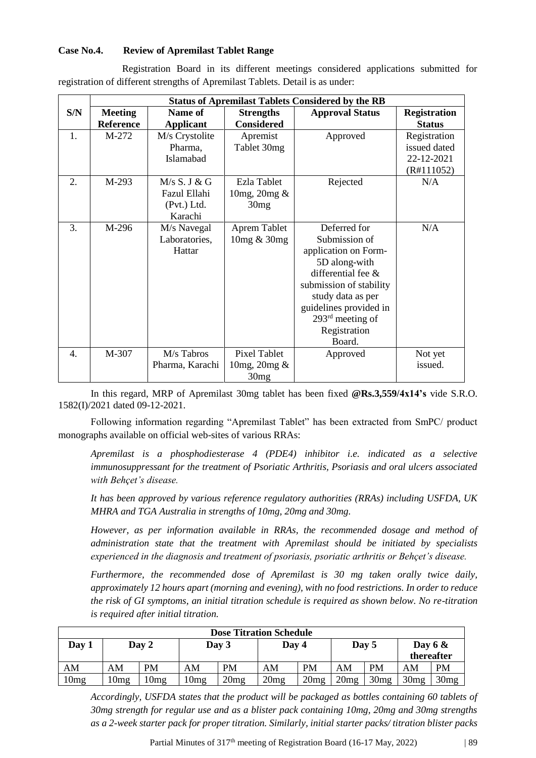**Case No.4. Review of Apremilast Tablet Range**

Registration Board in its different meetings considered applications submitted for registration of different strengths of Apremilast Tablets. Detail is as under:

| S/N | Status of Apremilast Tablets Considered by the RB | | | | |
|---|---|---|---|---|---|
| | **Meeting Reference** | **Name of Applicant** | **Strengths Considered** | **Approval Status** | **Registration Status** |
| 1. | M-272 | M/s Crystolite Pharma, Islamabad | Apremist Tablet 30mg | Approved | Registration issued dated 22-12-2021 (R#111052) |
| 2. | M-293 | M/s S. J & G Fazul Ellahi (Pvt.) Ltd. Karachi | Ezla Tablet 10mg, 20mg & 30mg | Rejected | N/A |
| 3. | M-296 | M/s Navegal Laboratories, Hattar | Aprem Tablet 10mg & 30mg | Deferred for Submission of application on Form-5D along-with differential fee & submission of stability study data as per guidelines provided in 293rd meeting of Registration Board. | N/A |
| 4. | M-307 | M/s Tabros Pharma, Karachi | Pixel Tablet 10mg, 20mg & 30mg | Approved | Not yet issued. |

In this regard, MRP of Apremilast 30mg tablet has been fixed **@Rs.3,559/4x14's** vide S.R.O. 1582(I)/2021 dated 09-12-2021.

Following information regarding "Apremilast Tablet" has been extracted from SmPC/ product monographs available on official web-sites of various RRAs:

*Apremilast is a phosphodiesterase 4 (PDE4) inhibitor i.e. indicated as a selective immunosuppressant for the treatment of Psoriatic Arthritis, Psoriasis and oral ulcers associated with Behçet's disease.*

*It has been approved by various reference regulatory authorities (RRAs) including USFDA, UK MHRA and TGA Australia in strengths of 10mg, 20mg and 30mg.*

*However, as per information available in RRAs, the recommended dosage and method of administration state that the treatment with Apremilast should be initiated by specialists experienced in the diagnosis and treatment of psoriasis, psoriatic arthritis or Behçet's disease.*

*Furthermore, the recommended dose of Apremilast is 30 mg taken orally twice daily, approximately 12 hours apart (morning and evening), with no food restrictions. In order to reduce the risk of GI symptoms, an initial titration schedule is required as shown below. No re-titration is required after initial titration.*

| Dose Titration Schedule | | | | | | | | | | |
|---|---|---|---|---|---|---|---|---|---|---|
| **Day 1** | **Day 2** | | **Day 3** | | **Day 4** | | **Day 5** | | **Day 6 & thereafter** | |
| AM | AM | PM | AM | PM | AM | PM | AM | PM | AM | PM |
| 10mg | 10mg | 10mg | 10mg | 20mg | 20mg | 20mg | 20mg | 30mg | 30mg | 30mg |

*Accordingly, USFDA states that the product will be packaged as bottles containing 60 tablets of 30mg strength for regular use and as a blister pack containing 10mg, 20mg and 30mg strengths as a 2-week starter pack for proper titration. Similarly, initial starter packs/ titration blister packs*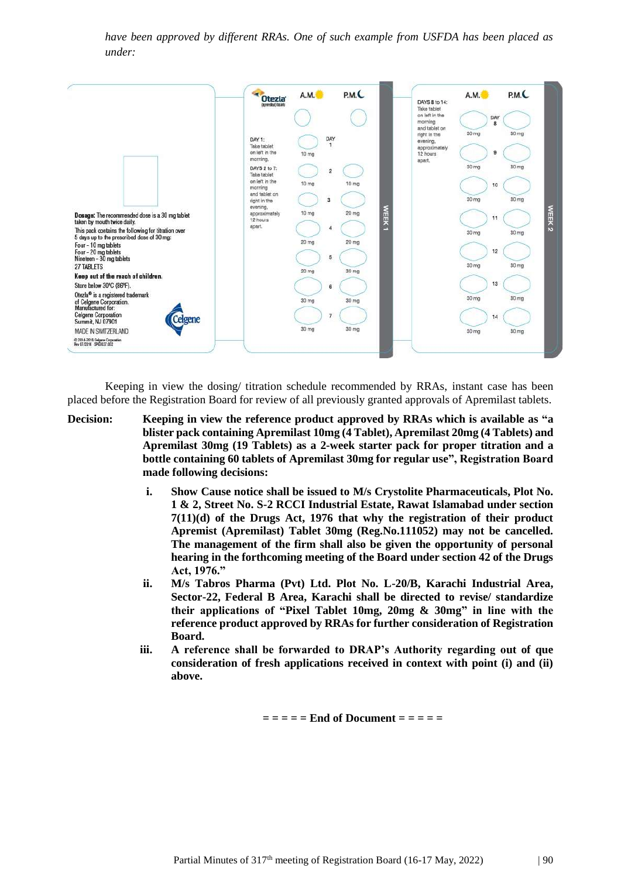*have been approved by different RRAs. One of such example from USFDA has been placed as under:*

Otezla (apremilast) tablets

A.M. P.M.

DAY 1: Take tablet on left in the morning.

DAYS 2 to 7: Take tablet on left in the morning and tablet on right in the evening, approximately 12 hours apart.

DAYS 8 to 14: Take tablet on left in the morning and tablet on right in the evening, approximately 12 hours apart.

WEEK 1

WEEK 2

**Dosage:** The recommended dose is a 30 mg tablet taken by mouth twice daily.

This pack contains the following for titration over 5 days up to the prescribed dose of 30 mg:

Four – 10 mg tablets

Four – 20 mg tablets

Nineteen – 30 mg tablets

27 TABLETS

**Keep out of the reach of children.**

Store below 30°C (86°F).

Otezla® is a registered trademark of Celgene Corporation.

Manufactured for: Celgene Corporation Summit, NJ 07901

MADE IN SWITZERLAND

Celgene

Keeping in view the dosing/ titration schedule recommended by RRAs, instant case has been placed before the Registration Board for review of all previously granted approvals of Apremilast tablets.

**Decision:** **Keeping in view the reference product approved by RRAs which is available as "a blister pack containing Apremilast 10mg (4 Tablet), Apremilast 20mg (4 Tablets) and Apremilast 30mg (19 Tablets) as a 2-week starter pack for proper titration and a bottle containing 60 tablets of Apremilast 30mg for regular use", Registration Board made following decisions:**

i. **Show Cause notice shall be issued to M/s Crystolite Pharmaceuticals, Plot No. 1 & 2, Street No. S-2 RCCI Industrial Estate, Rawat Islamabad under section 7(11)(d) of the Drugs Act, 1976 that why the registration of their product Apremist (Apremilast) Tablet 30mg (Reg.No.111052) may not be cancelled. The management of the firm shall also be given the opportunity of personal hearing in the forthcoming meeting of the Board under section 42 of the Drugs Act, 1976."**

ii. **M/s Tabros Pharma (Pvt) Ltd. Plot No. L-20/B, Karachi Industrial Area, Sector-22, Federal B Area, Karachi shall be directed to revise/ standardize their applications of "Pixel Tablet 10mg, 20mg & 30mg" in line with the reference product approved by RRAs for further consideration of Registration Board.**

iii. **A reference shall be forwarded to DRAP's Authority regarding out of que consideration of fresh applications received in context with point (i) and (ii) above.**

**= = = = = End of Document = = = = =**